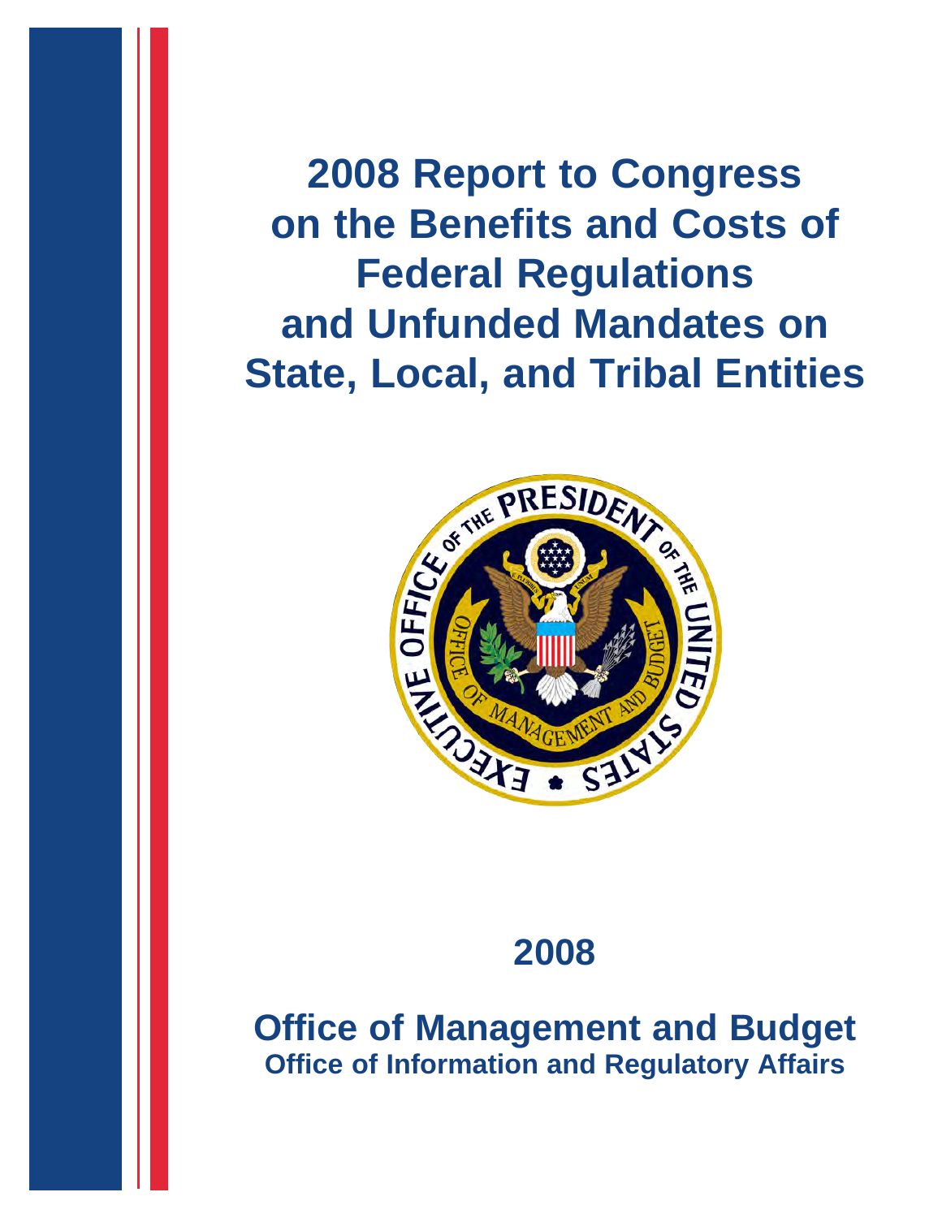# 2008 Report to Congress on the Benefits and Costs of Federal Regulations and Unfunded Mandates on State, Local, and Tribal Entities

## 2008

## Office of Management and Budget

### Office of Information and Regulatory Affairs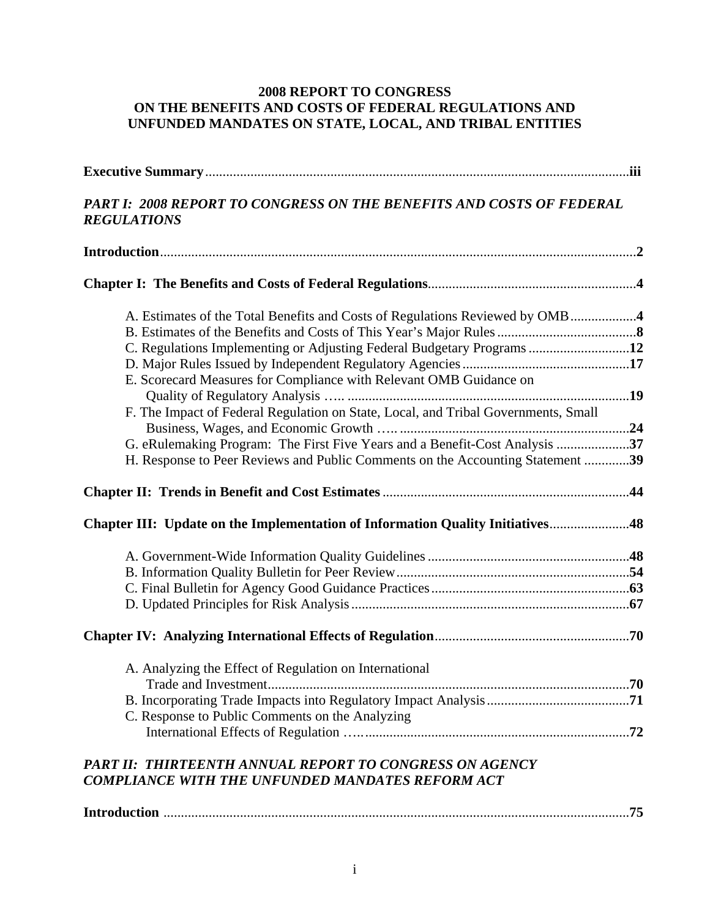# 2008 REPORT TO CONGRESS ON THE BENEFITS AND COSTS OF FEDERAL REGULATIONS AND UNFUNDED MANDATES ON STATE, LOCAL, AND TRIBAL ENTITIES

**Executive Summary** .......... **iii**

***PART I: 2008 REPORT TO CONGRESS ON THE BENEFITS AND COSTS OF FEDERAL REGULATIONS***

**Introduction** .......... **2**

**Chapter I: The Benefits and Costs of Federal Regulations** .......... **4**

- A. Estimates of the Total Benefits and Costs of Regulations Reviewed by OMB .......... **4**
- B. Estimates of the Benefits and Costs of This Year's Major Rules .......... **8**
- C. Regulations Implementing or Adjusting Federal Budgetary Programs .......... **12**
- D. Major Rules Issued by Independent Regulatory Agencies .......... **17**
- E. Scorecard Measures for Compliance with Relevant OMB Guidance on Quality of Regulatory Analysis .......... **19**
- F. The Impact of Federal Regulation on State, Local, and Tribal Governments, Small Business, Wages, and Economic Growth .......... **24**
- G. eRulemaking Program: The First Five Years and a Benefit-Cost Analysis .......... **37**
- H. Response to Peer Reviews and Public Comments on the Accounting Statement .......... **39**

**Chapter II: Trends in Benefit and Cost Estimates** .......... **44**

**Chapter III: Update on the Implementation of Information Quality Initiatives** .......... **48**

- A. Government-Wide Information Quality Guidelines .......... **48**
- B. Information Quality Bulletin for Peer Review .......... **54**
- C. Final Bulletin for Agency Good Guidance Practices .......... **63**
- D. Updated Principles for Risk Analysis .......... **67**

**Chapter IV: Analyzing International Effects of Regulation** .......... **70**

- A. Analyzing the Effect of Regulation on International Trade and Investment .......... **70**
- B. Incorporating Trade Impacts into Regulatory Impact Analysis .......... **71**
- C. Response to Public Comments on the Analyzing International Effects of Regulation .......... **72**

***PART II: THIRTEENTH ANNUAL REPORT TO CONGRESS ON AGENCY COMPLIANCE WITH THE UNFUNDED MANDATES REFORM ACT***

**Introduction** .......... **75**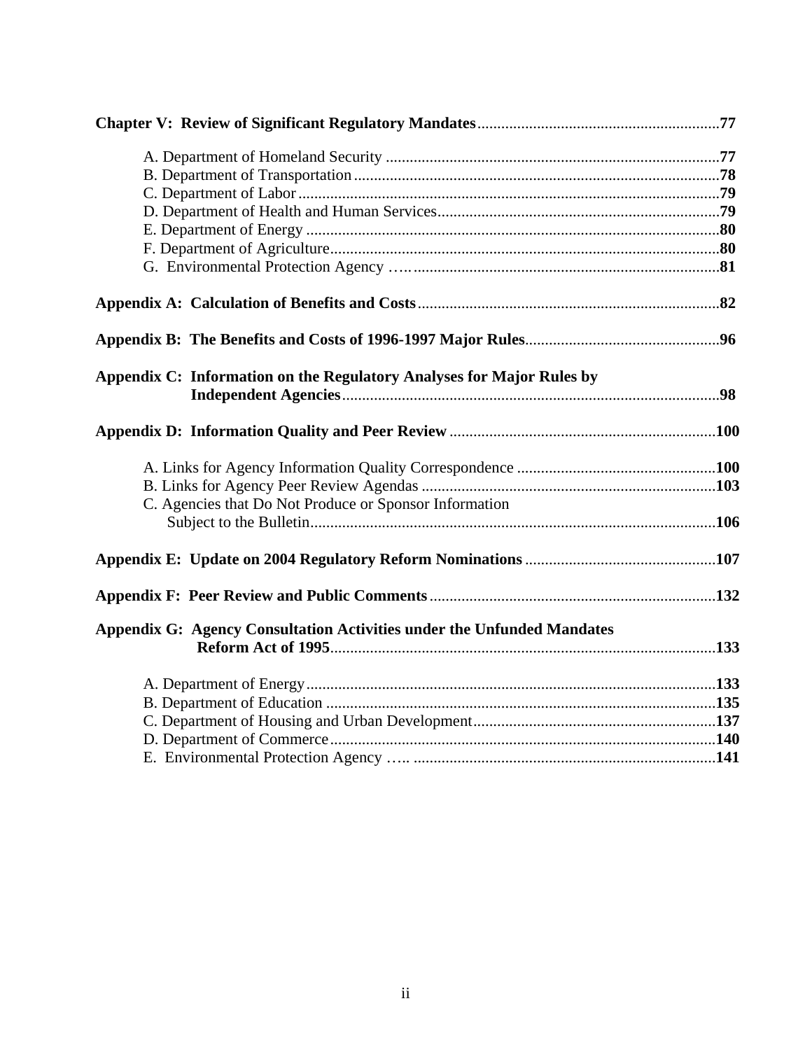**Chapter V: Review of Significant Regulatory Mandates** .......... **77**

- A. Department of Homeland Security .......... **77**
- B. Department of Transportation .......... **78**
- C. Department of Labor .......... **79**
- D. Department of Health and Human Services .......... **79**
- E. Department of Energy .......... **80**
- F. Department of Agriculture .......... **80**
- G. Environmental Protection Agency .......... **81**

**Appendix A: Calculation of Benefits and Costs** .......... **82**

**Appendix B: The Benefits and Costs of 1996-1997 Major Rules** .......... **96**

**Appendix C: Information on the Regulatory Analyses for Major Rules by Independent Agencies** .......... **98**

**Appendix D: Information Quality and Peer Review** .......... **100**

- A. Links for Agency Information Quality Correspondence .......... **100**
- B. Links for Agency Peer Review Agendas .......... **103**
- C. Agencies that Do Not Produce or Sponsor Information Subject to the Bulletin .......... **106**

**Appendix E: Update on 2004 Regulatory Reform Nominations** .......... **107**

**Appendix F: Peer Review and Public Comments** .......... **132**

**Appendix G: Agency Consultation Activities under the Unfunded Mandates Reform Act of 1995** .......... **133**

- A. Department of Energy .......... **133**
- B. Department of Education .......... **135**
- C. Department of Housing and Urban Development .......... **137**
- D. Department of Commerce .......... **140**
- E. Environmental Protection Agency .......... **141**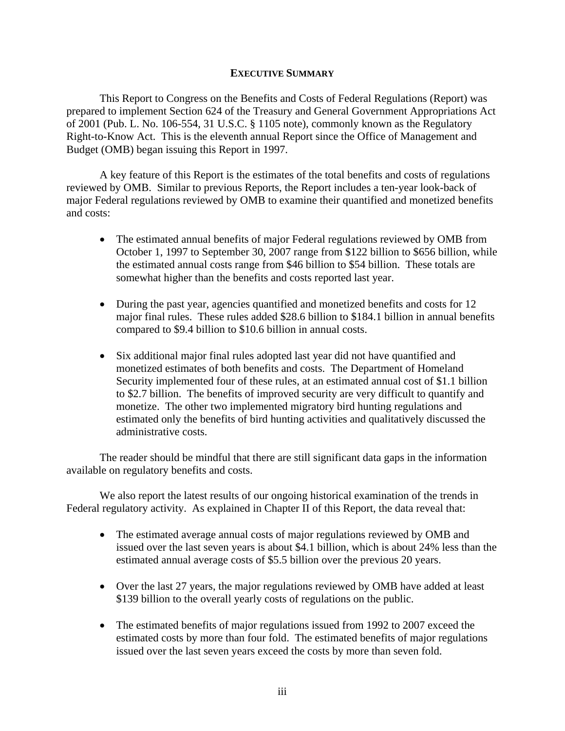## EXECUTIVE SUMMARY

This Report to Congress on the Benefits and Costs of Federal Regulations (Report) was prepared to implement Section 624 of the Treasury and General Government Appropriations Act of 2001 (Pub. L. No. 106-554, 31 U.S.C. § 1105 note), commonly known as the Regulatory Right-to-Know Act. This is the eleventh annual Report since the Office of Management and Budget (OMB) began issuing this Report in 1997.

A key feature of this Report is the estimates of the total benefits and costs of regulations reviewed by OMB. Similar to previous Reports, the Report includes a ten-year look-back of major Federal regulations reviewed by OMB to examine their quantified and monetized benefits and costs:

- The estimated annual benefits of major Federal regulations reviewed by OMB from October 1, 1997 to September 30, 2007 range from $122 billion to $656 billion, while the estimated annual costs range from $46 billion to $54 billion. These totals are somewhat higher than the benefits and costs reported last year.
- During the past year, agencies quantified and monetized benefits and costs for 12 major final rules. These rules added $28.6 billion to $184.1 billion in annual benefits compared to $9.4 billion to $10.6 billion in annual costs.
- Six additional major final rules adopted last year did not have quantified and monetized estimates of both benefits and costs. The Department of Homeland Security implemented four of these rules, at an estimated annual cost of $1.1 billion to $2.7 billion. The benefits of improved security are very difficult to quantify and monetize. The other two implemented migratory bird hunting regulations and estimated only the benefits of bird hunting activities and qualitatively discussed the administrative costs.

The reader should be mindful that there are still significant data gaps in the information available on regulatory benefits and costs.

We also report the latest results of our ongoing historical examination of the trends in Federal regulatory activity. As explained in Chapter II of this Report, the data reveal that:

- The estimated average annual costs of major regulations reviewed by OMB and issued over the last seven years is about $4.1 billion, which is about 24% less than the estimated annual average costs of $5.5 billion over the previous 20 years.
- Over the last 27 years, the major regulations reviewed by OMB have added at least $139 billion to the overall yearly costs of regulations on the public.
- The estimated benefits of major regulations issued from 1992 to 2007 exceed the estimated costs by more than four fold. The estimated benefits of major regulations issued over the last seven years exceed the costs by more than seven fold.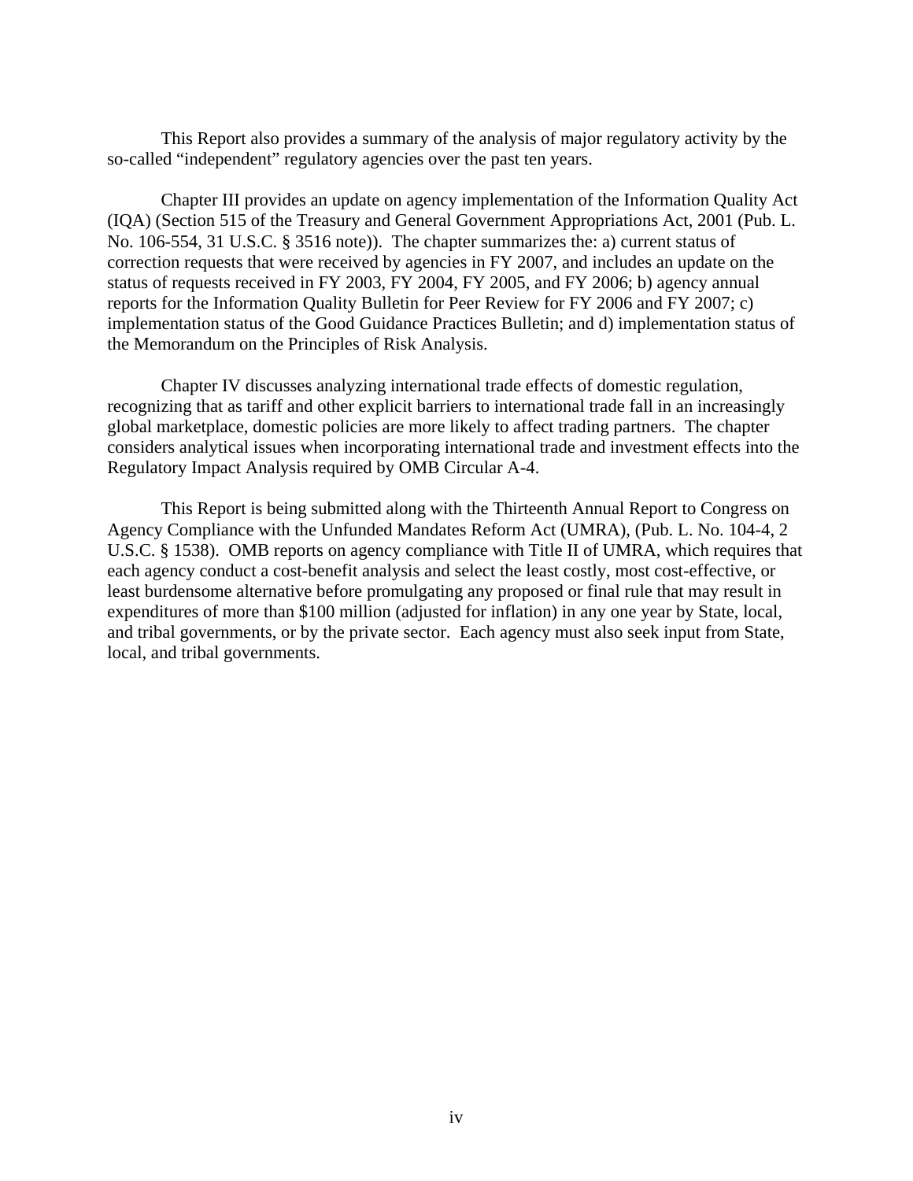This Report also provides a summary of the analysis of major regulatory activity by the so-called "independent" regulatory agencies over the past ten years.

Chapter III provides an update on agency implementation of the Information Quality Act (IQA) (Section 515 of the Treasury and General Government Appropriations Act, 2001 (Pub. L. No. 106-554, 31 U.S.C. § 3516 note)). The chapter summarizes the: a) current status of correction requests that were received by agencies in FY 2007, and includes an update on the status of requests received in FY 2003, FY 2004, FY 2005, and FY 2006; b) agency annual reports for the Information Quality Bulletin for Peer Review for FY 2006 and FY 2007; c) implementation status of the Good Guidance Practices Bulletin; and d) implementation status of the Memorandum on the Principles of Risk Analysis.

Chapter IV discusses analyzing international trade effects of domestic regulation, recognizing that as tariff and other explicit barriers to international trade fall in an increasingly global marketplace, domestic policies are more likely to affect trading partners. The chapter considers analytical issues when incorporating international trade and investment effects into the Regulatory Impact Analysis required by OMB Circular A-4.

This Report is being submitted along with the Thirteenth Annual Report to Congress on Agency Compliance with the Unfunded Mandates Reform Act (UMRA), (Pub. L. No. 104-4, 2 U.S.C. § 1538). OMB reports on agency compliance with Title II of UMRA, which requires that each agency conduct a cost-benefit analysis and select the least costly, most cost-effective, or least burdensome alternative before promulgating any proposed or final rule that may result in expenditures of more than $100 million (adjusted for inflation) in any one year by State, local, and tribal governments, or by the private sector. Each agency must also seek input from State, local, and tribal governments.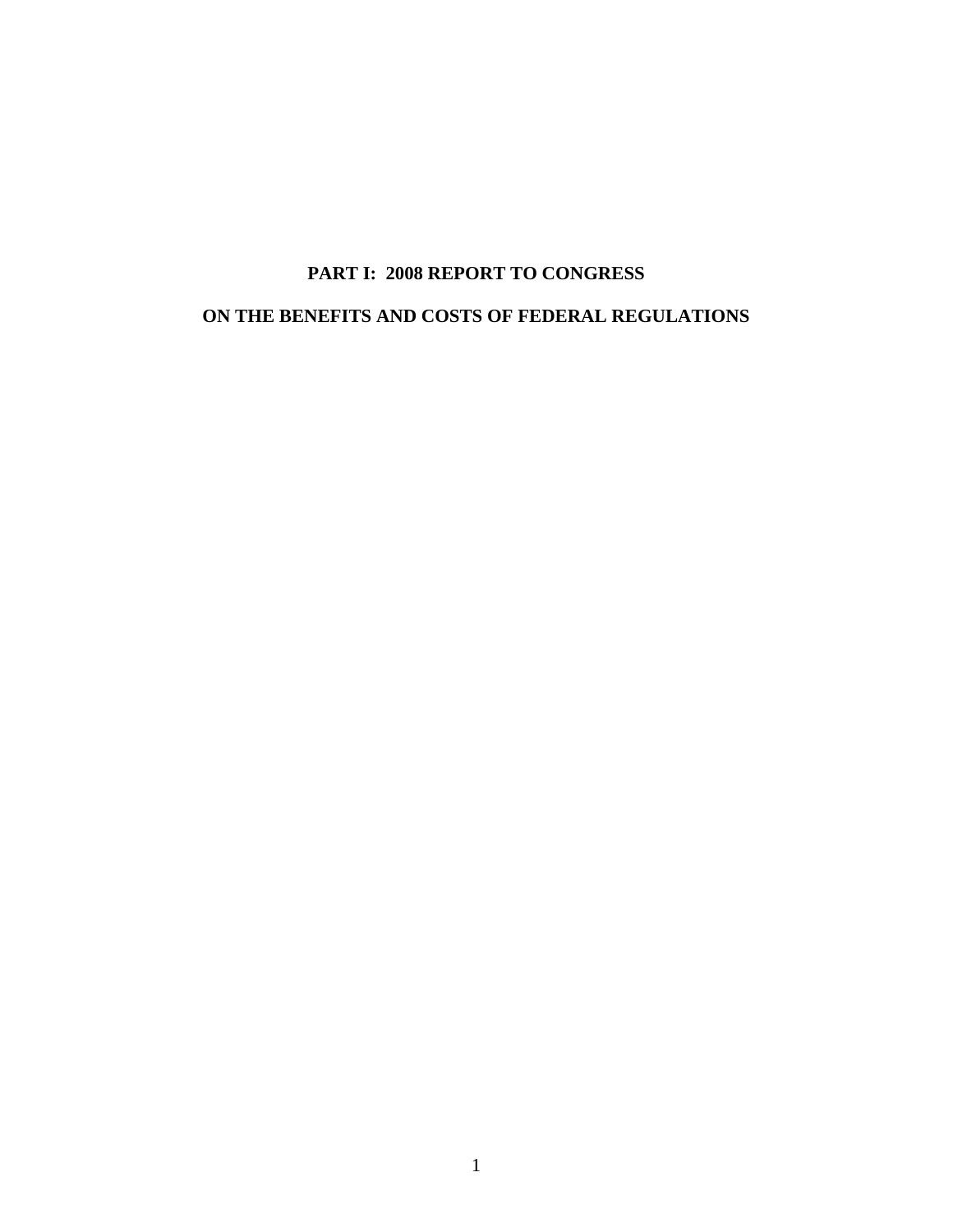# PART I: 2008 REPORT TO CONGRESS

# ON THE BENEFITS AND COSTS OF FEDERAL REGULATIONS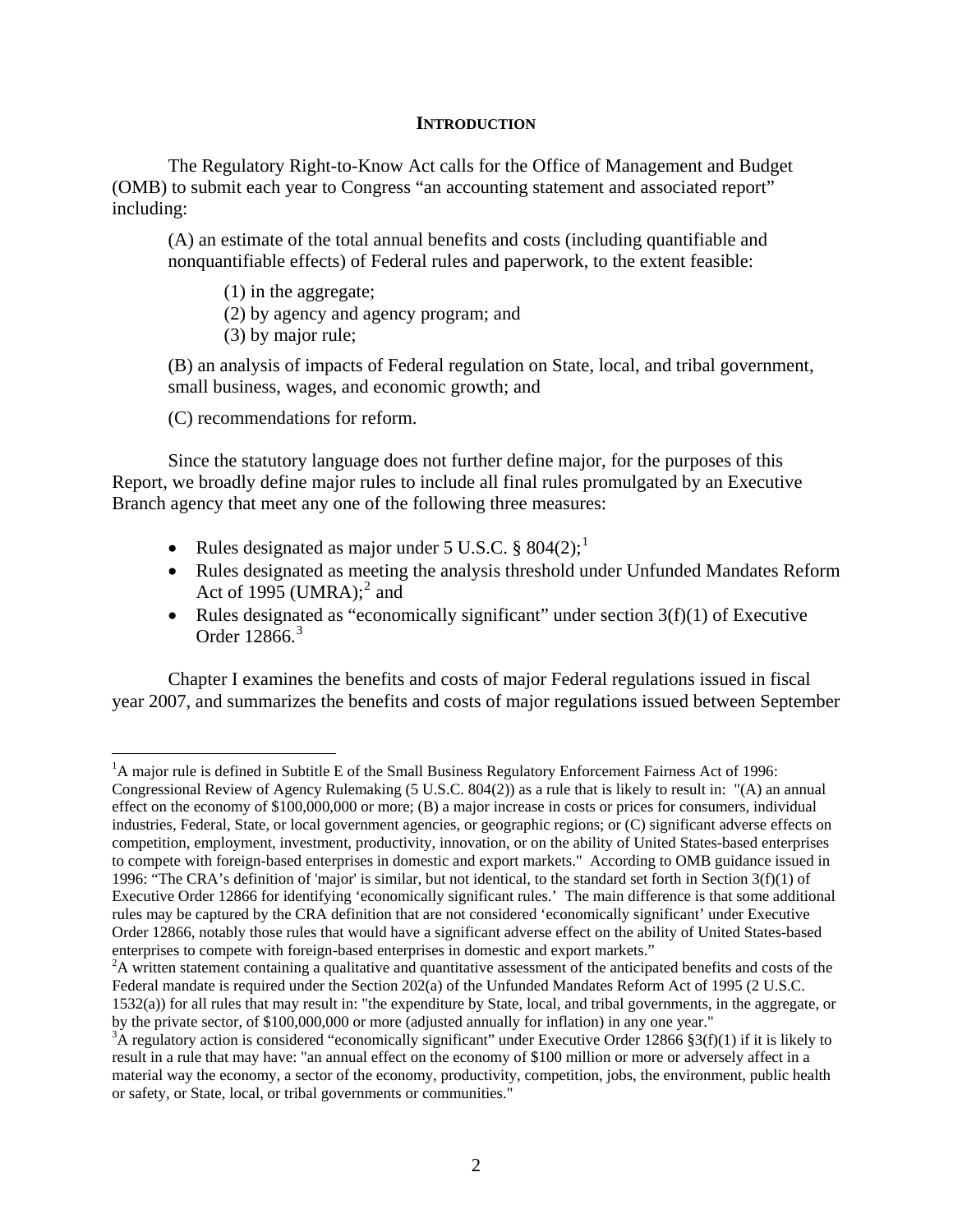## INTRODUCTION

The Regulatory Right-to-Know Act calls for the Office of Management and Budget (OMB) to submit each year to Congress "an accounting statement and associated report" including:

(A) an estimate of the total annual benefits and costs (including quantifiable and nonquantifiable effects) of Federal rules and paperwork, to the extent feasible:

(1) in the aggregate;
(2) by agency and agency program; and
(3) by major rule;

(B) an analysis of impacts of Federal regulation on State, local, and tribal government, small business, wages, and economic growth; and

(C) recommendations for reform.

Since the statutory language does not further define major, for the purposes of this Report, we broadly define major rules to include all final rules promulgated by an Executive Branch agency that meet any one of the following three measures:

- Rules designated as major under 5 U.S.C. § 804(2);[1]
- Rules designated as meeting the analysis threshold under Unfunded Mandates Reform Act of 1995 (UMRA);[2] and
- Rules designated as "economically significant" under section 3(f)(1) of Executive Order 12866.[3]

Chapter I examines the benefits and costs of major Federal regulations issued in fiscal year 2007, and summarizes the benefits and costs of major regulations issued between September

[1] A major rule is defined in Subtitle E of the Small Business Regulatory Enforcement Fairness Act of 1996: Congressional Review of Agency Rulemaking (5 U.S.C. 804(2)) as a rule that is likely to result in: "(A) an annual effect on the economy of $100,000,000 or more; (B) a major increase in costs or prices for consumers, individual industries, Federal, State, or local government agencies, or geographic regions; or (C) significant adverse effects on competition, employment, investment, productivity, innovation, or on the ability of United States-based enterprises to compete with foreign-based enterprises in domestic and export markets." According to OMB guidance issued in 1996: "The CRA's definition of 'major' is similar, but not identical, to the standard set forth in Section 3(f)(1) of Executive Order 12866 for identifying 'economically significant rules.' The main difference is that some additional rules may be captured by the CRA definition that are not considered 'economically significant' under Executive Order 12866, notably those rules that would have a significant adverse effect on the ability of United States-based enterprises to compete with foreign-based enterprises in domestic and export markets."

[2] A written statement containing a qualitative and quantitative assessment of the anticipated benefits and costs of the Federal mandate is required under the Section 202(a) of the Unfunded Mandates Reform Act of 1995 (2 U.S.C. 1532(a)) for all rules that may result in: "the expenditure by State, local, and tribal governments, in the aggregate, or by the private sector, of $100,000,000 or more (adjusted annually for inflation) in any one year."

[3] A regulatory action is considered "economically significant" under Executive Order 12866 §3(f)(1) if it is likely to result in a rule that may have: "an annual effect on the economy of $100 million or more or adversely affect in a material way the economy, a sector of the economy, productivity, competition, jobs, the environment, public health or safety, or State, local, or tribal governments or communities."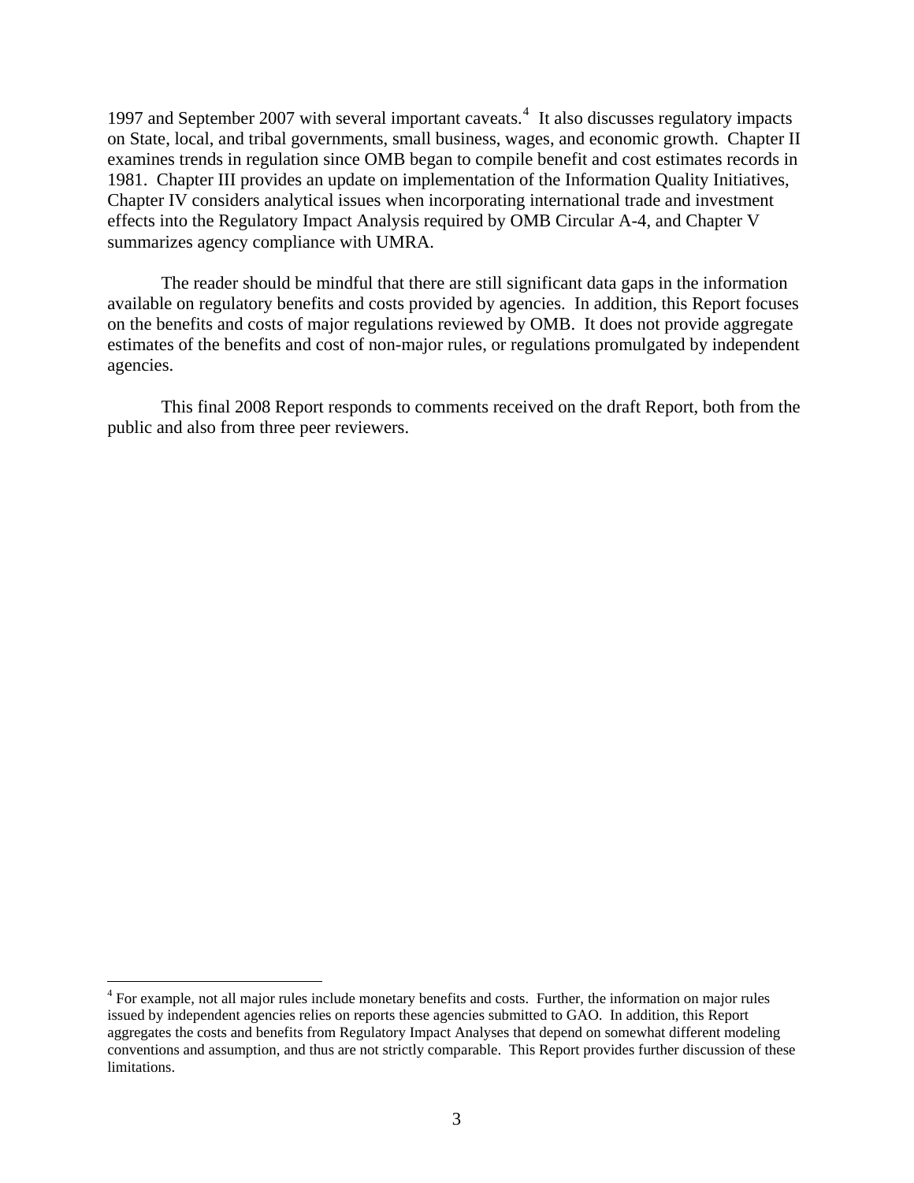1997 and September 2007 with several important caveats.[4] It also discusses regulatory impacts on State, local, and tribal governments, small business, wages, and economic growth. Chapter II examines trends in regulation since OMB began to compile benefit and cost estimates records in 1981. Chapter III provides an update on implementation of the Information Quality Initiatives, Chapter IV considers analytical issues when incorporating international trade and investment effects into the Regulatory Impact Analysis required by OMB Circular A-4, and Chapter V summarizes agency compliance with UMRA.

The reader should be mindful that there are still significant data gaps in the information available on regulatory benefits and costs provided by agencies. In addition, this Report focuses on the benefits and costs of major regulations reviewed by OMB. It does not provide aggregate estimates of the benefits and cost of non-major rules, or regulations promulgated by independent agencies.

This final 2008 Report responds to comments received on the draft Report, both from the public and also from three peer reviewers.

---

[4] For example, not all major rules include monetary benefits and costs. Further, the information on major rules issued by independent agencies relies on reports these agencies submitted to GAO. In addition, this Report aggregates the costs and benefits from Regulatory Impact Analyses that depend on somewhat different modeling conventions and assumption, and thus are not strictly comparable. This Report provides further discussion of these limitations.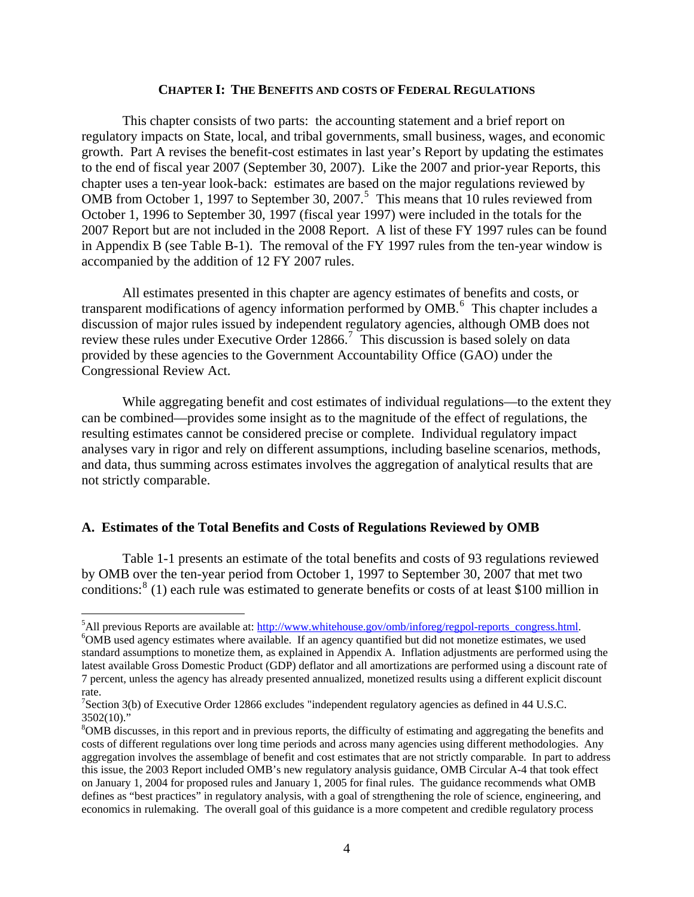# CHAPTER I: THE BENEFITS AND COSTS OF FEDERAL REGULATIONS

This chapter consists of two parts: the accounting statement and a brief report on regulatory impacts on State, local, and tribal governments, small business, wages, and economic growth. Part A revises the benefit-cost estimates in last year's Report by updating the estimates to the end of fiscal year 2007 (September 30, 2007). Like the 2007 and prior-year Reports, this chapter uses a ten-year look-back: estimates are based on the major regulations reviewed by OMB from October 1, 1997 to September 30, 2007.[5] This means that 10 rules reviewed from October 1, 1996 to September 30, 1997 (fiscal year 1997) were included in the totals for the 2007 Report but are not included in the 2008 Report. A list of these FY 1997 rules can be found in Appendix B (see Table B-1). The removal of the FY 1997 rules from the ten-year window is accompanied by the addition of 12 FY 2007 rules.

All estimates presented in this chapter are agency estimates of benefits and costs, or transparent modifications of agency information performed by OMB.[6] This chapter includes a discussion of major rules issued by independent regulatory agencies, although OMB does not review these rules under Executive Order 12866.[7] This discussion is based solely on data provided by these agencies to the Government Accountability Office (GAO) under the Congressional Review Act.

While aggregating benefit and cost estimates of individual regulations—to the extent they can be combined—provides some insight as to the magnitude of the effect of regulations, the resulting estimates cannot be considered precise or complete. Individual regulatory impact analyses vary in rigor and rely on different assumptions, including baseline scenarios, methods, and data, thus summing across estimates involves the aggregation of analytical results that are not strictly comparable.

## A. Estimates of the Total Benefits and Costs of Regulations Reviewed by OMB

Table 1-1 presents an estimate of the total benefits and costs of 93 regulations reviewed by OMB over the ten-year period from October 1, 1997 to September 30, 2007 that met two conditions:[8] (1) each rule was estimated to generate benefits or costs of at least $100 million in

---

[5] All previous Reports are available at: http://www.whitehouse.gov/omb/inforeg/regpol-reports_congress.html.

[6] OMB used agency estimates where available. If an agency quantified but did not monetize estimates, we used standard assumptions to monetize them, as explained in Appendix A. Inflation adjustments are performed using the latest available Gross Domestic Product (GDP) deflator and all amortizations are performed using a discount rate of 7 percent, unless the agency has already presented annualized, monetized results using a different explicit discount rate.

[7] Section 3(b) of Executive Order 12866 excludes "independent regulatory agencies as defined in 44 U.S.C. 3502(10)."

[8] OMB discusses, in this report and in previous reports, the difficulty of estimating and aggregating the benefits and costs of different regulations over long time periods and across many agencies using different methodologies. Any aggregation involves the assemblage of benefit and cost estimates that are not strictly comparable. In part to address this issue, the 2003 Report included OMB's new regulatory analysis guidance, OMB Circular A-4 that took effect on January 1, 2004 for proposed rules and January 1, 2005 for final rules. The guidance recommends what OMB defines as "best practices" in regulatory analysis, with a goal of strengthening the role of science, engineering, and economics in rulemaking. The overall goal of this guidance is a more competent and credible regulatory process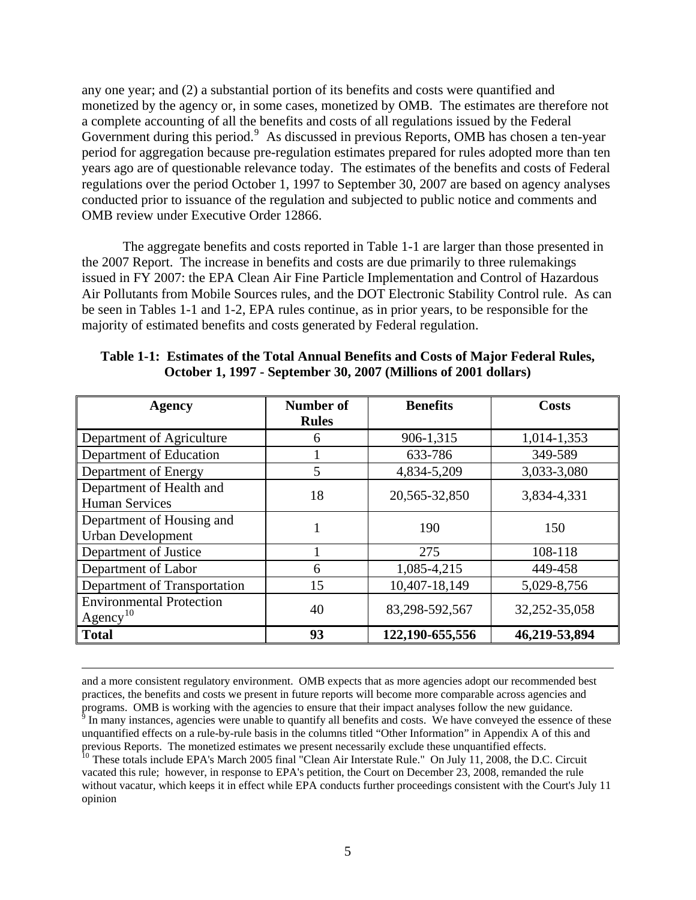any one year; and (2) a substantial portion of its benefits and costs were quantified and monetized by the agency or, in some cases, monetized by OMB. The estimates are therefore not a complete accounting of all the benefits and costs of all regulations issued by the Federal Government during this period.[9] As discussed in previous Reports, OMB has chosen a ten-year period for aggregation because pre-regulation estimates prepared for rules adopted more than ten years ago are of questionable relevance today. The estimates of the benefits and costs of Federal regulations over the period October 1, 1997 to September 30, 2007 are based on agency analyses conducted prior to issuance of the regulation and subjected to public notice and comments and OMB review under Executive Order 12866.

The aggregate benefits and costs reported in Table 1-1 are larger than those presented in the 2007 Report. The increase in benefits and costs are due primarily to three rulemakings issued in FY 2007: the EPA Clean Air Fine Particle Implementation and Control of Hazardous Air Pollutants from Mobile Sources rules, and the DOT Electronic Stability Control rule. As can be seen in Tables 1-1 and 1-2, EPA rules continue, as in prior years, to be responsible for the majority of estimated benefits and costs generated by Federal regulation.

**Table 1-1: Estimates of the Total Annual Benefits and Costs of Major Federal Rules, October 1, 1997 - September 30, 2007 (Millions of 2001 dollars)**

| Agency | Number of Rules | Benefits | Costs |
|---|---|---|---|
| Department of Agriculture | 6 | 906-1,315 | 1,014-1,353 |
| Department of Education | 1 | 633-786 | 349-589 |
| Department of Energy | 5 | 4,834-5,209 | 3,033-3,080 |
| Department of Health and Human Services | 18 | 20,565-32,850 | 3,834-4,331 |
| Department of Housing and Urban Development | 1 | 190 | 150 |
| Department of Justice | 1 | 275 | 108-118 |
| Department of Labor | 6 | 1,085-4,215 | 449-458 |
| Department of Transportation | 15 | 10,407-18,149 | 5,029-8,756 |
| Environmental Protection Agency[10] | 40 | 83,298-592,567 | 32,252-35,058 |
| **Total** | **93** | **122,190-655,556** | **46,219-53,894** |

---

and a more consistent regulatory environment. OMB expects that as more agencies adopt our recommended best practices, the benefits and costs we present in future reports will become more comparable across agencies and programs. OMB is working with the agencies to ensure that their impact analyses follow the new guidance.

[9] In many instances, agencies were unable to quantify all benefits and costs. We have conveyed the essence of these unquantified effects on a rule-by-rule basis in the columns titled "Other Information" in Appendix A of this and previous Reports. The monetized estimates we present necessarily exclude these unquantified effects.

[10] These totals include EPA's March 2005 final "Clean Air Interstate Rule." On July 11, 2008, the D.C. Circuit vacated this rule; however, in response to EPA's petition, the Court on December 23, 2008, remanded the rule without vacatur, which keeps it in effect while EPA conducts further proceedings consistent with the Court's July 11 opinion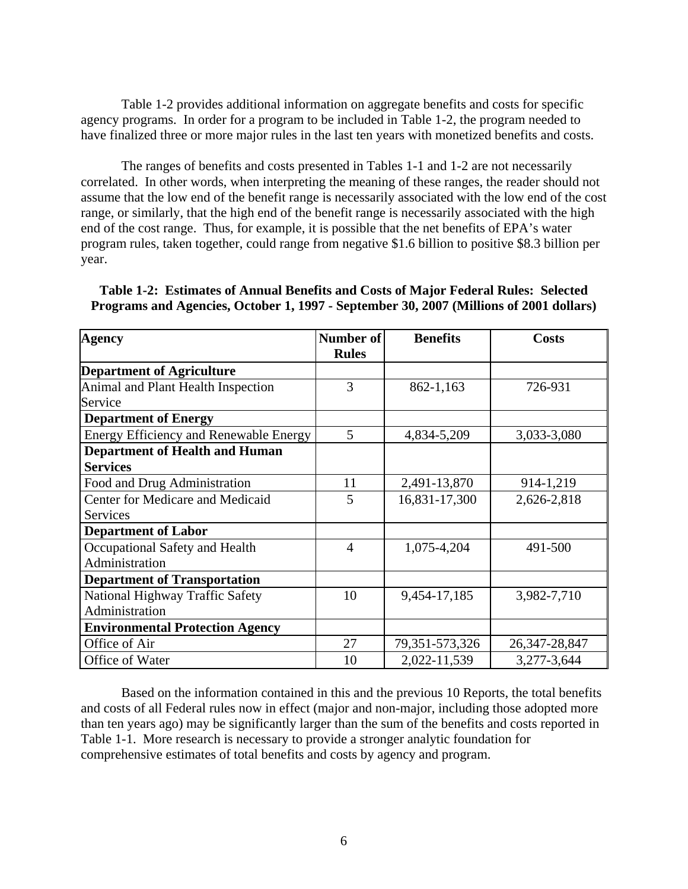Table 1-2 provides additional information on aggregate benefits and costs for specific agency programs. In order for a program to be included in Table 1-2, the program needed to have finalized three or more major rules in the last ten years with monetized benefits and costs.

The ranges of benefits and costs presented in Tables 1-1 and 1-2 are not necessarily correlated. In other words, when interpreting the meaning of these ranges, the reader should not assume that the low end of the benefit range is necessarily associated with the low end of the cost range, or similarly, that the high end of the benefit range is necessarily associated with the high end of the cost range. Thus, for example, it is possible that the net benefits of EPA's water program rules, taken together, could range from negative $1.6 billion to positive $8.3 billion per year.

**Table 1-2: Estimates of Annual Benefits and Costs of Major Federal Rules: Selected Programs and Agencies, October 1, 1997 - September 30, 2007 (Millions of 2001 dollars)**

| Agency | Number of Rules | Benefits | Costs |
|---|---|---|---|
| **Department of Agriculture** | | | |
| Animal and Plant Health Inspection Service | 3 | 862-1,163 | 726-931 |
| **Department of Energy** | | | |
| Energy Efficiency and Renewable Energy | 5 | 4,834-5,209 | 3,033-3,080 |
| **Department of Health and Human Services** | | | |
| Food and Drug Administration | 11 | 2,491-13,870 | 914-1,219 |
| Center for Medicare and Medicaid Services | 5 | 16,831-17,300 | 2,626-2,818 |
| **Department of Labor** | | | |
| Occupational Safety and Health Administration | 4 | 1,075-4,204 | 491-500 |
| **Department of Transportation** | | | |
| National Highway Traffic Safety Administration | 10 | 9,454-17,185 | 3,982-7,710 |
| **Environmental Protection Agency** | | | |
| Office of Air | 27 | 79,351-573,326 | 26,347-28,847 |
| Office of Water | 10 | 2,022-11,539 | 3,277-3,644 |

Based on the information contained in this and the previous 10 Reports, the total benefits and costs of all Federal rules now in effect (major and non-major, including those adopted more than ten years ago) may be significantly larger than the sum of the benefits and costs reported in Table 1-1. More research is necessary to provide a stronger analytic foundation for comprehensive estimates of total benefits and costs by agency and program.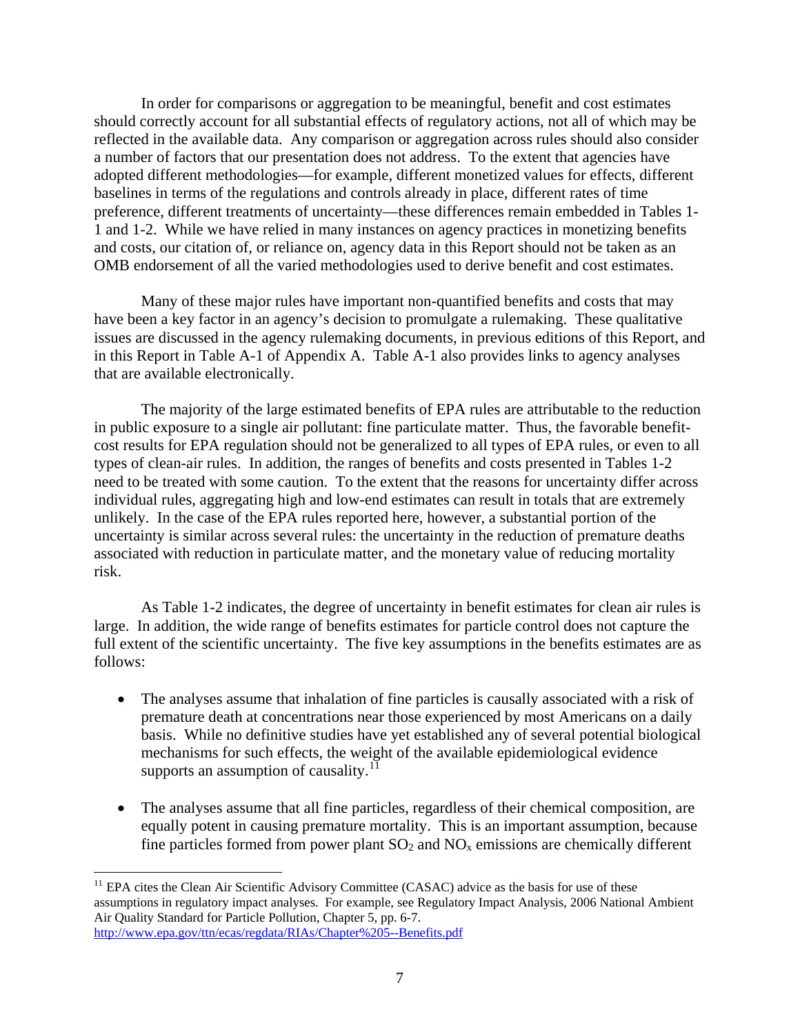In order for comparisons or aggregation to be meaningful, benefit and cost estimates should correctly account for all substantial effects of regulatory actions, not all of which may be reflected in the available data. Any comparison or aggregation across rules should also consider a number of factors that our presentation does not address. To the extent that agencies have adopted different methodologies—for example, different monetized values for effects, different baselines in terms of the regulations and controls already in place, different rates of time preference, different treatments of uncertainty—these differences remain embedded in Tables 1-1 and 1-2. While we have relied in many instances on agency practices in monetizing benefits and costs, our citation of, or reliance on, agency data in this Report should not be taken as an OMB endorsement of all the varied methodologies used to derive benefit and cost estimates.

Many of these major rules have important non-quantified benefits and costs that may have been a key factor in an agency's decision to promulgate a rulemaking. These qualitative issues are discussed in the agency rulemaking documents, in previous editions of this Report, and in this Report in Table A-1 of Appendix A. Table A-1 also provides links to agency analyses that are available electronically.

The majority of the large estimated benefits of EPA rules are attributable to the reduction in public exposure to a single air pollutant: fine particulate matter. Thus, the favorable benefit-cost results for EPA regulation should not be generalized to all types of EPA rules, or even to all types of clean-air rules. In addition, the ranges of benefits and costs presented in Tables 1-2 need to be treated with some caution. To the extent that the reasons for uncertainty differ across individual rules, aggregating high and low-end estimates can result in totals that are extremely unlikely. In the case of the EPA rules reported here, however, a substantial portion of the uncertainty is similar across several rules: the uncertainty in the reduction of premature deaths associated with reduction in particulate matter, and the monetary value of reducing mortality risk.

As Table 1-2 indicates, the degree of uncertainty in benefit estimates for clean air rules is large. In addition, the wide range of benefits estimates for particle control does not capture the full extent of the scientific uncertainty. The five key assumptions in the benefits estimates are as follows:

- The analyses assume that inhalation of fine particles is causally associated with a risk of premature death at concentrations near those experienced by most Americans on a daily basis. While no definitive studies have yet established any of several potential biological mechanisms for such effects, the weight of the available epidemiological evidence supports an assumption of causality.[11]

- The analyses assume that all fine particles, regardless of their chemical composition, are equally potent in causing premature mortality. This is an important assumption, because fine particles formed from power plant $SO_2$ and $NO_x$ emissions are chemically different

---

[11] EPA cites the Clean Air Scientific Advisory Committee (CASAC) advice as the basis for use of these assumptions in regulatory impact analyses. For example, see Regulatory Impact Analysis, 2006 National Ambient Air Quality Standard for Particle Pollution, Chapter 5, pp. 6-7. http://www.epa.gov/ttn/ecas/regdata/RIAs/Chapter%205--Benefits.pdf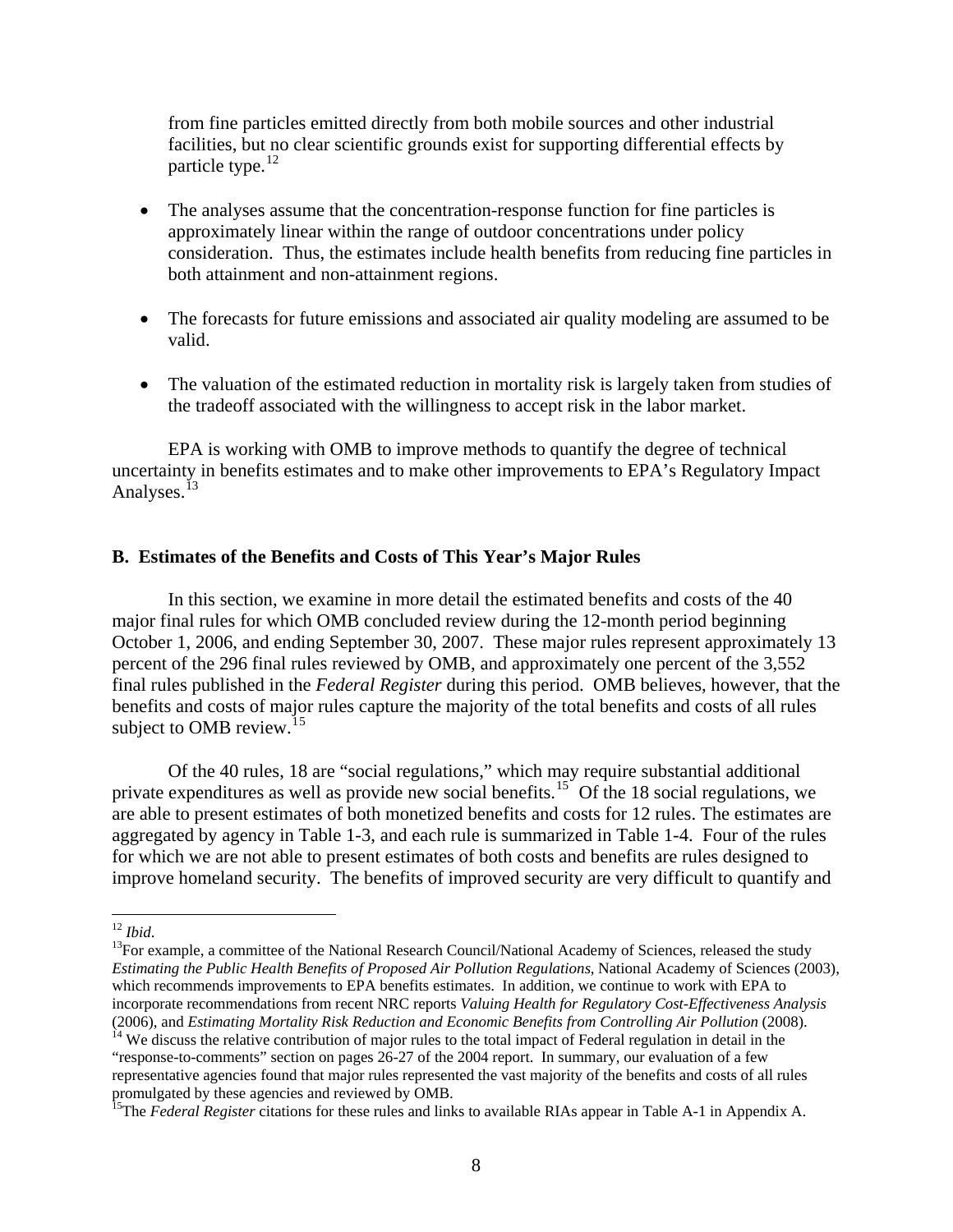from fine particles emitted directly from both mobile sources and other industrial facilities, but no clear scientific grounds exist for supporting differential effects by particle type.[12]

- The analyses assume that the concentration-response function for fine particles is approximately linear within the range of outdoor concentrations under policy consideration. Thus, the estimates include health benefits from reducing fine particles in both attainment and non-attainment regions.
- The forecasts for future emissions and associated air quality modeling are assumed to be valid.
- The valuation of the estimated reduction in mortality risk is largely taken from studies of the tradeoff associated with the willingness to accept risk in the labor market.

EPA is working with OMB to improve methods to quantify the degree of technical uncertainty in benefits estimates and to make other improvements to EPA's Regulatory Impact Analyses.[13]

### B. Estimates of the Benefits and Costs of This Year's Major Rules

In this section, we examine in more detail the estimated benefits and costs of the 40 major final rules for which OMB concluded review during the 12-month period beginning October 1, 2006, and ending September 30, 2007. These major rules represent approximately 13 percent of the 296 final rules reviewed by OMB, and approximately one percent of the 3,552 final rules published in the *Federal Register* during this period. OMB believes, however, that the benefits and costs of major rules capture the majority of the total benefits and costs of all rules subject to OMB review.[15]

Of the 40 rules, 18 are "social regulations," which may require substantial additional private expenditures as well as provide new social benefits.[15] Of the 18 social regulations, we are able to present estimates of both monetized benefits and costs for 12 rules. The estimates are aggregated by agency in Table 1-3, and each rule is summarized in Table 1-4. Four of the rules for which we are not able to present estimates of both costs and benefits are rules designed to improve homeland security. The benefits of improved security are very difficult to quantify and

---

[12] *Ibid*.

[13] For example, a committee of the National Research Council/National Academy of Sciences, released the study *Estimating the Public Health Benefits of Proposed Air Pollution Regulations*, National Academy of Sciences (2003), which recommends improvements to EPA benefits estimates. In addition, we continue to work with EPA to incorporate recommendations from recent NRC reports *Valuing Health for Regulatory Cost-Effectiveness Analysis* (2006), and *Estimating Mortality Risk Reduction and Economic Benefits from Controlling Air Pollution* (2008).

[14] We discuss the relative contribution of major rules to the total impact of Federal regulation in detail in the "response-to-comments" section on pages 26-27 of the 2004 report. In summary, our evaluation of a few representative agencies found that major rules represented the vast majority of the benefits and costs of all rules promulgated by these agencies and reviewed by OMB.

[15] The *Federal Register* citations for these rules and links to available RIAs appear in Table A-1 in Appendix A.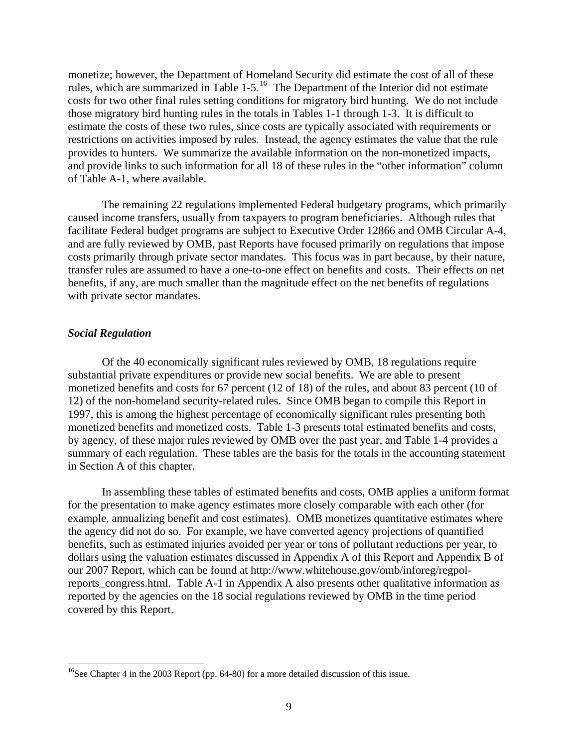monetize; however, the Department of Homeland Security did estimate the cost of all of these rules, which are summarized in Table 1-5.[16] The Department of the Interior did not estimate costs for two other final rules setting conditions for migratory bird hunting. We do not include those migratory bird hunting rules in the totals in Tables 1-1 through 1-3. It is difficult to estimate the costs of these two rules, since costs are typically associated with requirements or restrictions on activities imposed by rules. Instead, the agency estimates the value that the rule provides to hunters. We summarize the available information on the non-monetized impacts, and provide links to such information for all 18 of these rules in the "other information" column of Table A-1, where available.

The remaining 22 regulations implemented Federal budgetary programs, which primarily caused income transfers, usually from taxpayers to program beneficiaries. Although rules that facilitate Federal budget programs are subject to Executive Order 12866 and OMB Circular A-4, and are fully reviewed by OMB, past Reports have focused primarily on regulations that impose costs primarily through private sector mandates. This focus was in part because, by their nature, transfer rules are assumed to have a one-to-one effect on benefits and costs. Their effects on net benefits, if any, are much smaller than the magnitude effect on the net benefits of regulations with private sector mandates.

### *Social Regulation*

Of the 40 economically significant rules reviewed by OMB, 18 regulations require substantial private expenditures or provide new social benefits. We are able to present monetized benefits and costs for 67 percent (12 of 18) of the rules, and about 83 percent (10 of 12) of the non-homeland security-related rules. Since OMB began to compile this Report in 1997, this is among the highest percentage of economically significant rules presenting both monetized benefits and monetized costs. Table 1-3 presents total estimated benefits and costs, by agency, of these major rules reviewed by OMB over the past year, and Table 1-4 provides a summary of each regulation. These tables are the basis for the totals in the accounting statement in Section A of this chapter.

In assembling these tables of estimated benefits and costs, OMB applies a uniform format for the presentation to make agency estimates more closely comparable with each other (for example, annualizing benefit and cost estimates). OMB monetizes quantitative estimates where the agency did not do so. For example, we have converted agency projections of quantified benefits, such as estimated injuries avoided per year or tons of pollutant reductions per year, to dollars using the valuation estimates discussed in Appendix A of this Report and Appendix B of our 2007 Report, which can be found at http://www.whitehouse.gov/omb/inforeg/regpol-reports_congress.html. Table A-1 in Appendix A also presents other qualitative information as reported by the agencies on the 18 social regulations reviewed by OMB in the time period covered by this Report.

---

[16]See Chapter 4 in the 2003 Report (pp. 64-80) for a more detailed discussion of this issue.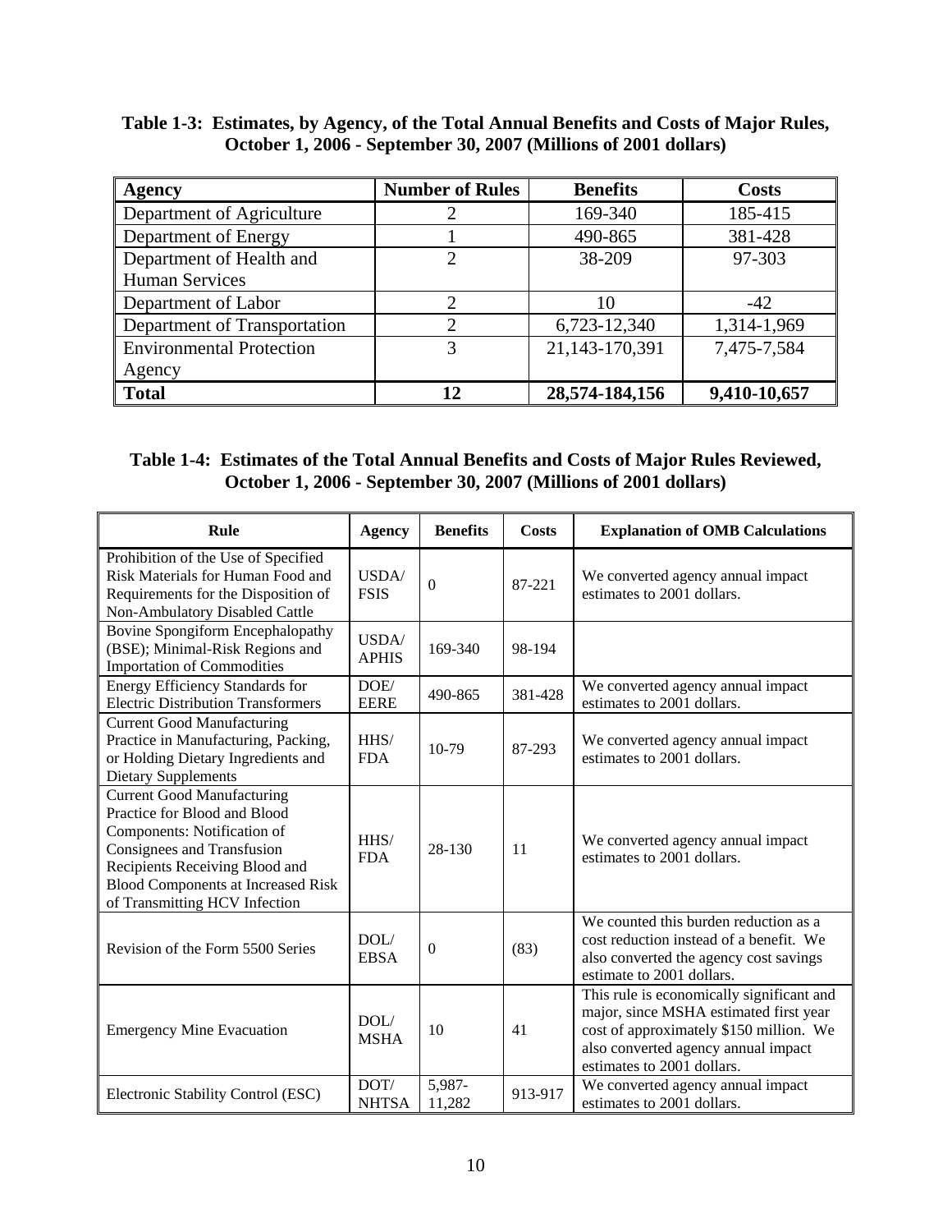**Table 1-3: Estimates, by Agency, of the Total Annual Benefits and Costs of Major Rules, October 1, 2006 - September 30, 2007 (Millions of 2001 dollars)**

| Agency | Number of Rules | Benefits | Costs |
|---|---|---|---|
| Department of Agriculture | 2 | 169-340 | 185-415 |
| Department of Energy | 1 | 490-865 | 381-428 |
| Department of Health and Human Services | 2 | 38-209 | 97-303 |
| Department of Labor | 2 | 10 | -42 |
| Department of Transportation | 2 | 6,723-12,340 | 1,314-1,969 |
| Environmental Protection Agency | 3 | 21,143-170,391 | 7,475-7,584 |
| **Total** | **12** | **28,574-184,156** | **9,410-10,657** |

**Table 1-4: Estimates of the Total Annual Benefits and Costs of Major Rules Reviewed, October 1, 2006 - September 30, 2007 (Millions of 2001 dollars)**

| Rule | Agency | Benefits | Costs | Explanation of OMB Calculations |
|---|---|---|---|---|
| Prohibition of the Use of Specified Risk Materials for Human Food and Requirements for the Disposition of Non-Ambulatory Disabled Cattle | USDA/ FSIS | 0 | 87-221 | We converted agency annual impact estimates to 2001 dollars. |
| Bovine Spongiform Encephalopathy (BSE); Minimal-Risk Regions and Importation of Commodities | USDA/ APHIS | 169-340 | 98-194 | |
| Energy Efficiency Standards for Electric Distribution Transformers | DOE/ EERE | 490-865 | 381-428 | We converted agency annual impact estimates to 2001 dollars. |
| Current Good Manufacturing Practice in Manufacturing, Packing, or Holding Dietary Ingredients and Dietary Supplements | HHS/ FDA | 10-79 | 87-293 | We converted agency annual impact estimates to 2001 dollars. |
| Current Good Manufacturing Practice for Blood and Blood Components: Notification of Consignees and Transfusion Recipients Receiving Blood and Blood Components at Increased Risk of Transmitting HCV Infection | HHS/ FDA | 28-130 | 11 | We converted agency annual impact estimates to 2001 dollars. |
| Revision of the Form 5500 Series | DOL/ EBSA | 0 | (83) | We counted this burden reduction as a cost reduction instead of a benefit. We also converted the agency cost savings estimate to 2001 dollars. |
| Emergency Mine Evacuation | DOL/ MSHA | 10 | 41 | This rule is economically significant and major, since MSHA estimated first year cost of approximately $150 million. We also converted agency annual impact estimates to 2001 dollars. |
| Electronic Stability Control (ESC) | DOT/ NHTSA | 5,987-11,282 | 913-917 | We converted agency annual impact estimates to 2001 dollars. |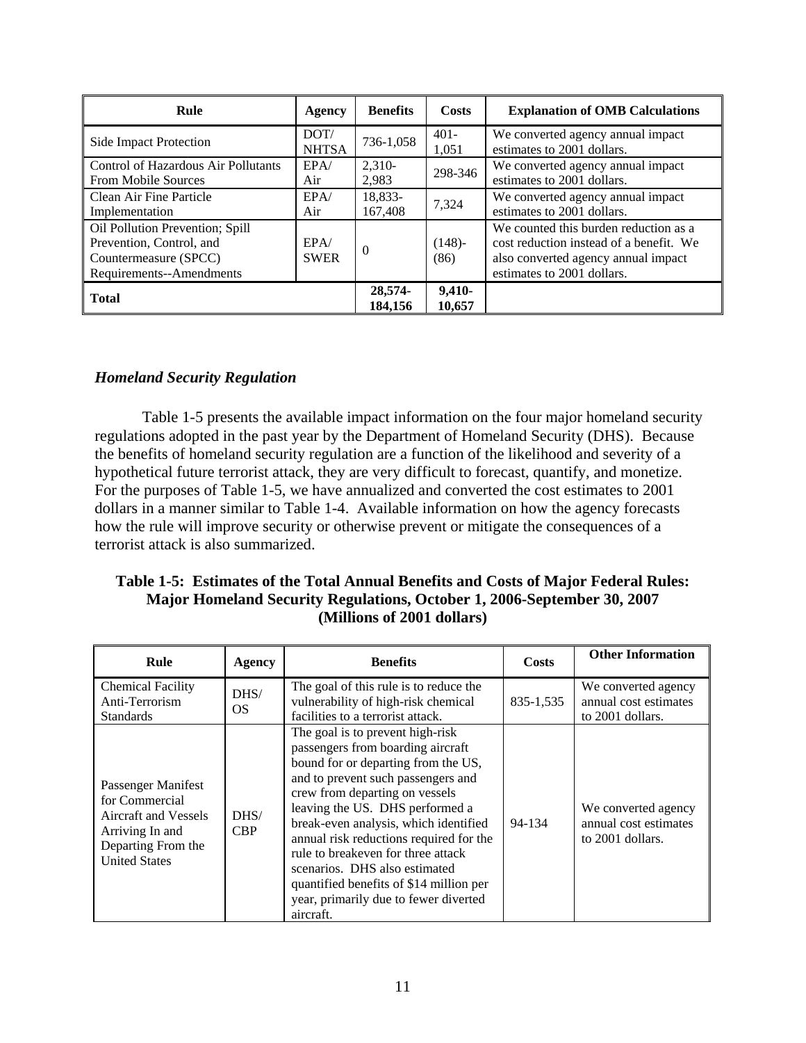| Rule | Agency | Benefits | Costs | Explanation of OMB Calculations |
|---|---|---|---|---|
| Side Impact Protection | DOT/ NHTSA | 736-1,058 | 401-1,051 | We converted agency annual impact estimates to 2001 dollars. |
| Control of Hazardous Air Pollutants From Mobile Sources | EPA/ Air | 2,310-2,983 | 298-346 | We converted agency annual impact estimates to 2001 dollars. |
| Clean Air Fine Particle Implementation | EPA/ Air | 18,833-167,408 | 7,324 | We converted agency annual impact estimates to 2001 dollars. |
| Oil Pollution Prevention; Spill Prevention, Control, and Countermeasure (SPCC) Requirements--Amendments | EPA/ SWER | 0 | (148)-(86) | We counted this burden reduction as a cost reduction instead of a benefit. We also converted agency annual impact estimates to 2001 dollars. |
| **Total** | | **28,574-184,156** | **9,410-10,657** | |

### *Homeland Security Regulation*

Table 1-5 presents the available impact information on the four major homeland security regulations adopted in the past year by the Department of Homeland Security (DHS). Because the benefits of homeland security regulation are a function of the likelihood and severity of a hypothetical future terrorist attack, they are very difficult to forecast, quantify, and monetize. For the purposes of Table 1-5, we have annualized and converted the cost estimates to 2001 dollars in a manner similar to Table 1-4. Available information on how the agency forecasts how the rule will improve security or otherwise prevent or mitigate the consequences of a terrorist attack is also summarized.

**Table 1-5: Estimates of the Total Annual Benefits and Costs of Major Federal Rules: Major Homeland Security Regulations, October 1, 2006-September 30, 2007 (Millions of 2001 dollars)**

| Rule | Agency | Benefits | Costs | Other Information |
|---|---|---|---|---|
| Chemical Facility Anti-Terrorism Standards | DHS/ OS | The goal of this rule is to reduce the vulnerability of high-risk chemical facilities to a terrorist attack. | 835-1,535 | We converted agency annual cost estimates to 2001 dollars. |
| Passenger Manifest for Commercial Aircraft and Vessels Arriving In and Departing From the United States | DHS/ CBP | The goal is to prevent high-risk passengers from boarding aircraft bound for or departing from the US, and to prevent such passengers and crew from departing on vessels leaving the US. DHS performed a break-even analysis, which identified annual risk reductions required for the rule to breakeven for three attack scenarios. DHS also estimated quantified benefits of $14 million per year, primarily due to fewer diverted aircraft. | 94-134 | We converted agency annual cost estimates to 2001 dollars. |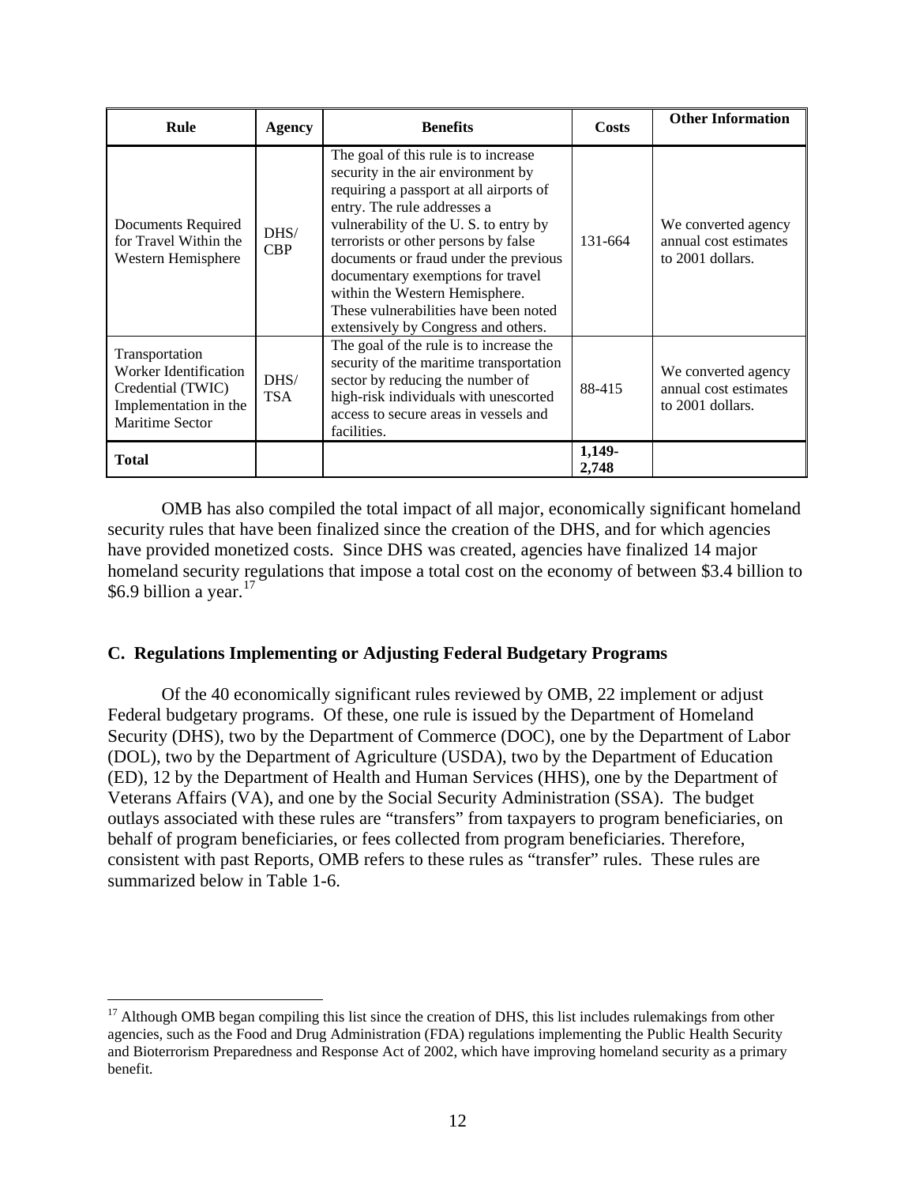| Rule | Agency | Benefits | Costs | Other Information |
|---|---|---|---|---|
| Documents Required for Travel Within the Western Hemisphere | DHS/ CBP | The goal of this rule is to increase security in the air environment by requiring a passport at all airports of entry. The rule addresses a vulnerability of the U. S. to entry by terrorists or other persons by false documents or fraud under the previous documentary exemptions for travel within the Western Hemisphere. These vulnerabilities have been noted extensively by Congress and others. | 131-664 | We converted agency annual cost estimates to 2001 dollars. |
| Transportation Worker Identification Credential (TWIC) Implementation in the Maritime Sector | DHS/ TSA | The goal of the rule is to increase the security of the maritime transportation sector by reducing the number of high-risk individuals with unescorted access to secure areas in vessels and facilities. | 88-415 | We converted agency annual cost estimates to 2001 dollars. |
| **Total** | | | **1,149-2,748** | |

OMB has also compiled the total impact of all major, economically significant homeland security rules that have been finalized since the creation of the DHS, and for which agencies have provided monetized costs. Since DHS was created, agencies have finalized 14 major homeland security regulations that impose a total cost on the economy of between $3.4 billion to $6.9 billion a year.[17]

## C. Regulations Implementing or Adjusting Federal Budgetary Programs

Of the 40 economically significant rules reviewed by OMB, 22 implement or adjust Federal budgetary programs. Of these, one rule is issued by the Department of Homeland Security (DHS), two by the Department of Commerce (DOC), one by the Department of Labor (DOL), two by the Department of Agriculture (USDA), two by the Department of Education (ED), 12 by the Department of Health and Human Services (HHS), one by the Department of Veterans Affairs (VA), and one by the Social Security Administration (SSA). The budget outlays associated with these rules are "transfers" from taxpayers to program beneficiaries, on behalf of program beneficiaries, or fees collected from program beneficiaries. Therefore, consistent with past Reports, OMB refers to these rules as "transfer" rules. These rules are summarized below in Table 1-6.

[17] Although OMB began compiling this list since the creation of DHS, this list includes rulemakings from other agencies, such as the Food and Drug Administration (FDA) regulations implementing the Public Health Security and Bioterrorism Preparedness and Response Act of 2002, which have improving homeland security as a primary benefit.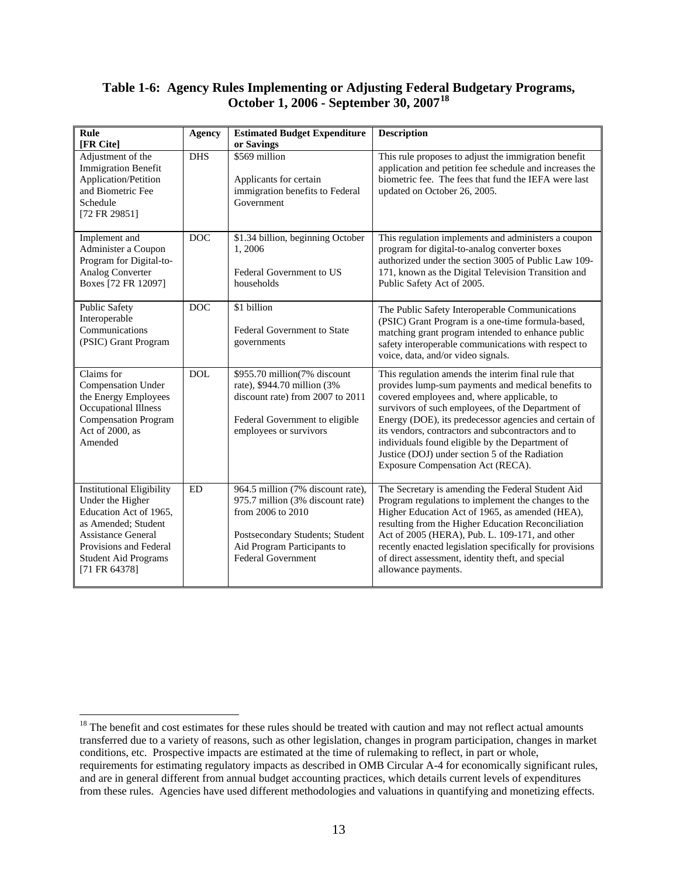### Table 1-6: Agency Rules Implementing or Adjusting Federal Budgetary Programs, October 1, 2006 - September 30, 2007[18]

| Rule [FR Cite] | Agency | Estimated Budget Expenditure or Savings | Description |
|---|---|---|---|
| Adjustment of the Immigration Benefit Application/Petition and Biometric Fee Schedule [72 FR 29851] | DHS | $569 million<br><br>Applicants for certain immigration benefits to Federal Government | This rule proposes to adjust the immigration benefit application and petition fee schedule and increases the biometric fee. The fees that fund the IEFA were last updated on October 26, 2005. |
| Implement and Administer a Coupon Program for Digital-to-Analog Converter Boxes [72 FR 12097] | DOC | $1.34 billion, beginning October 1, 2006<br><br>Federal Government to US households | This regulation implements and administers a coupon program for digital-to-analog converter boxes authorized under the section 3005 of Public Law 109-171, known as the Digital Television Transition and Public Safety Act of 2005. |
| Public Safety Interoperable Communications (PSIC) Grant Program | DOC | $1 billion<br><br>Federal Government to State governments | The Public Safety Interoperable Communications (PSIC) Grant Program is a one-time formula-based, matching grant program intended to enhance public safety interoperable communications with respect to voice, data, and/or video signals. |
| Claims for Compensation Under the Energy Employees Occupational Illness Compensation Program Act of 2000, as Amended | DOL | $955.70 million(7% discount rate), $944.70 million (3% discount rate) from 2007 to 2011<br><br>Federal Government to eligible employees or survivors | This regulation amends the interim final rule that provides lump-sum payments and medical benefits to covered employees and, where applicable, to survivors of such employees, of the Department of Energy (DOE), its predecessor agencies and certain of its vendors, contractors and subcontractors and to individuals found eligible by the Department of Justice (DOJ) under section 5 of the Radiation Exposure Compensation Act (RECA). |
| Institutional Eligibility Under the Higher Education Act of 1965, as Amended; Student Assistance General Provisions and Federal Student Aid Programs [71 FR 64378] | ED | 964.5 million (7% discount rate), 975.7 million (3% discount rate) from 2006 to 2010<br><br>Postsecondary Students; Student Aid Program Participants to Federal Government | The Secretary is amending the Federal Student Aid Program regulations to implement the changes to the Higher Education Act of 1965, as amended (HEA), resulting from the Higher Education Reconciliation Act of 2005 (HERA), Pub. L. 109-171, and other recently enacted legislation specifically for provisions of direct assessment, identity theft, and special allowance payments. |

[18] The benefit and cost estimates for these rules should be treated with caution and may not reflect actual amounts transferred due to a variety of reasons, such as other legislation, changes in program participation, changes in market conditions, etc. Prospective impacts are estimated at the time of rulemaking to reflect, in part or whole, requirements for estimating regulatory impacts as described in OMB Circular A-4 for economically significant rules, and are in general different from annual budget accounting practices, which details current levels of expenditures from these rules. Agencies have used different methodologies and valuations in quantifying and monetizing effects.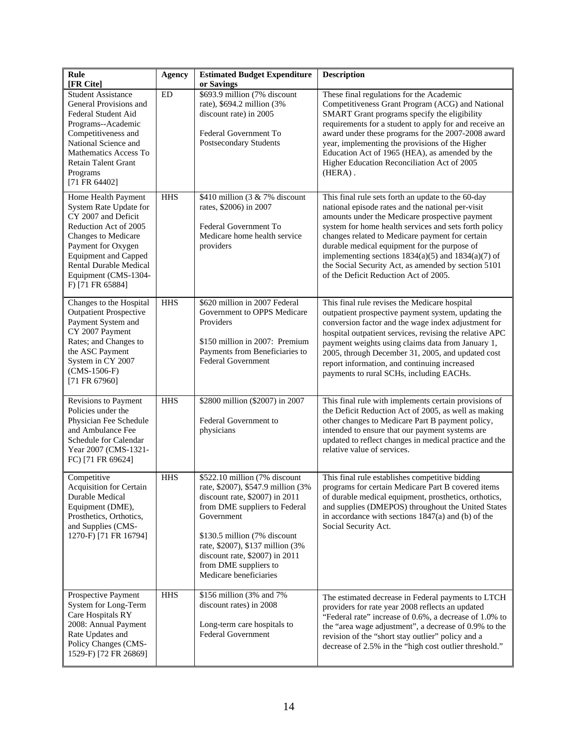| Rule [FR Cite] | Agency | Estimated Budget Expenditure or Savings | Description |
|---|---|---|---|
| Student Assistance General Provisions and Federal Student Aid Programs--Academic Competitiveness and National Science and Mathematics Access To Retain Talent Grant Programs [71 FR 64402] | ED | $693.9 million (7% discount rate), $694.2 million (3% discount rate) in 2005<br><br>Federal Government To Postsecondary Students | These final regulations for the Academic Competitiveness Grant Program (ACG) and National SMART Grant programs specify the eligibility requirements for a student to apply for and receive an award under these programs for the 2007-2008 award year, implementing the provisions of the Higher Education Act of 1965 (HEA), as amended by the Higher Education Reconciliation Act of 2005 (HERA) . |
| Home Health Payment System Rate Update for CY 2007 and Deficit Reduction Act of 2005 Changes to Medicare Payment for Oxygen Equipment and Capped Rental Durable Medical Equipment (CMS-1304-F) [71 FR 65884] | HHS | $410 million (3 & 7% discount rates, $2006) in 2007<br><br>Federal Government To Medicare home health service providers | This final rule sets forth an update to the 60-day national episode rates and the national per-visit amounts under the Medicare prospective payment system for home health services and sets forth policy changes related to Medicare payment for certain durable medical equipment for the purpose of implementing sections 1834(a)(5) and 1834(a)(7) of the Social Security Act, as amended by section 5101 of the Deficit Reduction Act of 2005. |
| Changes to the Hospital Outpatient Prospective Payment System and CY 2007 Payment Rates; and Changes to the ASC Payment System in CY 2007 (CMS-1506-F) [71 FR 67960] | HHS | $620 million in 2007 Federal Government to OPPS Medicare Providers<br><br>$150 million in 2007: Premium Payments from Beneficiaries to Federal Government | This final rule revises the Medicare hospital outpatient prospective payment system, updating the conversion factor and the wage index adjustment for hospital outpatient services, revising the relative APC payment weights using claims data from January 1, 2005, through December 31, 2005, and updated cost report information, and continuing increased payments to rural SCHs, including EACHs. |
| Revisions to Payment Policies under the Physician Fee Schedule and Ambulance Fee Schedule for Calendar Year 2007 (CMS-1321-FC) [71 FR 69624] | HHS | $2800 million ($2007) in 2007<br><br>Federal Government to physicians | This final rule with implements certain provisions of the Deficit Reduction Act of 2005, as well as making other changes to Medicare Part B payment policy, intended to ensure that our payment systems are updated to reflect changes in medical practice and the relative value of services. |
| Competitive Acquisition for Certain Durable Medical Equipment (DME), Prosthetics, Orthotics, and Supplies (CMS-1270-F) [71 FR 16794] | HHS | $522.10 million (7% discount rate, $2007), $547.9 million (3% discount rate, $2007) in 2011 from DME suppliers to Federal Government<br><br>$130.5 million (7% discount rate, $2007), $137 million (3% discount rate, $2007) in 2011 from DME suppliers to Medicare beneficiaries | This final rule establishes competitive bidding programs for certain Medicare Part B covered items of durable medical equipment, prosthetics, orthotics, and supplies (DMEPOS) throughout the United States in accordance with sections 1847(a) and (b) of the Social Security Act. |
| Prospective Payment System for Long-Term Care Hospitals RY 2008: Annual Payment Rate Updates and Policy Changes (CMS-1529-F) [72 FR 26869] | HHS | $156 million (3% and 7% discount rates) in 2008<br><br>Long-term care hospitals to Federal Government | The estimated decrease in Federal payments to LTCH providers for rate year 2008 reflects an updated "Federal rate" increase of 0.6%, a decrease of 1.0% to the "area wage adjustment", a decrease of 0.9% to the revision of the "short stay outlier" policy and a decrease of 2.5% in the "high cost outlier threshold." |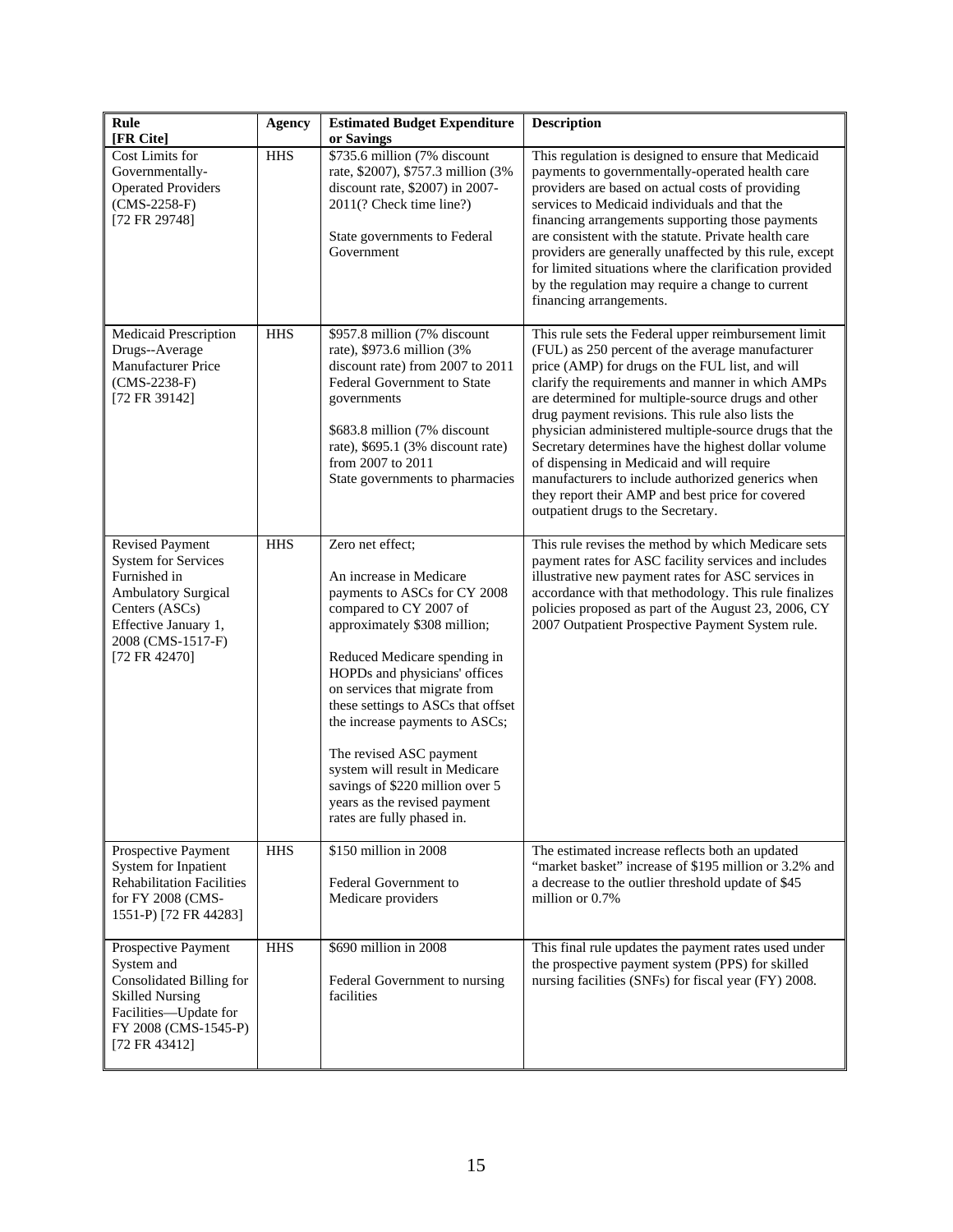| Rule [FR Cite] | Agency | Estimated Budget Expenditure or Savings | Description |
|---|---|---|---|
| Cost Limits for Governmentally-Operated Providers (CMS-2258-F) [72 FR 29748] | HHS | $735.6 million (7% discount rate, $2007), $757.3 million (3% discount rate, $2007) in 2007-2011(? Check time line?)<br><br>State governments to Federal Government | This regulation is designed to ensure that Medicaid payments to governmentally-operated health care providers are based on actual costs of providing services to Medicaid individuals and that the financing arrangements supporting those payments are consistent with the statute. Private health care providers are generally unaffected by this rule, except for limited situations where the clarification provided by the regulation may require a change to current financing arrangements. |
| Medicaid Prescription Drugs--Average Manufacturer Price (CMS-2238-F) [72 FR 39142] | HHS | $957.8 million (7% discount rate), $973.6 million (3% discount rate) from 2007 to 2011 Federal Government to State governments<br><br>$683.8 million (7% discount rate), $695.1 (3% discount rate) from 2007 to 2011<br>State governments to pharmacies | This rule sets the Federal upper reimbursement limit (FUL) as 250 percent of the average manufacturer price (AMP) for drugs on the FUL list, and will clarify the requirements and manner in which AMPs are determined for multiple-source drugs and other drug payment revisions. This rule also lists the physician administered multiple-source drugs that the Secretary determines have the highest dollar volume of dispensing in Medicaid and will require manufacturers to include authorized generics when they report their AMP and best price for covered outpatient drugs to the Secretary. |
| Revised Payment System for Services Furnished in Ambulatory Surgical Centers (ASCs) Effective January 1, 2008 (CMS-1517-F) [72 FR 42470] | HHS | Zero net effect;<br><br>An increase in Medicare payments to ASCs for CY 2008 compared to CY 2007 of approximately $308 million;<br><br>Reduced Medicare spending in HOPDs and physicians' offices on services that migrate from these settings to ASCs that offset the increase payments to ASCs;<br><br>The revised ASC payment system will result in Medicare savings of $220 million over 5 years as the revised payment rates are fully phased in. | This rule revises the method by which Medicare sets payment rates for ASC facility services and includes illustrative new payment rates for ASC services in accordance with that methodology. This rule finalizes policies proposed as part of the August 23, 2006, CY 2007 Outpatient Prospective Payment System rule. |
| Prospective Payment System for Inpatient Rehabilitation Facilities for FY 2008 (CMS-1551-P) [72 FR 44283] | HHS | $150 million in 2008<br><br>Federal Government to Medicare providers | The estimated increase reflects both an updated "market basket" increase of $195 million or 3.2% and a decrease to the outlier threshold update of $45 million or 0.7% |
| Prospective Payment System and Consolidated Billing for Skilled Nursing Facilities—Update for FY 2008 (CMS-1545-P) [72 FR 43412] | HHS | $690 million in 2008<br><br>Federal Government to nursing facilities | This final rule updates the payment rates used under the prospective payment system (PPS) for skilled nursing facilities (SNFs) for fiscal year (FY) 2008. |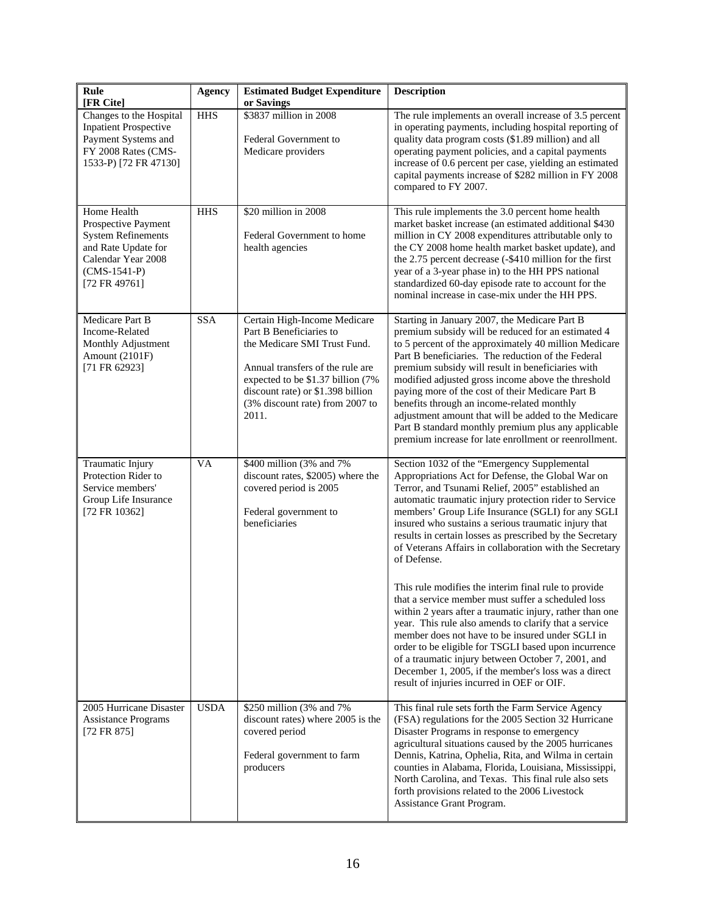| Rule [FR Cite] | Agency | Estimated Budget Expenditure or Savings | Description |
|---|---|---|---|
| Changes to the Hospital Inpatient Prospective Payment Systems and FY 2008 Rates (CMS-1533-P) [72 FR 47130] | HHS | $3837 million in 2008<br><br>Federal Government to Medicare providers | The rule implements an overall increase of 3.5 percent in operating payments, including hospital reporting of quality data program costs ($1.89 million) and all operating payment policies, and a capital payments increase of 0.6 percent per case, yielding an estimated capital payments increase of $282 million in FY 2008 compared to FY 2007. |
| Home Health Prospective Payment System Refinements and Rate Update for Calendar Year 2008 (CMS-1541-P) [72 FR 49761] | HHS | $20 million in 2008<br><br>Federal Government to home health agencies | This rule implements the 3.0 percent home health market basket increase (an estimated additional $430 million in CY 2008 expenditures attributable only to the CY 2008 home health market basket update), and the 2.75 percent decrease (-$410 million for the first year of a 3-year phase in) to the HH PPS national standardized 60-day episode rate to account for the nominal increase in case-mix under the HH PPS. |
| Medicare Part B Income-Related Monthly Adjustment Amount (2101F) [71 FR 62923] | SSA | Certain High-Income Medicare Part B Beneficiaries to the Medicare SMI Trust Fund.<br><br>Annual transfers of the rule are expected to be $1.37 billion (7% discount rate) or $1.398 billion (3% discount rate) from 2007 to 2011. | Starting in January 2007, the Medicare Part B premium subsidy will be reduced for an estimated 4 to 5 percent of the approximately 40 million Medicare Part B beneficiaries. The reduction of the Federal premium subsidy will result in beneficiaries with modified adjusted gross income above the threshold paying more of the cost of their Medicare Part B benefits through an income-related monthly adjustment amount that will be added to the Medicare Part B standard monthly premium plus any applicable premium increase for late enrollment or reenrollment. |
| Traumatic Injury Protection Rider to Service members' Group Life Insurance [72 FR 10362] | VA | $400 million (3% and 7% discount rates, $2005) where the covered period is 2005<br><br>Federal government to beneficiaries | Section 1032 of the "Emergency Supplemental Appropriations Act for Defense, the Global War on Terror, and Tsunami Relief, 2005" established an automatic traumatic injury protection rider to Service members' Group Life Insurance (SGLI) for any SGLI insured who sustains a serious traumatic injury that results in certain losses as prescribed by the Secretary of Veterans Affairs in collaboration with the Secretary of Defense.<br><br>This rule modifies the interim final rule to provide that a service member must suffer a scheduled loss within 2 years after a traumatic injury, rather than one year. This rule also amends to clarify that a service member does not have to be insured under SGLI in order to be eligible for TSGLI based upon incurrence of a traumatic injury between October 7, 2001, and December 1, 2005, if the member's loss was a direct result of injuries incurred in OEF or OIF. |
| 2005 Hurricane Disaster Assistance Programs [72 FR 875] | USDA | $250 million (3% and 7% discount rates) where 2005 is the covered period<br><br>Federal government to farm producers | This final rule sets forth the Farm Service Agency (FSA) regulations for the 2005 Section 32 Hurricane Disaster Programs in response to emergency agricultural situations caused by the 2005 hurricanes Dennis, Katrina, Ophelia, Rita, and Wilma in certain counties in Alabama, Florida, Louisiana, Mississippi, North Carolina, and Texas. This final rule also sets forth provisions related to the 2006 Livestock Assistance Grant Program. |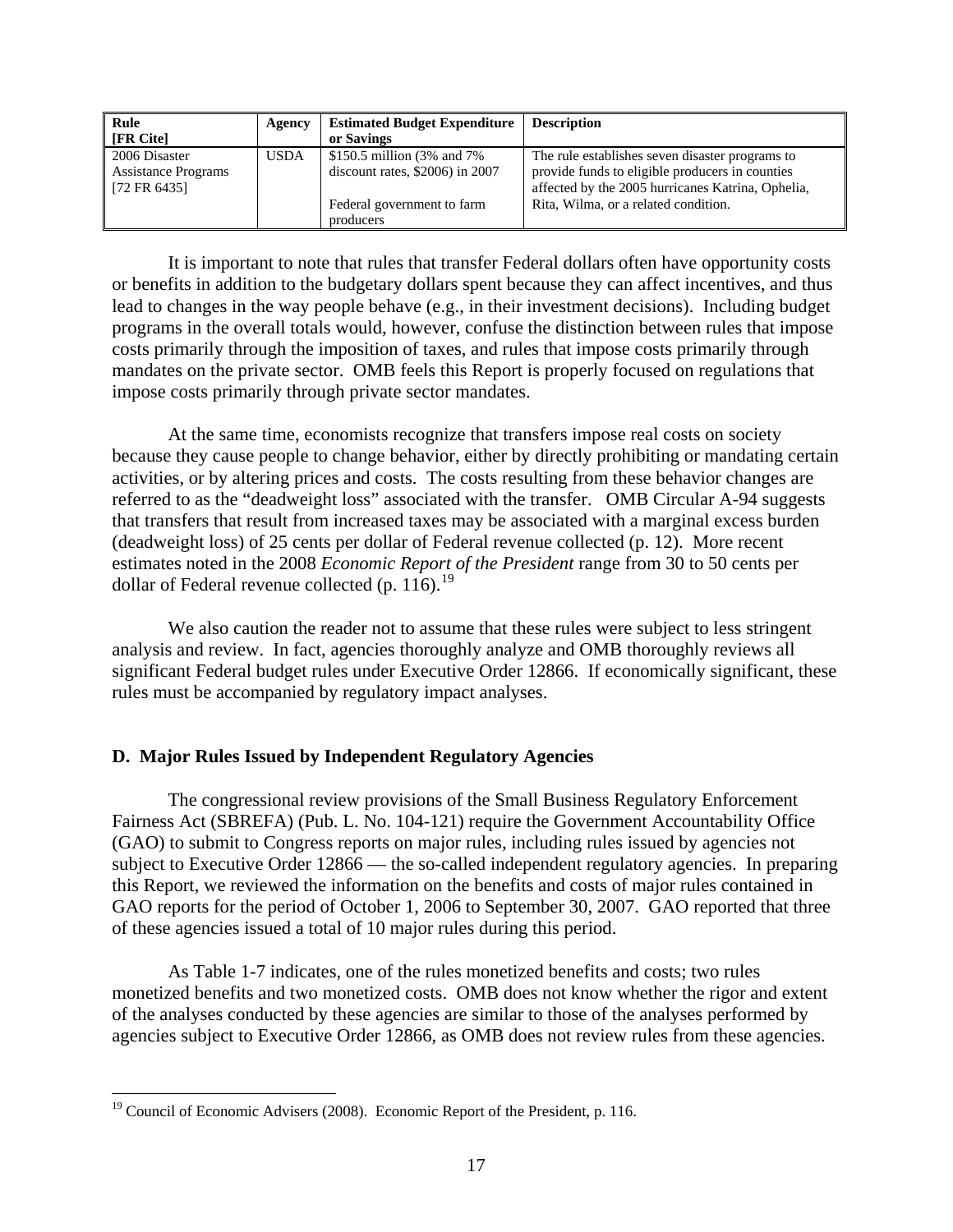| Rule [FR Cite] | Agency | Estimated Budget Expenditure or Savings | Description |
|---|---|---|---|
| 2006 Disaster Assistance Programs [72 FR 6435] | USDA | $150.5 million (3% and 7% discount rates, $2006) in 2007<br><br>Federal government to farm producers | The rule establishes seven disaster programs to provide funds to eligible producers in counties affected by the 2005 hurricanes Katrina, Ophelia, Rita, Wilma, or a related condition. |

It is important to note that rules that transfer Federal dollars often have opportunity costs or benefits in addition to the budgetary dollars spent because they can affect incentives, and thus lead to changes in the way people behave (e.g., in their investment decisions). Including budget programs in the overall totals would, however, confuse the distinction between rules that impose costs primarily through the imposition of taxes, and rules that impose costs primarily through mandates on the private sector. OMB feels this Report is properly focused on regulations that impose costs primarily through private sector mandates.

At the same time, economists recognize that transfers impose real costs on society because they cause people to change behavior, either by directly prohibiting or mandating certain activities, or by altering prices and costs. The costs resulting from these behavior changes are referred to as the "deadweight loss" associated with the transfer. OMB Circular A-94 suggests that transfers that result from increased taxes may be associated with a marginal excess burden (deadweight loss) of 25 cents per dollar of Federal revenue collected (p. 12). More recent estimates noted in the 2008 *Economic Report of the President* range from 30 to 50 cents per dollar of Federal revenue collected (p. 116).[19]

We also caution the reader not to assume that these rules were subject to less stringent analysis and review. In fact, agencies thoroughly analyze and OMB thoroughly reviews all significant Federal budget rules under Executive Order 12866. If economically significant, these rules must be accompanied by regulatory impact analyses.

## D. Major Rules Issued by Independent Regulatory Agencies

The congressional review provisions of the Small Business Regulatory Enforcement Fairness Act (SBREFA) (Pub. L. No. 104-121) require the Government Accountability Office (GAO) to submit to Congress reports on major rules, including rules issued by agencies not subject to Executive Order 12866 — the so-called independent regulatory agencies. In preparing this Report, we reviewed the information on the benefits and costs of major rules contained in GAO reports for the period of October 1, 2006 to September 30, 2007. GAO reported that three of these agencies issued a total of 10 major rules during this period.

As Table 1-7 indicates, one of the rules monetized benefits and costs; two rules monetized benefits and two monetized costs. OMB does not know whether the rigor and extent of the analyses conducted by these agencies are similar to those of the analyses performed by agencies subject to Executive Order 12866, as OMB does not review rules from these agencies.

---

[19] Council of Economic Advisers (2008). Economic Report of the President, p. 116.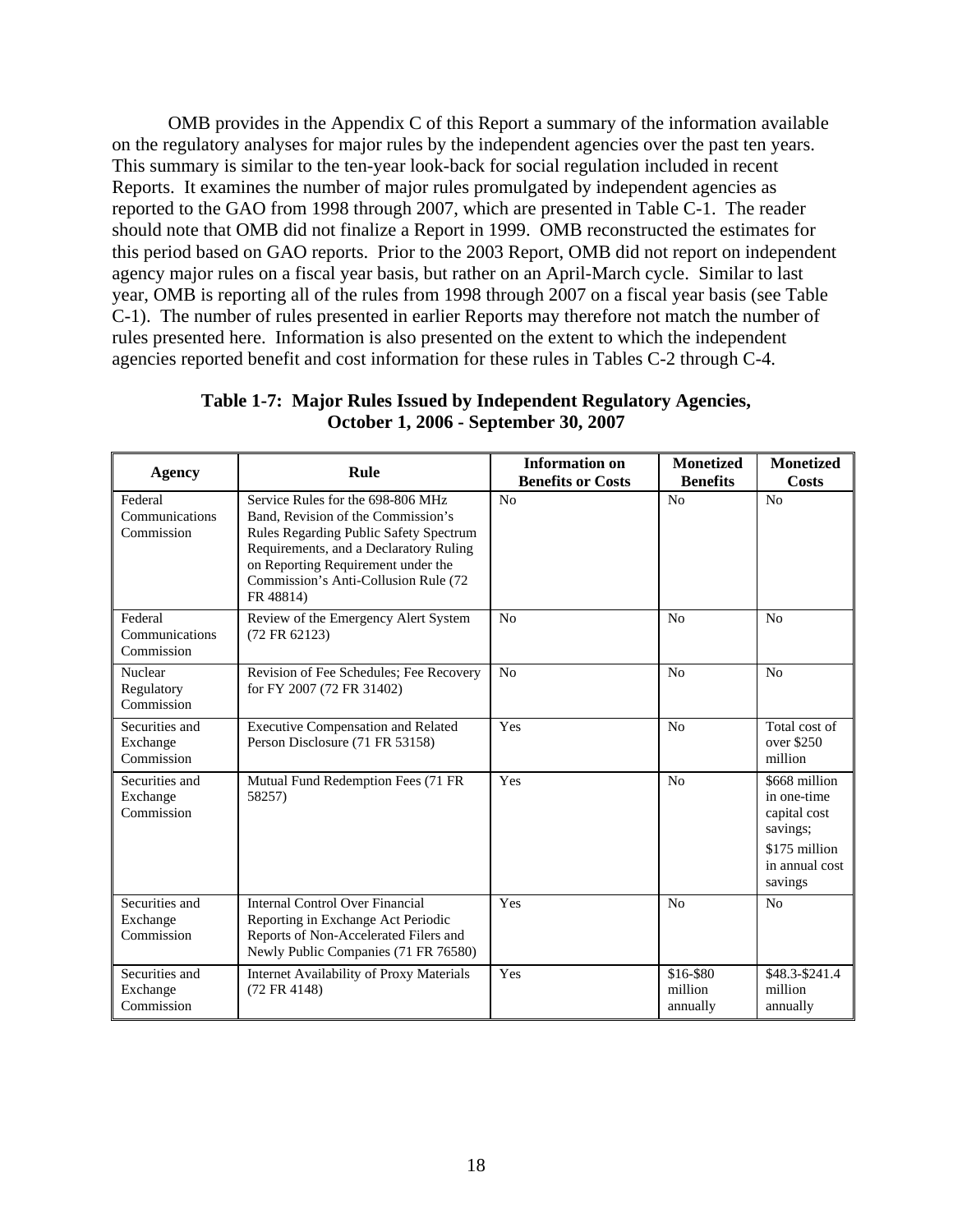OMB provides in the Appendix C of this Report a summary of the information available on the regulatory analyses for major rules by the independent agencies over the past ten years. This summary is similar to the ten-year look-back for social regulation included in recent Reports. It examines the number of major rules promulgated by independent agencies as reported to the GAO from 1998 through 2007, which are presented in Table C-1. The reader should note that OMB did not finalize a Report in 1999. OMB reconstructed the estimates for this period based on GAO reports. Prior to the 2003 Report, OMB did not report on independent agency major rules on a fiscal year basis, but rather on an April-March cycle. Similar to last year, OMB is reporting all of the rules from 1998 through 2007 on a fiscal year basis (see Table C-1). The number of rules presented in earlier Reports may therefore not match the number of rules presented here. Information is also presented on the extent to which the independent agencies reported benefit and cost information for these rules in Tables C-2 through C-4.

**Table 1-7: Major Rules Issued by Independent Regulatory Agencies, October 1, 2006 - September 30, 2007**

| Agency | Rule | Information on Benefits or Costs | Monetized Benefits | Monetized Costs |
|---|---|---|---|---|
| Federal Communications Commission | Service Rules for the 698-806 MHz Band, Revision of the Commission's Rules Regarding Public Safety Spectrum Requirements, and a Declaratory Ruling on Reporting Requirement under the Commission's Anti-Collusion Rule (72 FR 48814) | No | No | No |
| Federal Communications Commission | Review of the Emergency Alert System (72 FR 62123) | No | No | No |
| Nuclear Regulatory Commission | Revision of Fee Schedules; Fee Recovery for FY 2007 (72 FR 31402) | No | No | No |
| Securities and Exchange Commission | Executive Compensation and Related Person Disclosure (71 FR 53158) | Yes | No | Total cost of over $250 million |
| Securities and Exchange Commission | Mutual Fund Redemption Fees (71 FR 58257) | Yes | No | $668 million in one-time capital cost savings; $175 million in annual cost savings |
| Securities and Exchange Commission | Internal Control Over Financial Reporting in Exchange Act Periodic Reports of Non-Accelerated Filers and Newly Public Companies (71 FR 76580) | Yes | No | No |
| Securities and Exchange Commission | Internet Availability of Proxy Materials (72 FR 4148) | Yes | $16-$80 million annually | $48.3-$241.4 million annually |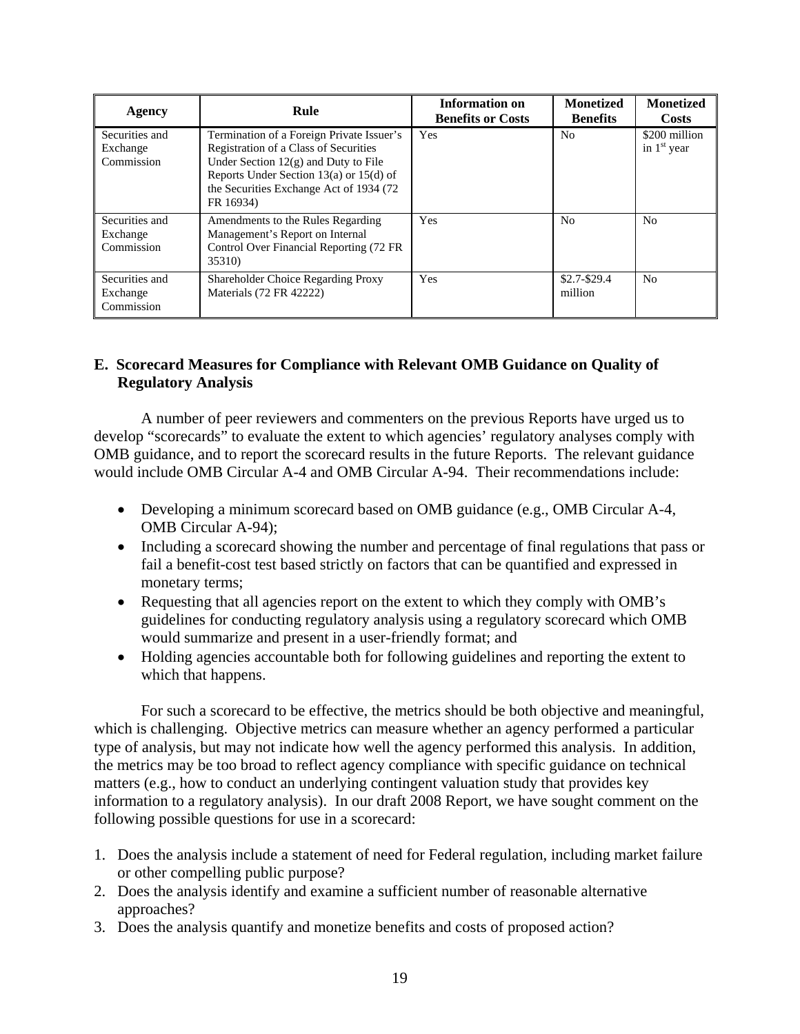| Agency | Rule | Information on Benefits or Costs | Monetized Benefits | Monetized Costs |
|---|---|---|---|---|
| Securities and Exchange Commission | Termination of a Foreign Private Issuer's Registration of a Class of Securities Under Section 12(g) and Duty to File Reports Under Section 13(a) or 15(d) of the Securities Exchange Act of 1934 (72 FR 16934) | Yes | No | \$200 million in 1st year |
| Securities and Exchange Commission | Amendments to the Rules Regarding Management's Report on Internal Control Over Financial Reporting (72 FR 35310) | Yes | No | No |
| Securities and Exchange Commission | Shareholder Choice Regarding Proxy Materials (72 FR 42222) | Yes | \$2.7-\$29.4 million | No |

## E. Scorecard Measures for Compliance with Relevant OMB Guidance on Quality of Regulatory Analysis

A number of peer reviewers and commenters on the previous Reports have urged us to develop "scorecards" to evaluate the extent to which agencies' regulatory analyses comply with OMB guidance, and to report the scorecard results in the future Reports. The relevant guidance would include OMB Circular A-4 and OMB Circular A-94. Their recommendations include:

- Developing a minimum scorecard based on OMB guidance (e.g., OMB Circular A-4, OMB Circular A-94);
- Including a scorecard showing the number and percentage of final regulations that pass or fail a benefit-cost test based strictly on factors that can be quantified and expressed in monetary terms;
- Requesting that all agencies report on the extent to which they comply with OMB's guidelines for conducting regulatory analysis using a regulatory scorecard which OMB would summarize and present in a user-friendly format; and
- Holding agencies accountable both for following guidelines and reporting the extent to which that happens.

For such a scorecard to be effective, the metrics should be both objective and meaningful, which is challenging. Objective metrics can measure whether an agency performed a particular type of analysis, but may not indicate how well the agency performed this analysis. In addition, the metrics may be too broad to reflect agency compliance with specific guidance on technical matters (e.g., how to conduct an underlying contingent valuation study that provides key information to a regulatory analysis). In our draft 2008 Report, we have sought comment on the following possible questions for use in a scorecard:

1. Does the analysis include a statement of need for Federal regulation, including market failure or other compelling public purpose?
2. Does the analysis identify and examine a sufficient number of reasonable alternative approaches?
3. Does the analysis quantify and monetize benefits and costs of proposed action?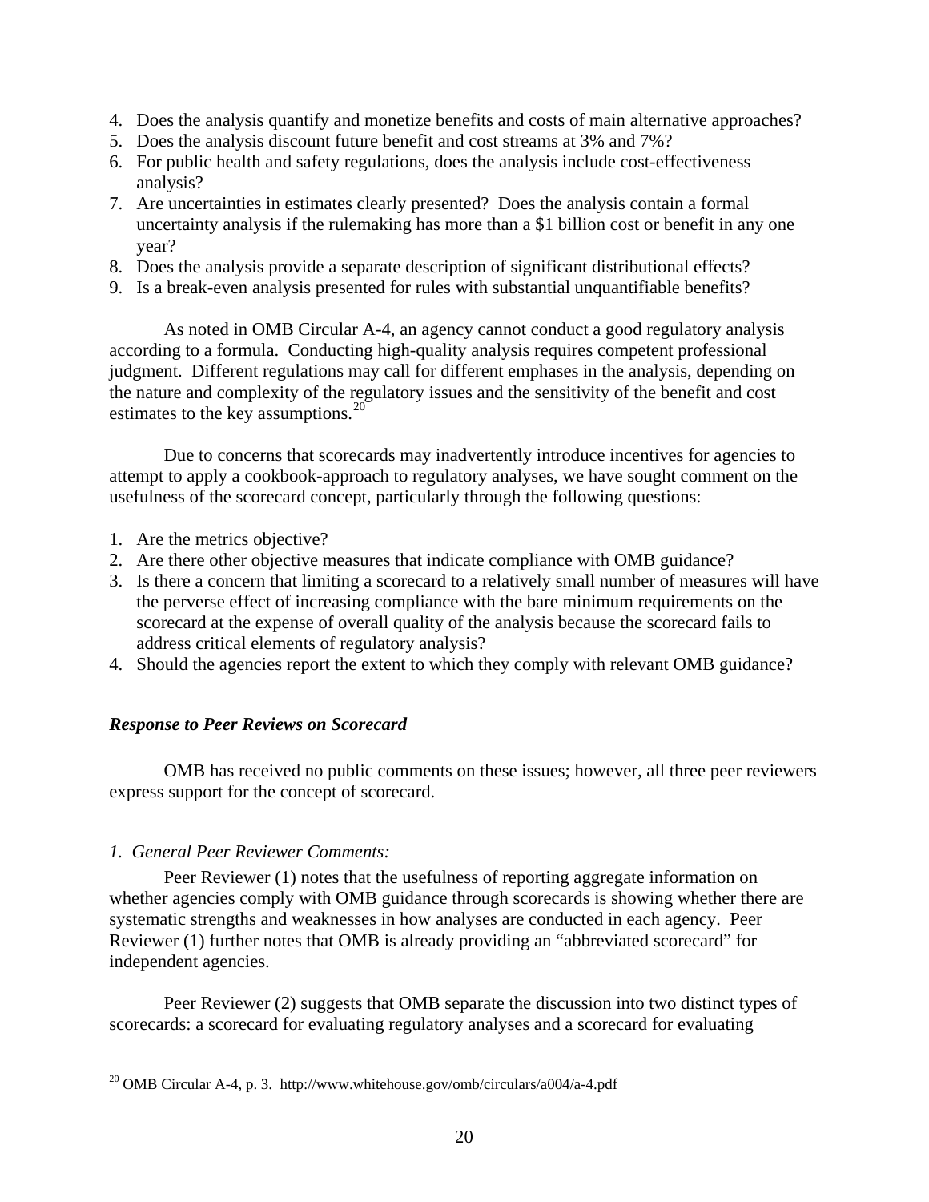4. Does the analysis quantify and monetize benefits and costs of main alternative approaches?
5. Does the analysis discount future benefit and cost streams at 3% and 7%?
6. For public health and safety regulations, does the analysis include cost-effectiveness analysis?
7. Are uncertainties in estimates clearly presented? Does the analysis contain a formal uncertainty analysis if the rulemaking has more than a $1 billion cost or benefit in any one year?
8. Does the analysis provide a separate description of significant distributional effects?
9. Is a break-even analysis presented for rules with substantial unquantifiable benefits?

As noted in OMB Circular A-4, an agency cannot conduct a good regulatory analysis according to a formula. Conducting high-quality analysis requires competent professional judgment. Different regulations may call for different emphases in the analysis, depending on the nature and complexity of the regulatory issues and the sensitivity of the benefit and cost estimates to the key assumptions.[20]

Due to concerns that scorecards may inadvertently introduce incentives for agencies to attempt to apply a cookbook-approach to regulatory analyses, we have sought comment on the usefulness of the scorecard concept, particularly through the following questions:

1. Are the metrics objective?
2. Are there other objective measures that indicate compliance with OMB guidance?
3. Is there a concern that limiting a scorecard to a relatively small number of measures will have the perverse effect of increasing compliance with the bare minimum requirements on the scorecard at the expense of overall quality of the analysis because the scorecard fails to address critical elements of regulatory analysis?
4. Should the agencies report the extent to which they comply with relevant OMB guidance?

### *Response to Peer Reviews on Scorecard*

OMB has received no public comments on these issues; however, all three peer reviewers express support for the concept of scorecard.

*1. General Peer Reviewer Comments:*

Peer Reviewer (1) notes that the usefulness of reporting aggregate information on whether agencies comply with OMB guidance through scorecards is showing whether there are systematic strengths and weaknesses in how analyses are conducted in each agency. Peer Reviewer (1) further notes that OMB is already providing an "abbreviated scorecard" for independent agencies.

Peer Reviewer (2) suggests that OMB separate the discussion into two distinct types of scorecards: a scorecard for evaluating regulatory analyses and a scorecard for evaluating

---

[20] OMB Circular A-4, p. 3. http://www.whitehouse.gov/omb/circulars/a004/a-4.pdf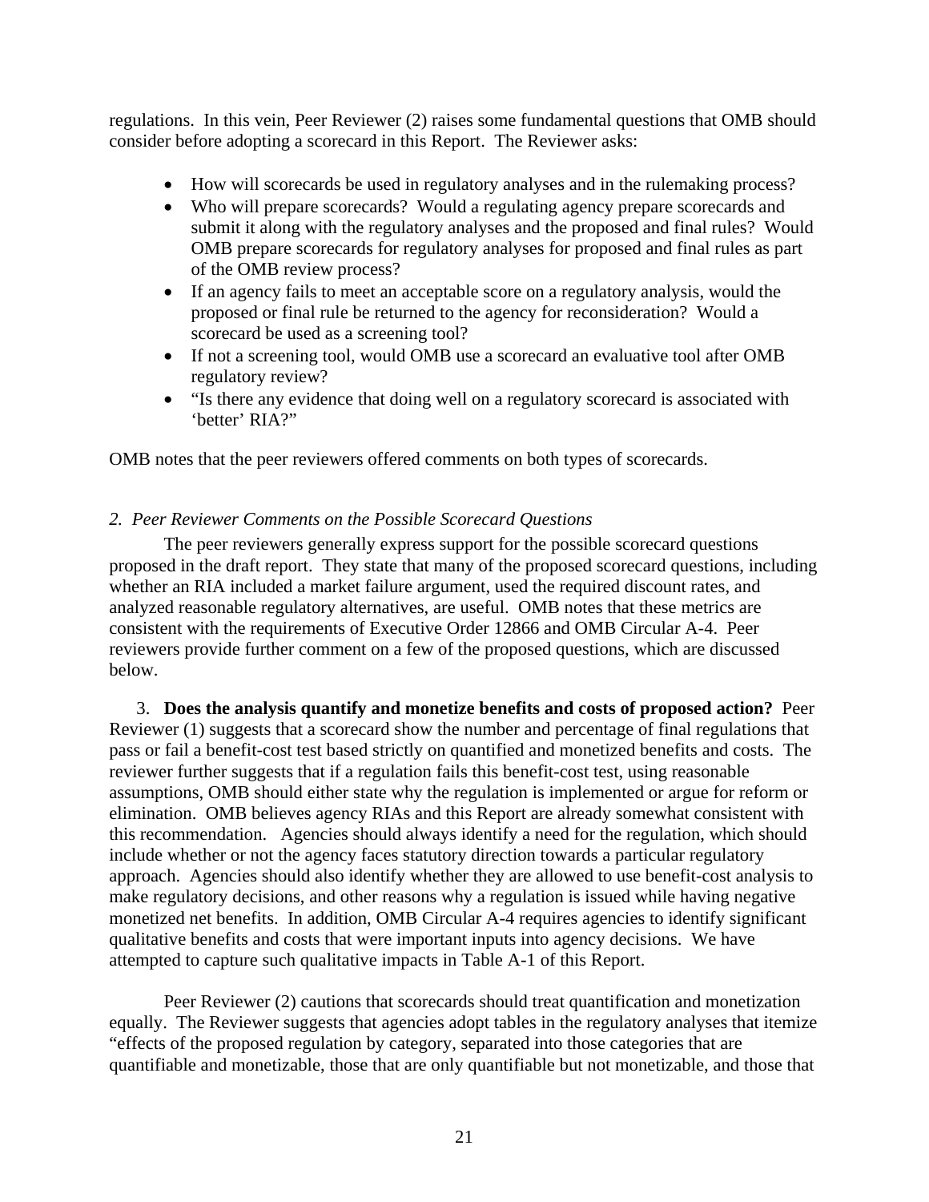regulations. In this vein, Peer Reviewer (2) raises some fundamental questions that OMB should consider before adopting a scorecard in this Report. The Reviewer asks:

- How will scorecards be used in regulatory analyses and in the rulemaking process?
- Who will prepare scorecards? Would a regulating agency prepare scorecards and submit it along with the regulatory analyses and the proposed and final rules? Would OMB prepare scorecards for regulatory analyses for proposed and final rules as part of the OMB review process?
- If an agency fails to meet an acceptable score on a regulatory analysis, would the proposed or final rule be returned to the agency for reconsideration? Would a scorecard be used as a screening tool?
- If not a screening tool, would OMB use a scorecard an evaluative tool after OMB regulatory review?
- "Is there any evidence that doing well on a regulatory scorecard is associated with 'better' RIA?"

OMB notes that the peer reviewers offered comments on both types of scorecards.

*2. Peer Reviewer Comments on the Possible Scorecard Questions*

The peer reviewers generally express support for the possible scorecard questions proposed in the draft report. They state that many of the proposed scorecard questions, including whether an RIA included a market failure argument, used the required discount rates, and analyzed reasonable regulatory alternatives, are useful. OMB notes that these metrics are consistent with the requirements of Executive Order 12866 and OMB Circular A-4. Peer reviewers provide further comment on a few of the proposed questions, which are discussed below.

3. **Does the analysis quantify and monetize benefits and costs of proposed action?** Peer Reviewer (1) suggests that a scorecard show the number and percentage of final regulations that pass or fail a benefit-cost test based strictly on quantified and monetized benefits and costs. The reviewer further suggests that if a regulation fails this benefit-cost test, using reasonable assumptions, OMB should either state why the regulation is implemented or argue for reform or elimination. OMB believes agency RIAs and this Report are already somewhat consistent with this recommendation. Agencies should always identify a need for the regulation, which should include whether or not the agency faces statutory direction towards a particular regulatory approach. Agencies should also identify whether they are allowed to use benefit-cost analysis to make regulatory decisions, and other reasons why a regulation is issued while having negative monetized net benefits. In addition, OMB Circular A-4 requires agencies to identify significant qualitative benefits and costs that were important inputs into agency decisions. We have attempted to capture such qualitative impacts in Table A-1 of this Report.

Peer Reviewer (2) cautions that scorecards should treat quantification and monetization equally. The Reviewer suggests that agencies adopt tables in the regulatory analyses that itemize "effects of the proposed regulation by category, separated into those categories that are quantifiable and monetizable, those that are only quantifiable but not monetizable, and those that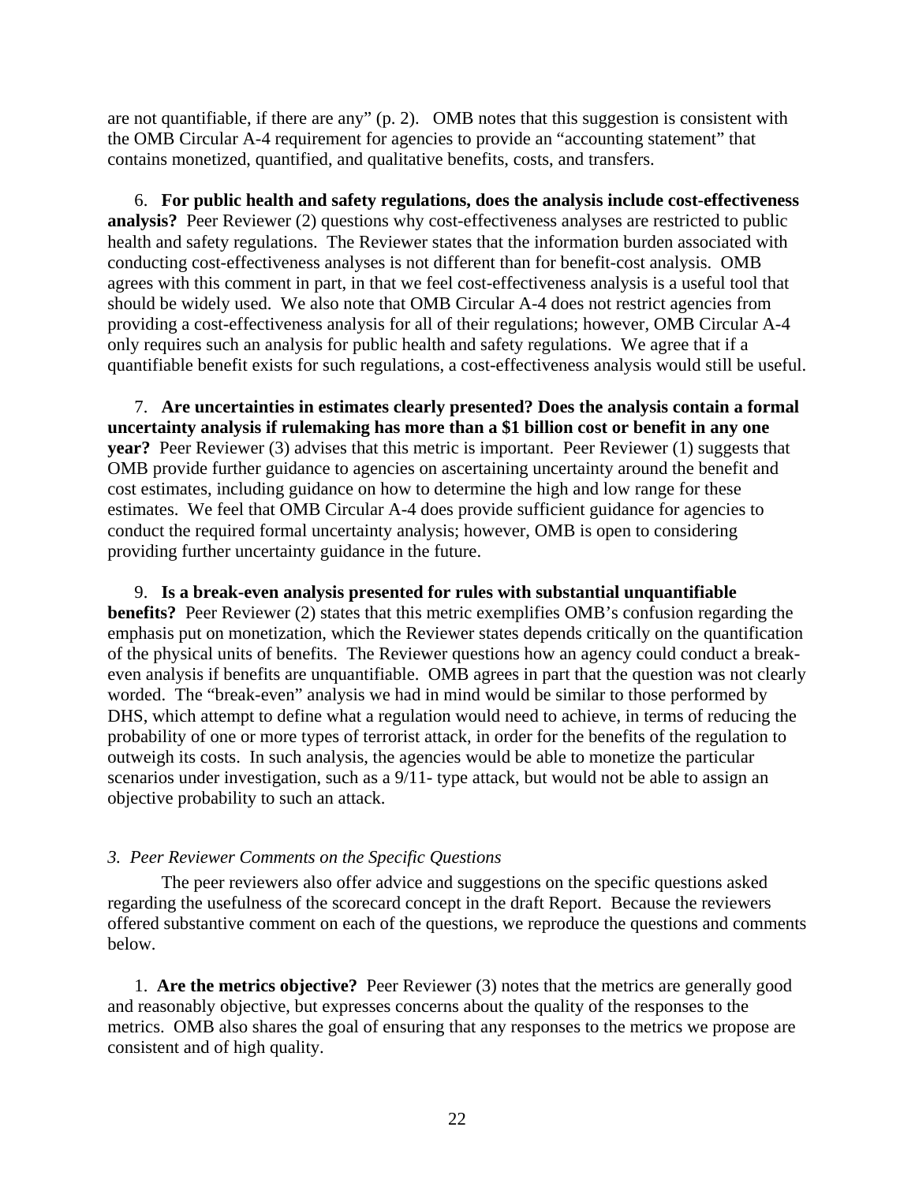are not quantifiable, if there are any" (p. 2). OMB notes that this suggestion is consistent with the OMB Circular A-4 requirement for agencies to provide an "accounting statement" that contains monetized, quantified, and qualitative benefits, costs, and transfers.

6. **For public health and safety regulations, does the analysis include cost-effectiveness analysis?** Peer Reviewer (2) questions why cost-effectiveness analyses are restricted to public health and safety regulations. The Reviewer states that the information burden associated with conducting cost-effectiveness analyses is not different than for benefit-cost analysis. OMB agrees with this comment in part, in that we feel cost-effectiveness analysis is a useful tool that should be widely used. We also note that OMB Circular A-4 does not restrict agencies from providing a cost-effectiveness analysis for all of their regulations; however, OMB Circular A-4 only requires such an analysis for public health and safety regulations. We agree that if a quantifiable benefit exists for such regulations, a cost-effectiveness analysis would still be useful.

7. **Are uncertainties in estimates clearly presented? Does the analysis contain a formal uncertainty analysis if rulemaking has more than a $1 billion cost or benefit in any one year?** Peer Reviewer (3) advises that this metric is important. Peer Reviewer (1) suggests that OMB provide further guidance to agencies on ascertaining uncertainty around the benefit and cost estimates, including guidance on how to determine the high and low range for these estimates. We feel that OMB Circular A-4 does provide sufficient guidance for agencies to conduct the required formal uncertainty analysis; however, OMB is open to considering providing further uncertainty guidance in the future.

9. **Is a break-even analysis presented for rules with substantial unquantifiable benefits?** Peer Reviewer (2) states that this metric exemplifies OMB's confusion regarding the emphasis put on monetization, which the Reviewer states depends critically on the quantification of the physical units of benefits. The Reviewer questions how an agency could conduct a break-even analysis if benefits are unquantifiable. OMB agrees in part that the question was not clearly worded. The "break-even" analysis we had in mind would be similar to those performed by DHS, which attempt to define what a regulation would need to achieve, in terms of reducing the probability of one or more types of terrorist attack, in order for the benefits of the regulation to outweigh its costs. In such analysis, the agencies would be able to monetize the particular scenarios under investigation, such as a 9/11- type attack, but would not be able to assign an objective probability to such an attack.

### *3. Peer Reviewer Comments on the Specific Questions*

The peer reviewers also offer advice and suggestions on the specific questions asked regarding the usefulness of the scorecard concept in the draft Report. Because the reviewers offered substantive comment on each of the questions, we reproduce the questions and comments below.

1. **Are the metrics objective?** Peer Reviewer (3) notes that the metrics are generally good and reasonably objective, but expresses concerns about the quality of the responses to the metrics. OMB also shares the goal of ensuring that any responses to the metrics we propose are consistent and of high quality.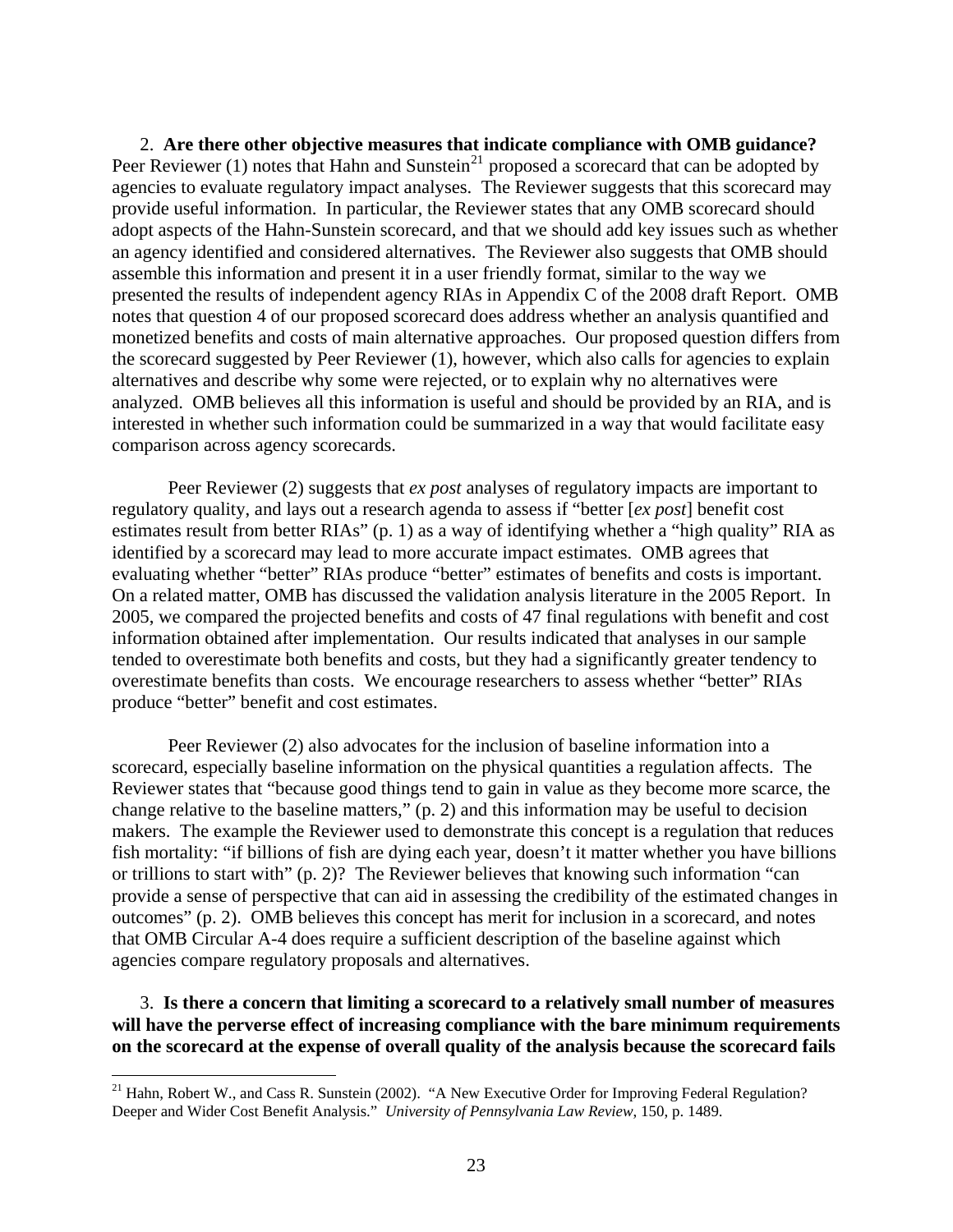2. **Are there other objective measures that indicate compliance with OMB guidance?** Peer Reviewer (1) notes that Hahn and Sunstein[21] proposed a scorecard that can be adopted by agencies to evaluate regulatory impact analyses. The Reviewer suggests that this scorecard may provide useful information. In particular, the Reviewer states that any OMB scorecard should adopt aspects of the Hahn-Sunstein scorecard, and that we should add key issues such as whether an agency identified and considered alternatives. The Reviewer also suggests that OMB should assemble this information and present it in a user friendly format, similar to the way we presented the results of independent agency RIAs in Appendix C of the 2008 draft Report. OMB notes that question 4 of our proposed scorecard does address whether an analysis quantified and monetized benefits and costs of main alternative approaches. Our proposed question differs from the scorecard suggested by Peer Reviewer (1), however, which also calls for agencies to explain alternatives and describe why some were rejected, or to explain why no alternatives were analyzed. OMB believes all this information is useful and should be provided by an RIA, and is interested in whether such information could be summarized in a way that would facilitate easy comparison across agency scorecards.

Peer Reviewer (2) suggests that *ex post* analyses of regulatory impacts are important to regulatory quality, and lays out a research agenda to assess if "better [*ex post*] benefit cost estimates result from better RIAs" (p. 1) as a way of identifying whether a "high quality" RIA as identified by a scorecard may lead to more accurate impact estimates. OMB agrees that evaluating whether "better" RIAs produce "better" estimates of benefits and costs is important. On a related matter, OMB has discussed the validation analysis literature in the 2005 Report. In 2005, we compared the projected benefits and costs of 47 final regulations with benefit and cost information obtained after implementation. Our results indicated that analyses in our sample tended to overestimate both benefits and costs, but they had a significantly greater tendency to overestimate benefits than costs. We encourage researchers to assess whether "better" RIAs produce "better" benefit and cost estimates.

Peer Reviewer (2) also advocates for the inclusion of baseline information into a scorecard, especially baseline information on the physical quantities a regulation affects. The Reviewer states that "because good things tend to gain in value as they become more scarce, the change relative to the baseline matters," (p. 2) and this information may be useful to decision makers. The example the Reviewer used to demonstrate this concept is a regulation that reduces fish mortality: "if billions of fish are dying each year, doesn't it matter whether you have billions or trillions to start with" (p. 2)? The Reviewer believes that knowing such information "can provide a sense of perspective that can aid in assessing the credibility of the estimated changes in outcomes" (p. 2). OMB believes this concept has merit for inclusion in a scorecard, and notes that OMB Circular A-4 does require a sufficient description of the baseline against which agencies compare regulatory proposals and alternatives.

3. **Is there a concern that limiting a scorecard to a relatively small number of measures will have the perverse effect of increasing compliance with the bare minimum requirements on the scorecard at the expense of overall quality of the analysis because the scorecard fails**

[21] Hahn, Robert W., and Cass R. Sunstein (2002). "A New Executive Order for Improving Federal Regulation? Deeper and Wider Cost Benefit Analysis." *University of Pennsylvania Law Review*, 150, p. 1489.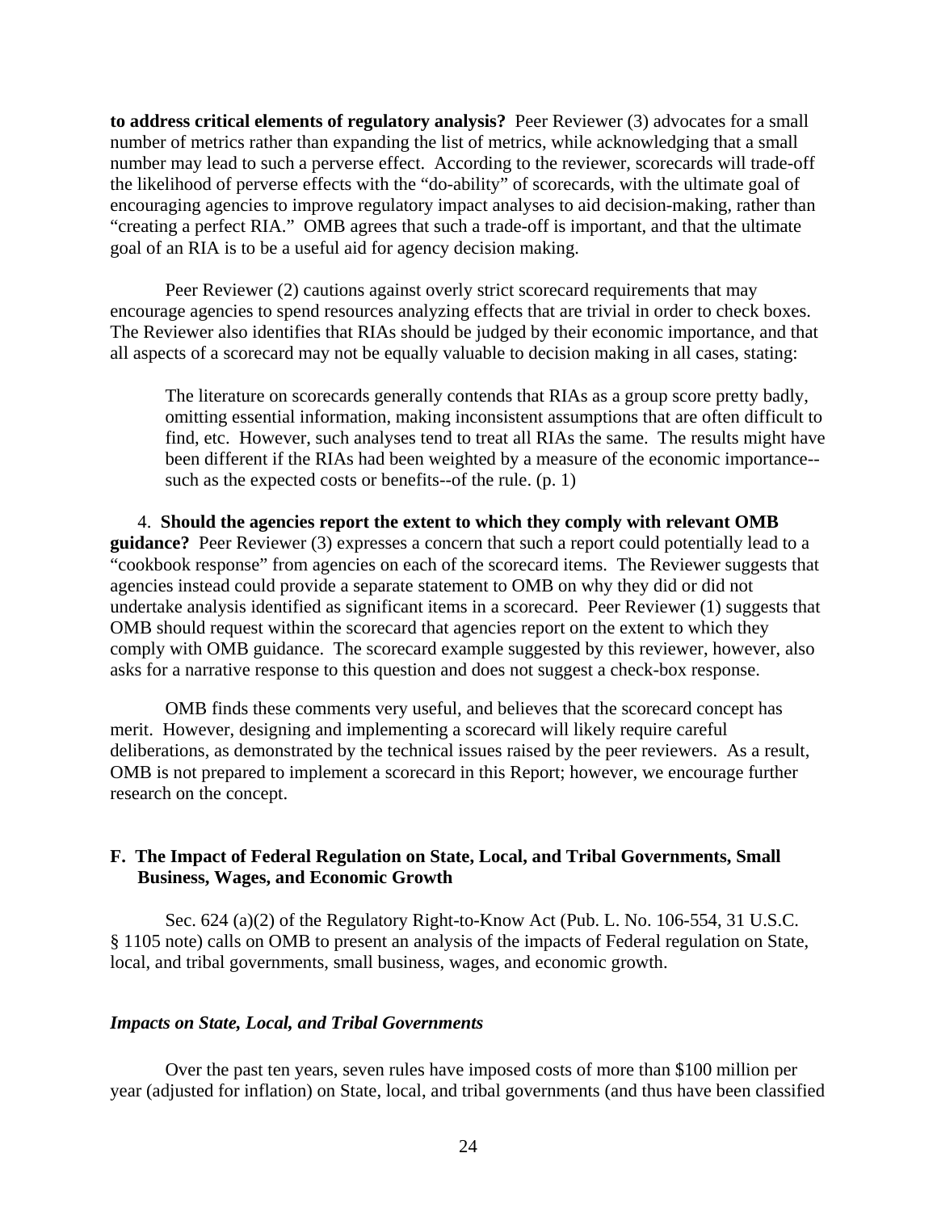**to address critical elements of regulatory analysis?** Peer Reviewer (3) advocates for a small number of metrics rather than expanding the list of metrics, while acknowledging that a small number may lead to such a perverse effect. According to the reviewer, scorecards will trade-off the likelihood of perverse effects with the "do-ability" of scorecards, with the ultimate goal of encouraging agencies to improve regulatory impact analyses to aid decision-making, rather than "creating a perfect RIA." OMB agrees that such a trade-off is important, and that the ultimate goal of an RIA is to be a useful aid for agency decision making.

Peer Reviewer (2) cautions against overly strict scorecard requirements that may encourage agencies to spend resources analyzing effects that are trivial in order to check boxes. The Reviewer also identifies that RIAs should be judged by their economic importance, and that all aspects of a scorecard may not be equally valuable to decision making in all cases, stating:

> The literature on scorecards generally contends that RIAs as a group score pretty badly, omitting essential information, making inconsistent assumptions that are often difficult to find, etc. However, such analyses tend to treat all RIAs the same. The results might have been different if the RIAs had been weighted by a measure of the economic importance--such as the expected costs or benefits--of the rule. (p. 1)

4. **Should the agencies report the extent to which they comply with relevant OMB guidance?** Peer Reviewer (3) expresses a concern that such a report could potentially lead to a "cookbook response" from agencies on each of the scorecard items. The Reviewer suggests that agencies instead could provide a separate statement to OMB on why they did or did not undertake analysis identified as significant items in a scorecard. Peer Reviewer (1) suggests that OMB should request within the scorecard that agencies report on the extent to which they comply with OMB guidance. The scorecard example suggested by this reviewer, however, also asks for a narrative response to this question and does not suggest a check-box response.

OMB finds these comments very useful, and believes that the scorecard concept has merit. However, designing and implementing a scorecard will likely require careful deliberations, as demonstrated by the technical issues raised by the peer reviewers. As a result, OMB is not prepared to implement a scorecard in this Report; however, we encourage further research on the concept.

## F. The Impact of Federal Regulation on State, Local, and Tribal Governments, Small Business, Wages, and Economic Growth

Sec. 624 (a)(2) of the Regulatory Right-to-Know Act (Pub. L. No. 106-554, 31 U.S.C. § 1105 note) calls on OMB to present an analysis of the impacts of Federal regulation on State, local, and tribal governments, small business, wages, and economic growth.

### *Impacts on State, Local, and Tribal Governments*

Over the past ten years, seven rules have imposed costs of more than \$100 million per year (adjusted for inflation) on State, local, and tribal governments (and thus have been classified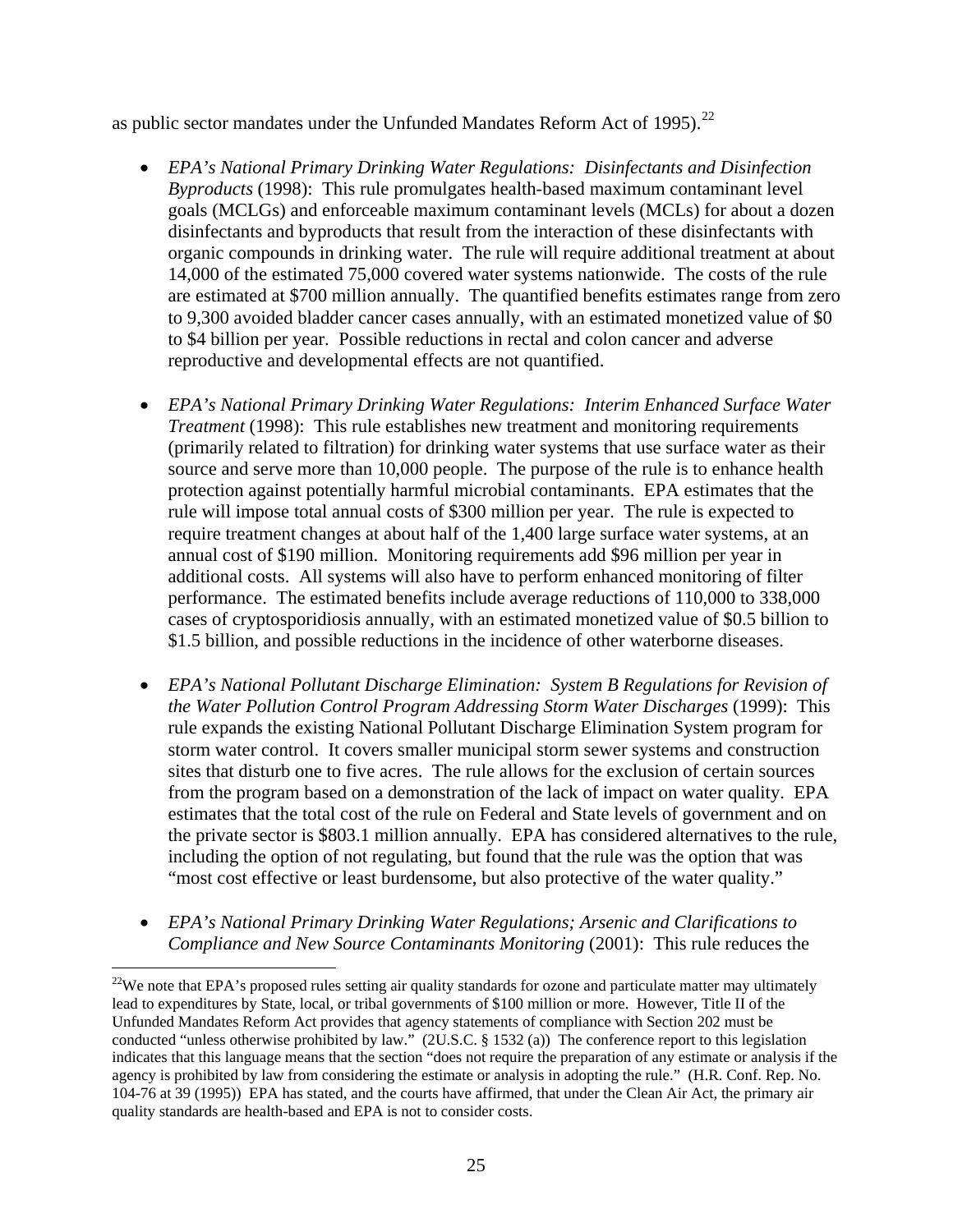as public sector mandates under the Unfunded Mandates Reform Act of 1995).[22]

- *EPA's National Primary Drinking Water Regulations: Disinfectants and Disinfection Byproducts* (1998): This rule promulgates health-based maximum contaminant level goals (MCLGs) and enforceable maximum contaminant levels (MCLs) for about a dozen disinfectants and byproducts that result from the interaction of these disinfectants with organic compounds in drinking water. The rule will require additional treatment at about 14,000 of the estimated 75,000 covered water systems nationwide. The costs of the rule are estimated at $700 million annually. The quantified benefits estimates range from zero to 9,300 avoided bladder cancer cases annually, with an estimated monetized value of $0 to $4 billion per year. Possible reductions in rectal and colon cancer and adverse reproductive and developmental effects are not quantified.

- *EPA's National Primary Drinking Water Regulations: Interim Enhanced Surface Water Treatment* (1998): This rule establishes new treatment and monitoring requirements (primarily related to filtration) for drinking water systems that use surface water as their source and serve more than 10,000 people. The purpose of the rule is to enhance health protection against potentially harmful microbial contaminants. EPA estimates that the rule will impose total annual costs of $300 million per year. The rule is expected to require treatment changes at about half of the 1,400 large surface water systems, at an annual cost of $190 million. Monitoring requirements add $96 million per year in additional costs. All systems will also have to perform enhanced monitoring of filter performance. The estimated benefits include average reductions of 110,000 to 338,000 cases of cryptosporidiosis annually, with an estimated monetized value of $0.5 billion to $1.5 billion, and possible reductions in the incidence of other waterborne diseases.

- *EPA's National Pollutant Discharge Elimination: System B Regulations for Revision of the Water Pollution Control Program Addressing Storm Water Discharges* (1999): This rule expands the existing National Pollutant Discharge Elimination System program for storm water control. It covers smaller municipal storm sewer systems and construction sites that disturb one to five acres. The rule allows for the exclusion of certain sources from the program based on a demonstration of the lack of impact on water quality. EPA estimates that the total cost of the rule on Federal and State levels of government and on the private sector is $803.1 million annually. EPA has considered alternatives to the rule, including the option of not regulating, but found that the rule was the option that was "most cost effective or least burdensome, but also protective of the water quality."

- *EPA's National Primary Drinking Water Regulations; Arsenic and Clarifications to Compliance and New Source Contaminants Monitoring* (2001): This rule reduces the

[22]We note that EPA's proposed rules setting air quality standards for ozone and particulate matter may ultimately lead to expenditures by State, local, or tribal governments of $100 million or more. However, Title II of the Unfunded Mandates Reform Act provides that agency statements of compliance with Section 202 must be conducted "unless otherwise prohibited by law." (2U.S.C. § 1532 (a)) The conference report to this legislation indicates that this language means that the section "does not require the preparation of any estimate or analysis if the agency is prohibited by law from considering the estimate or analysis in adopting the rule." (H.R. Conf. Rep. No. 104-76 at 39 (1995)) EPA has stated, and the courts have affirmed, that under the Clean Air Act, the primary air quality standards are health-based and EPA is not to consider costs.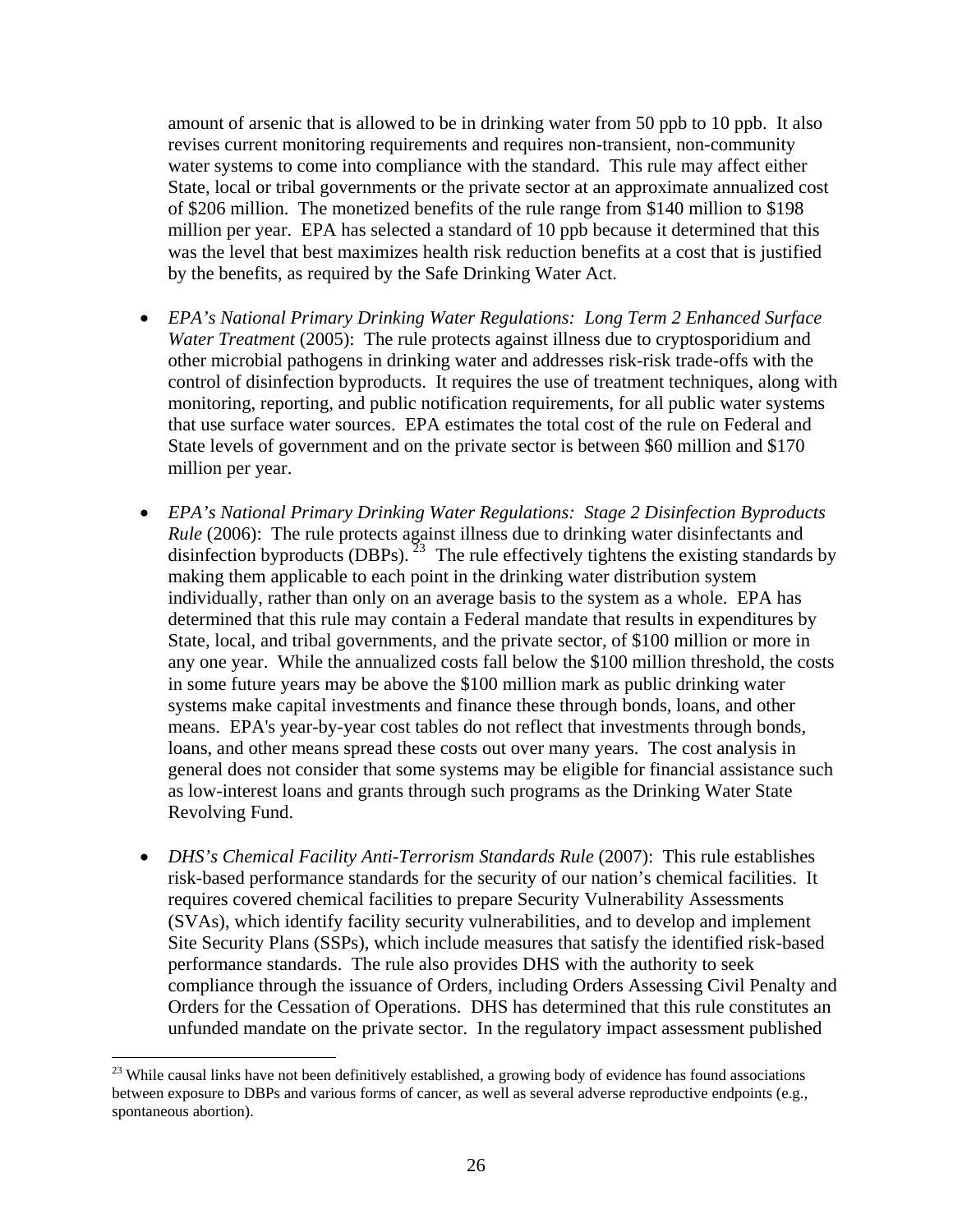amount of arsenic that is allowed to be in drinking water from 50 ppb to 10 ppb. It also revises current monitoring requirements and requires non-transient, non-community water systems to come into compliance with the standard. This rule may affect either State, local or tribal governments or the private sector at an approximate annualized cost of $206 million. The monetized benefits of the rule range from $140 million to $198 million per year. EPA has selected a standard of 10 ppb because it determined that this was the level that best maximizes health risk reduction benefits at a cost that is justified by the benefits, as required by the Safe Drinking Water Act.

- *EPA's National Primary Drinking Water Regulations: Long Term 2 Enhanced Surface Water Treatment* (2005): The rule protects against illness due to cryptosporidium and other microbial pathogens in drinking water and addresses risk-risk trade-offs with the control of disinfection byproducts. It requires the use of treatment techniques, along with monitoring, reporting, and public notification requirements, for all public water systems that use surface water sources. EPA estimates the total cost of the rule on Federal and State levels of government and on the private sector is between $60 million and $170 million per year.

- *EPA's National Primary Drinking Water Regulations: Stage 2 Disinfection Byproducts Rule* (2006): The rule protects against illness due to drinking water disinfectants and disinfection byproducts (DBPs). [23] The rule effectively tightens the existing standards by making them applicable to each point in the drinking water distribution system individually, rather than only on an average basis to the system as a whole. EPA has determined that this rule may contain a Federal mandate that results in expenditures by State, local, and tribal governments, and the private sector, of $100 million or more in any one year. While the annualized costs fall below the $100 million threshold, the costs in some future years may be above the $100 million mark as public drinking water systems make capital investments and finance these through bonds, loans, and other means. EPA's year-by-year cost tables do not reflect that investments through bonds, loans, and other means spread these costs out over many years. The cost analysis in general does not consider that some systems may be eligible for financial assistance such as low-interest loans and grants through such programs as the Drinking Water State Revolving Fund.

- *DHS's Chemical Facility Anti-Terrorism Standards Rule* (2007): This rule establishes risk-based performance standards for the security of our nation's chemical facilities. It requires covered chemical facilities to prepare Security Vulnerability Assessments (SVAs), which identify facility security vulnerabilities, and to develop and implement Site Security Plans (SSPs), which include measures that satisfy the identified risk-based performance standards. The rule also provides DHS with the authority to seek compliance through the issuance of Orders, including Orders Assessing Civil Penalty and Orders for the Cessation of Operations. DHS has determined that this rule constitutes an unfunded mandate on the private sector. In the regulatory impact assessment published

---

[23] While causal links have not been definitively established, a growing body of evidence has found associations between exposure to DBPs and various forms of cancer, as well as several adverse reproductive endpoints (e.g., spontaneous abortion).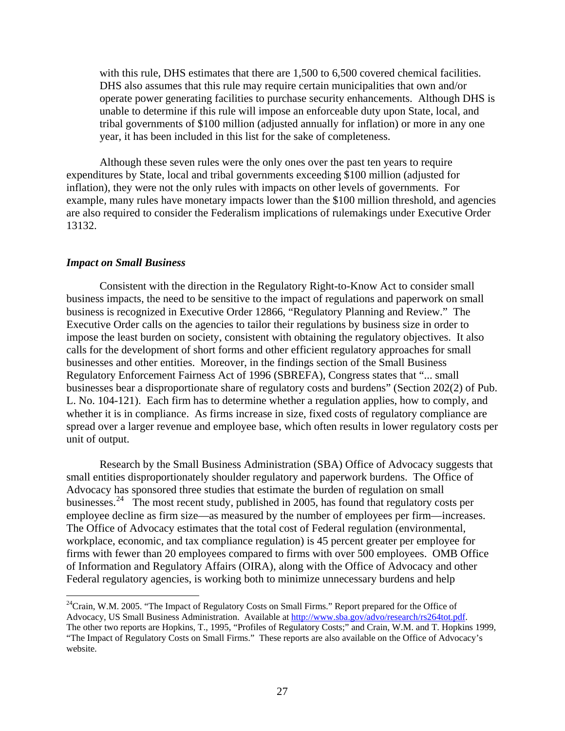with this rule, DHS estimates that there are 1,500 to 6,500 covered chemical facilities. DHS also assumes that this rule may require certain municipalities that own and/or operate power generating facilities to purchase security enhancements. Although DHS is unable to determine if this rule will impose an enforceable duty upon State, local, and tribal governments of $100 million (adjusted annually for inflation) or more in any one year, it has been included in this list for the sake of completeness.

Although these seven rules were the only ones over the past ten years to require expenditures by State, local and tribal governments exceeding $100 million (adjusted for inflation), they were not the only rules with impacts on other levels of governments. For example, many rules have monetary impacts lower than the $100 million threshold, and agencies are also required to consider the Federalism implications of rulemakings under Executive Order 13132.

### *Impact on Small Business*

Consistent with the direction in the Regulatory Right-to-Know Act to consider small business impacts, the need to be sensitive to the impact of regulations and paperwork on small business is recognized in Executive Order 12866, "Regulatory Planning and Review." The Executive Order calls on the agencies to tailor their regulations by business size in order to impose the least burden on society, consistent with obtaining the regulatory objectives. It also calls for the development of short forms and other efficient regulatory approaches for small businesses and other entities. Moreover, in the findings section of the Small Business Regulatory Enforcement Fairness Act of 1996 (SBREFA), Congress states that "... small businesses bear a disproportionate share of regulatory costs and burdens" (Section 202(2) of Pub. L. No. 104-121). Each firm has to determine whether a regulation applies, how to comply, and whether it is in compliance. As firms increase in size, fixed costs of regulatory compliance are spread over a larger revenue and employee base, which often results in lower regulatory costs per unit of output.

Research by the Small Business Administration (SBA) Office of Advocacy suggests that small entities disproportionately shoulder regulatory and paperwork burdens. The Office of Advocacy has sponsored three studies that estimate the burden of regulation on small businesses.[24] The most recent study, published in 2005, has found that regulatory costs per employee decline as firm size—as measured by the number of employees per firm—increases. The Office of Advocacy estimates that the total cost of Federal regulation (environmental, workplace, economic, and tax compliance regulation) is 45 percent greater per employee for firms with fewer than 20 employees compared to firms with over 500 employees. OMB Office of Information and Regulatory Affairs (OIRA), along with the Office of Advocacy and other Federal regulatory agencies, is working both to minimize unnecessary burdens and help

---

[24] Crain, W.M. 2005. "The Impact of Regulatory Costs on Small Firms." Report prepared for the Office of Advocacy, US Small Business Administration. Available at http://www.sba.gov/advo/research/rs264tot.pdf. The other two reports are Hopkins, T., 1995, "Profiles of Regulatory Costs;" and Crain, W.M. and T. Hopkins 1999, "The Impact of Regulatory Costs on Small Firms." These reports are also available on the Office of Advocacy's website.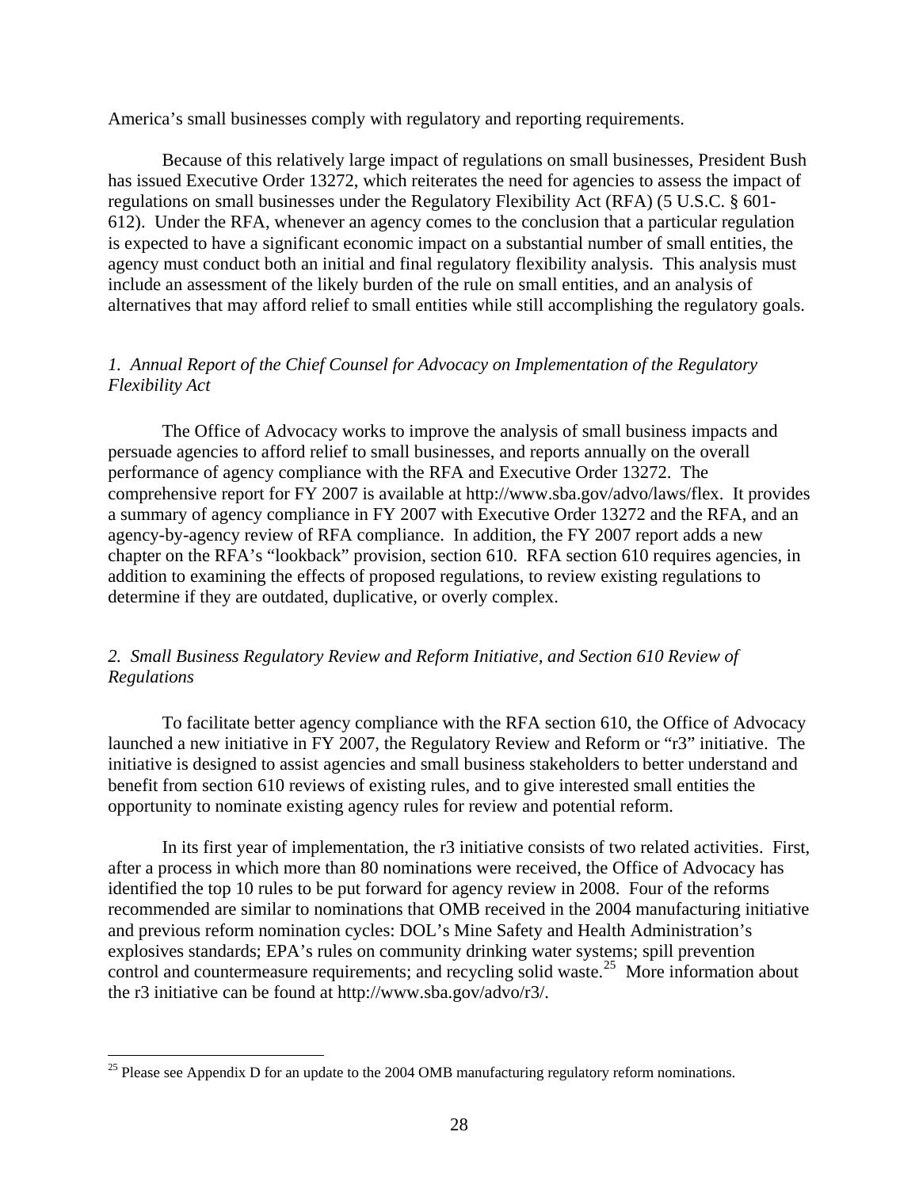America's small businesses comply with regulatory and reporting requirements.

Because of this relatively large impact of regulations on small businesses, President Bush has issued Executive Order 13272, which reiterates the need for agencies to assess the impact of regulations on small businesses under the Regulatory Flexibility Act (RFA) (5 U.S.C. § 601-612). Under the RFA, whenever an agency comes to the conclusion that a particular regulation is expected to have a significant economic impact on a substantial number of small entities, the agency must conduct both an initial and final regulatory flexibility analysis. This analysis must include an assessment of the likely burden of the rule on small entities, and an analysis of alternatives that may afford relief to small entities while still accomplishing the regulatory goals.

*1. Annual Report of the Chief Counsel for Advocacy on Implementation of the Regulatory Flexibility Act*

The Office of Advocacy works to improve the analysis of small business impacts and persuade agencies to afford relief to small businesses, and reports annually on the overall performance of agency compliance with the RFA and Executive Order 13272. The comprehensive report for FY 2007 is available at http://www.sba.gov/advo/laws/flex. It provides a summary of agency compliance in FY 2007 with Executive Order 13272 and the RFA, and an agency-by-agency review of RFA compliance. In addition, the FY 2007 report adds a new chapter on the RFA's "lookback" provision, section 610. RFA section 610 requires agencies, in addition to examining the effects of proposed regulations, to review existing regulations to determine if they are outdated, duplicative, or overly complex.

*2. Small Business Regulatory Review and Reform Initiative, and Section 610 Review of Regulations*

To facilitate better agency compliance with the RFA section 610, the Office of Advocacy launched a new initiative in FY 2007, the Regulatory Review and Reform or "r3" initiative. The initiative is designed to assist agencies and small business stakeholders to better understand and benefit from section 610 reviews of existing rules, and to give interested small entities the opportunity to nominate existing agency rules for review and potential reform.

In its first year of implementation, the r3 initiative consists of two related activities. First, after a process in which more than 80 nominations were received, the Office of Advocacy has identified the top 10 rules to be put forward for agency review in 2008. Four of the reforms recommended are similar to nominations that OMB received in the 2004 manufacturing initiative and previous reform nomination cycles: DOL's Mine Safety and Health Administration's explosives standards; EPA's rules on community drinking water systems; spill prevention control and countermeasure requirements; and recycling solid waste.[25] More information about the r3 initiative can be found at http://www.sba.gov/advo/r3/.

[25] Please see Appendix D for an update to the 2004 OMB manufacturing regulatory reform nominations.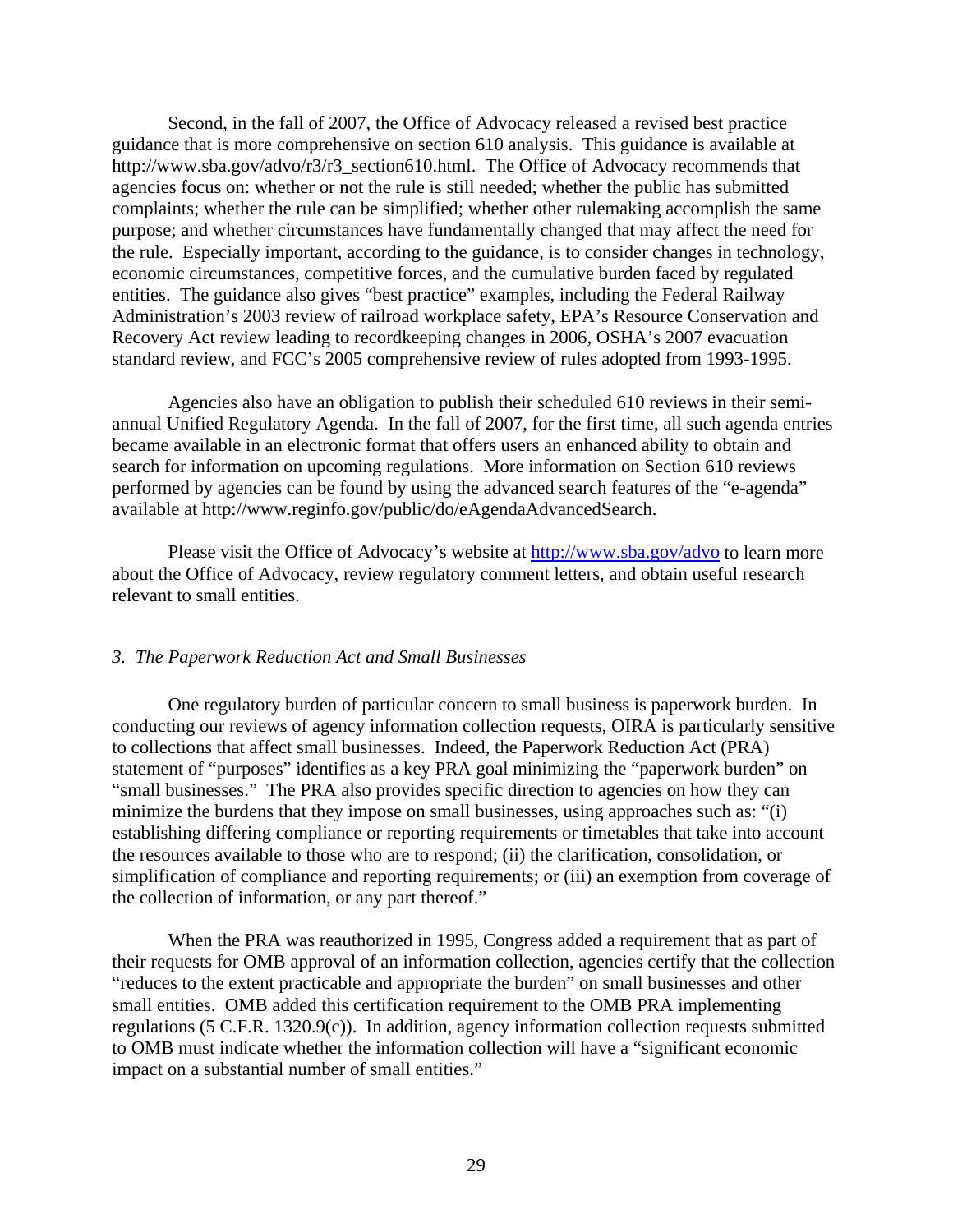Second, in the fall of 2007, the Office of Advocacy released a revised best practice guidance that is more comprehensive on section 610 analysis. This guidance is available at http://www.sba.gov/advo/r3/r3_section610.html. The Office of Advocacy recommends that agencies focus on: whether or not the rule is still needed; whether the public has submitted complaints; whether the rule can be simplified; whether other rulemaking accomplish the same purpose; and whether circumstances have fundamentally changed that may affect the need for the rule. Especially important, according to the guidance, is to consider changes in technology, economic circumstances, competitive forces, and the cumulative burden faced by regulated entities. The guidance also gives "best practice" examples, including the Federal Railway Administration's 2003 review of railroad workplace safety, EPA's Resource Conservation and Recovery Act review leading to recordkeeping changes in 2006, OSHA's 2007 evacuation standard review, and FCC's 2005 comprehensive review of rules adopted from 1993-1995.

Agencies also have an obligation to publish their scheduled 610 reviews in their semi-annual Unified Regulatory Agenda. In the fall of 2007, for the first time, all such agenda entries became available in an electronic format that offers users an enhanced ability to obtain and search for information on upcoming regulations. More information on Section 610 reviews performed by agencies can be found by using the advanced search features of the "e-agenda" available at http://www.reginfo.gov/public/do/eAgendaAdvancedSearch.

Please visit the Office of Advocacy's website at [http://www.sba.gov/advo](http://www.sba.gov/advo) to learn more about the Office of Advocacy, review regulatory comment letters, and obtain useful research relevant to small entities.

### *3. The Paperwork Reduction Act and Small Businesses*

One regulatory burden of particular concern to small business is paperwork burden. In conducting our reviews of agency information collection requests, OIRA is particularly sensitive to collections that affect small businesses. Indeed, the Paperwork Reduction Act (PRA) statement of "purposes" identifies as a key PRA goal minimizing the "paperwork burden" on "small businesses." The PRA also provides specific direction to agencies on how they can minimize the burdens that they impose on small businesses, using approaches such as: "(i) establishing differing compliance or reporting requirements or timetables that take into account the resources available to those who are to respond; (ii) the clarification, consolidation, or simplification of compliance and reporting requirements; or (iii) an exemption from coverage of the collection of information, or any part thereof."

When the PRA was reauthorized in 1995, Congress added a requirement that as part of their requests for OMB approval of an information collection, agencies certify that the collection "reduces to the extent practicable and appropriate the burden" on small businesses and other small entities. OMB added this certification requirement to the OMB PRA implementing regulations (5 C.F.R. 1320.9(c)). In addition, agency information collection requests submitted to OMB must indicate whether the information collection will have a "significant economic impact on a substantial number of small entities."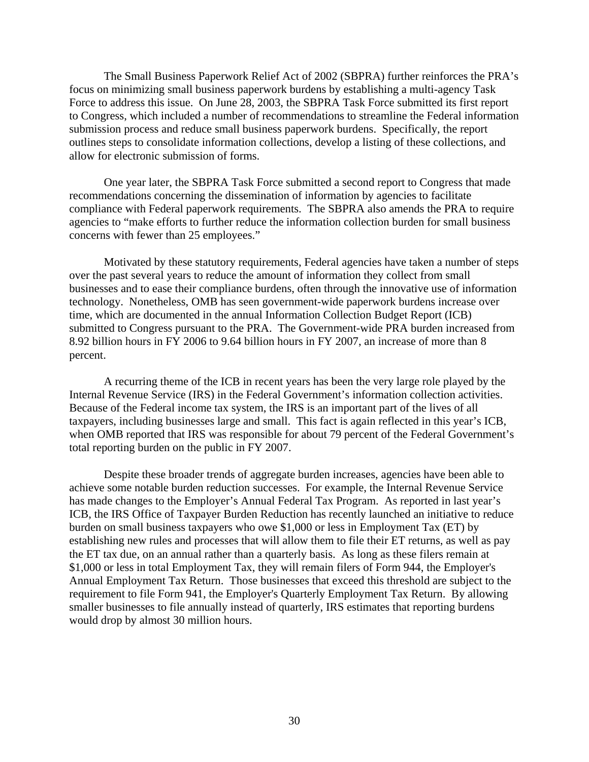The Small Business Paperwork Relief Act of 2002 (SBPRA) further reinforces the PRA's focus on minimizing small business paperwork burdens by establishing a multi-agency Task Force to address this issue. On June 28, 2003, the SBPRA Task Force submitted its first report to Congress, which included a number of recommendations to streamline the Federal information submission process and reduce small business paperwork burdens. Specifically, the report outlines steps to consolidate information collections, develop a listing of these collections, and allow for electronic submission of forms.

One year later, the SBPRA Task Force submitted a second report to Congress that made recommendations concerning the dissemination of information by agencies to facilitate compliance with Federal paperwork requirements. The SBPRA also amends the PRA to require agencies to "make efforts to further reduce the information collection burden for small business concerns with fewer than 25 employees."

Motivated by these statutory requirements, Federal agencies have taken a number of steps over the past several years to reduce the amount of information they collect from small businesses and to ease their compliance burdens, often through the innovative use of information technology. Nonetheless, OMB has seen government-wide paperwork burdens increase over time, which are documented in the annual Information Collection Budget Report (ICB) submitted to Congress pursuant to the PRA. The Government-wide PRA burden increased from 8.92 billion hours in FY 2006 to 9.64 billion hours in FY 2007, an increase of more than 8 percent.

A recurring theme of the ICB in recent years has been the very large role played by the Internal Revenue Service (IRS) in the Federal Government's information collection activities. Because of the Federal income tax system, the IRS is an important part of the lives of all taxpayers, including businesses large and small. This fact is again reflected in this year's ICB, when OMB reported that IRS was responsible for about 79 percent of the Federal Government's total reporting burden on the public in FY 2007.

Despite these broader trends of aggregate burden increases, agencies have been able to achieve some notable burden reduction successes. For example, the Internal Revenue Service has made changes to the Employer's Annual Federal Tax Program. As reported in last year's ICB, the IRS Office of Taxpayer Burden Reduction has recently launched an initiative to reduce burden on small business taxpayers who owe $1,000 or less in Employment Tax (ET) by establishing new rules and processes that will allow them to file their ET returns, as well as pay the ET tax due, on an annual rather than a quarterly basis. As long as these filers remain at $1,000 or less in total Employment Tax, they will remain filers of Form 944, the Employer's Annual Employment Tax Return. Those businesses that exceed this threshold are subject to the requirement to file Form 941, the Employer's Quarterly Employment Tax Return. By allowing smaller businesses to file annually instead of quarterly, IRS estimates that reporting burdens would drop by almost 30 million hours.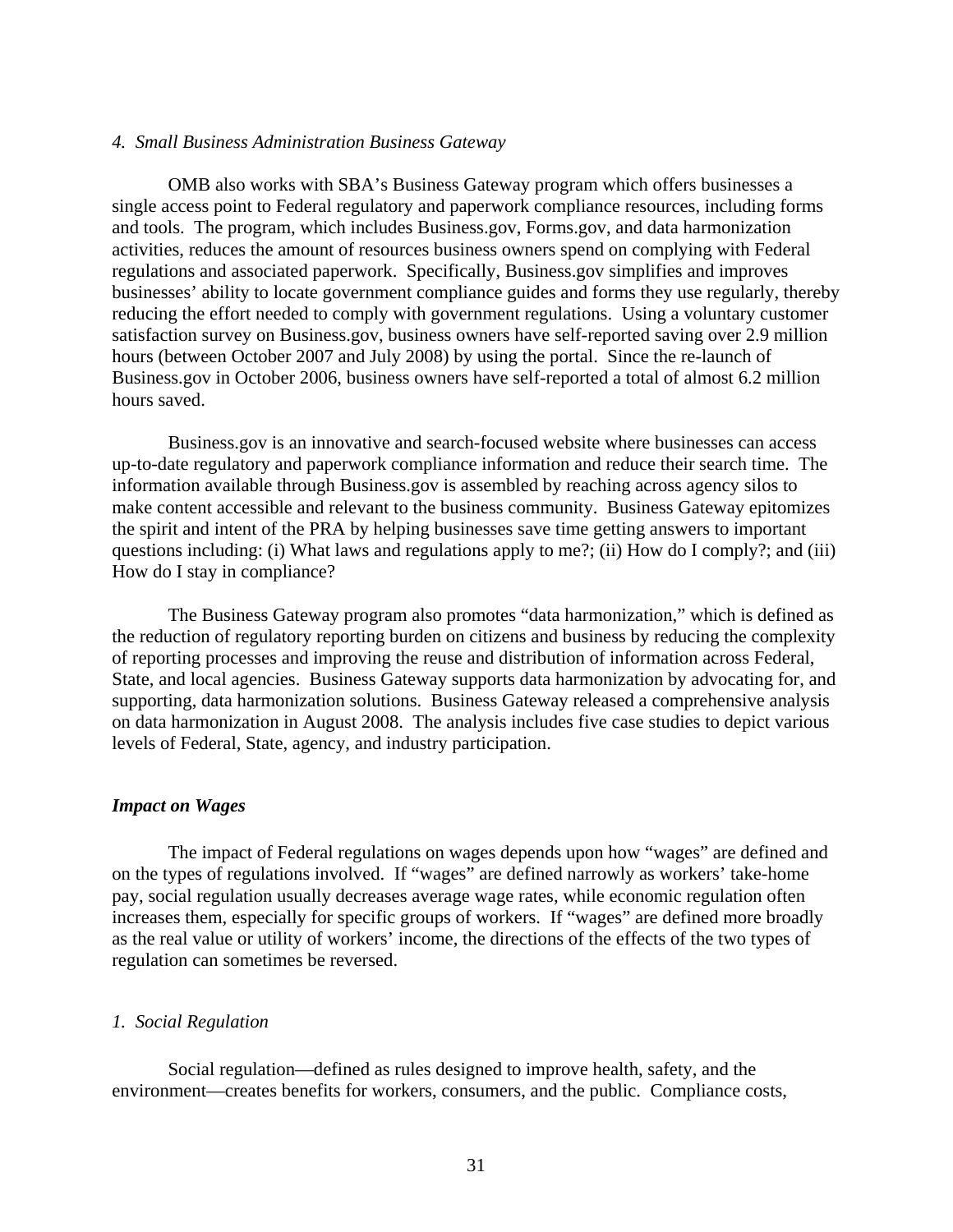*4. Small Business Administration Business Gateway*

OMB also works with SBA's Business Gateway program which offers businesses a single access point to Federal regulatory and paperwork compliance resources, including forms and tools. The program, which includes Business.gov, Forms.gov, and data harmonization activities, reduces the amount of resources business owners spend on complying with Federal regulations and associated paperwork. Specifically, Business.gov simplifies and improves businesses' ability to locate government compliance guides and forms they use regularly, thereby reducing the effort needed to comply with government regulations. Using a voluntary customer satisfaction survey on Business.gov, business owners have self-reported saving over 2.9 million hours (between October 2007 and July 2008) by using the portal. Since the re-launch of Business.gov in October 2006, business owners have self-reported a total of almost 6.2 million hours saved.

Business.gov is an innovative and search-focused website where businesses can access up-to-date regulatory and paperwork compliance information and reduce their search time. The information available through Business.gov is assembled by reaching across agency silos to make content accessible and relevant to the business community. Business Gateway epitomizes the spirit and intent of the PRA by helping businesses save time getting answers to important questions including: (i) What laws and regulations apply to me?; (ii) How do I comply?; and (iii) How do I stay in compliance?

The Business Gateway program also promotes "data harmonization," which is defined as the reduction of regulatory reporting burden on citizens and business by reducing the complexity of reporting processes and improving the reuse and distribution of information across Federal, State, and local agencies. Business Gateway supports data harmonization by advocating for, and supporting, data harmonization solutions. Business Gateway released a comprehensive analysis on data harmonization in August 2008. The analysis includes five case studies to depict various levels of Federal, State, agency, and industry participation.

***Impact on Wages***

The impact of Federal regulations on wages depends upon how "wages" are defined and on the types of regulations involved. If "wages" are defined narrowly as workers' take-home pay, social regulation usually decreases average wage rates, while economic regulation often increases them, especially for specific groups of workers. If "wages" are defined more broadly as the real value or utility of workers' income, the directions of the effects of the two types of regulation can sometimes be reversed.

*1. Social Regulation*

Social regulation—defined as rules designed to improve health, safety, and the environment—creates benefits for workers, consumers, and the public. Compliance costs,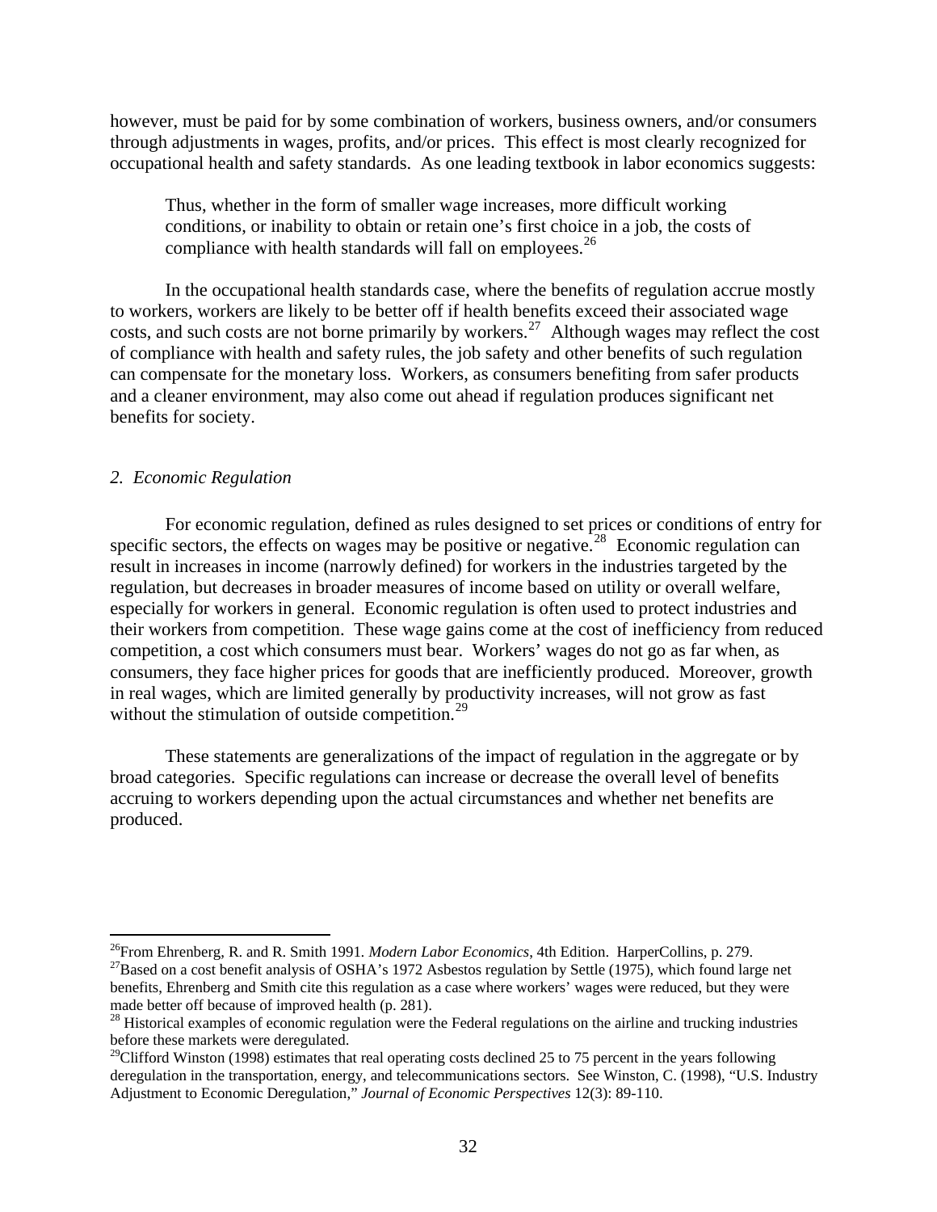however, must be paid for by some combination of workers, business owners, and/or consumers through adjustments in wages, profits, and/or prices. This effect is most clearly recognized for occupational health and safety standards. As one leading textbook in labor economics suggests:

> Thus, whether in the form of smaller wage increases, more difficult working conditions, or inability to obtain or retain one's first choice in a job, the costs of compliance with health standards will fall on employees.[26]

In the occupational health standards case, where the benefits of regulation accrue mostly to workers, workers are likely to be better off if health benefits exceed their associated wage costs, and such costs are not borne primarily by workers.[27] Although wages may reflect the cost of compliance with health and safety rules, the job safety and other benefits of such regulation can compensate for the monetary loss. Workers, as consumers benefiting from safer products and a cleaner environment, may also come out ahead if regulation produces significant net benefits for society.

### *2. Economic Regulation*

For economic regulation, defined as rules designed to set prices or conditions of entry for specific sectors, the effects on wages may be positive or negative.[28] Economic regulation can result in increases in income (narrowly defined) for workers in the industries targeted by the regulation, but decreases in broader measures of income based on utility or overall welfare, especially for workers in general. Economic regulation is often used to protect industries and their workers from competition. These wage gains come at the cost of inefficiency from reduced competition, a cost which consumers must bear. Workers' wages do not go as far when, as consumers, they face higher prices for goods that are inefficiently produced. Moreover, growth in real wages, which are limited generally by productivity increases, will not grow as fast without the stimulation of outside competition.[29]

These statements are generalizations of the impact of regulation in the aggregate or by broad categories. Specific regulations can increase or decrease the overall level of benefits accruing to workers depending upon the actual circumstances and whether net benefits are produced.

---

[26]From Ehrenberg, R. and R. Smith 1991. *Modern Labor Economics*, 4th Edition. HarperCollins, p. 279.

[27]Based on a cost benefit analysis of OSHA's 1972 Asbestos regulation by Settle (1975), which found large net benefits, Ehrenberg and Smith cite this regulation as a case where workers' wages were reduced, but they were made better off because of improved health (p. 281).

[28] Historical examples of economic regulation were the Federal regulations on the airline and trucking industries before these markets were deregulated.

[29]Clifford Winston (1998) estimates that real operating costs declined 25 to 75 percent in the years following deregulation in the transportation, energy, and telecommunications sectors. See Winston, C. (1998), "U.S. Industry Adjustment to Economic Deregulation," *Journal of Economic Perspectives* 12(3): 89-110.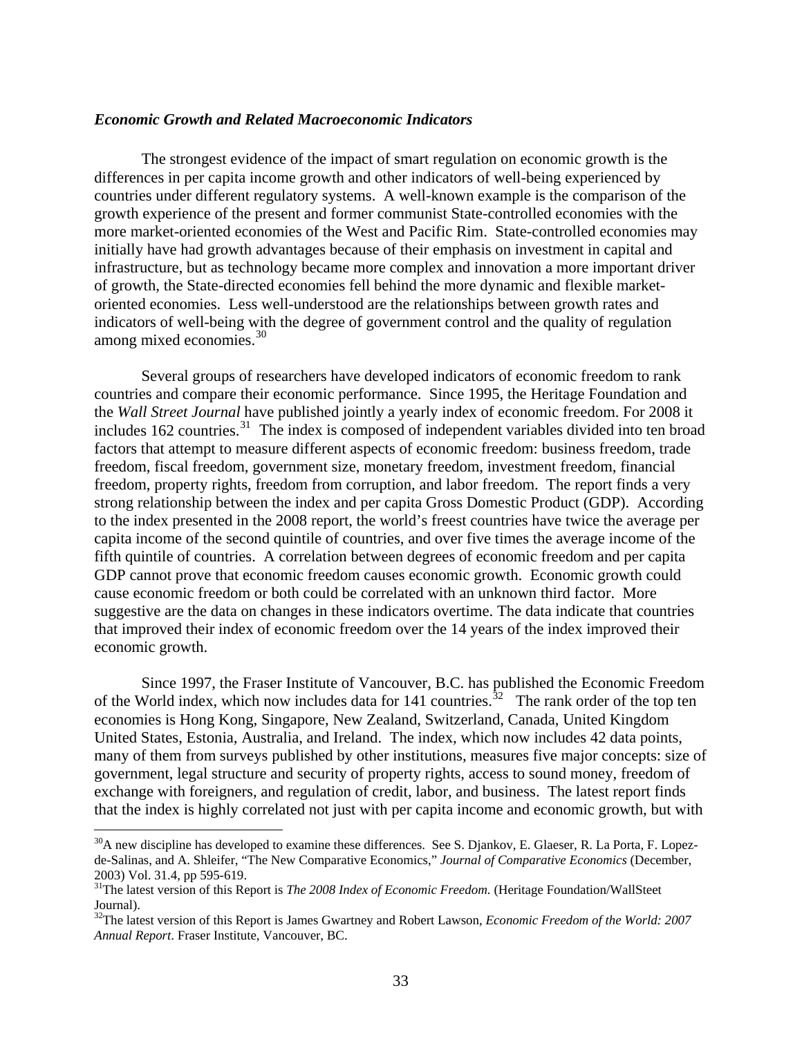### *Economic Growth and Related Macroeconomic Indicators*

The strongest evidence of the impact of smart regulation on economic growth is the differences in per capita income growth and other indicators of well-being experienced by countries under different regulatory systems. A well-known example is the comparison of the growth experience of the present and former communist State-controlled economies with the more market-oriented economies of the West and Pacific Rim. State-controlled economies may initially have had growth advantages because of their emphasis on investment in capital and infrastructure, but as technology became more complex and innovation a more important driver of growth, the State-directed economies fell behind the more dynamic and flexible market-oriented economies. Less well-understood are the relationships between growth rates and indicators of well-being with the degree of government control and the quality of regulation among mixed economies.[30]

Several groups of researchers have developed indicators of economic freedom to rank countries and compare their economic performance. Since 1995, the Heritage Foundation and the *Wall Street Journal* have published jointly a yearly index of economic freedom. For 2008 it includes 162 countries.[31] The index is composed of independent variables divided into ten broad factors that attempt to measure different aspects of economic freedom: business freedom, trade freedom, fiscal freedom, government size, monetary freedom, investment freedom, financial freedom, property rights, freedom from corruption, and labor freedom. The report finds a very strong relationship between the index and per capita Gross Domestic Product (GDP). According to the index presented in the 2008 report, the world's freest countries have twice the average per capita income of the second quintile of countries, and over five times the average income of the fifth quintile of countries. A correlation between degrees of economic freedom and per capita GDP cannot prove that economic freedom causes economic growth. Economic growth could cause economic freedom or both could be correlated with an unknown third factor. More suggestive are the data on changes in these indicators overtime. The data indicate that countries that improved their index of economic freedom over the 14 years of the index improved their economic growth.

Since 1997, the Fraser Institute of Vancouver, B.C. has published the Economic Freedom of the World index, which now includes data for 141 countries.[32] The rank order of the top ten economies is Hong Kong, Singapore, New Zealand, Switzerland, Canada, United Kingdom United States, Estonia, Australia, and Ireland. The index, which now includes 42 data points, many of them from surveys published by other institutions, measures five major concepts: size of government, legal structure and security of property rights, access to sound money, freedom of exchange with foreigners, and regulation of credit, labor, and business. The latest report finds that the index is highly correlated not just with per capita income and economic growth, but with

---

[30] A new discipline has developed to examine these differences. See S. Djankov, E. Glaeser, R. La Porta, F. Lopez-de-Salinas, and A. Shleifer, "The New Comparative Economics," *Journal of Comparative Economics* (December, 2003) Vol. 31.4, pp 595-619.

[31] The latest version of this Report is *The 2008 Index of Economic Freedom.* (Heritage Foundation/WallSteet Journal).

[32] The latest version of this Report is James Gwartney and Robert Lawson, *Economic Freedom of the World: 2007 Annual Report*. Fraser Institute, Vancouver, BC.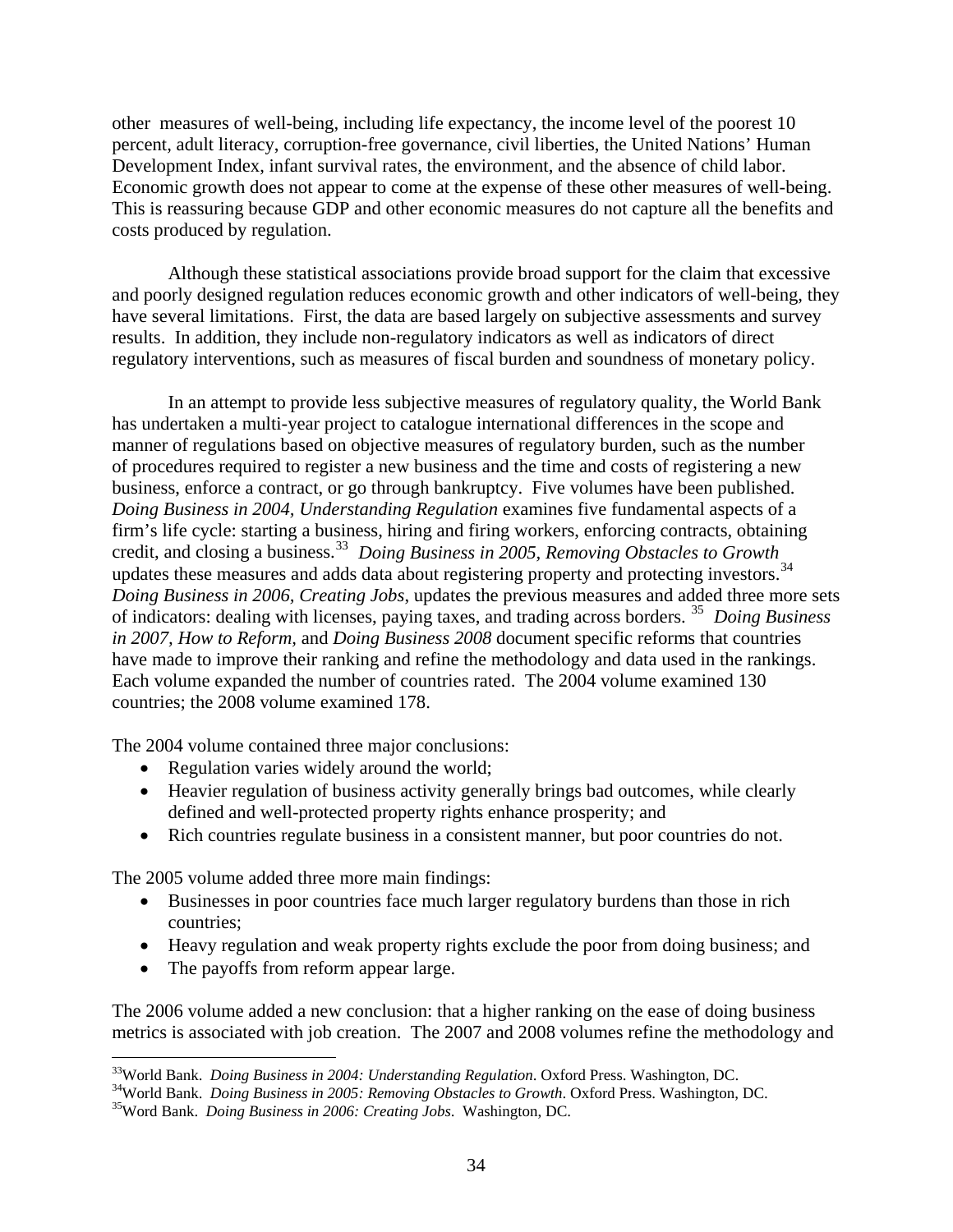other measures of well-being, including life expectancy, the income level of the poorest 10 percent, adult literacy, corruption-free governance, civil liberties, the United Nations' Human Development Index, infant survival rates, the environment, and the absence of child labor. Economic growth does not appear to come at the expense of these other measures of well-being. This is reassuring because GDP and other economic measures do not capture all the benefits and costs produced by regulation.

Although these statistical associations provide broad support for the claim that excessive and poorly designed regulation reduces economic growth and other indicators of well-being, they have several limitations. First, the data are based largely on subjective assessments and survey results. In addition, they include non-regulatory indicators as well as indicators of direct regulatory interventions, such as measures of fiscal burden and soundness of monetary policy.

In an attempt to provide less subjective measures of regulatory quality, the World Bank has undertaken a multi-year project to catalogue international differences in the scope and manner of regulations based on objective measures of regulatory burden, such as the number of procedures required to register a new business and the time and costs of registering a new business, enforce a contract, or go through bankruptcy. Five volumes have been published. *Doing Business in 2004, Understanding Regulation* examines five fundamental aspects of a firm's life cycle: starting a business, hiring and firing workers, enforcing contracts, obtaining credit, and closing a business.[33] *Doing Business in 2005, Removing Obstacles to Growth* updates these measures and adds data about registering property and protecting investors.[34] *Doing Business in 2006, Creating Jobs*, updates the previous measures and added three more sets of indicators: dealing with licenses, paying taxes, and trading across borders.[35] *Doing Business in 2007, How to Reform,* and *Doing Business 2008* document specific reforms that countries have made to improve their ranking and refine the methodology and data used in the rankings. Each volume expanded the number of countries rated. The 2004 volume examined 130 countries; the 2008 volume examined 178.

The 2004 volume contained three major conclusions:

- Regulation varies widely around the world;
- Heavier regulation of business activity generally brings bad outcomes, while clearly defined and well-protected property rights enhance prosperity; and
- Rich countries regulate business in a consistent manner, but poor countries do not.

The 2005 volume added three more main findings:

- Businesses in poor countries face much larger regulatory burdens than those in rich countries;
- Heavy regulation and weak property rights exclude the poor from doing business; and
- The payoffs from reform appear large.

The 2006 volume added a new conclusion: that a higher ranking on the ease of doing business metrics is associated with job creation. The 2007 and 2008 volumes refine the methodology and

[33]World Bank. *Doing Business in 2004: Understanding Regulation*. Oxford Press. Washington, DC.

[34]World Bank. *Doing Business in 2005: Removing Obstacles to Growth*. Oxford Press. Washington, DC.

[35]Word Bank. *Doing Business in 2006: Creating Jobs*. Washington, DC.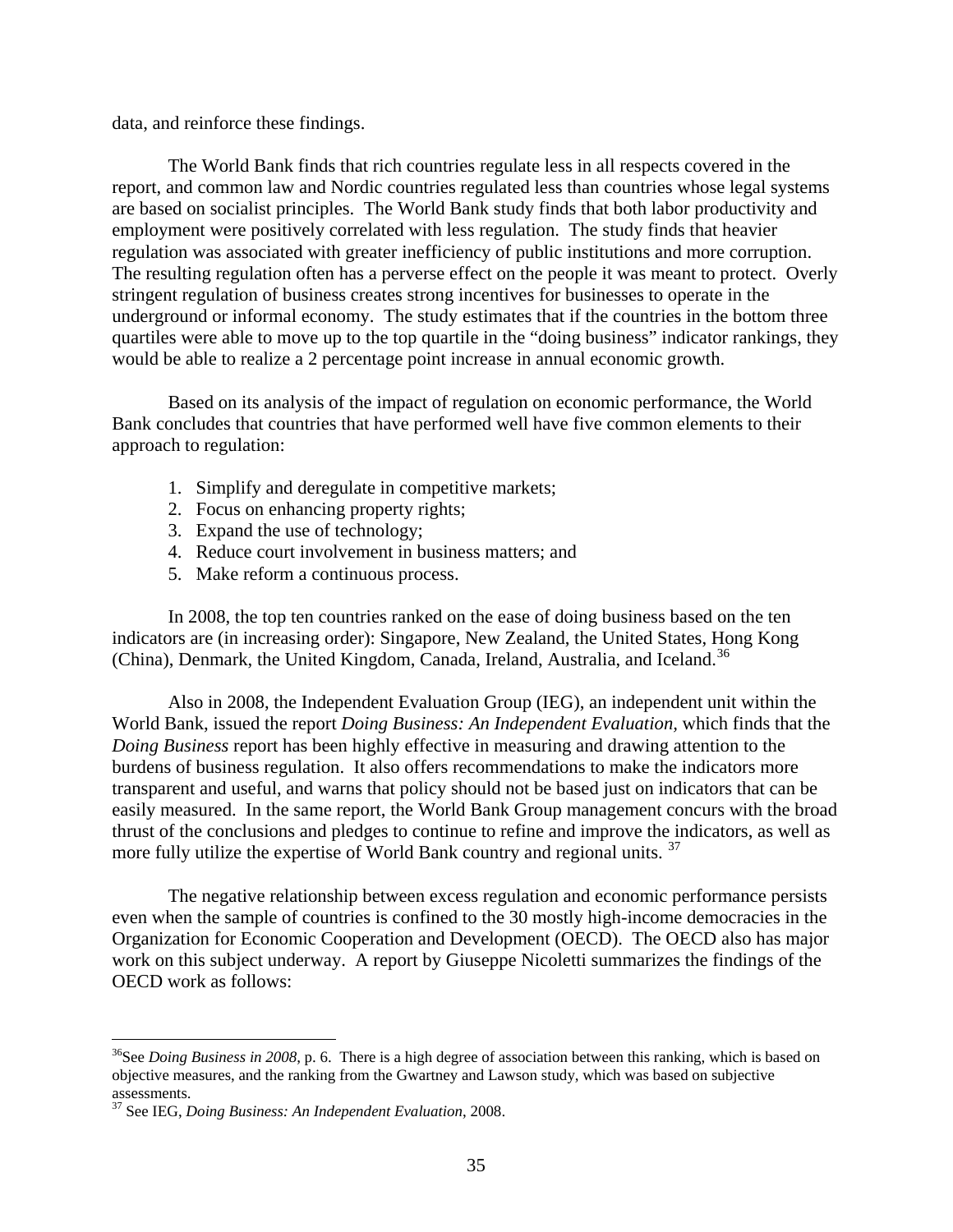data, and reinforce these findings.

The World Bank finds that rich countries regulate less in all respects covered in the report, and common law and Nordic countries regulated less than countries whose legal systems are based on socialist principles. The World Bank study finds that both labor productivity and employment were positively correlated with less regulation. The study finds that heavier regulation was associated with greater inefficiency of public institutions and more corruption. The resulting regulation often has a perverse effect on the people it was meant to protect. Overly stringent regulation of business creates strong incentives for businesses to operate in the underground or informal economy. The study estimates that if the countries in the bottom three quartiles were able to move up to the top quartile in the "doing business" indicator rankings, they would be able to realize a 2 percentage point increase in annual economic growth.

Based on its analysis of the impact of regulation on economic performance, the World Bank concludes that countries that have performed well have five common elements to their approach to regulation:

1. Simplify and deregulate in competitive markets;
2. Focus on enhancing property rights;
3. Expand the use of technology;
4. Reduce court involvement in business matters; and
5. Make reform a continuous process.

In 2008, the top ten countries ranked on the ease of doing business based on the ten indicators are (in increasing order): Singapore, New Zealand, the United States, Hong Kong (China), Denmark, the United Kingdom, Canada, Ireland, Australia, and Iceland.[36]

Also in 2008, the Independent Evaluation Group (IEG), an independent unit within the World Bank, issued the report *Doing Business: An Independent Evaluation*, which finds that the *Doing Business* report has been highly effective in measuring and drawing attention to the burdens of business regulation. It also offers recommendations to make the indicators more transparent and useful, and warns that policy should not be based just on indicators that can be easily measured. In the same report, the World Bank Group management concurs with the broad thrust of the conclusions and pledges to continue to refine and improve the indicators, as well as more fully utilize the expertise of World Bank country and regional units.[37]

The negative relationship between excess regulation and economic performance persists even when the sample of countries is confined to the 30 mostly high-income democracies in the Organization for Economic Cooperation and Development (OECD). The OECD also has major work on this subject underway. A report by Giuseppe Nicoletti summarizes the findings of the OECD work as follows:

---

[36] See *Doing Business in 2008*, p. 6. There is a high degree of association between this ranking, which is based on objective measures, and the ranking from the Gwartney and Lawson study, which was based on subjective assessments.

[37] See IEG, *Doing Business: An Independent Evaluation*, 2008.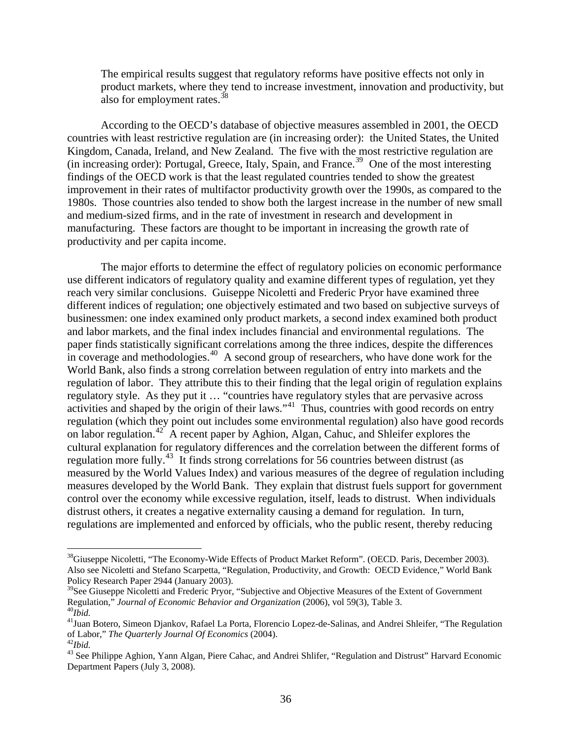> The empirical results suggest that regulatory reforms have positive effects not only in product markets, where they tend to increase investment, innovation and productivity, but also for employment rates.[38]

According to the OECD's database of objective measures assembled in 2001, the OECD countries with least restrictive regulation are (in increasing order): the United States, the United Kingdom, Canada, Ireland, and New Zealand. The five with the most restrictive regulation are (in increasing order): Portugal, Greece, Italy, Spain, and France.[39] One of the most interesting findings of the OECD work is that the least regulated countries tended to show the greatest improvement in their rates of multifactor productivity growth over the 1990s, as compared to the 1980s. Those countries also tended to show both the largest increase in the number of new small and medium-sized firms, and in the rate of investment in research and development in manufacturing. These factors are thought to be important in increasing the growth rate of productivity and per capita income.

The major efforts to determine the effect of regulatory policies on economic performance use different indicators of regulatory quality and examine different types of regulation, yet they reach very similar conclusions. Guiseppe Nicoletti and Frederic Pryor have examined three different indices of regulation; one objectively estimated and two based on subjective surveys of businessmen: one index examined only product markets, a second index examined both product and labor markets, and the final index includes financial and environmental regulations. The paper finds statistically significant correlations among the three indices, despite the differences in coverage and methodologies.[40] A second group of researchers, who have done work for the World Bank, also finds a strong correlation between regulation of entry into markets and the regulation of labor. They attribute this to their finding that the legal origin of regulation explains regulatory style. As they put it … "countries have regulatory styles that are pervasive across activities and shaped by the origin of their laws."[41] Thus, countries with good records on entry regulation (which they point out includes some environmental regulation) also have good records on labor regulation.[42] A recent paper by Aghion, Algan, Cahuc, and Shleifer explores the cultural explanation for regulatory differences and the correlation between the different forms of regulation more fully.[43] It finds strong correlations for 56 countries between distrust (as measured by the World Values Index) and various measures of the degree of regulation including measures developed by the World Bank. They explain that distrust fuels support for government control over the economy while excessive regulation, itself, leads to distrust. When individuals distrust others, it creates a negative externality causing a demand for regulation. In turn, regulations are implemented and enforced by officials, who the public resent, thereby reducing

---

[38] Giuseppe Nicoletti, "The Economy-Wide Effects of Product Market Reform". (OECD. Paris, December 2003). Also see Nicoletti and Stefano Scarpetta, "Regulation, Productivity, and Growth: OECD Evidence," World Bank Policy Research Paper 2944 (January 2003).

[39] See Giuseppe Nicoletti and Frederic Pryor, "Subjective and Objective Measures of the Extent of Government Regulation," *Journal of Economic Behavior and Organization* (2006), vol 59(3), Table 3.

[40] *Ibid.*

[41] Juan Botero, Simeon Djankov, Rafael La Porta, Florencio Lopez-de-Salinas, and Andrei Shleifer, "The Regulation of Labor," *The Quarterly Journal Of Economics* (2004).

[42] *Ibid.*

[43] See Philippe Aghion, Yann Algan, Piere Cahac, and Andrei Shlifer, "Regulation and Distrust" Harvard Economic Department Papers (July 3, 2008).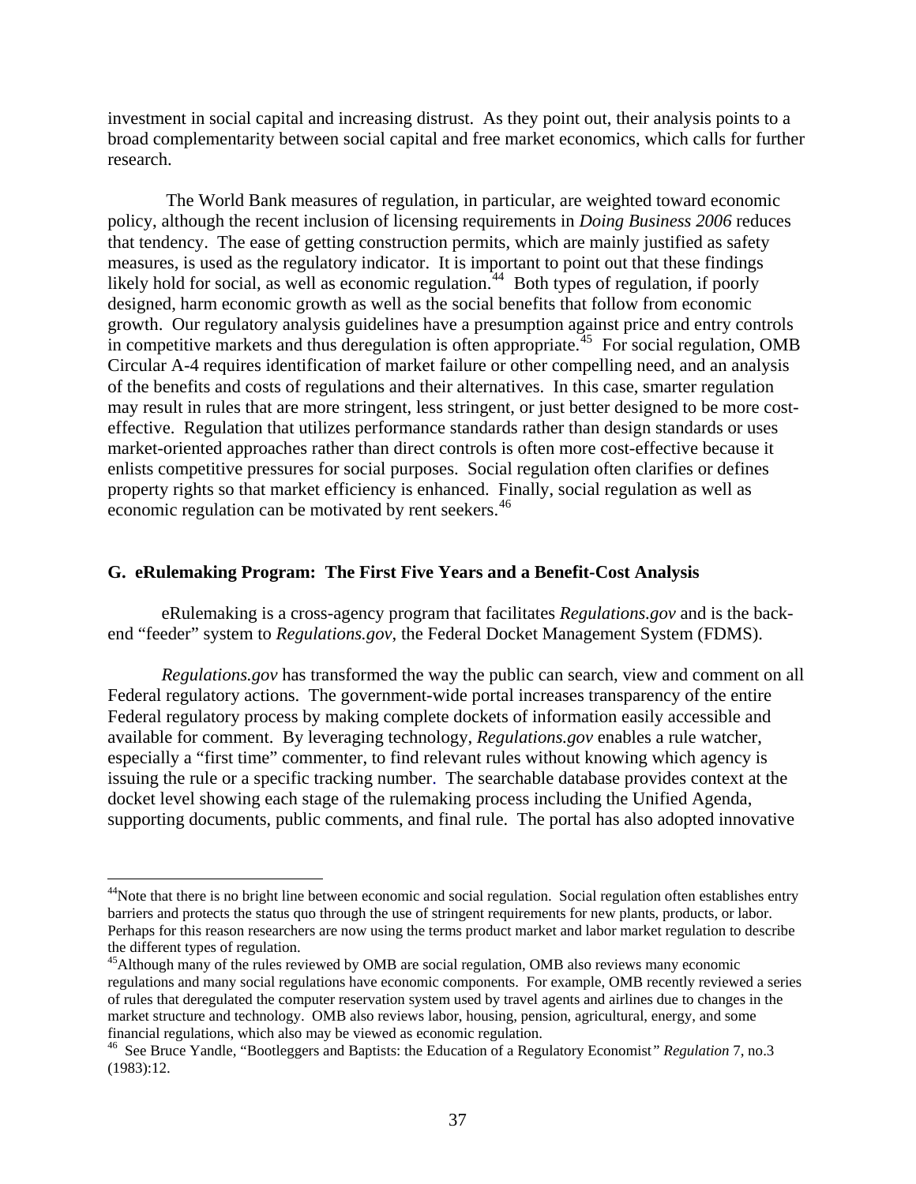investment in social capital and increasing distrust. As they point out, their analysis points to a broad complementarity between social capital and free market economics, which calls for further research.

The World Bank measures of regulation, in particular, are weighted toward economic policy, although the recent inclusion of licensing requirements in *Doing Business 2006* reduces that tendency. The ease of getting construction permits, which are mainly justified as safety measures, is used as the regulatory indicator. It is important to point out that these findings likely hold for social, as well as economic regulation.[44] Both types of regulation, if poorly designed, harm economic growth as well as the social benefits that follow from economic growth. Our regulatory analysis guidelines have a presumption against price and entry controls in competitive markets and thus deregulation is often appropriate.[45] For social regulation, OMB Circular A-4 requires identification of market failure or other compelling need, and an analysis of the benefits and costs of regulations and their alternatives. In this case, smarter regulation may result in rules that are more stringent, less stringent, or just better designed to be more cost-effective. Regulation that utilizes performance standards rather than design standards or uses market-oriented approaches rather than direct controls is often more cost-effective because it enlists competitive pressures for social purposes. Social regulation often clarifies or defines property rights so that market efficiency is enhanced. Finally, social regulation as well as economic regulation can be motivated by rent seekers.[46]

### G. eRulemaking Program: The First Five Years and a Benefit-Cost Analysis

eRulemaking is a cross-agency program that facilitates *Regulations.gov* and is the back-end "feeder" system to *Regulations.gov*, the Federal Docket Management System (FDMS).

*Regulations.gov* has transformed the way the public can search, view and comment on all Federal regulatory actions. The government-wide portal increases transparency of the entire Federal regulatory process by making complete dockets of information easily accessible and available for comment. By leveraging technology, *Regulations.gov* enables a rule watcher, especially a "first time" commenter, to find relevant rules without knowing which agency is issuing the rule or a specific tracking number. The searchable database provides context at the docket level showing each stage of the rulemaking process including the Unified Agenda, supporting documents, public comments, and final rule. The portal has also adopted innovative

---

[44]Note that there is no bright line between economic and social regulation. Social regulation often establishes entry barriers and protects the status quo through the use of stringent requirements for new plants, products, or labor. Perhaps for this reason researchers are now using the terms product market and labor market regulation to describe the different types of regulation.

[45]Although many of the rules reviewed by OMB are social regulation, OMB also reviews many economic regulations and many social regulations have economic components. For example, OMB recently reviewed a series of rules that deregulated the computer reservation system used by travel agents and airlines due to changes in the market structure and technology. OMB also reviews labor, housing, pension, agricultural, energy, and some financial regulations, which also may be viewed as economic regulation.

[46] See Bruce Yandle, "Bootleggers and Baptists: the Education of a Regulatory Economist" *Regulation* 7, no.3 (1983):12.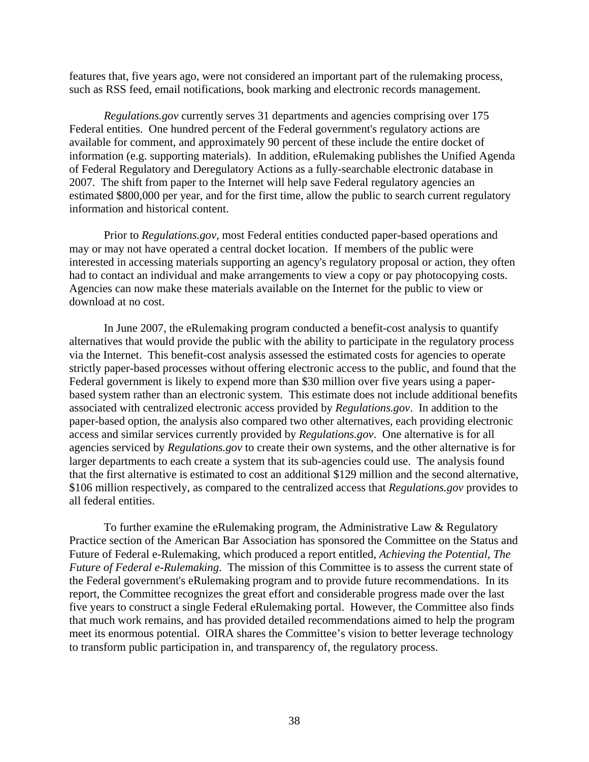features that, five years ago, were not considered an important part of the rulemaking process, such as RSS feed, email notifications, book marking and electronic records management.

*Regulations.gov* currently serves 31 departments and agencies comprising over 175 Federal entities. One hundred percent of the Federal government's regulatory actions are available for comment, and approximately 90 percent of these include the entire docket of information (e.g. supporting materials). In addition, eRulemaking publishes the Unified Agenda of Federal Regulatory and Deregulatory Actions as a fully-searchable electronic database in 2007. The shift from paper to the Internet will help save Federal regulatory agencies an estimated $800,000 per year, and for the first time, allow the public to search current regulatory information and historical content.

Prior to *Regulations.gov*, most Federal entities conducted paper-based operations and may or may not have operated a central docket location. If members of the public were interested in accessing materials supporting an agency's regulatory proposal or action, they often had to contact an individual and make arrangements to view a copy or pay photocopying costs. Agencies can now make these materials available on the Internet for the public to view or download at no cost.

In June 2007, the eRulemaking program conducted a benefit-cost analysis to quantify alternatives that would provide the public with the ability to participate in the regulatory process via the Internet. This benefit-cost analysis assessed the estimated costs for agencies to operate strictly paper-based processes without offering electronic access to the public, and found that the Federal government is likely to expend more than $30 million over five years using a paper-based system rather than an electronic system. This estimate does not include additional benefits associated with centralized electronic access provided by *Regulations.gov*. In addition to the paper-based option, the analysis also compared two other alternatives, each providing electronic access and similar services currently provided by *Regulations.gov*. One alternative is for all agencies serviced by *Regulations.gov* to create their own systems, and the other alternative is for larger departments to each create a system that its sub-agencies could use. The analysis found that the first alternative is estimated to cost an additional $129 million and the second alternative, $106 million respectively, as compared to the centralized access that *Regulations.gov* provides to all federal entities.

To further examine the eRulemaking program, the Administrative Law & Regulatory Practice section of the American Bar Association has sponsored the Committee on the Status and Future of Federal e-Rulemaking, which produced a report entitled, *Achieving the Potential, The Future of Federal e-Rulemaking*. The mission of this Committee is to assess the current state of the Federal government's eRulemaking program and to provide future recommendations. In its report, the Committee recognizes the great effort and considerable progress made over the last five years to construct a single Federal eRulemaking portal. However, the Committee also finds that much work remains, and has provided detailed recommendations aimed to help the program meet its enormous potential. OIRA shares the Committee's vision to better leverage technology to transform public participation in, and transparency of, the regulatory process.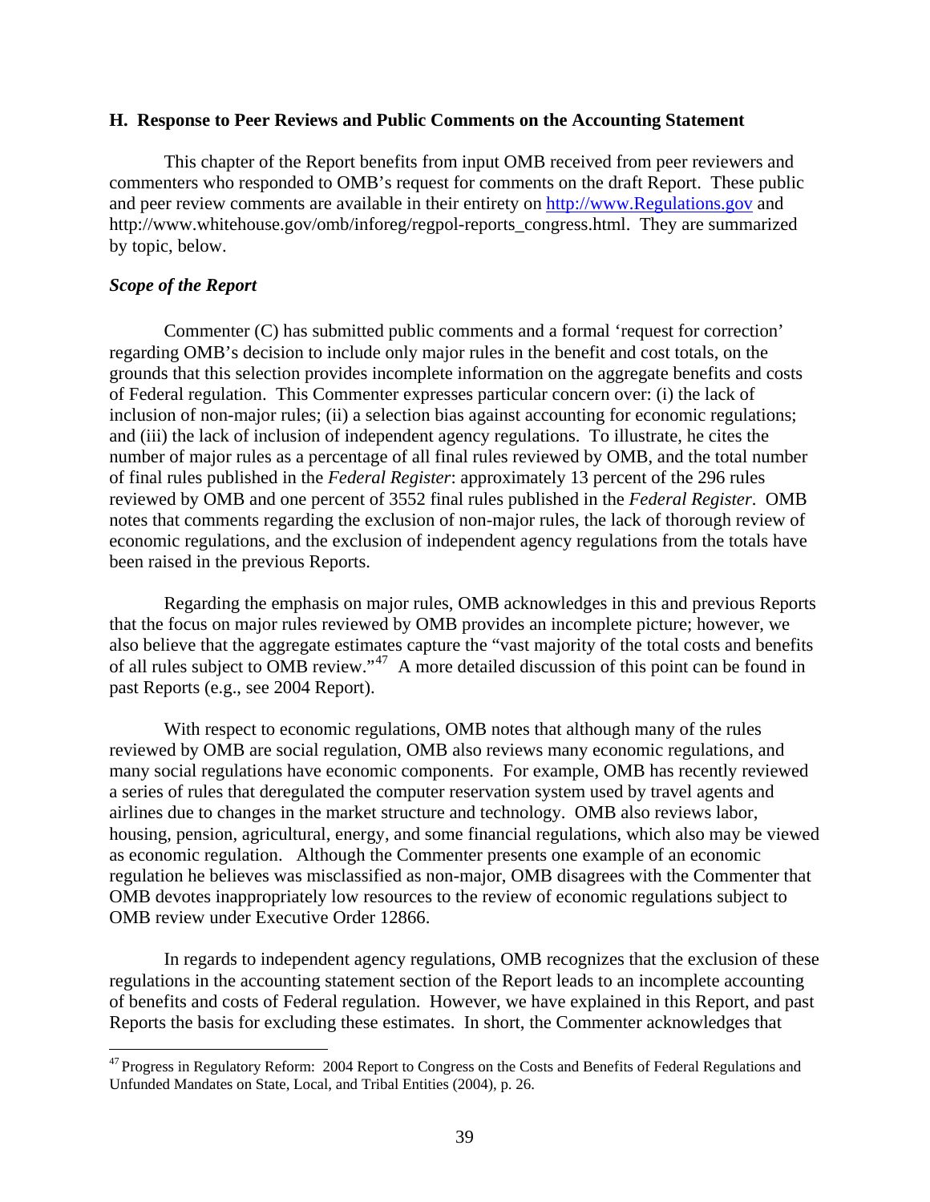### H. Response to Peer Reviews and Public Comments on the Accounting Statement

This chapter of the Report benefits from input OMB received from peer reviewers and commenters who responded to OMB's request for comments on the draft Report. These public and peer review comments are available in their entirety on http://www.Regulations.gov and http://www.whitehouse.gov/omb/inforeg/regpol-reports_congress.html. They are summarized by topic, below.

***Scope of the Report***

Commenter (C) has submitted public comments and a formal 'request for correction' regarding OMB's decision to include only major rules in the benefit and cost totals, on the grounds that this selection provides incomplete information on the aggregate benefits and costs of Federal regulation. This Commenter expresses particular concern over: (i) the lack of inclusion of non-major rules; (ii) a selection bias against accounting for economic regulations; and (iii) the lack of inclusion of independent agency regulations. To illustrate, he cites the number of major rules as a percentage of all final rules reviewed by OMB, and the total number of final rules published in the *Federal Register*: approximately 13 percent of the 296 rules reviewed by OMB and one percent of 3552 final rules published in the *Federal Register*. OMB notes that comments regarding the exclusion of non-major rules, the lack of thorough review of economic regulations, and the exclusion of independent agency regulations from the totals have been raised in the previous Reports.

Regarding the emphasis on major rules, OMB acknowledges in this and previous Reports that the focus on major rules reviewed by OMB provides an incomplete picture; however, we also believe that the aggregate estimates capture the "vast majority of the total costs and benefits of all rules subject to OMB review."[47] A more detailed discussion of this point can be found in past Reports (e.g., see 2004 Report).

With respect to economic regulations, OMB notes that although many of the rules reviewed by OMB are social regulation, OMB also reviews many economic regulations, and many social regulations have economic components. For example, OMB has recently reviewed a series of rules that deregulated the computer reservation system used by travel agents and airlines due to changes in the market structure and technology. OMB also reviews labor, housing, pension, agricultural, energy, and some financial regulations, which also may be viewed as economic regulation. Although the Commenter presents one example of an economic regulation he believes was misclassified as non-major, OMB disagrees with the Commenter that OMB devotes inappropriately low resources to the review of economic regulations subject to OMB review under Executive Order 12866.

In regards to independent agency regulations, OMB recognizes that the exclusion of these regulations in the accounting statement section of the Report leads to an incomplete accounting of benefits and costs of Federal regulation. However, we have explained in this Report, and past Reports the basis for excluding these estimates. In short, the Commenter acknowledges that

[47] Progress in Regulatory Reform: 2004 Report to Congress on the Costs and Benefits of Federal Regulations and Unfunded Mandates on State, Local, and Tribal Entities (2004), p. 26.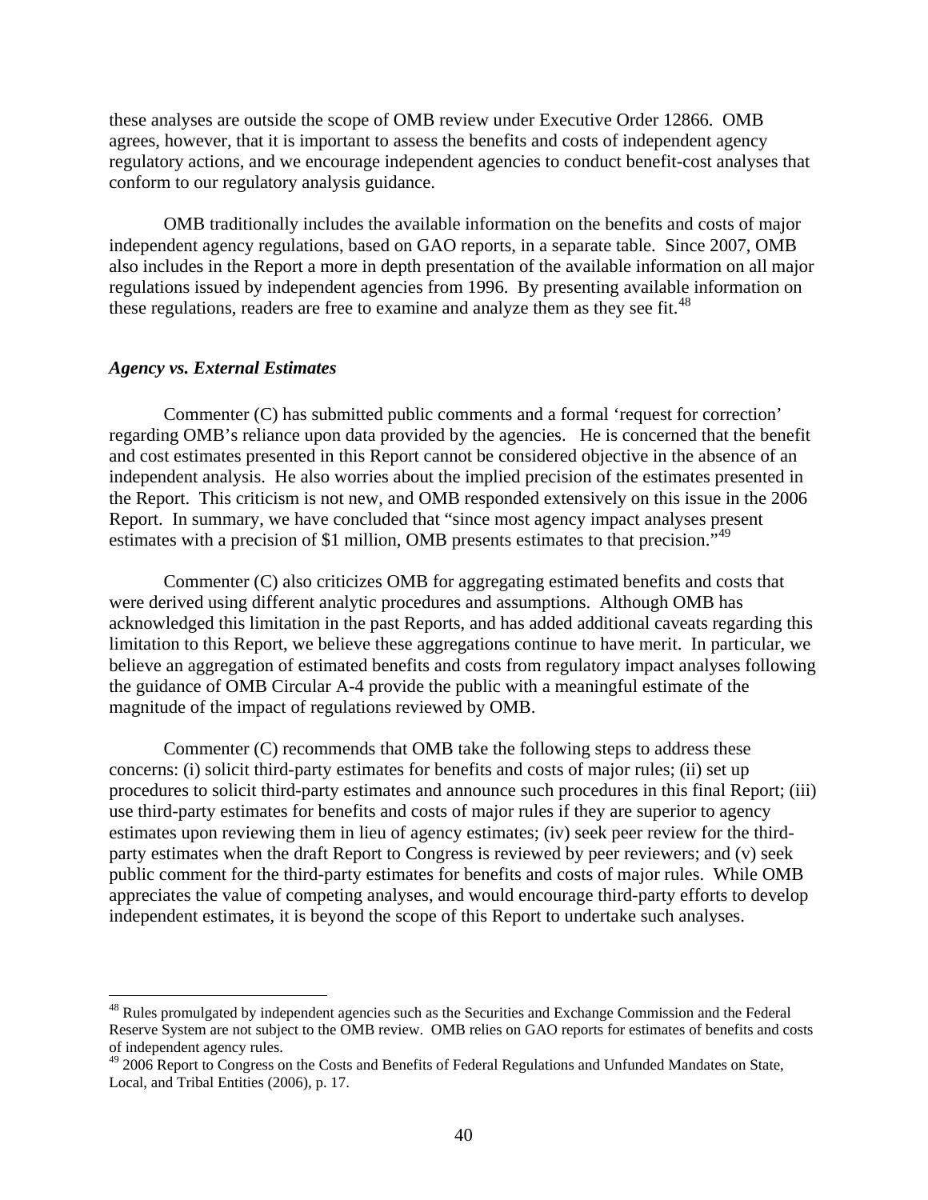these analyses are outside the scope of OMB review under Executive Order 12866. OMB agrees, however, that it is important to assess the benefits and costs of independent agency regulatory actions, and we encourage independent agencies to conduct benefit-cost analyses that conform to our regulatory analysis guidance.

OMB traditionally includes the available information on the benefits and costs of major independent agency regulations, based on GAO reports, in a separate table. Since 2007, OMB also includes in the Report a more in depth presentation of the available information on all major regulations issued by independent agencies from 1996. By presenting available information on these regulations, readers are free to examine and analyze them as they see fit.[48]

### *Agency vs. External Estimates*

Commenter (C) has submitted public comments and a formal 'request for correction' regarding OMB's reliance upon data provided by the agencies. He is concerned that the benefit and cost estimates presented in this Report cannot be considered objective in the absence of an independent analysis. He also worries about the implied precision of the estimates presented in the Report. This criticism is not new, and OMB responded extensively on this issue in the 2006 Report. In summary, we have concluded that "since most agency impact analyses present estimates with a precision of $1 million, OMB presents estimates to that precision."[49]

Commenter (C) also criticizes OMB for aggregating estimated benefits and costs that were derived using different analytic procedures and assumptions. Although OMB has acknowledged this limitation in the past Reports, and has added additional caveats regarding this limitation to this Report, we believe these aggregations continue to have merit. In particular, we believe an aggregation of estimated benefits and costs from regulatory impact analyses following the guidance of OMB Circular A-4 provide the public with a meaningful estimate of the magnitude of the impact of regulations reviewed by OMB.

Commenter (C) recommends that OMB take the following steps to address these concerns: (i) solicit third-party estimates for benefits and costs of major rules; (ii) set up procedures to solicit third-party estimates and announce such procedures in this final Report; (iii) use third-party estimates for benefits and costs of major rules if they are superior to agency estimates upon reviewing them in lieu of agency estimates; (iv) seek peer review for the third-party estimates when the draft Report to Congress is reviewed by peer reviewers; and (v) seek public comment for the third-party estimates for benefits and costs of major rules. While OMB appreciates the value of competing analyses, and would encourage third-party efforts to develop independent estimates, it is beyond the scope of this Report to undertake such analyses.

---

[48] Rules promulgated by independent agencies such as the Securities and Exchange Commission and the Federal Reserve System are not subject to the OMB review. OMB relies on GAO reports for estimates of benefits and costs of independent agency rules.

[49] 2006 Report to Congress on the Costs and Benefits of Federal Regulations and Unfunded Mandates on State, Local, and Tribal Entities (2006), p. 17.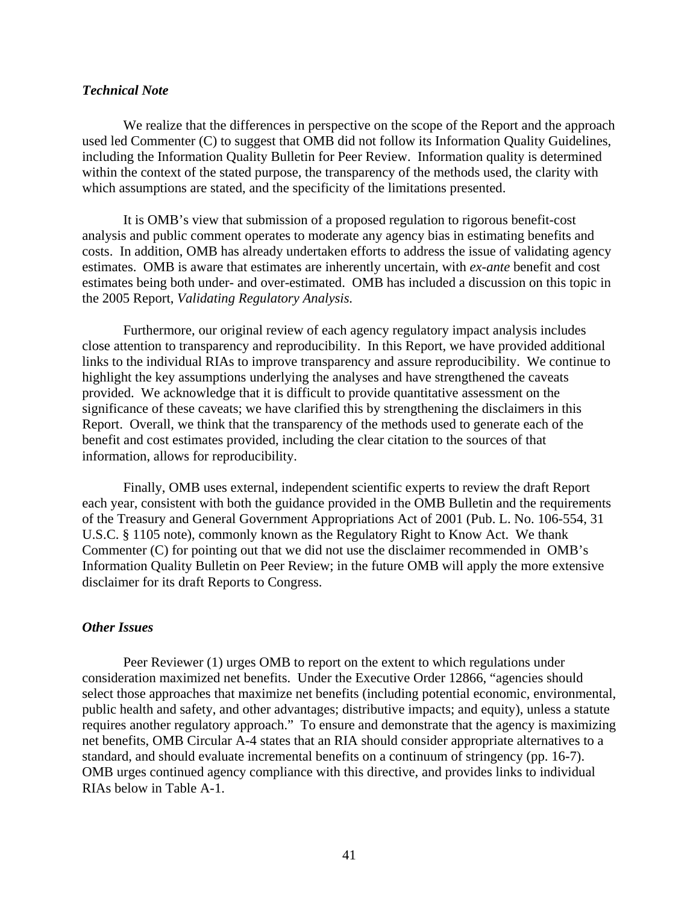### *Technical Note*

We realize that the differences in perspective on the scope of the Report and the approach used led Commenter (C) to suggest that OMB did not follow its Information Quality Guidelines, including the Information Quality Bulletin for Peer Review. Information quality is determined within the context of the stated purpose, the transparency of the methods used, the clarity with which assumptions are stated, and the specificity of the limitations presented.

It is OMB's view that submission of a proposed regulation to rigorous benefit-cost analysis and public comment operates to moderate any agency bias in estimating benefits and costs. In addition, OMB has already undertaken efforts to address the issue of validating agency estimates. OMB is aware that estimates are inherently uncertain, with *ex-ante* benefit and cost estimates being both under- and over-estimated. OMB has included a discussion on this topic in the 2005 Report, *Validating Regulatory Analysis.*

Furthermore, our original review of each agency regulatory impact analysis includes close attention to transparency and reproducibility. In this Report, we have provided additional links to the individual RIAs to improve transparency and assure reproducibility. We continue to highlight the key assumptions underlying the analyses and have strengthened the caveats provided. We acknowledge that it is difficult to provide quantitative assessment on the significance of these caveats; we have clarified this by strengthening the disclaimers in this Report. Overall, we think that the transparency of the methods used to generate each of the benefit and cost estimates provided, including the clear citation to the sources of that information, allows for reproducibility.

Finally, OMB uses external, independent scientific experts to review the draft Report each year, consistent with both the guidance provided in the OMB Bulletin and the requirements of the Treasury and General Government Appropriations Act of 2001 (Pub. L. No. 106-554, 31 U.S.C. § 1105 note), commonly known as the Regulatory Right to Know Act. We thank Commenter (C) for pointing out that we did not use the disclaimer recommended in OMB's Information Quality Bulletin on Peer Review; in the future OMB will apply the more extensive disclaimer for its draft Reports to Congress.

### *Other Issues*

Peer Reviewer (1) urges OMB to report on the extent to which regulations under consideration maximized net benefits. Under the Executive Order 12866, "agencies should select those approaches that maximize net benefits (including potential economic, environmental, public health and safety, and other advantages; distributive impacts; and equity), unless a statute requires another regulatory approach." To ensure and demonstrate that the agency is maximizing net benefits, OMB Circular A-4 states that an RIA should consider appropriate alternatives to a standard, and should evaluate incremental benefits on a continuum of stringency (pp. 16-7). OMB urges continued agency compliance with this directive, and provides links to individual RIAs below in Table A-1.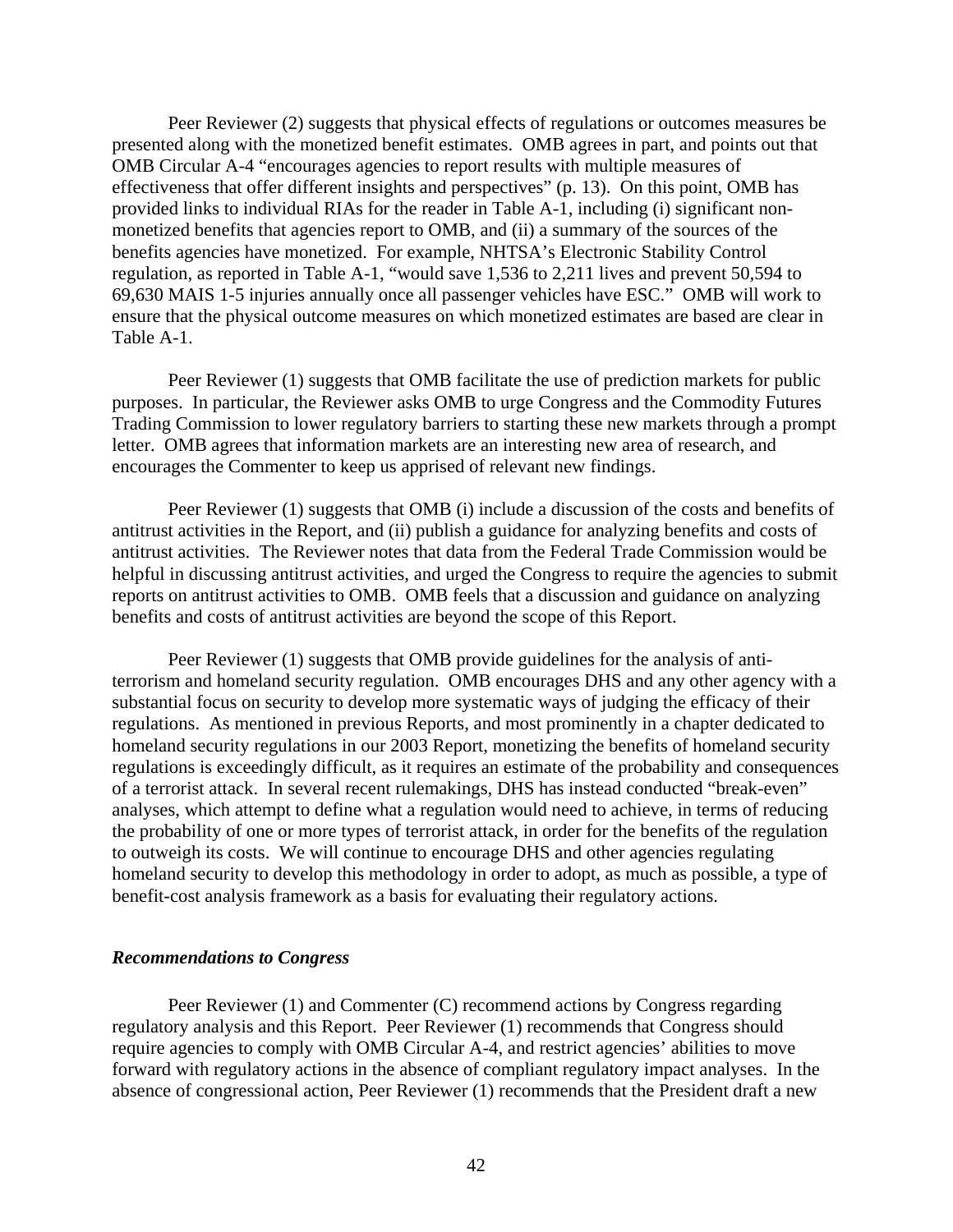Peer Reviewer (2) suggests that physical effects of regulations or outcomes measures be presented along with the monetized benefit estimates. OMB agrees in part, and points out that OMB Circular A-4 "encourages agencies to report results with multiple measures of effectiveness that offer different insights and perspectives" (p. 13). On this point, OMB has provided links to individual RIAs for the reader in Table A-1, including (i) significant non-monetized benefits that agencies report to OMB, and (ii) a summary of the sources of the benefits agencies have monetized. For example, NHTSA's Electronic Stability Control regulation, as reported in Table A-1, "would save 1,536 to 2,211 lives and prevent 50,594 to 69,630 MAIS 1-5 injuries annually once all passenger vehicles have ESC." OMB will work to ensure that the physical outcome measures on which monetized estimates are based are clear in Table A-1.

Peer Reviewer (1) suggests that OMB facilitate the use of prediction markets for public purposes. In particular, the Reviewer asks OMB to urge Congress and the Commodity Futures Trading Commission to lower regulatory barriers to starting these new markets through a prompt letter. OMB agrees that information markets are an interesting new area of research, and encourages the Commenter to keep us apprised of relevant new findings.

Peer Reviewer (1) suggests that OMB (i) include a discussion of the costs and benefits of antitrust activities in the Report, and (ii) publish a guidance for analyzing benefits and costs of antitrust activities. The Reviewer notes that data from the Federal Trade Commission would be helpful in discussing antitrust activities, and urged the Congress to require the agencies to submit reports on antitrust activities to OMB. OMB feels that a discussion and guidance on analyzing benefits and costs of antitrust activities are beyond the scope of this Report.

Peer Reviewer (1) suggests that OMB provide guidelines for the analysis of anti-terrorism and homeland security regulation. OMB encourages DHS and any other agency with a substantial focus on security to develop more systematic ways of judging the efficacy of their regulations. As mentioned in previous Reports, and most prominently in a chapter dedicated to homeland security regulations in our 2003 Report, monetizing the benefits of homeland security regulations is exceedingly difficult, as it requires an estimate of the probability and consequences of a terrorist attack. In several recent rulemakings, DHS has instead conducted "break-even" analyses, which attempt to define what a regulation would need to achieve, in terms of reducing the probability of one or more types of terrorist attack, in order for the benefits of the regulation to outweigh its costs. We will continue to encourage DHS and other agencies regulating homeland security to develop this methodology in order to adopt, as much as possible, a type of benefit-cost analysis framework as a basis for evaluating their regulatory actions.

***Recommendations to Congress***

Peer Reviewer (1) and Commenter (C) recommend actions by Congress regarding regulatory analysis and this Report. Peer Reviewer (1) recommends that Congress should require agencies to comply with OMB Circular A-4, and restrict agencies' abilities to move forward with regulatory actions in the absence of compliant regulatory impact analyses. In the absence of congressional action, Peer Reviewer (1) recommends that the President draft a new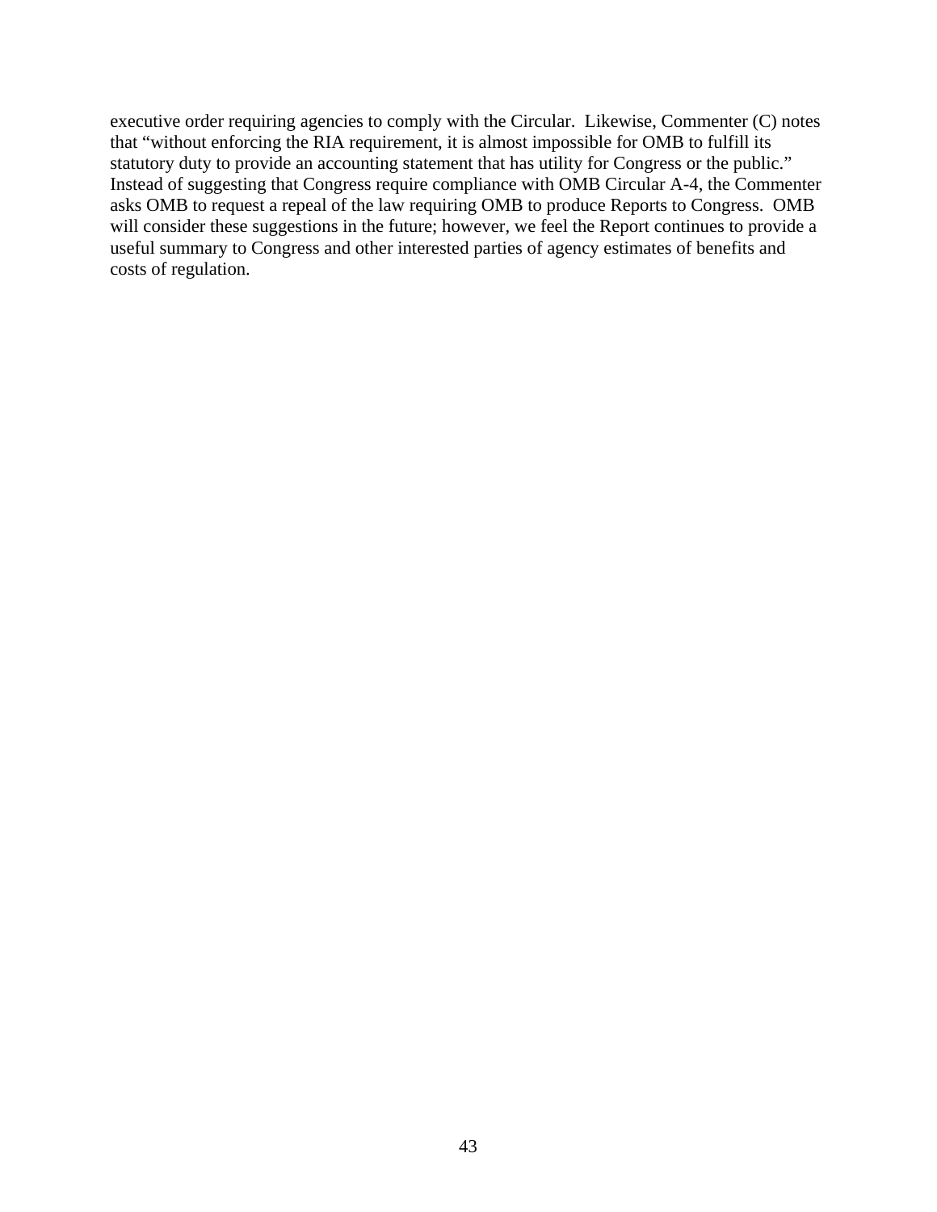executive order requiring agencies to comply with the Circular. Likewise, Commenter (C) notes that "without enforcing the RIA requirement, it is almost impossible for OMB to fulfill its statutory duty to provide an accounting statement that has utility for Congress or the public." Instead of suggesting that Congress require compliance with OMB Circular A-4, the Commenter asks OMB to request a repeal of the law requiring OMB to produce Reports to Congress. OMB will consider these suggestions in the future; however, we feel the Report continues to provide a useful summary to Congress and other interested parties of agency estimates of benefits and costs of regulation.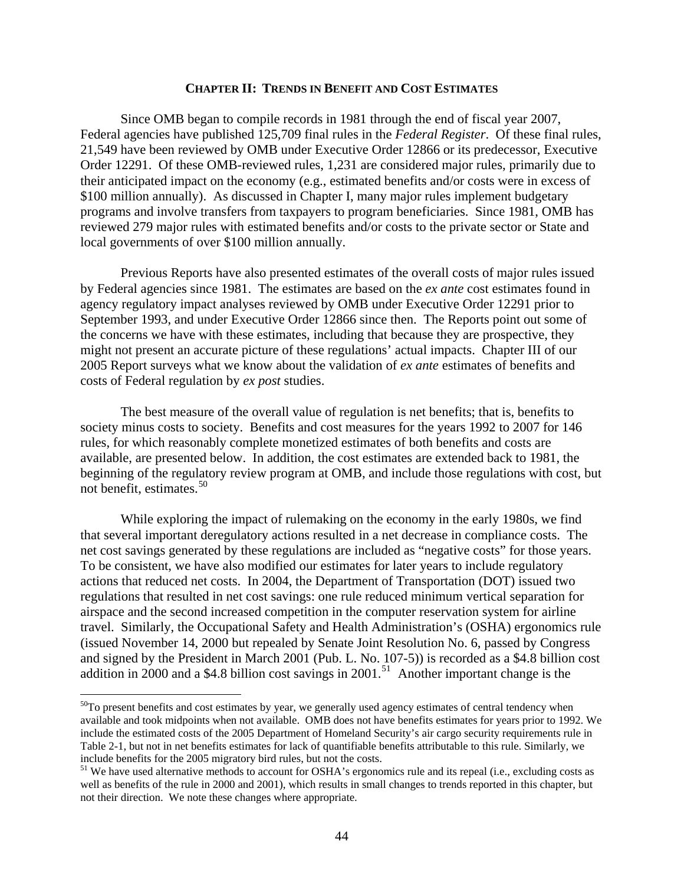## CHAPTER II: TRENDS IN BENEFIT AND COST ESTIMATES

Since OMB began to compile records in 1981 through the end of fiscal year 2007, Federal agencies have published 125,709 final rules in the *Federal Register*. Of these final rules, 21,549 have been reviewed by OMB under Executive Order 12866 or its predecessor, Executive Order 12291. Of these OMB-reviewed rules, 1,231 are considered major rules, primarily due to their anticipated impact on the economy (e.g., estimated benefits and/or costs were in excess of $100 million annually). As discussed in Chapter I, many major rules implement budgetary programs and involve transfers from taxpayers to program beneficiaries. Since 1981, OMB has reviewed 279 major rules with estimated benefits and/or costs to the private sector or State and local governments of over $100 million annually.

Previous Reports have also presented estimates of the overall costs of major rules issued by Federal agencies since 1981. The estimates are based on the *ex ante* cost estimates found in agency regulatory impact analyses reviewed by OMB under Executive Order 12291 prior to September 1993, and under Executive Order 12866 since then. The Reports point out some of the concerns we have with these estimates, including that because they are prospective, they might not present an accurate picture of these regulations' actual impacts. Chapter III of our 2005 Report surveys what we know about the validation of *ex ante* estimates of benefits and costs of Federal regulation by *ex post* studies.

The best measure of the overall value of regulation is net benefits; that is, benefits to society minus costs to society. Benefits and cost measures for the years 1992 to 2007 for 146 rules, for which reasonably complete monetized estimates of both benefits and costs are available, are presented below. In addition, the cost estimates are extended back to 1981, the beginning of the regulatory review program at OMB, and include those regulations with cost, but not benefit, estimates.[50]

While exploring the impact of rulemaking on the economy in the early 1980s, we find that several important deregulatory actions resulted in a net decrease in compliance costs. The net cost savings generated by these regulations are included as "negative costs" for those years. To be consistent, we have also modified our estimates for later years to include regulatory actions that reduced net costs. In 2004, the Department of Transportation (DOT) issued two regulations that resulted in net cost savings: one rule reduced minimum vertical separation for airspace and the second increased competition in the computer reservation system for airline travel. Similarly, the Occupational Safety and Health Administration's (OSHA) ergonomics rule (issued November 14, 2000 but repealed by Senate Joint Resolution No. 6, passed by Congress and signed by the President in March 2001 (Pub. L. No. 107-5)) is recorded as a $4.8 billion cost addition in 2000 and a $4.8 billion cost savings in 2001.[51] Another important change is the

---

[50] To present benefits and cost estimates by year, we generally used agency estimates of central tendency when available and took midpoints when not available. OMB does not have benefits estimates for years prior to 1992. We include the estimated costs of the 2005 Department of Homeland Security's air cargo security requirements rule in Table 2-1, but not in net benefits estimates for lack of quantifiable benefits attributable to this rule. Similarly, we include benefits for the 2005 migratory bird rules, but not the costs.

[51] We have used alternative methods to account for OSHA's ergonomics rule and its repeal (i.e., excluding costs as well as benefits of the rule in 2000 and 2001), which results in small changes to trends reported in this chapter, but not their direction. We note these changes where appropriate.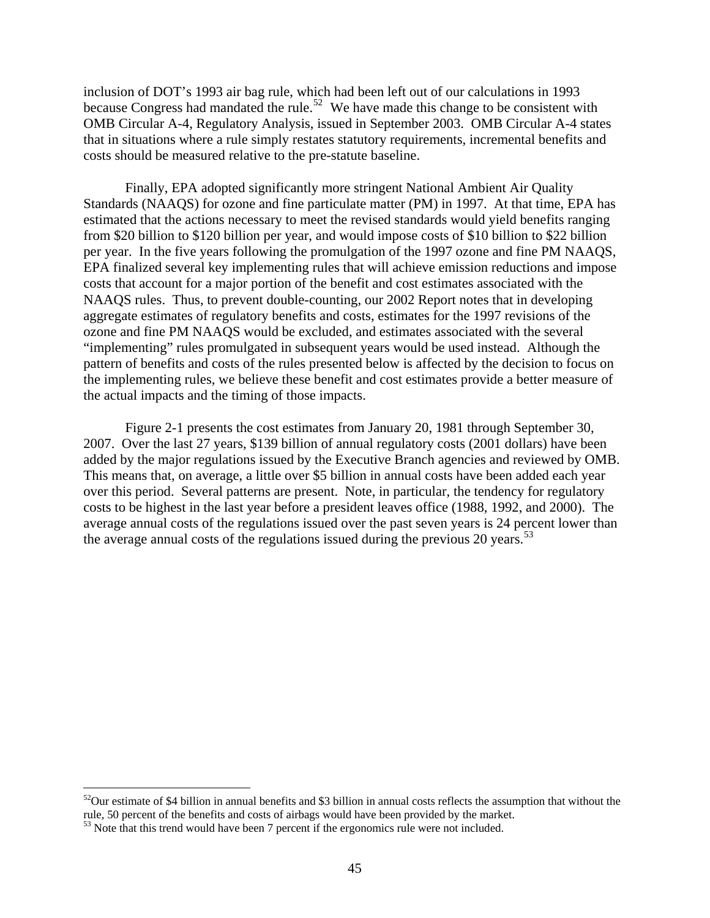inclusion of DOT's 1993 air bag rule, which had been left out of our calculations in 1993 because Congress had mandated the rule.[52] We have made this change to be consistent with OMB Circular A-4, Regulatory Analysis, issued in September 2003. OMB Circular A-4 states that in situations where a rule simply restates statutory requirements, incremental benefits and costs should be measured relative to the pre-statute baseline.

Finally, EPA adopted significantly more stringent National Ambient Air Quality Standards (NAAQS) for ozone and fine particulate matter (PM) in 1997. At that time, EPA has estimated that the actions necessary to meet the revised standards would yield benefits ranging from $20 billion to $120 billion per year, and would impose costs of $10 billion to $22 billion per year. In the five years following the promulgation of the 1997 ozone and fine PM NAAQS, EPA finalized several key implementing rules that will achieve emission reductions and impose costs that account for a major portion of the benefit and cost estimates associated with the NAAQS rules. Thus, to prevent double-counting, our 2002 Report notes that in developing aggregate estimates of regulatory benefits and costs, estimates for the 1997 revisions of the ozone and fine PM NAAQS would be excluded, and estimates associated with the several "implementing" rules promulgated in subsequent years would be used instead. Although the pattern of benefits and costs of the rules presented below is affected by the decision to focus on the implementing rules, we believe these benefit and cost estimates provide a better measure of the actual impacts and the timing of those impacts.

Figure 2-1 presents the cost estimates from January 20, 1981 through September 30, 2007. Over the last 27 years, $139 billion of annual regulatory costs (2001 dollars) have been added by the major regulations issued by the Executive Branch agencies and reviewed by OMB. This means that, on average, a little over $5 billion in annual costs have been added each year over this period. Several patterns are present. Note, in particular, the tendency for regulatory costs to be highest in the last year before a president leaves office (1988, 1992, and 2000). The average annual costs of the regulations issued over the past seven years is 24 percent lower than the average annual costs of the regulations issued during the previous 20 years.[53]

---

[52] Our estimate of $4 billion in annual benefits and $3 billion in annual costs reflects the assumption that without the rule, 50 percent of the benefits and costs of airbags would have been provided by the market.

[53] Note that this trend would have been 7 percent if the ergonomics rule were not included.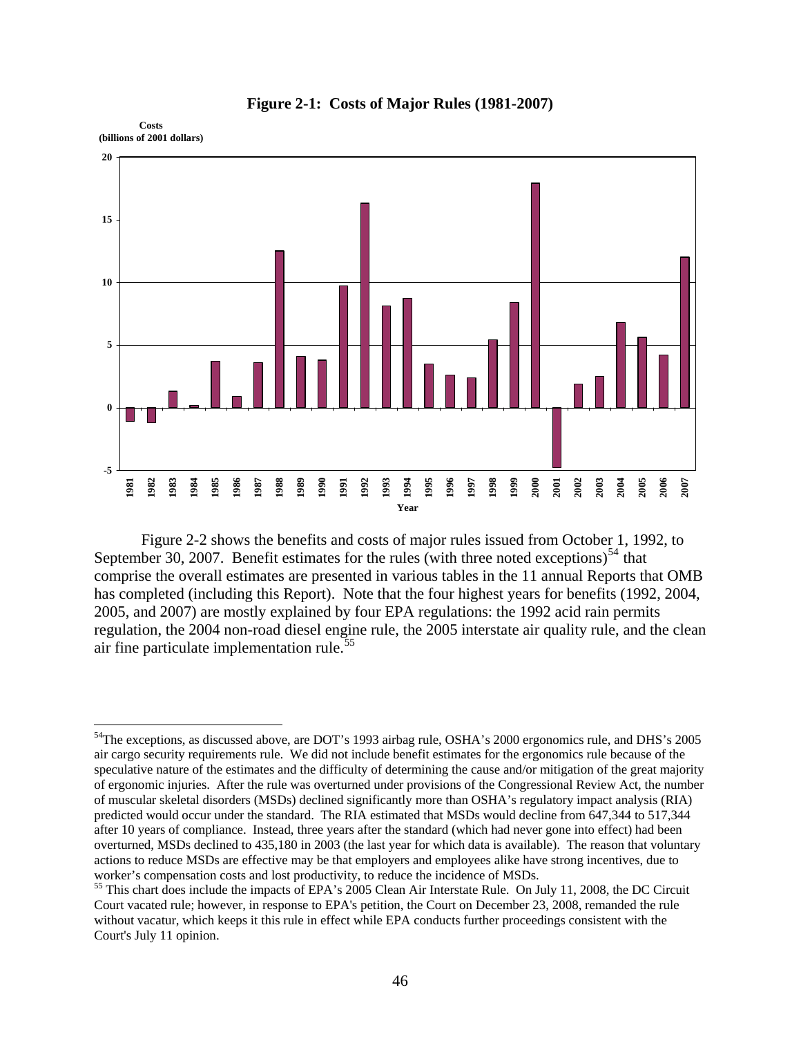**Figure 2-1: Costs of Major Rules (1981-2007)**

Figure 2-2 shows the benefits and costs of major rules issued from October 1, 1992, to September 30, 2007. Benefit estimates for the rules (with three noted exceptions)[54] that comprise the overall estimates are presented in various tables in the 11 annual Reports that OMB has completed (including this Report). Note that the four highest years for benefits (1992, 2004, 2005, and 2007) are mostly explained by four EPA regulations: the 1992 acid rain permits regulation, the 2004 non-road diesel engine rule, the 2005 interstate air quality rule, and the clean air fine particulate implementation rule.[55]

---

[54]The exceptions, as discussed above, are DOT's 1993 airbag rule, OSHA's 2000 ergonomics rule, and DHS's 2005 air cargo security requirements rule. We did not include benefit estimates for the ergonomics rule because of the speculative nature of the estimates and the difficulty of determining the cause and/or mitigation of the great majority of ergonomic injuries. After the rule was overturned under provisions of the Congressional Review Act, the number of muscular skeletal disorders (MSDs) declined significantly more than OSHA's regulatory impact analysis (RIA) predicted would occur under the standard. The RIA estimated that MSDs would decline from 647,344 to 517,344 after 10 years of compliance. Instead, three years after the standard (which had never gone into effect) had been overturned, MSDs declined to 435,180 in 2003 (the last year for which data is available). The reason that voluntary actions to reduce MSDs are effective may be that employers and employees alike have strong incentives, due to worker's compensation costs and lost productivity, to reduce the incidence of MSDs.

[55] This chart does include the impacts of EPA's 2005 Clean Air Interstate Rule. On July 11, 2008, the DC Circuit Court vacated rule; however, in response to EPA's petition, the Court on December 23, 2008, remanded the rule without vacatur, which keeps it this rule in effect while EPA conducts further proceedings consistent with the Court's July 11 opinion.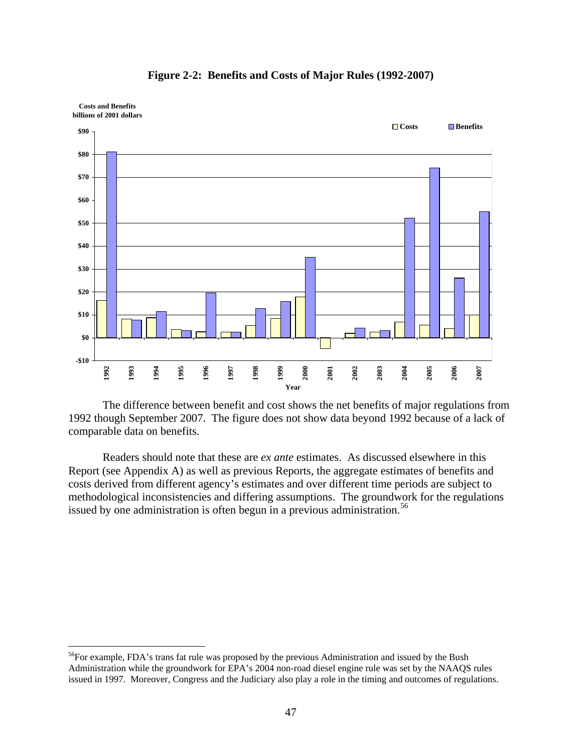**Figure 2-2: Benefits and Costs of Major Rules (1992-2007)**

The difference between benefit and cost shows the net benefits of major regulations from 1992 though September 2007. The figure does not show data beyond 1992 because of a lack of comparable data on benefits.

Readers should note that these are *ex ante* estimates. As discussed elsewhere in this Report (see Appendix A) as well as previous Reports, the aggregate estimates of benefits and costs derived from different agency's estimates and over different time periods are subject to methodological inconsistencies and differing assumptions. The groundwork for the regulations issued by one administration is often begun in a previous administration.[56]

---

[56]For example, FDA's trans fat rule was proposed by the previous Administration and issued by the Bush Administration while the groundwork for EPA's 2004 non-road diesel engine rule was set by the NAAQS rules issued in 1997. Moreover, Congress and the Judiciary also play a role in the timing and outcomes of regulations.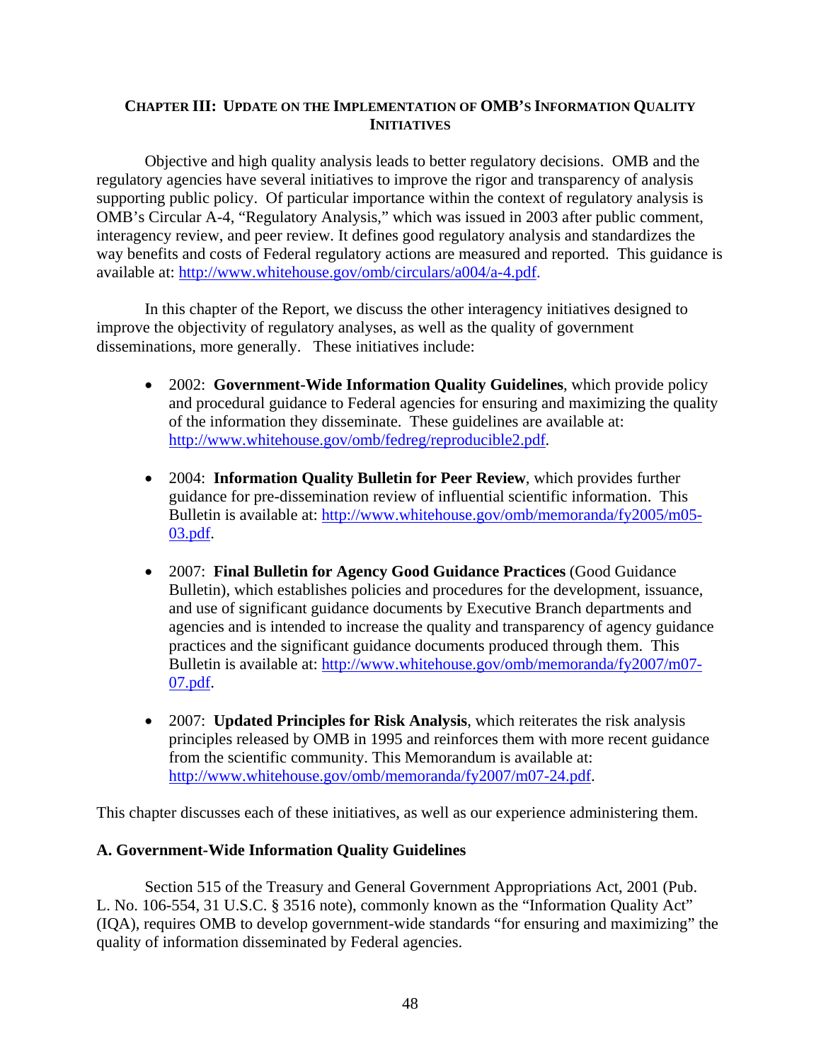## CHAPTER III: UPDATE ON THE IMPLEMENTATION OF OMB'S INFORMATION QUALITY INITIATIVES

Objective and high quality analysis leads to better regulatory decisions. OMB and the regulatory agencies have several initiatives to improve the rigor and transparency of analysis supporting public policy. Of particular importance within the context of regulatory analysis is OMB's Circular A-4, "Regulatory Analysis," which was issued in 2003 after public comment, interagency review, and peer review. It defines good regulatory analysis and standardizes the way benefits and costs of Federal regulatory actions are measured and reported. This guidance is available at: http://www.whitehouse.gov/omb/circulars/a004/a-4.pdf.

In this chapter of the Report, we discuss the other interagency initiatives designed to improve the objectivity of regulatory analyses, as well as the quality of government disseminations, more generally. These initiatives include:

- 2002: **Government-Wide Information Quality Guidelines**, which provide policy and procedural guidance to Federal agencies for ensuring and maximizing the quality of the information they disseminate. These guidelines are available at: http://www.whitehouse.gov/omb/fedreg/reproducible2.pdf.

- 2004: **Information Quality Bulletin for Peer Review**, which provides further guidance for pre-dissemination review of influential scientific information. This Bulletin is available at: http://www.whitehouse.gov/omb/memoranda/fy2005/m05-03.pdf.

- 2007: **Final Bulletin for Agency Good Guidance Practices** (Good Guidance Bulletin), which establishes policies and procedures for the development, issuance, and use of significant guidance documents by Executive Branch departments and agencies and is intended to increase the quality and transparency of agency guidance practices and the significant guidance documents produced through them. This Bulletin is available at: http://www.whitehouse.gov/omb/memoranda/fy2007/m07-07.pdf.

- 2007: **Updated Principles for Risk Analysis**, which reiterates the risk analysis principles released by OMB in 1995 and reinforces them with more recent guidance from the scientific community. This Memorandum is available at: http://www.whitehouse.gov/omb/memoranda/fy2007/m07-24.pdf.

This chapter discusses each of these initiatives, as well as our experience administering them.

### A. Government-Wide Information Quality Guidelines

Section 515 of the Treasury and General Government Appropriations Act, 2001 (Pub. L. No. 106-554, 31 U.S.C. § 3516 note), commonly known as the "Information Quality Act" (IQA), requires OMB to develop government-wide standards "for ensuring and maximizing" the quality of information disseminated by Federal agencies.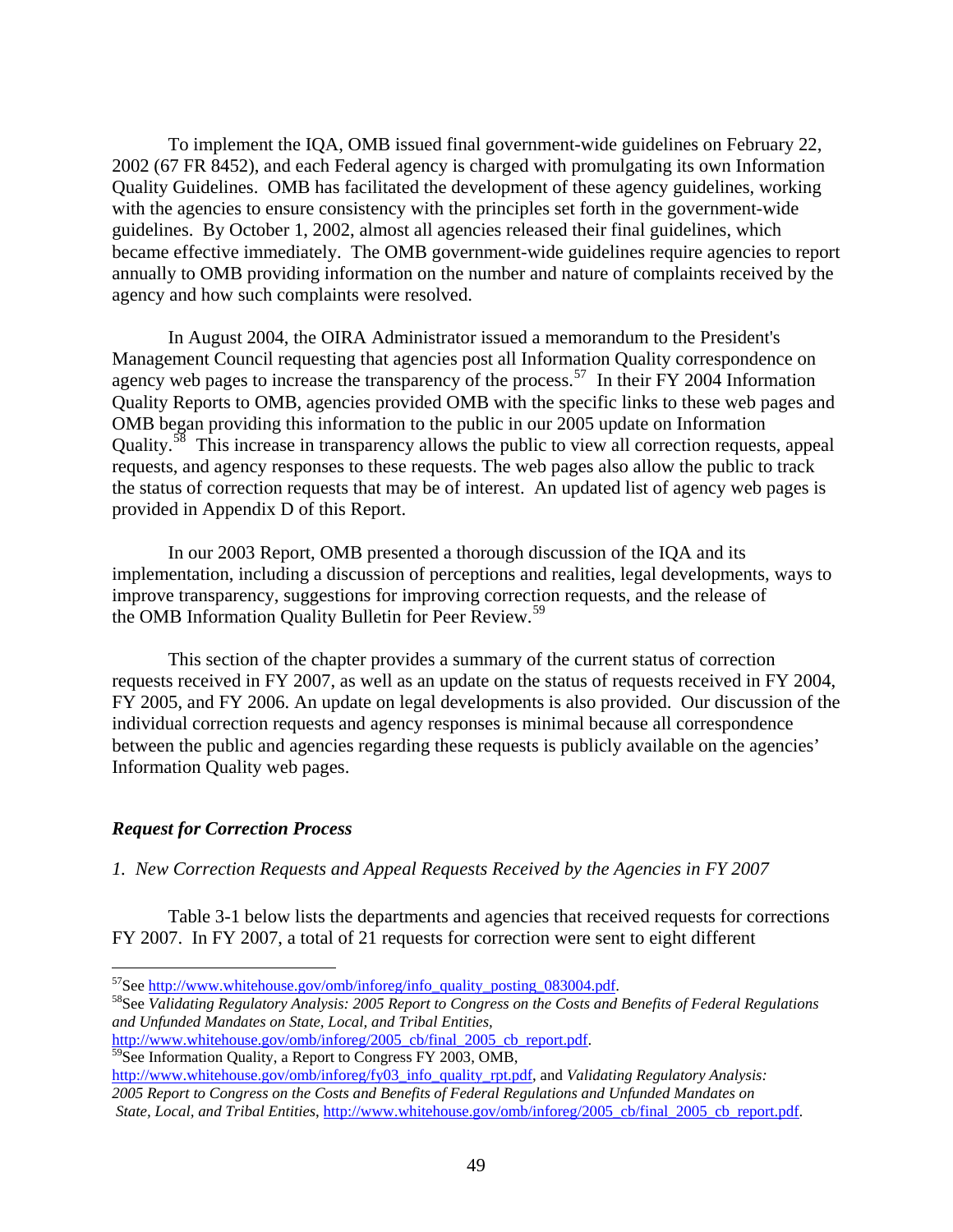To implement the IQA, OMB issued final government-wide guidelines on February 22, 2002 (67 FR 8452), and each Federal agency is charged with promulgating its own Information Quality Guidelines. OMB has facilitated the development of these agency guidelines, working with the agencies to ensure consistency with the principles set forth in the government-wide guidelines. By October 1, 2002, almost all agencies released their final guidelines, which became effective immediately. The OMB government-wide guidelines require agencies to report annually to OMB providing information on the number and nature of complaints received by the agency and how such complaints were resolved.

In August 2004, the OIRA Administrator issued a memorandum to the President's Management Council requesting that agencies post all Information Quality correspondence on agency web pages to increase the transparency of the process.[57] In their FY 2004 Information Quality Reports to OMB, agencies provided OMB with the specific links to these web pages and OMB began providing this information to the public in our 2005 update on Information Quality.[58] This increase in transparency allows the public to view all correction requests, appeal requests, and agency responses to these requests. The web pages also allow the public to track the status of correction requests that may be of interest. An updated list of agency web pages is provided in Appendix D of this Report.

In our 2003 Report, OMB presented a thorough discussion of the IQA and its implementation, including a discussion of perceptions and realities, legal developments, ways to improve transparency, suggestions for improving correction requests, and the release of the OMB Information Quality Bulletin for Peer Review.[59]

This section of the chapter provides a summary of the current status of correction requests received in FY 2007, as well as an update on the status of requests received in FY 2004, FY 2005, and FY 2006. An update on legal developments is also provided. Our discussion of the individual correction requests and agency responses is minimal because all correspondence between the public and agencies regarding these requests is publicly available on the agencies' Information Quality web pages.

### *Request for Correction Process*

#### *1. New Correction Requests and Appeal Requests Received by the Agencies in FY 2007*

Table 3-1 below lists the departments and agencies that received requests for corrections FY 2007. In FY 2007, a total of 21 requests for correction were sent to eight different

---

[57] See http://www.whitehouse.gov/omb/inforeg/info_quality_posting_083004.pdf.

[58] See *Validating Regulatory Analysis: 2005 Report to Congress on the Costs and Benefits of Federal Regulations and Unfunded Mandates on State, Local, and Tribal Entities,* http://www.whitehouse.gov/omb/inforeg/2005_cb/final_2005_cb_report.pdf.

[59] See Information Quality, a Report to Congress FY 2003, OMB, http://www.whitehouse.gov/omb/inforeg/fy03_info_quality_rpt.pdf, and *Validating Regulatory Analysis: 2005 Report to Congress on the Costs and Benefits of Federal Regulations and Unfunded Mandates on State, Local, and Tribal Entities*, http://www.whitehouse.gov/omb/inforeg/2005_cb/final_2005_cb_report.pdf.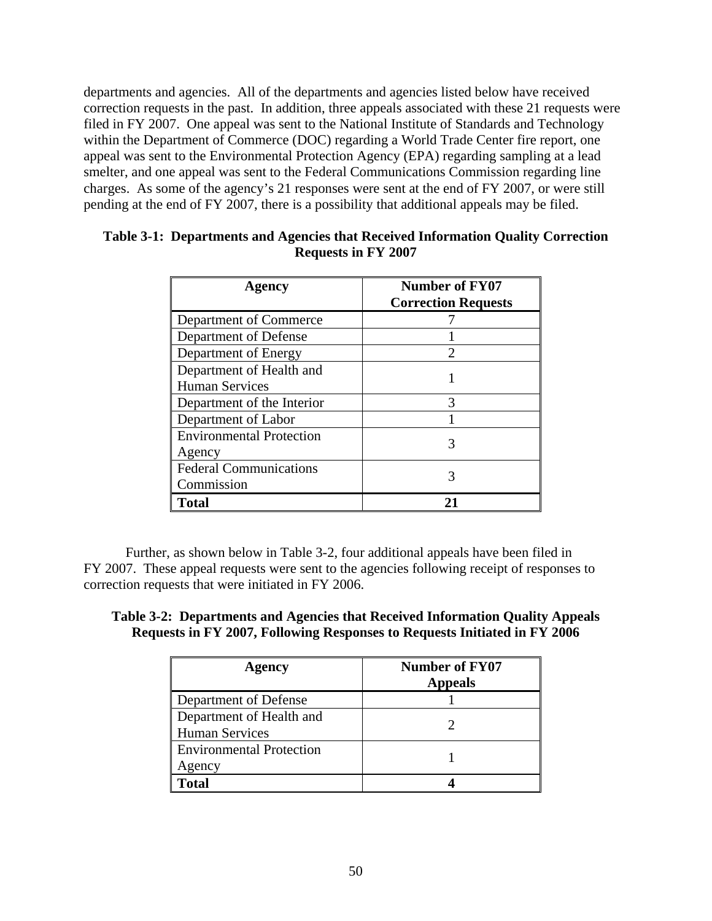departments and agencies. All of the departments and agencies listed below have received correction requests in the past. In addition, three appeals associated with these 21 requests were filed in FY 2007. One appeal was sent to the National Institute of Standards and Technology within the Department of Commerce (DOC) regarding a World Trade Center fire report, one appeal was sent to the Environmental Protection Agency (EPA) regarding sampling at a lead smelter, and one appeal was sent to the Federal Communications Commission regarding line charges. As some of the agency's 21 responses were sent at the end of FY 2007, or were still pending at the end of FY 2007, there is a possibility that additional appeals may be filed.

**Table 3-1: Departments and Agencies that Received Information Quality Correction Requests in FY 2007**

| Agency | Number of FY07 Correction Requests |
|---|---|
| Department of Commerce | 7 |
| Department of Defense | 1 |
| Department of Energy | 2 |
| Department of Health and Human Services | 1 |
| Department of the Interior | 3 |
| Department of Labor | 1 |
| Environmental Protection Agency | 3 |
| Federal Communications Commission | 3 |
| **Total** | **21** |

Further, as shown below in Table 3-2, four additional appeals have been filed in FY 2007. These appeal requests were sent to the agencies following receipt of responses to correction requests that were initiated in FY 2006.

**Table 3-2: Departments and Agencies that Received Information Quality Appeals Requests in FY 2007, Following Responses to Requests Initiated in FY 2006**

| Agency | Number of FY07 Appeals |
|---|---|
| Department of Defense | 1 |
| Department of Health and Human Services | 2 |
| Environmental Protection Agency | 1 |
| **Total** | **4** |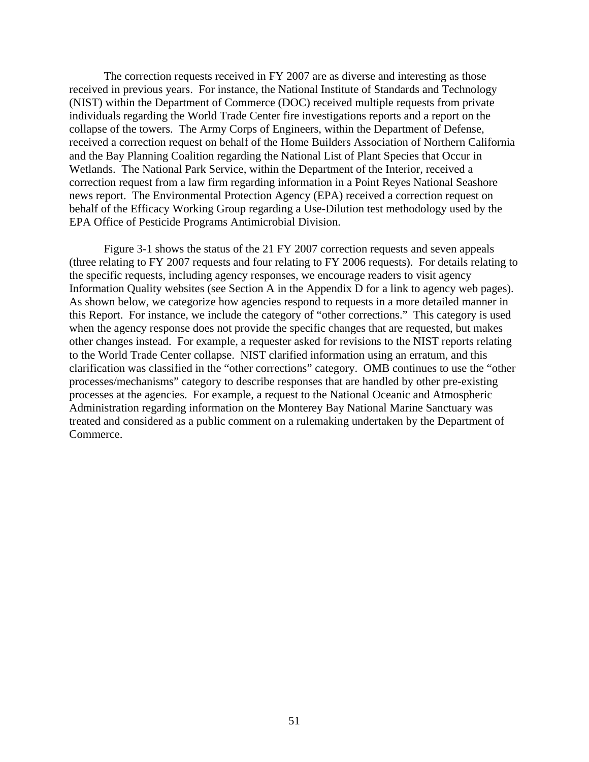The correction requests received in FY 2007 are as diverse and interesting as those received in previous years. For instance, the National Institute of Standards and Technology (NIST) within the Department of Commerce (DOC) received multiple requests from private individuals regarding the World Trade Center fire investigations reports and a report on the collapse of the towers. The Army Corps of Engineers, within the Department of Defense, received a correction request on behalf of the Home Builders Association of Northern California and the Bay Planning Coalition regarding the National List of Plant Species that Occur in Wetlands. The National Park Service, within the Department of the Interior, received a correction request from a law firm regarding information in a Point Reyes National Seashore news report. The Environmental Protection Agency (EPA) received a correction request on behalf of the Efficacy Working Group regarding a Use-Dilution test methodology used by the EPA Office of Pesticide Programs Antimicrobial Division.

Figure 3-1 shows the status of the 21 FY 2007 correction requests and seven appeals (three relating to FY 2007 requests and four relating to FY 2006 requests). For details relating to the specific requests, including agency responses, we encourage readers to visit agency Information Quality websites (see Section A in the Appendix D for a link to agency web pages). As shown below, we categorize how agencies respond to requests in a more detailed manner in this Report. For instance, we include the category of "other corrections." This category is used when the agency response does not provide the specific changes that are requested, but makes other changes instead. For example, a requester asked for revisions to the NIST reports relating to the World Trade Center collapse. NIST clarified information using an erratum, and this clarification was classified in the "other corrections" category. OMB continues to use the "other processes/mechanisms" category to describe responses that are handled by other pre-existing processes at the agencies. For example, a request to the National Oceanic and Atmospheric Administration regarding information on the Monterey Bay National Marine Sanctuary was treated and considered as a public comment on a rulemaking undertaken by the Department of Commerce.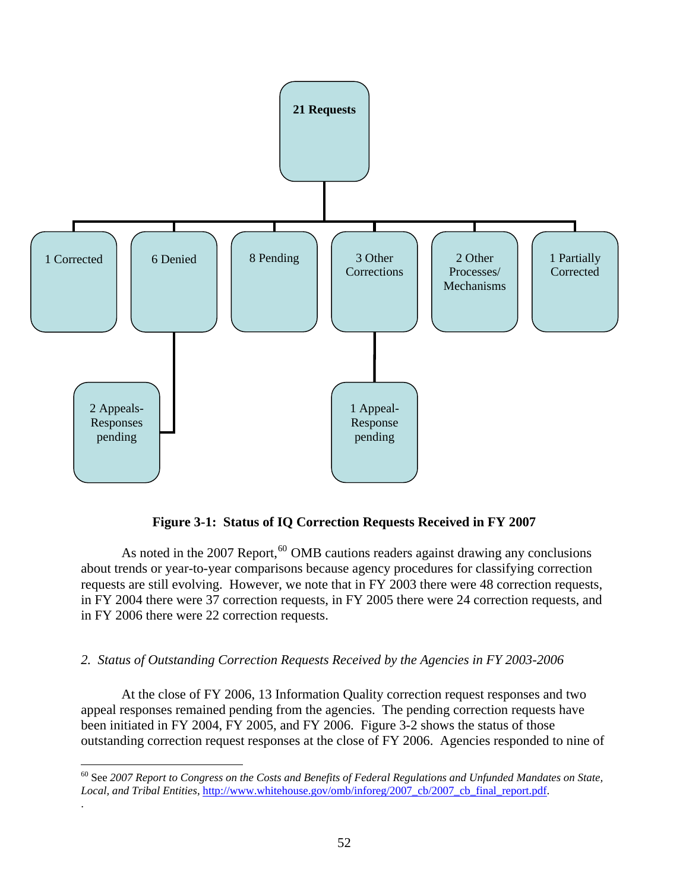21 Requests

- 1 Corrected
- 6 Denied
  - 2 Appeals-Responses pending
- 8 Pending
- 3 Other Corrections
  - 1 Appeal-Response pending
- 2 Other Processes/ Mechanisms
- 1 Partially Corrected

**Figure 3-1: Status of IQ Correction Requests Received in FY 2007**

As noted in the 2007 Report,[60] OMB cautions readers against drawing any conclusions about trends or year-to-year comparisons because agency procedures for classifying correction requests are still evolving. However, we note that in FY 2003 there were 48 correction requests, in FY 2004 there were 37 correction requests, in FY 2005 there were 24 correction requests, and in FY 2006 there were 22 correction requests.

*2. Status of Outstanding Correction Requests Received by the Agencies in FY 2003-2006*

At the close of FY 2006, 13 Information Quality correction request responses and two appeal responses remained pending from the agencies. The pending correction requests have been initiated in FY 2004, FY 2005, and FY 2006. Figure 3-2 shows the status of those outstanding correction request responses at the close of FY 2006. Agencies responded to nine of

[60] See *2007 Report to Congress on the Costs and Benefits of Federal Regulations and Unfunded Mandates on State, Local, and Tribal Entities*, http://www.whitehouse.gov/omb/inforeg/2007_cb/2007_cb_final_report.pdf.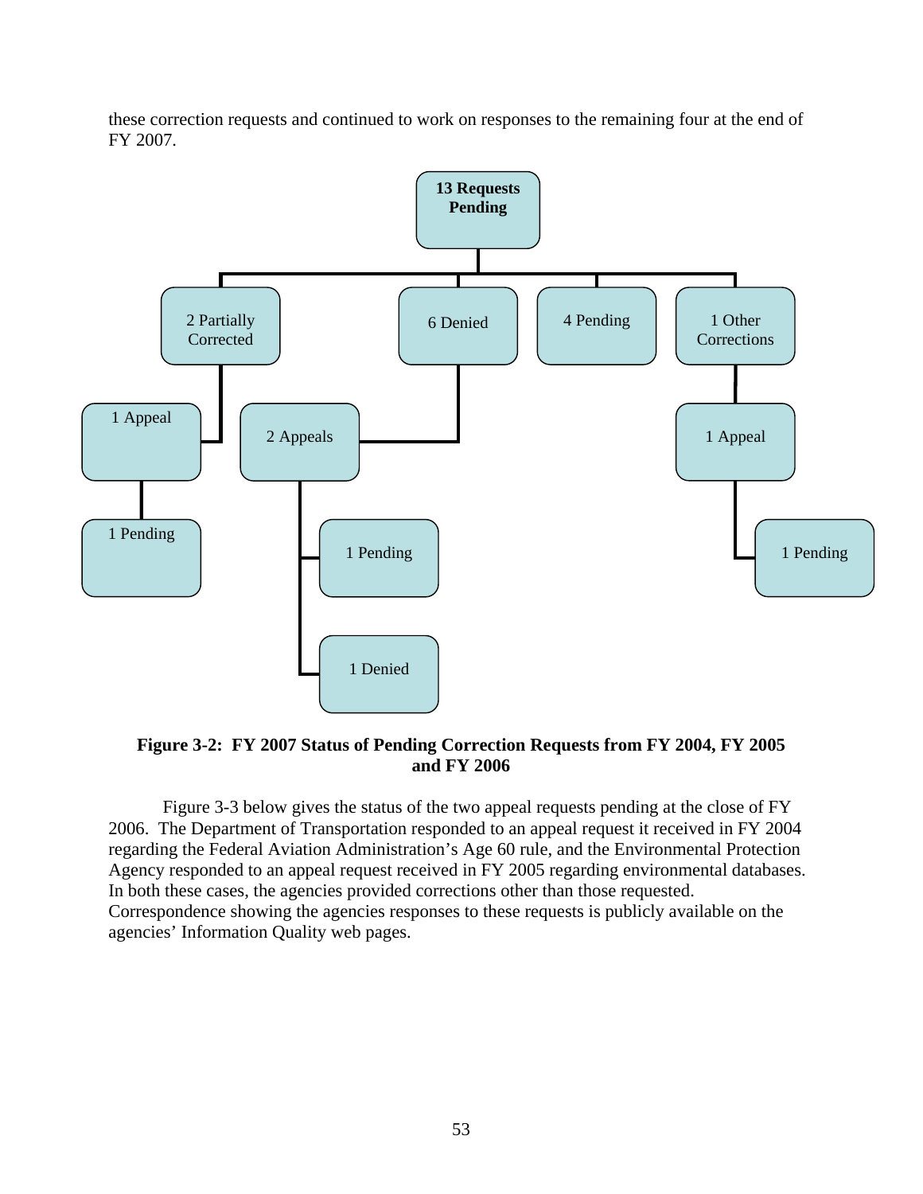these correction requests and continued to work on responses to the remaining four at the end of FY 2007.

**13 Requests Pending**

- 2 Partially Corrected
  - 1 Appeal
    - 1 Pending
- 6 Denied
  - 2 Appeals
    - 1 Pending
    - 1 Denied
- 4 Pending
- 1 Other Corrections
  - 1 Appeal
    - 1 Pending

**Figure 3-2: FY 2007 Status of Pending Correction Requests from FY 2004, FY 2005 and FY 2006**

Figure 3-3 below gives the status of the two appeal requests pending at the close of FY 2006. The Department of Transportation responded to an appeal request it received in FY 2004 regarding the Federal Aviation Administration's Age 60 rule, and the Environmental Protection Agency responded to an appeal request received in FY 2005 regarding environmental databases. In both these cases, the agencies provided corrections other than those requested. Correspondence showing the agencies responses to these requests is publicly available on the agencies' Information Quality web pages.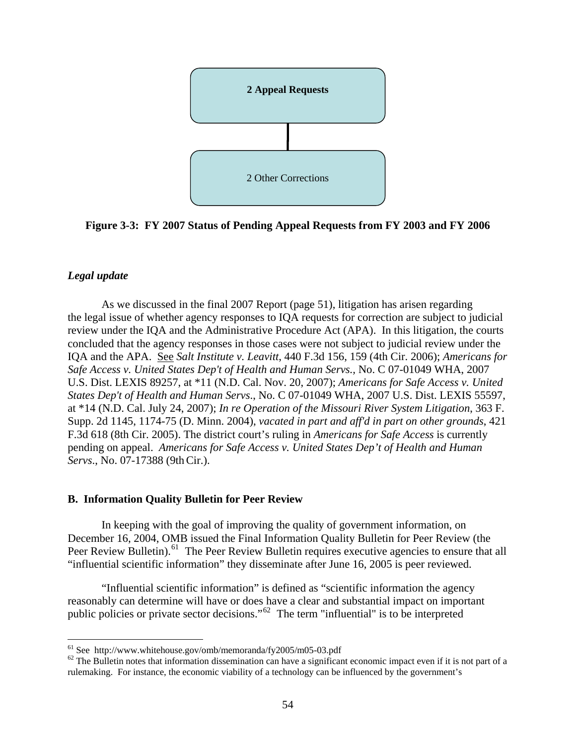**2 Appeal Requests**

2 Other Corrections

**Figure 3-3: FY 2007 Status of Pending Appeal Requests from FY 2003 and FY 2006**

***Legal update***

As we discussed in the final 2007 Report (page 51), litigation has arisen regarding the legal issue of whether agency responses to IQA requests for correction are subject to judicial review under the IQA and the Administrative Procedure Act (APA). In this litigation, the courts concluded that the agency responses in those cases were not subject to judicial review under the IQA and the APA. See *Salt Institute v. Leavitt*, 440 F.3d 156, 159 (4th Cir. 2006); *Americans for Safe Access v. United States Dep't of Health and Human Servs.*, No. C 07-01049 WHA, 2007 U.S. Dist. LEXIS 89257, at *11 (N.D. Cal. Nov. 20, 2007); *Americans for Safe Access v. United States Dep't of Health and Human Servs*., No. C 07-01049 WHA, 2007 U.S. Dist. LEXIS 55597, at *14 (N.D. Cal. July 24, 2007); *In re Operation of the Missouri River System Litigation*, 363 F. Supp. 2d 1145, 1174-75 (D. Minn. 2004), *vacated in part and aff'd in part on other grounds*, 421 F.3d 618 (8th Cir. 2005). The district court's ruling in *Americans for Safe Access* is currently pending on appeal. *Americans for Safe Access v. United States Dep't of Health and Human Servs*., No. 07-17388 (9th Cir.).

## B. Information Quality Bulletin for Peer Review

In keeping with the goal of improving the quality of government information, on December 16, 2004, OMB issued the Final Information Quality Bulletin for Peer Review (the Peer Review Bulletin).[61] The Peer Review Bulletin requires executive agencies to ensure that all "influential scientific information" they disseminate after June 16, 2005 is peer reviewed.

"Influential scientific information" is defined as "scientific information the agency reasonably can determine will have or does have a clear and substantial impact on important public policies or private sector decisions."[62] The term "influential" is to be interpreted

---

[61] See http://www.whitehouse.gov/omb/memoranda/fy2005/m05-03.pdf

[62] The Bulletin notes that information dissemination can have a significant economic impact even if it is not part of a rulemaking. For instance, the economic viability of a technology can be influenced by the government's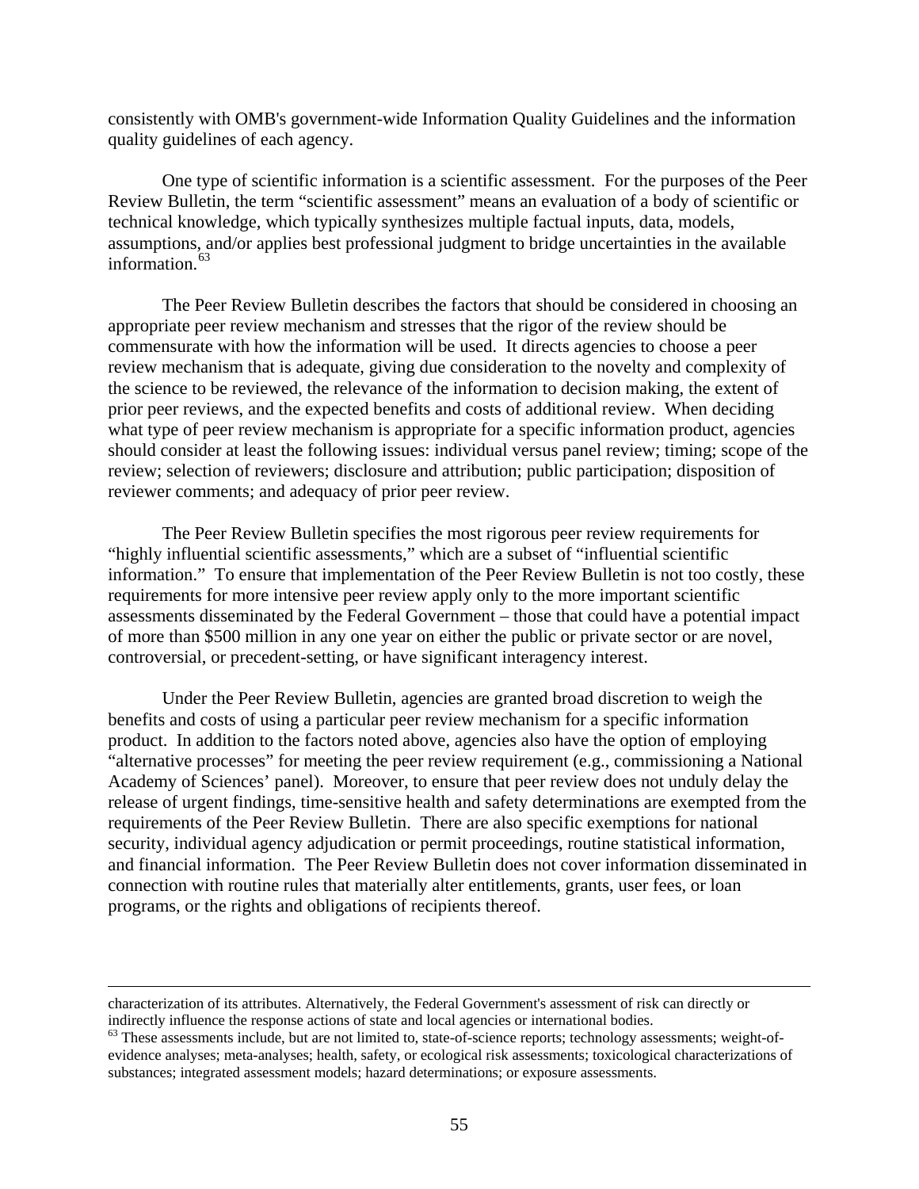consistently with OMB's government-wide Information Quality Guidelines and the information quality guidelines of each agency.

One type of scientific information is a scientific assessment. For the purposes of the Peer Review Bulletin, the term "scientific assessment" means an evaluation of a body of scientific or technical knowledge, which typically synthesizes multiple factual inputs, data, models, assumptions, and/or applies best professional judgment to bridge uncertainties in the available information.[63]

The Peer Review Bulletin describes the factors that should be considered in choosing an appropriate peer review mechanism and stresses that the rigor of the review should be commensurate with how the information will be used. It directs agencies to choose a peer review mechanism that is adequate, giving due consideration to the novelty and complexity of the science to be reviewed, the relevance of the information to decision making, the extent of prior peer reviews, and the expected benefits and costs of additional review. When deciding what type of peer review mechanism is appropriate for a specific information product, agencies should consider at least the following issues: individual versus panel review; timing; scope of the review; selection of reviewers; disclosure and attribution; public participation; disposition of reviewer comments; and adequacy of prior peer review.

The Peer Review Bulletin specifies the most rigorous peer review requirements for "highly influential scientific assessments," which are a subset of "influential scientific information." To ensure that implementation of the Peer Review Bulletin is not too costly, these requirements for more intensive peer review apply only to the more important scientific assessments disseminated by the Federal Government – those that could have a potential impact of more than \$500 million in any one year on either the public or private sector or are novel, controversial, or precedent-setting, or have significant interagency interest.

Under the Peer Review Bulletin, agencies are granted broad discretion to weigh the benefits and costs of using a particular peer review mechanism for a specific information product. In addition to the factors noted above, agencies also have the option of employing "alternative processes" for meeting the peer review requirement (e.g., commissioning a National Academy of Sciences' panel). Moreover, to ensure that peer review does not unduly delay the release of urgent findings, time-sensitive health and safety determinations are exempted from the requirements of the Peer Review Bulletin. There are also specific exemptions for national security, individual agency adjudication or permit proceedings, routine statistical information, and financial information. The Peer Review Bulletin does not cover information disseminated in connection with routine rules that materially alter entitlements, grants, user fees, or loan programs, or the rights and obligations of recipients thereof.

---

characterization of its attributes. Alternatively, the Federal Government's assessment of risk can directly or indirectly influence the response actions of state and local agencies or international bodies.

[63] These assessments include, but are not limited to, state-of-science reports; technology assessments; weight-of-evidence analyses; meta-analyses; health, safety, or ecological risk assessments; toxicological characterizations of substances; integrated assessment models; hazard determinations; or exposure assessments.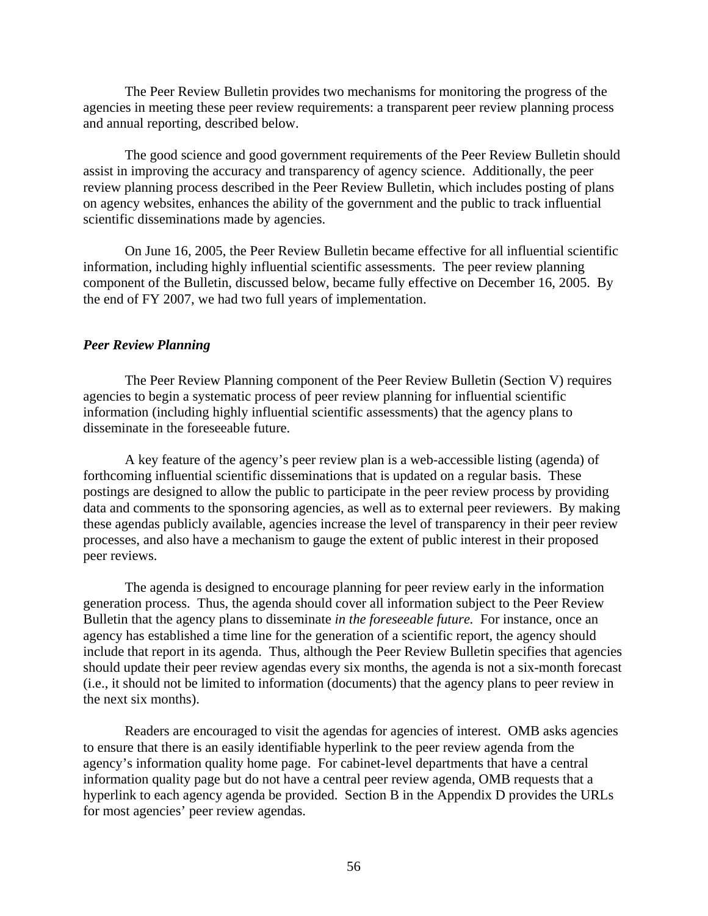The Peer Review Bulletin provides two mechanisms for monitoring the progress of the agencies in meeting these peer review requirements: a transparent peer review planning process and annual reporting, described below.

The good science and good government requirements of the Peer Review Bulletin should assist in improving the accuracy and transparency of agency science. Additionally, the peer review planning process described in the Peer Review Bulletin, which includes posting of plans on agency websites, enhances the ability of the government and the public to track influential scientific disseminations made by agencies.

On June 16, 2005, the Peer Review Bulletin became effective for all influential scientific information, including highly influential scientific assessments. The peer review planning component of the Bulletin, discussed below, became fully effective on December 16, 2005. By the end of FY 2007, we had two full years of implementation.

### *Peer Review Planning*

The Peer Review Planning component of the Peer Review Bulletin (Section V) requires agencies to begin a systematic process of peer review planning for influential scientific information (including highly influential scientific assessments) that the agency plans to disseminate in the foreseeable future.

A key feature of the agency's peer review plan is a web-accessible listing (agenda) of forthcoming influential scientific disseminations that is updated on a regular basis. These postings are designed to allow the public to participate in the peer review process by providing data and comments to the sponsoring agencies, as well as to external peer reviewers. By making these agendas publicly available, agencies increase the level of transparency in their peer review processes, and also have a mechanism to gauge the extent of public interest in their proposed peer reviews.

The agenda is designed to encourage planning for peer review early in the information generation process. Thus, the agenda should cover all information subject to the Peer Review Bulletin that the agency plans to disseminate *in the foreseeable future.* For instance, once an agency has established a time line for the generation of a scientific report, the agency should include that report in its agenda. Thus, although the Peer Review Bulletin specifies that agencies should update their peer review agendas every six months, the agenda is not a six-month forecast (i.e., it should not be limited to information (documents) that the agency plans to peer review in the next six months).

Readers are encouraged to visit the agendas for agencies of interest. OMB asks agencies to ensure that there is an easily identifiable hyperlink to the peer review agenda from the agency's information quality home page. For cabinet-level departments that have a central information quality page but do not have a central peer review agenda, OMB requests that a hyperlink to each agency agenda be provided. Section B in the Appendix D provides the URLs for most agencies' peer review agendas.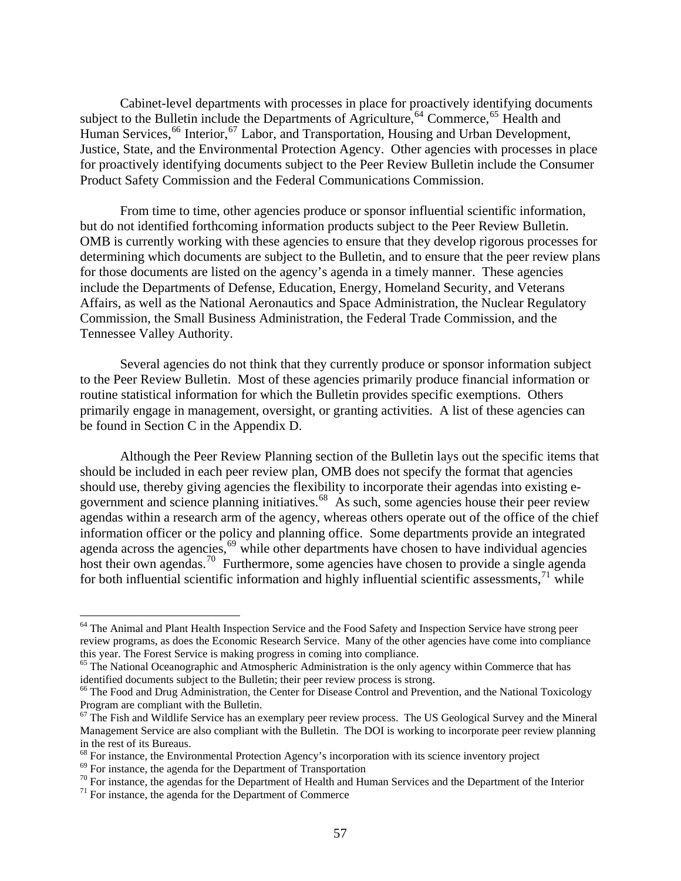Cabinet-level departments with processes in place for proactively identifying documents subject to the Bulletin include the Departments of Agriculture,[64] Commerce,[65] Health and Human Services,[66] Interior,[67] Labor, and Transportation, Housing and Urban Development, Justice, State, and the Environmental Protection Agency. Other agencies with processes in place for proactively identifying documents subject to the Peer Review Bulletin include the Consumer Product Safety Commission and the Federal Communications Commission.

From time to time, other agencies produce or sponsor influential scientific information, but do not identified forthcoming information products subject to the Peer Review Bulletin. OMB is currently working with these agencies to ensure that they develop rigorous processes for determining which documents are subject to the Bulletin, and to ensure that the peer review plans for those documents are listed on the agency's agenda in a timely manner. These agencies include the Departments of Defense, Education, Energy, Homeland Security, and Veterans Affairs, as well as the National Aeronautics and Space Administration, the Nuclear Regulatory Commission, the Small Business Administration, the Federal Trade Commission, and the Tennessee Valley Authority.

Several agencies do not think that they currently produce or sponsor information subject to the Peer Review Bulletin. Most of these agencies primarily produce financial information or routine statistical information for which the Bulletin provides specific exemptions. Others primarily engage in management, oversight, or granting activities. A list of these agencies can be found in Section C in the Appendix D.

Although the Peer Review Planning section of the Bulletin lays out the specific items that should be included in each peer review plan, OMB does not specify the format that agencies should use, thereby giving agencies the flexibility to incorporate their agendas into existing e-government and science planning initiatives.[68] As such, some agencies house their peer review agendas within a research arm of the agency, whereas others operate out of the office of the chief information officer or the policy and planning office. Some departments provide an integrated agenda across the agencies,[69] while other departments have chosen to have individual agencies host their own agendas.[70] Furthermore, some agencies have chosen to provide a single agenda for both influential scientific information and highly influential scientific assessments,[71] while

---

[64] The Animal and Plant Health Inspection Service and the Food Safety and Inspection Service have strong peer review programs, as does the Economic Research Service. Many of the other agencies have come into compliance this year. The Forest Service is making progress in coming into compliance.

[65] The National Oceanographic and Atmospheric Administration is the only agency within Commerce that has identified documents subject to the Bulletin; their peer review process is strong.

[66] The Food and Drug Administration, the Center for Disease Control and Prevention, and the National Toxicology Program are compliant with the Bulletin.

[67] The Fish and Wildlife Service has an exemplary peer review process. The US Geological Survey and the Mineral Management Service are also compliant with the Bulletin. The DOI is working to incorporate peer review planning in the rest of its Bureaus.

[68] For instance, the Environmental Protection Agency's incorporation with its science inventory project

[69] For instance, the agenda for the Department of Transportation

[70] For instance, the agendas for the Department of Health and Human Services and the Department of the Interior

[71] For instance, the agenda for the Department of Commerce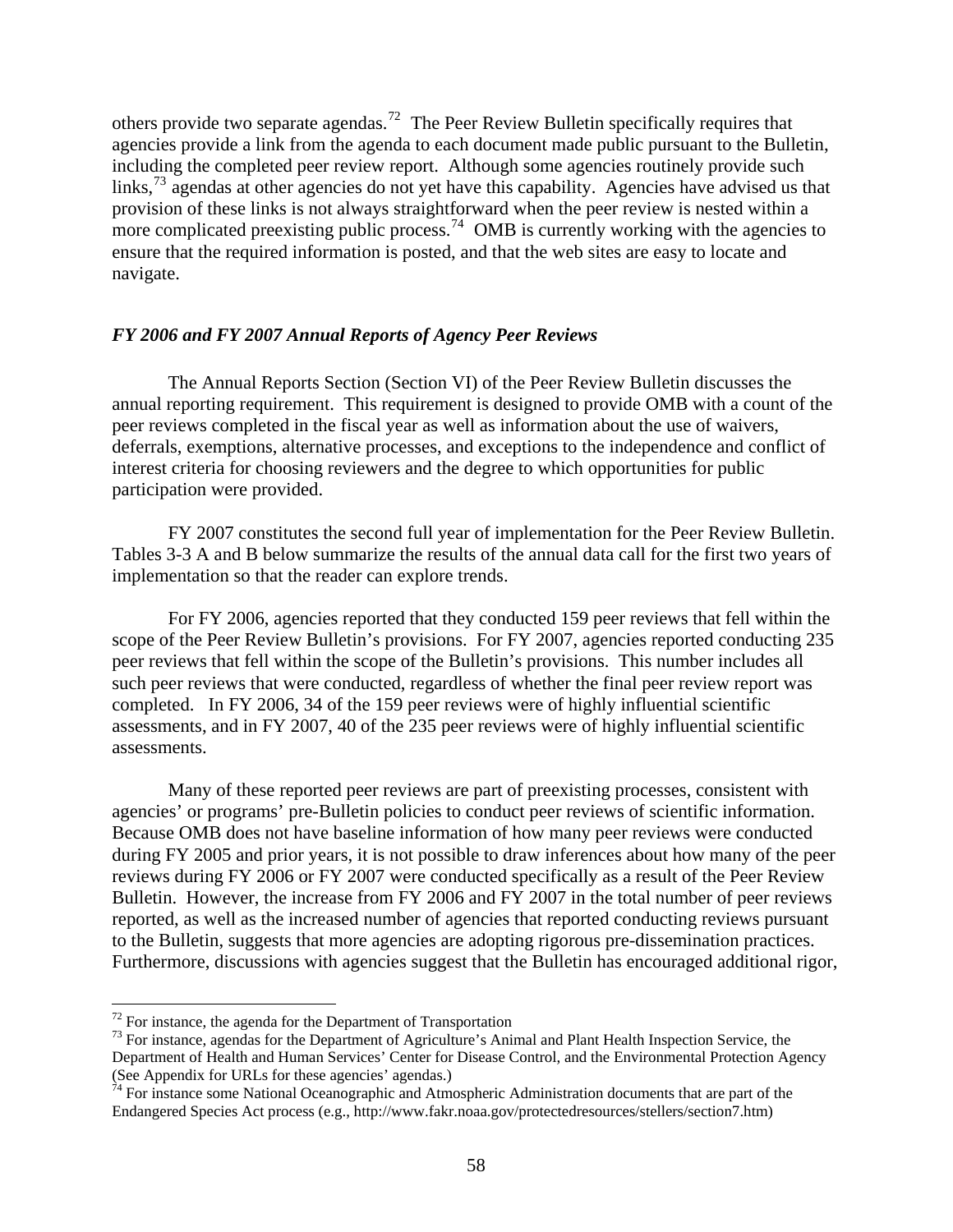others provide two separate agendas.[72] The Peer Review Bulletin specifically requires that agencies provide a link from the agenda to each document made public pursuant to the Bulletin, including the completed peer review report. Although some agencies routinely provide such links,[73] agendas at other agencies do not yet have this capability. Agencies have advised us that provision of these links is not always straightforward when the peer review is nested within a more complicated preexisting public process.[74] OMB is currently working with the agencies to ensure that the required information is posted, and that the web sites are easy to locate and navigate.

### *FY 2006 and FY 2007 Annual Reports of Agency Peer Reviews*

The Annual Reports Section (Section VI) of the Peer Review Bulletin discusses the annual reporting requirement. This requirement is designed to provide OMB with a count of the peer reviews completed in the fiscal year as well as information about the use of waivers, deferrals, exemptions, alternative processes, and exceptions to the independence and conflict of interest criteria for choosing reviewers and the degree to which opportunities for public participation were provided.

FY 2007 constitutes the second full year of implementation for the Peer Review Bulletin. Tables 3-3 A and B below summarize the results of the annual data call for the first two years of implementation so that the reader can explore trends.

For FY 2006, agencies reported that they conducted 159 peer reviews that fell within the scope of the Peer Review Bulletin's provisions. For FY 2007, agencies reported conducting 235 peer reviews that fell within the scope of the Bulletin's provisions. This number includes all such peer reviews that were conducted, regardless of whether the final peer review report was completed. In FY 2006, 34 of the 159 peer reviews were of highly influential scientific assessments, and in FY 2007, 40 of the 235 peer reviews were of highly influential scientific assessments.

Many of these reported peer reviews are part of preexisting processes, consistent with agencies' or programs' pre-Bulletin policies to conduct peer reviews of scientific information. Because OMB does not have baseline information of how many peer reviews were conducted during FY 2005 and prior years, it is not possible to draw inferences about how many of the peer reviews during FY 2006 or FY 2007 were conducted specifically as a result of the Peer Review Bulletin. However, the increase from FY 2006 and FY 2007 in the total number of peer reviews reported, as well as the increased number of agencies that reported conducting reviews pursuant to the Bulletin, suggests that more agencies are adopting rigorous pre-dissemination practices. Furthermore, discussions with agencies suggest that the Bulletin has encouraged additional rigor,

---

[72] For instance, the agenda for the Department of Transportation

[73] For instance, agendas for the Department of Agriculture's Animal and Plant Health Inspection Service, the Department of Health and Human Services' Center for Disease Control, and the Environmental Protection Agency (See Appendix for URLs for these agencies' agendas.)

[74] For instance some National Oceanographic and Atmospheric Administration documents that are part of the Endangered Species Act process (e.g., http://www.fakr.noaa.gov/protectedresources/stellers/section7.htm)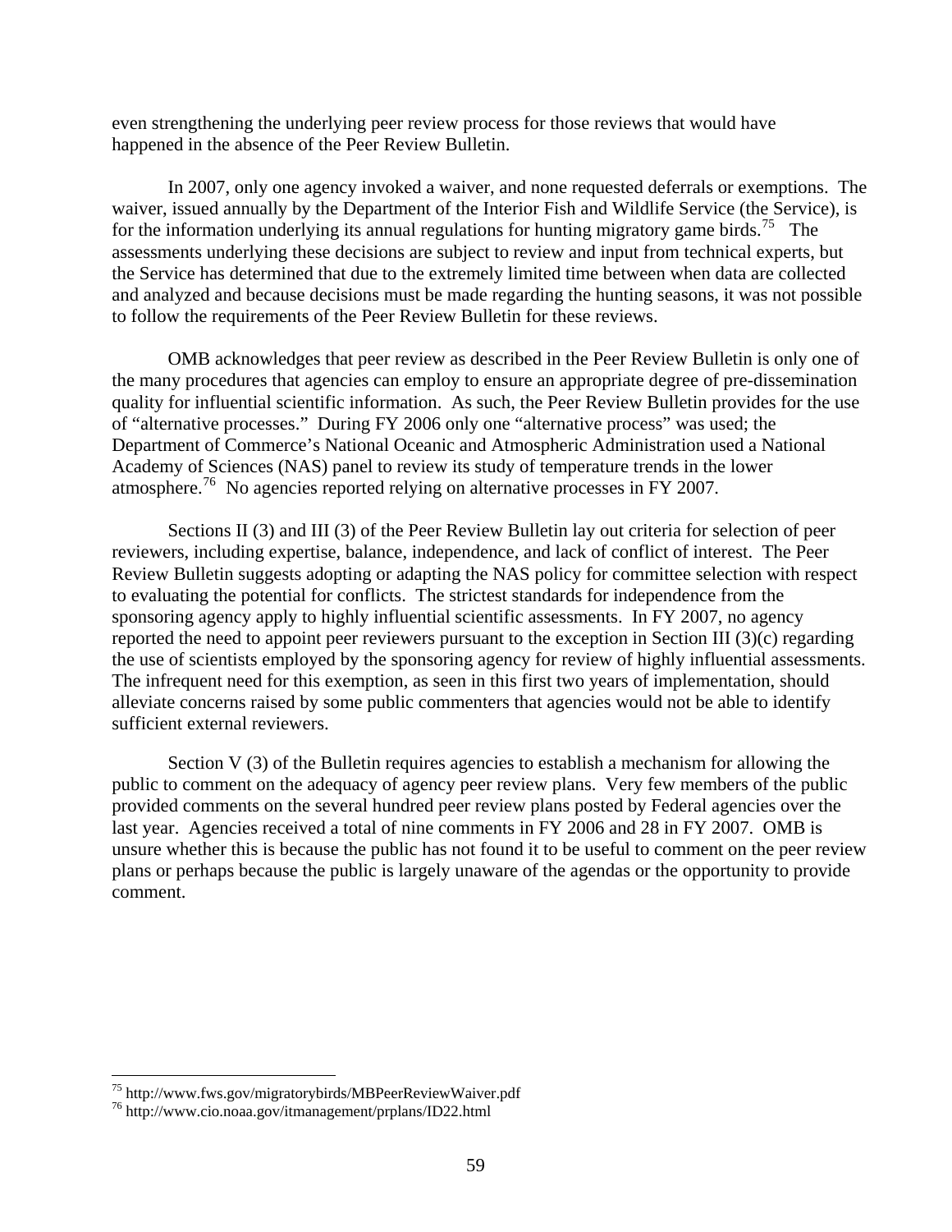even strengthening the underlying peer review process for those reviews that would have happened in the absence of the Peer Review Bulletin.

In 2007, only one agency invoked a waiver, and none requested deferrals or exemptions. The waiver, issued annually by the Department of the Interior Fish and Wildlife Service (the Service), is for the information underlying its annual regulations for hunting migratory game birds.[75] The assessments underlying these decisions are subject to review and input from technical experts, but the Service has determined that due to the extremely limited time between when data are collected and analyzed and because decisions must be made regarding the hunting seasons, it was not possible to follow the requirements of the Peer Review Bulletin for these reviews.

OMB acknowledges that peer review as described in the Peer Review Bulletin is only one of the many procedures that agencies can employ to ensure an appropriate degree of pre-dissemination quality for influential scientific information. As such, the Peer Review Bulletin provides for the use of "alternative processes." During FY 2006 only one "alternative process" was used; the Department of Commerce's National Oceanic and Atmospheric Administration used a National Academy of Sciences (NAS) panel to review its study of temperature trends in the lower atmosphere.[76] No agencies reported relying on alternative processes in FY 2007.

Sections II (3) and III (3) of the Peer Review Bulletin lay out criteria for selection of peer reviewers, including expertise, balance, independence, and lack of conflict of interest. The Peer Review Bulletin suggests adopting or adapting the NAS policy for committee selection with respect to evaluating the potential for conflicts. The strictest standards for independence from the sponsoring agency apply to highly influential scientific assessments. In FY 2007, no agency reported the need to appoint peer reviewers pursuant to the exception in Section III (3)(c) regarding the use of scientists employed by the sponsoring agency for review of highly influential assessments. The infrequent need for this exemption, as seen in this first two years of implementation, should alleviate concerns raised by some public commenters that agencies would not be able to identify sufficient external reviewers.

Section V (3) of the Bulletin requires agencies to establish a mechanism for allowing the public to comment on the adequacy of agency peer review plans. Very few members of the public provided comments on the several hundred peer review plans posted by Federal agencies over the last year. Agencies received a total of nine comments in FY 2006 and 28 in FY 2007. OMB is unsure whether this is because the public has not found it to be useful to comment on the peer review plans or perhaps because the public is largely unaware of the agendas or the opportunity to provide comment.

---

[75] http://www.fws.gov/migratorybirds/MBPeerReviewWaiver.pdf

[76] http://www.cio.noaa.gov/itmanagement/prplans/ID22.html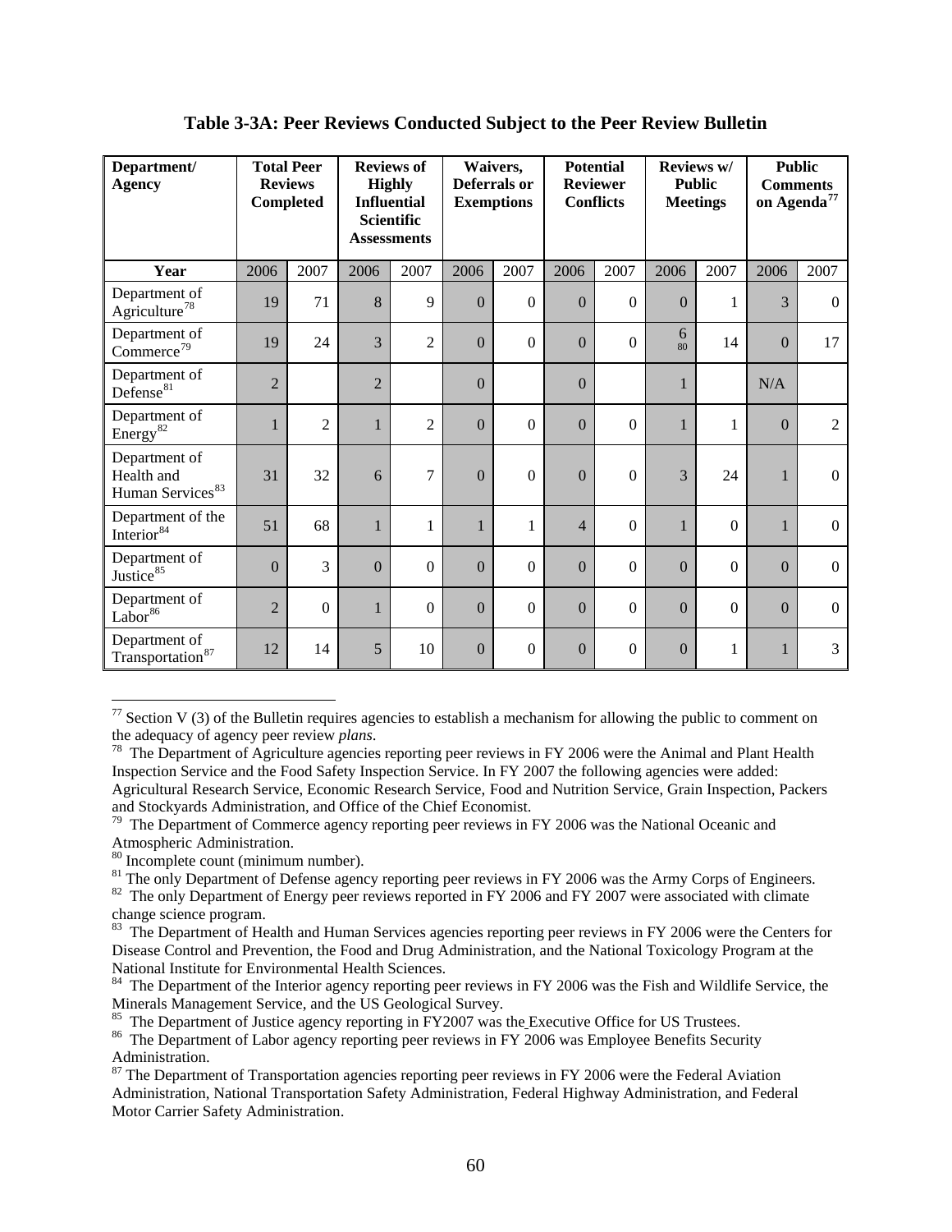## Table 3-3A: Peer Reviews Conducted Subject to the Peer Review Bulletin

| Department/ Agency | Total Peer Reviews Completed | | Reviews of Highly Influential Scientific Assessments | | Waivers, Deferrals or Exemptions | | Potential Reviewer Conflicts | | Reviews w/ Public Meetings | | Public Comments on Agenda[77] | |
|---|---|---|---|---|---|---|---|---|---|---|---|---|
| **Year** | 2006 | 2007 | 2006 | 2007 | 2006 | 2007 | 2006 | 2007 | 2006 | 2007 | 2006 | 2007 |
| Department of Agriculture[78] | 19 | 71 | 8 | 9 | 0 | 0 | 0 | 0 | 0 | 1 | 3 | 0 |
| Department of Commerce[79] | 19 | 24 | 3 | 2 | 0 | 0 | 0 | 0 | 6[80] | 14 | 0 | 17 |
| Department of Defense[81] | 2 | | 2 | | 0 | | 0 | | 1 | | N/A | |
| Department of Energy[82] | 1 | 2 | 1 | 2 | 0 | 0 | 0 | 0 | 1 | 1 | 0 | 2 |
| Department of Health and Human Services[83] | 31 | 32 | 6 | 7 | 0 | 0 | 0 | 0 | 3 | 24 | 1 | 0 |
| Department of the Interior[84] | 51 | 68 | 1 | 1 | 1 | 1 | 4 | 0 | 1 | 0 | 1 | 0 |
| Department of Justice[85] | 0 | 3 | 0 | 0 | 0 | 0 | 0 | 0 | 0 | 0 | 0 | 0 |
| Department of Labor[86] | 2 | 0 | 1 | 0 | 0 | 0 | 0 | 0 | 0 | 0 | 0 | 0 |
| Department of Transportation[87] | 12 | 14 | 5 | 10 | 0 | 0 | 0 | 0 | 0 | 1 | 1 | 3 |

---

[77] Section V (3) of the Bulletin requires agencies to establish a mechanism for allowing the public to comment on the adequacy of agency peer review *plans*.

[78] The Department of Agriculture agencies reporting peer reviews in FY 2006 were the Animal and Plant Health Inspection Service and the Food Safety Inspection Service. In FY 2007 the following agencies were added: Agricultural Research Service, Economic Research Service, Food and Nutrition Service, Grain Inspection, Packers and Stockyards Administration, and Office of the Chief Economist.

[79] The Department of Commerce agency reporting peer reviews in FY 2006 was the National Oceanic and Atmospheric Administration.

[80] Incomplete count (minimum number).

[81] The only Department of Defense agency reporting peer reviews in FY 2006 was the Army Corps of Engineers.

[82] The only Department of Energy peer reviews reported in FY 2006 and FY 2007 were associated with climate change science program.

[83] The Department of Health and Human Services agencies reporting peer reviews in FY 2006 were the Centers for Disease Control and Prevention, the Food and Drug Administration, and the National Toxicology Program at the National Institute for Environmental Health Sciences.

[84] The Department of the Interior agency reporting peer reviews in FY 2006 was the Fish and Wildlife Service, the Minerals Management Service, and the US Geological Survey.

[85] The Department of Justice agency reporting in FY2007 was the Executive Office for US Trustees.

[86] The Department of Labor agency reporting peer reviews in FY 2006 was Employee Benefits Security Administration.

[87] The Department of Transportation agencies reporting peer reviews in FY 2006 were the Federal Aviation Administration, National Transportation Safety Administration, Federal Highway Administration, and Federal Motor Carrier Safety Administration.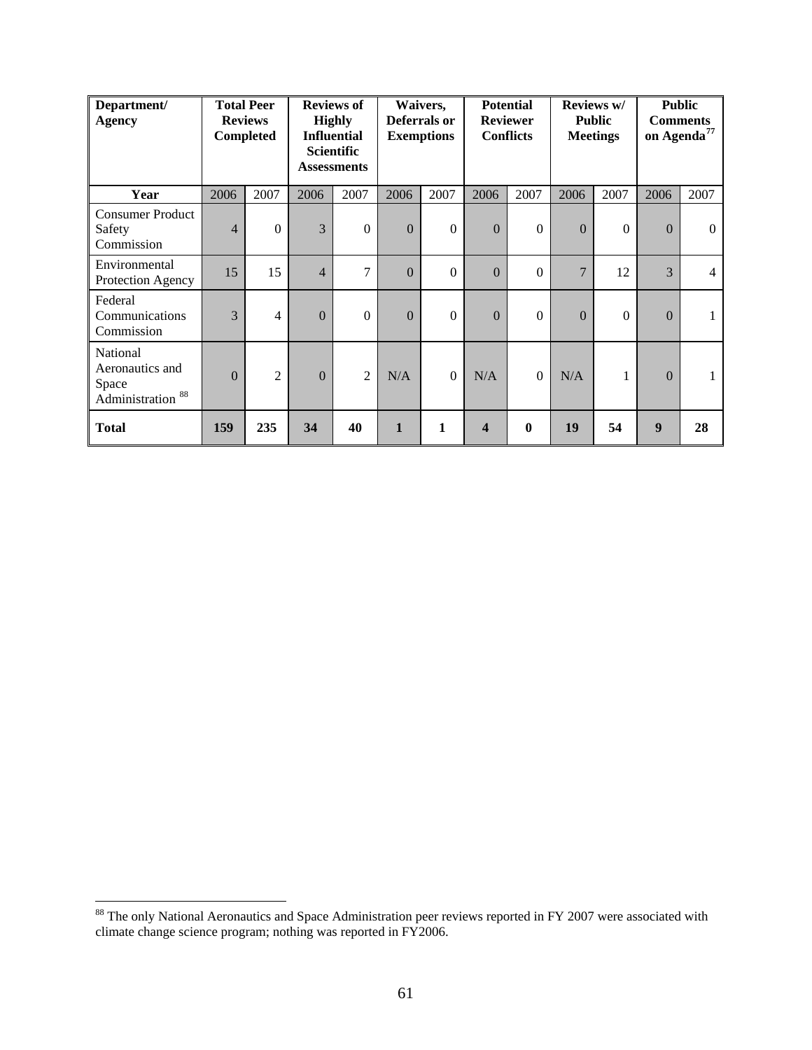| Department/ Agency | Total Peer Reviews Completed | | Reviews of Highly Influential Scientific Assessments | | Waivers, Deferrals or Exemptions | | Potential Reviewer Conflicts | | Reviews w/ Public Meetings | | Public Comments on Agenda[77] | |
|---|---|---|---|---|---|---|---|---|---|---|---|---|
| **Year** | 2006 | 2007 | 2006 | 2007 | 2006 | 2007 | 2006 | 2007 | 2006 | 2007 | 2006 | 2007 |
| Consumer Product Safety Commission | 4 | 0 | 3 | 0 | 0 | 0 | 0 | 0 | 0 | 0 | 0 | 0 |
| Environmental Protection Agency | 15 | 15 | 4 | 7 | 0 | 0 | 0 | 0 | 7 | 12 | 3 | 4 |
| Federal Communications Commission | 3 | 4 | 0 | 0 | 0 | 0 | 0 | 0 | 0 | 0 | 0 | 1 |
| National Aeronautics and Space Administration [88] | 0 | 2 | 0 | 2 | N/A | 0 | N/A | 0 | N/A | 1 | 0 | 1 |
| **Total** | **159** | **235** | **34** | **40** | **1** | **1** | **4** | **0** | **19** | **54** | **9** | **28** |

[88] The only National Aeronautics and Space Administration peer reviews reported in FY 2007 were associated with climate change science program; nothing was reported in FY2006.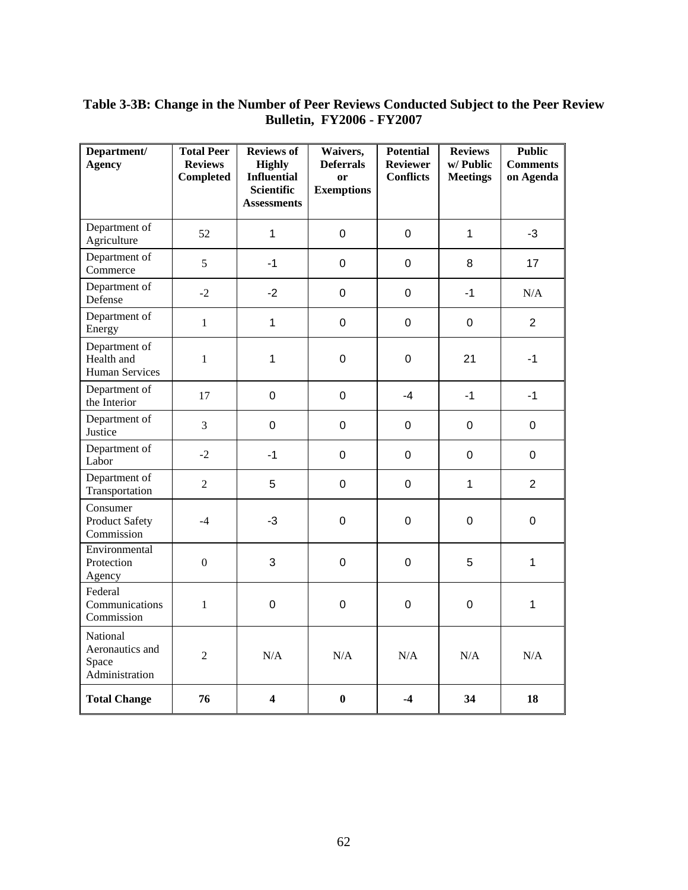**Table 3-3B: Change in the Number of Peer Reviews Conducted Subject to the Peer Review Bulletin, FY2006 - FY2007**

| Department/ Agency | Total Peer Reviews Completed | Reviews of Highly Influential Scientific Assessments | Waivers, Deferrals or Exemptions | Potential Reviewer Conflicts | Reviews w/ Public Meetings | Public Comments on Agenda |
|---|---|---|---|---|---|---|
| Department of Agriculture | 52 | 1 | 0 | 0 | 1 | -3 |
| Department of Commerce | 5 | -1 | 0 | 0 | 8 | 17 |
| Department of Defense | -2 | -2 | 0 | 0 | -1 | N/A |
| Department of Energy | 1 | 1 | 0 | 0 | 0 | 2 |
| Department of Health and Human Services | 1 | 1 | 0 | 0 | 21 | -1 |
| Department of the Interior | 17 | 0 | 0 | -4 | -1 | -1 |
| Department of Justice | 3 | 0 | 0 | 0 | 0 | 0 |
| Department of Labor | -2 | -1 | 0 | 0 | 0 | 0 |
| Department of Transportation | 2 | 5 | 0 | 0 | 1 | 2 |
| Consumer Product Safety Commission | -4 | -3 | 0 | 0 | 0 | 0 |
| Environmental Protection Agency | 0 | 3 | 0 | 0 | 5 | 1 |
| Federal Communications Commission | 1 | 0 | 0 | 0 | 0 | 1 |
| National Aeronautics and Space Administration | 2 | N/A | N/A | N/A | N/A | N/A |
| **Total Change** | **76** | **4** | **0** | **-4** | **34** | **18** |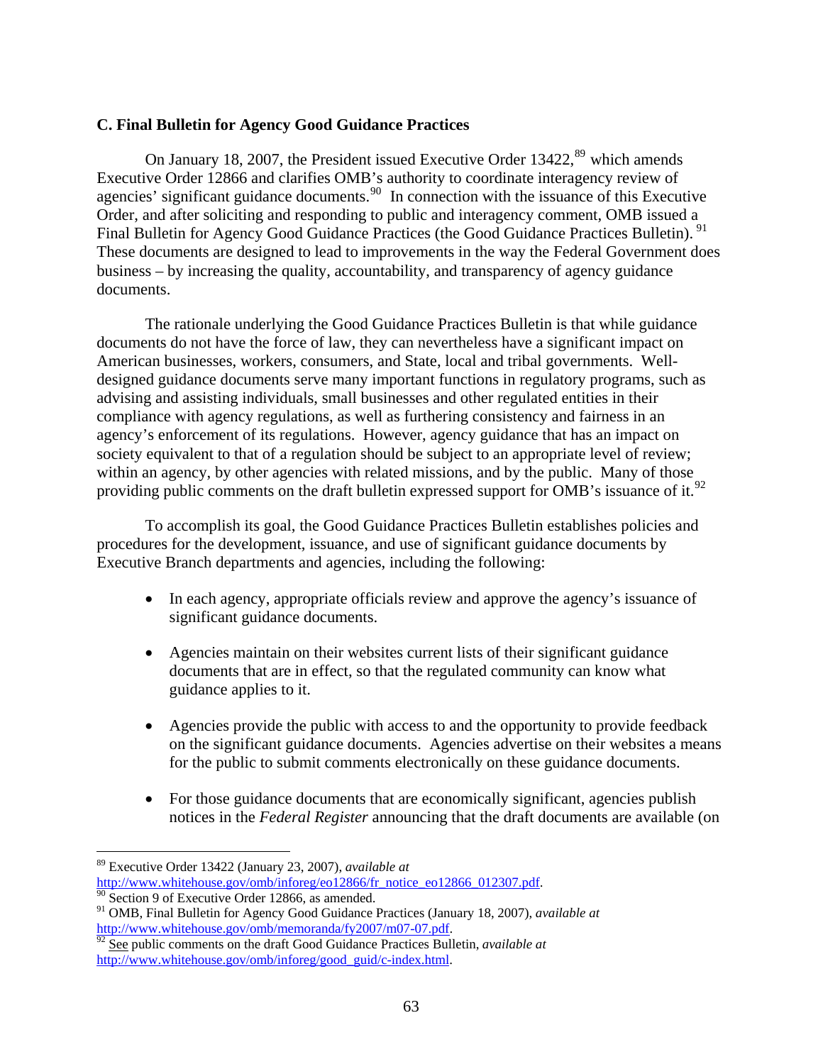### C. Final Bulletin for Agency Good Guidance Practices

On January 18, 2007, the President issued Executive Order 13422,[89] which amends Executive Order 12866 and clarifies OMB's authority to coordinate interagency review of agencies' significant guidance documents.[90] In connection with the issuance of this Executive Order, and after soliciting and responding to public and interagency comment, OMB issued a Final Bulletin for Agency Good Guidance Practices (the Good Guidance Practices Bulletin).[91] These documents are designed to lead to improvements in the way the Federal Government does business – by increasing the quality, accountability, and transparency of agency guidance documents.

The rationale underlying the Good Guidance Practices Bulletin is that while guidance documents do not have the force of law, they can nevertheless have a significant impact on American businesses, workers, consumers, and State, local and tribal governments. Well-designed guidance documents serve many important functions in regulatory programs, such as advising and assisting individuals, small businesses and other regulated entities in their compliance with agency regulations, as well as furthering consistency and fairness in an agency's enforcement of its regulations. However, agency guidance that has an impact on society equivalent to that of a regulation should be subject to an appropriate level of review; within an agency, by other agencies with related missions, and by the public. Many of those providing public comments on the draft bulletin expressed support for OMB's issuance of it.[92]

To accomplish its goal, the Good Guidance Practices Bulletin establishes policies and procedures for the development, issuance, and use of significant guidance documents by Executive Branch departments and agencies, including the following:

- In each agency, appropriate officials review and approve the agency's issuance of significant guidance documents.
- Agencies maintain on their websites current lists of their significant guidance documents that are in effect, so that the regulated community can know what guidance applies to it.
- Agencies provide the public with access to and the opportunity to provide feedback on the significant guidance documents. Agencies advertise on their websites a means for the public to submit comments electronically on these guidance documents.
- For those guidance documents that are economically significant, agencies publish notices in the *Federal Register* announcing that the draft documents are available (on

---

[89] Executive Order 13422 (January 23, 2007), *available at* http://www.whitehouse.gov/omb/inforeg/eo12866/fr_notice_eo12866_012307.pdf.

[90] Section 9 of Executive Order 12866, as amended.

[91] OMB, Final Bulletin for Agency Good Guidance Practices (January 18, 2007), *available at* http://www.whitehouse.gov/omb/memoranda/fy2007/m07-07.pdf.

[92] See public comments on the draft Good Guidance Practices Bulletin, *available at* http://www.whitehouse.gov/omb/inforeg/good_guid/c-index.html.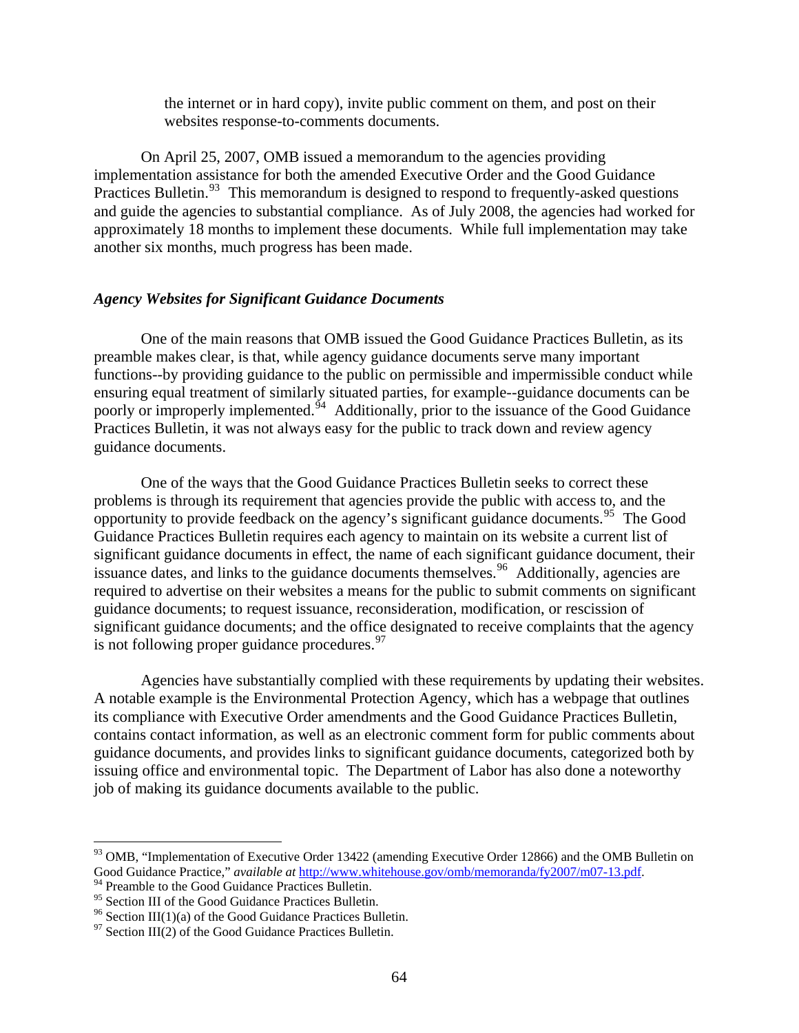the internet or in hard copy), invite public comment on them, and post on their websites response-to-comments documents.

On April 25, 2007, OMB issued a memorandum to the agencies providing implementation assistance for both the amended Executive Order and the Good Guidance Practices Bulletin.[93] This memorandum is designed to respond to frequently-asked questions and guide the agencies to substantial compliance. As of July 2008, the agencies had worked for approximately 18 months to implement these documents. While full implementation may take another six months, much progress has been made.

### *Agency Websites for Significant Guidance Documents*

One of the main reasons that OMB issued the Good Guidance Practices Bulletin, as its preamble makes clear, is that, while agency guidance documents serve many important functions--by providing guidance to the public on permissible and impermissible conduct while ensuring equal treatment of similarly situated parties, for example--guidance documents can be poorly or improperly implemented.[94] Additionally, prior to the issuance of the Good Guidance Practices Bulletin, it was not always easy for the public to track down and review agency guidance documents.

One of the ways that the Good Guidance Practices Bulletin seeks to correct these problems is through its requirement that agencies provide the public with access to, and the opportunity to provide feedback on the agency's significant guidance documents.[95] The Good Guidance Practices Bulletin requires each agency to maintain on its website a current list of significant guidance documents in effect, the name of each significant guidance document, their issuance dates, and links to the guidance documents themselves.[96] Additionally, agencies are required to advertise on their websites a means for the public to submit comments on significant guidance documents; to request issuance, reconsideration, modification, or rescission of significant guidance documents; and the office designated to receive complaints that the agency is not following proper guidance procedures.[97]

Agencies have substantially complied with these requirements by updating their websites. A notable example is the Environmental Protection Agency, which has a webpage that outlines its compliance with Executive Order amendments and the Good Guidance Practices Bulletin, contains contact information, as well as an electronic comment form for public comments about guidance documents, and provides links to significant guidance documents, categorized both by issuing office and environmental topic. The Department of Labor has also done a noteworthy job of making its guidance documents available to the public.

---

[93] OMB, "Implementation of Executive Order 13422 (amending Executive Order 12866) and the OMB Bulletin on Good Guidance Practice," *available at* http://www.whitehouse.gov/omb/memoranda/fy2007/m07-13.pdf.

[94] Preamble to the Good Guidance Practices Bulletin.

[95] Section III of the Good Guidance Practices Bulletin.

[96] Section III(1)(a) of the Good Guidance Practices Bulletin.

[97] Section III(2) of the Good Guidance Practices Bulletin.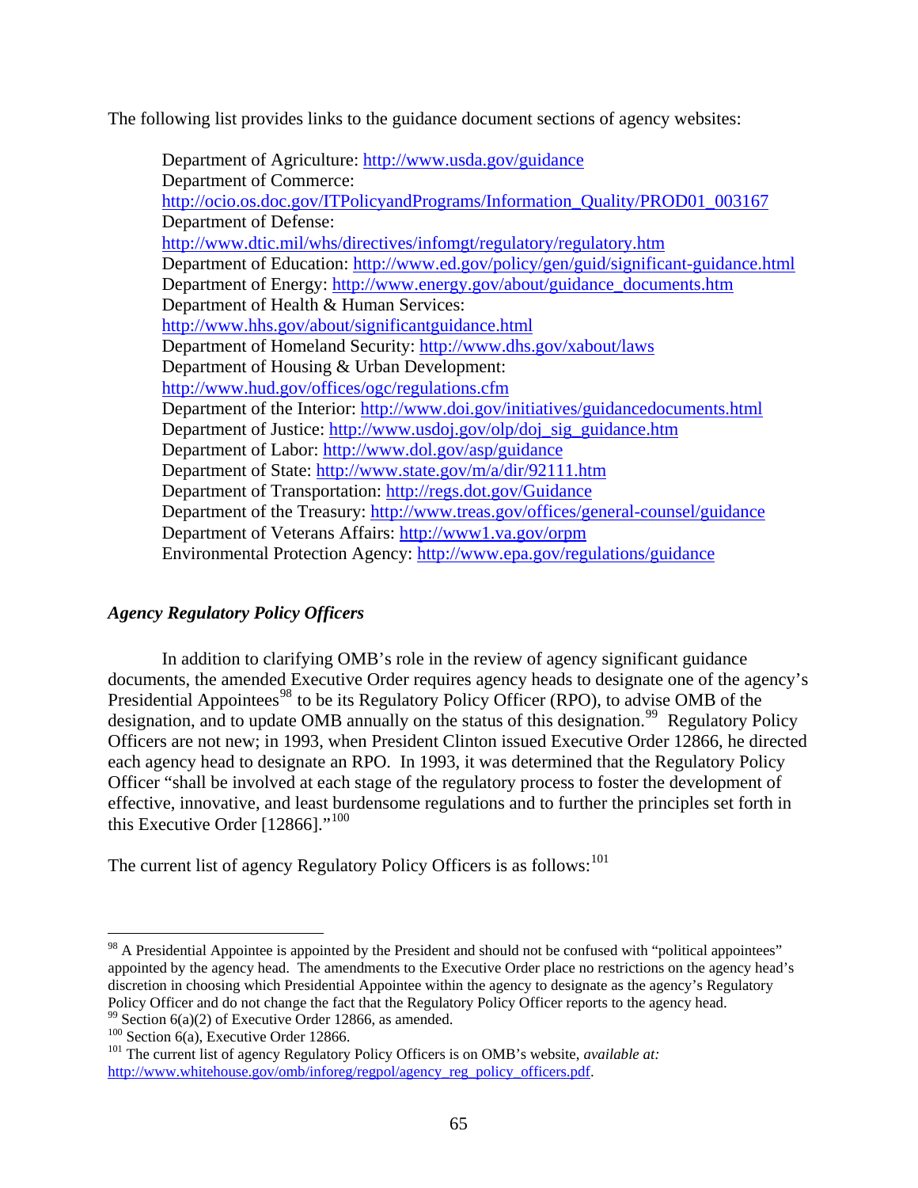The following list provides links to the guidance document sections of agency websites:

Department of Agriculture: http://www.usda.gov/guidance
Department of Commerce: http://ocio.os.doc.gov/ITPolicyandPrograms/Information_Quality/PROD01_003167
Department of Defense: http://www.dtic.mil/whs/directives/infomgt/regulatory/regulatory.htm
Department of Education: http://www.ed.gov/policy/gen/guid/significant-guidance.html
Department of Energy: http://www.energy.gov/about/guidance_documents.htm
Department of Health & Human Services: http://www.hhs.gov/about/significantguidance.html
Department of Homeland Security: http://www.dhs.gov/xabout/laws
Department of Housing & Urban Development: http://www.hud.gov/offices/ogc/regulations.cfm
Department of the Interior: http://www.doi.gov/initiatives/guidancedocuments.html
Department of Justice: http://www.usdoj.gov/olp/doj_sig_guidance.htm
Department of Labor: http://www.dol.gov/asp/guidance
Department of State: http://www.state.gov/m/a/dir/92111.htm
Department of Transportation: http://regs.dot.gov/Guidance
Department of the Treasury: http://www.treas.gov/offices/general-counsel/guidance
Department of Veterans Affairs: http://www1.va.gov/orpm
Environmental Protection Agency: http://www.epa.gov/regulations/guidance

### *Agency Regulatory Policy Officers*

In addition to clarifying OMB's role in the review of agency significant guidance documents, the amended Executive Order requires agency heads to designate one of the agency's Presidential Appointees[98] to be its Regulatory Policy Officer (RPO), to advise OMB of the designation, and to update OMB annually on the status of this designation.[99] Regulatory Policy Officers are not new; in 1993, when President Clinton issued Executive Order 12866, he directed each agency head to designate an RPO. In 1993, it was determined that the Regulatory Policy Officer "shall be involved at each stage of the regulatory process to foster the development of effective, innovative, and least burdensome regulations and to further the principles set forth in this Executive Order [12866]."[100]

The current list of agency Regulatory Policy Officers is as follows:[101]

---

[98] A Presidential Appointee is appointed by the President and should not be confused with "political appointees" appointed by the agency head. The amendments to the Executive Order place no restrictions on the agency head's discretion in choosing which Presidential Appointee within the agency to designate as the agency's Regulatory Policy Officer and do not change the fact that the Regulatory Policy Officer reports to the agency head.

[99] Section 6(a)(2) of Executive Order 12866, as amended.

[100] Section 6(a), Executive Order 12866.

[101] The current list of agency Regulatory Policy Officers is on OMB's website, *available at:* http://www.whitehouse.gov/omb/inforeg/regpol/agency_reg_policy_officers.pdf.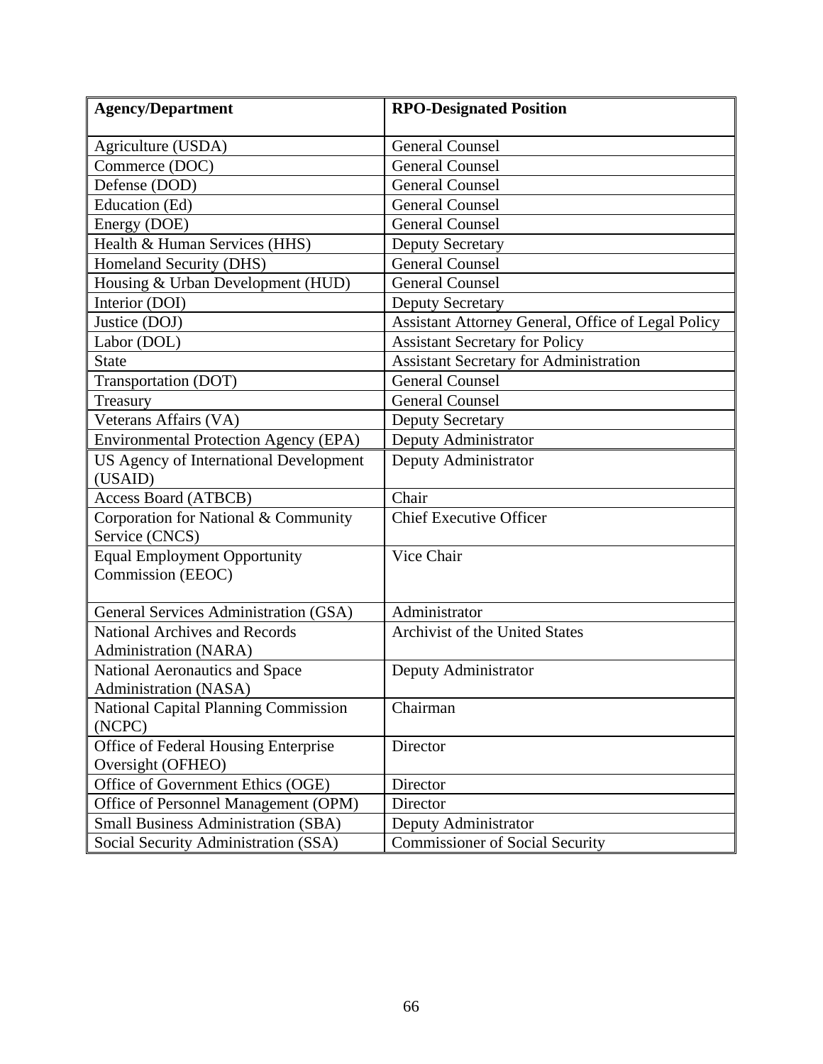| Agency/Department | RPO-Designated Position |
| --- | --- |
| Agriculture (USDA) | General Counsel |
| Commerce (DOC) | General Counsel |
| Defense (DOD) | General Counsel |
| Education (Ed) | General Counsel |
| Energy (DOE) | General Counsel |
| Health & Human Services (HHS) | Deputy Secretary |
| Homeland Security (DHS) | General Counsel |
| Housing & Urban Development (HUD) | General Counsel |
| Interior (DOI) | Deputy Secretary |
| Justice (DOJ) | Assistant Attorney General, Office of Legal Policy |
| Labor (DOL) | Assistant Secretary for Policy |
| State | Assistant Secretary for Administration |
| Transportation (DOT) | General Counsel |
| Treasury | General Counsel |
| Veterans Affairs (VA) | Deputy Secretary |
| Environmental Protection Agency (EPA) | Deputy Administrator |
| US Agency of International Development (USAID) | Deputy Administrator |
| Access Board (ATBCB) | Chair |
| Corporation for National & Community Service (CNCS) | Chief Executive Officer |
| Equal Employment Opportunity Commission (EEOC) | Vice Chair |
| General Services Administration (GSA) | Administrator |
| National Archives and Records Administration (NARA) | Archivist of the United States |
| National Aeronautics and Space Administration (NASA) | Deputy Administrator |
| National Capital Planning Commission (NCPC) | Chairman |
| Office of Federal Housing Enterprise Oversight (OFHEO) | Director |
| Office of Government Ethics (OGE) | Director |
| Office of Personnel Management (OPM) | Director |
| Small Business Administration (SBA) | Deputy Administrator |
| Social Security Administration (SSA) | Commissioner of Social Security |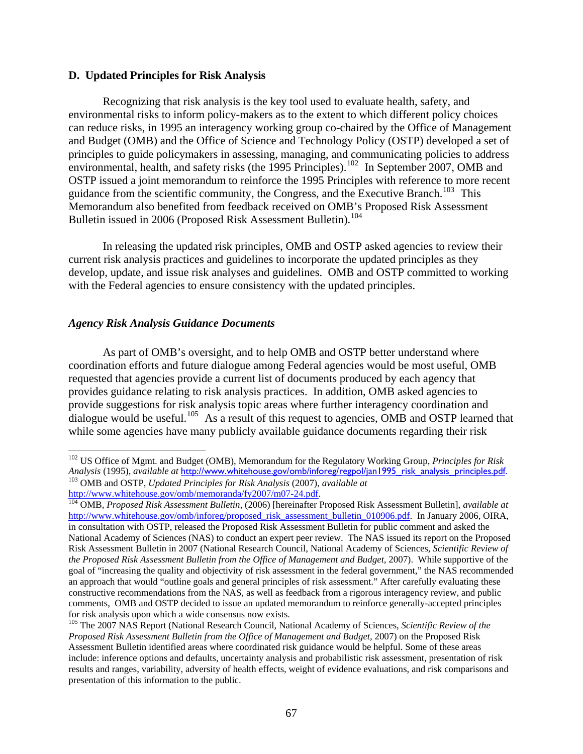### D. Updated Principles for Risk Analysis

Recognizing that risk analysis is the key tool used to evaluate health, safety, and environmental risks to inform policy-makers as to the extent to which different policy choices can reduce risks, in 1995 an interagency working group co-chaired by the Office of Management and Budget (OMB) and the Office of Science and Technology Policy (OSTP) developed a set of principles to guide policymakers in assessing, managing, and communicating policies to address environmental, health, and safety risks (the 1995 Principles).[102] In September 2007, OMB and OSTP issued a joint memorandum to reinforce the 1995 Principles with reference to more recent guidance from the scientific community, the Congress, and the Executive Branch.[103] This Memorandum also benefited from feedback received on OMB's Proposed Risk Assessment Bulletin issued in 2006 (Proposed Risk Assessment Bulletin).[104]

In releasing the updated risk principles, OMB and OSTP asked agencies to review their current risk analysis practices and guidelines to incorporate the updated principles as they develop, update, and issue risk analyses and guidelines. OMB and OSTP committed to working with the Federal agencies to ensure consistency with the updated principles.

#### *Agency Risk Analysis Guidance Documents*

As part of OMB's oversight, and to help OMB and OSTP better understand where coordination efforts and future dialogue among Federal agencies would be most useful, OMB requested that agencies provide a current list of documents produced by each agency that provides guidance relating to risk analysis practices. In addition, OMB asked agencies to provide suggestions for risk analysis topic areas where further interagency coordination and dialogue would be useful.[105] As a result of this request to agencies, OMB and OSTP learned that while some agencies have many publicly available guidance documents regarding their risk

---

[102] US Office of Mgmt. and Budget (OMB), Memorandum for the Regulatory Working Group, *Principles for Risk Analysis* (1995), *available at* http://www.whitehouse.gov/omb/inforeg/regpol/jan1995_risk_analysis_principles.pdf.

[103] OMB and OSTP, *Updated Principles for Risk Analysis* (2007), *available at* http://www.whitehouse.gov/omb/memoranda/fy2007/m07-24.pdf.

[104] OMB, *Proposed Risk Assessment Bulletin*, (2006) [hereinafter Proposed Risk Assessment Bulletin], *available at* http://www.whitehouse.gov/omb/inforeg/proposed_risk_assessment_bulletin_010906.pdf. In January 2006, OIRA, in consultation with OSTP, released the Proposed Risk Assessment Bulletin for public comment and asked the National Academy of Sciences (NAS) to conduct an expert peer review. The NAS issued its report on the Proposed Risk Assessment Bulletin in 2007 (National Research Council, National Academy of Sciences, *Scientific Review of the Proposed Risk Assessment Bulletin from the Office of Management and Budget*, 2007). While supportive of the goal of "increasing the quality and objectivity of risk assessment in the federal government," the NAS recommended an approach that would "outline goals and general principles of risk assessment." After carefully evaluating these constructive recommendations from the NAS, as well as feedback from a rigorous interagency review, and public comments, OMB and OSTP decided to issue an updated memorandum to reinforce generally-accepted principles for risk analysis upon which a wide consensus now exists.

[105] The 2007 NAS Report (National Research Council, National Academy of Sciences, *Scientific Review of the Proposed Risk Assessment Bulletin from the Office of Management and Budget*, 2007) on the Proposed Risk Assessment Bulletin identified areas where coordinated risk guidance would be helpful. Some of these areas include: inference options and defaults, uncertainty analysis and probabilistic risk assessment, presentation of risk results and ranges, variability, adversity of health effects, weight of evidence evaluations, and risk comparisons and presentation of this information to the public.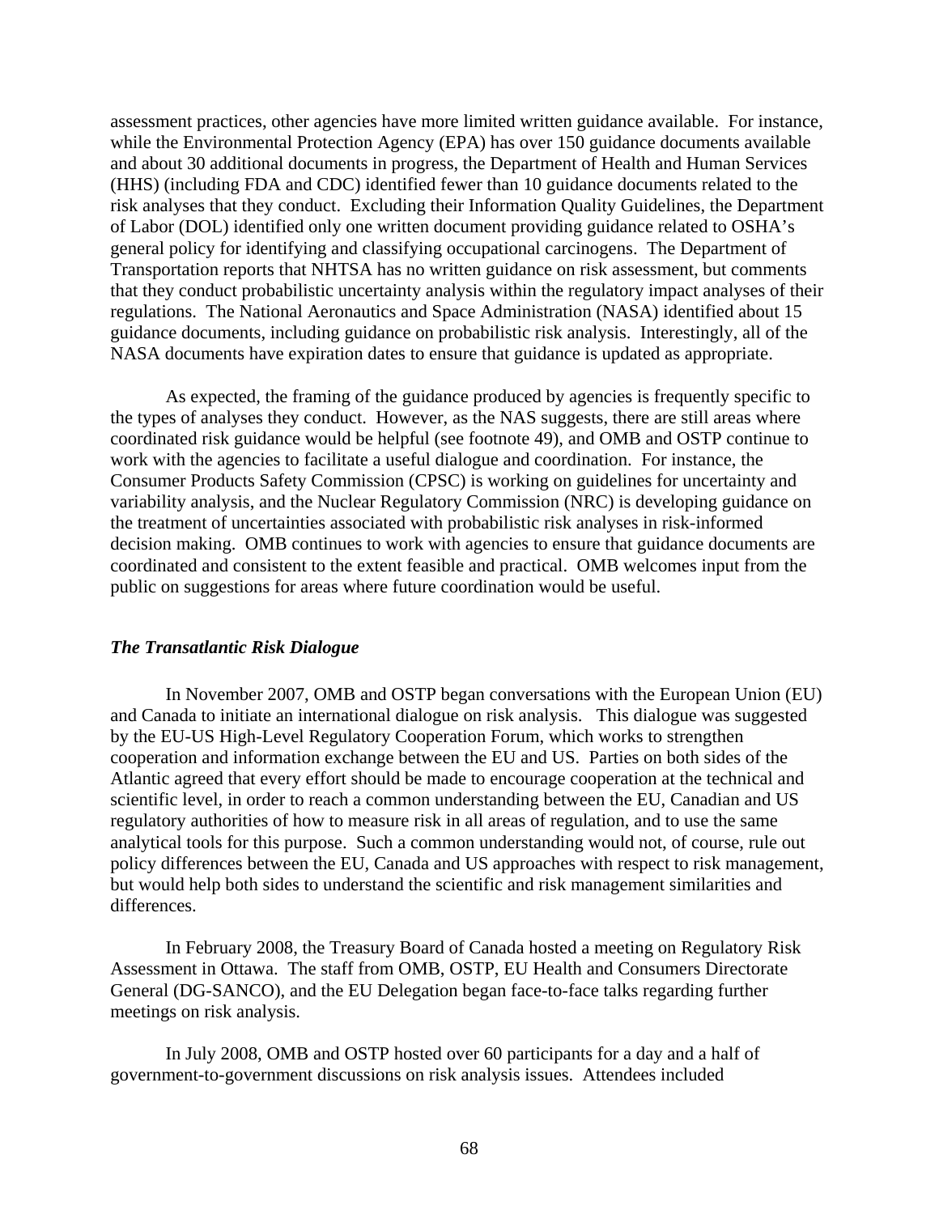assessment practices, other agencies have more limited written guidance available. For instance, while the Environmental Protection Agency (EPA) has over 150 guidance documents available and about 30 additional documents in progress, the Department of Health and Human Services (HHS) (including FDA and CDC) identified fewer than 10 guidance documents related to the risk analyses that they conduct. Excluding their Information Quality Guidelines, the Department of Labor (DOL) identified only one written document providing guidance related to OSHA's general policy for identifying and classifying occupational carcinogens. The Department of Transportation reports that NHTSA has no written guidance on risk assessment, but comments that they conduct probabilistic uncertainty analysis within the regulatory impact analyses of their regulations. The National Aeronautics and Space Administration (NASA) identified about 15 guidance documents, including guidance on probabilistic risk analysis. Interestingly, all of the NASA documents have expiration dates to ensure that guidance is updated as appropriate.

As expected, the framing of the guidance produced by agencies is frequently specific to the types of analyses they conduct. However, as the NAS suggests, there are still areas where coordinated risk guidance would be helpful (see footnote 49), and OMB and OSTP continue to work with the agencies to facilitate a useful dialogue and coordination. For instance, the Consumer Products Safety Commission (CPSC) is working on guidelines for uncertainty and variability analysis, and the Nuclear Regulatory Commission (NRC) is developing guidance on the treatment of uncertainties associated with probabilistic risk analyses in risk-informed decision making. OMB continues to work with agencies to ensure that guidance documents are coordinated and consistent to the extent feasible and practical. OMB welcomes input from the public on suggestions for areas where future coordination would be useful.

### *The Transatlantic Risk Dialogue*

In November 2007, OMB and OSTP began conversations with the European Union (EU) and Canada to initiate an international dialogue on risk analysis. This dialogue was suggested by the EU-US High-Level Regulatory Cooperation Forum, which works to strengthen cooperation and information exchange between the EU and US. Parties on both sides of the Atlantic agreed that every effort should be made to encourage cooperation at the technical and scientific level, in order to reach a common understanding between the EU, Canadian and US regulatory authorities of how to measure risk in all areas of regulation, and to use the same analytical tools for this purpose. Such a common understanding would not, of course, rule out policy differences between the EU, Canada and US approaches with respect to risk management, but would help both sides to understand the scientific and risk management similarities and differences.

In February 2008, the Treasury Board of Canada hosted a meeting on Regulatory Risk Assessment in Ottawa. The staff from OMB, OSTP, EU Health and Consumers Directorate General (DG-SANCO), and the EU Delegation began face-to-face talks regarding further meetings on risk analysis.

In July 2008, OMB and OSTP hosted over 60 participants for a day and a half of government-to-government discussions on risk analysis issues. Attendees included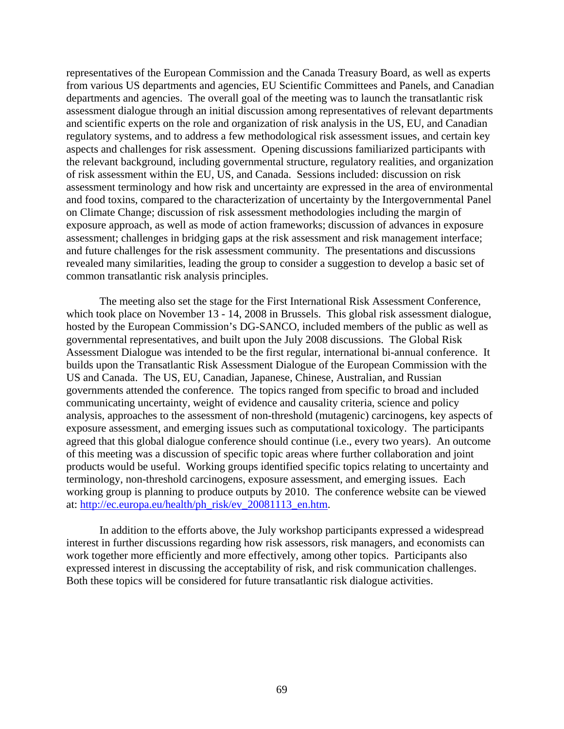representatives of the European Commission and the Canada Treasury Board, as well as experts from various US departments and agencies, EU Scientific Committees and Panels, and Canadian departments and agencies. The overall goal of the meeting was to launch the transatlantic risk assessment dialogue through an initial discussion among representatives of relevant departments and scientific experts on the role and organization of risk analysis in the US, EU, and Canadian regulatory systems, and to address a few methodological risk assessment issues, and certain key aspects and challenges for risk assessment. Opening discussions familiarized participants with the relevant background, including governmental structure, regulatory realities, and organization of risk assessment within the EU, US, and Canada. Sessions included: discussion on risk assessment terminology and how risk and uncertainty are expressed in the area of environmental and food toxins, compared to the characterization of uncertainty by the Intergovernmental Panel on Climate Change; discussion of risk assessment methodologies including the margin of exposure approach, as well as mode of action frameworks; discussion of advances in exposure assessment; challenges in bridging gaps at the risk assessment and risk management interface; and future challenges for the risk assessment community. The presentations and discussions revealed many similarities, leading the group to consider a suggestion to develop a basic set of common transatlantic risk analysis principles.

The meeting also set the stage for the First International Risk Assessment Conference, which took place on November 13 - 14, 2008 in Brussels. This global risk assessment dialogue, hosted by the European Commission's DG-SANCO, included members of the public as well as governmental representatives, and built upon the July 2008 discussions. The Global Risk Assessment Dialogue was intended to be the first regular, international bi-annual conference. It builds upon the Transatlantic Risk Assessment Dialogue of the European Commission with the US and Canada. The US, EU, Canadian, Japanese, Chinese, Australian, and Russian governments attended the conference. The topics ranged from specific to broad and included communicating uncertainty, weight of evidence and causality criteria, science and policy analysis, approaches to the assessment of non-threshold (mutagenic) carcinogens, key aspects of exposure assessment, and emerging issues such as computational toxicology. The participants agreed that this global dialogue conference should continue (i.e., every two years). An outcome of this meeting was a discussion of specific topic areas where further collaboration and joint products would be useful. Working groups identified specific topics relating to uncertainty and terminology, non-threshold carcinogens, exposure assessment, and emerging issues. Each working group is planning to produce outputs by 2010. The conference website can be viewed at: [http://ec.europa.eu/health/ph_risk/ev_20081113_en.htm](http://ec.europa.eu/health/ph_risk/ev_20081113_en.htm).

In addition to the efforts above, the July workshop participants expressed a widespread interest in further discussions regarding how risk assessors, risk managers, and economists can work together more efficiently and more effectively, among other topics. Participants also expressed interest in discussing the acceptability of risk, and risk communication challenges. Both these topics will be considered for future transatlantic risk dialogue activities.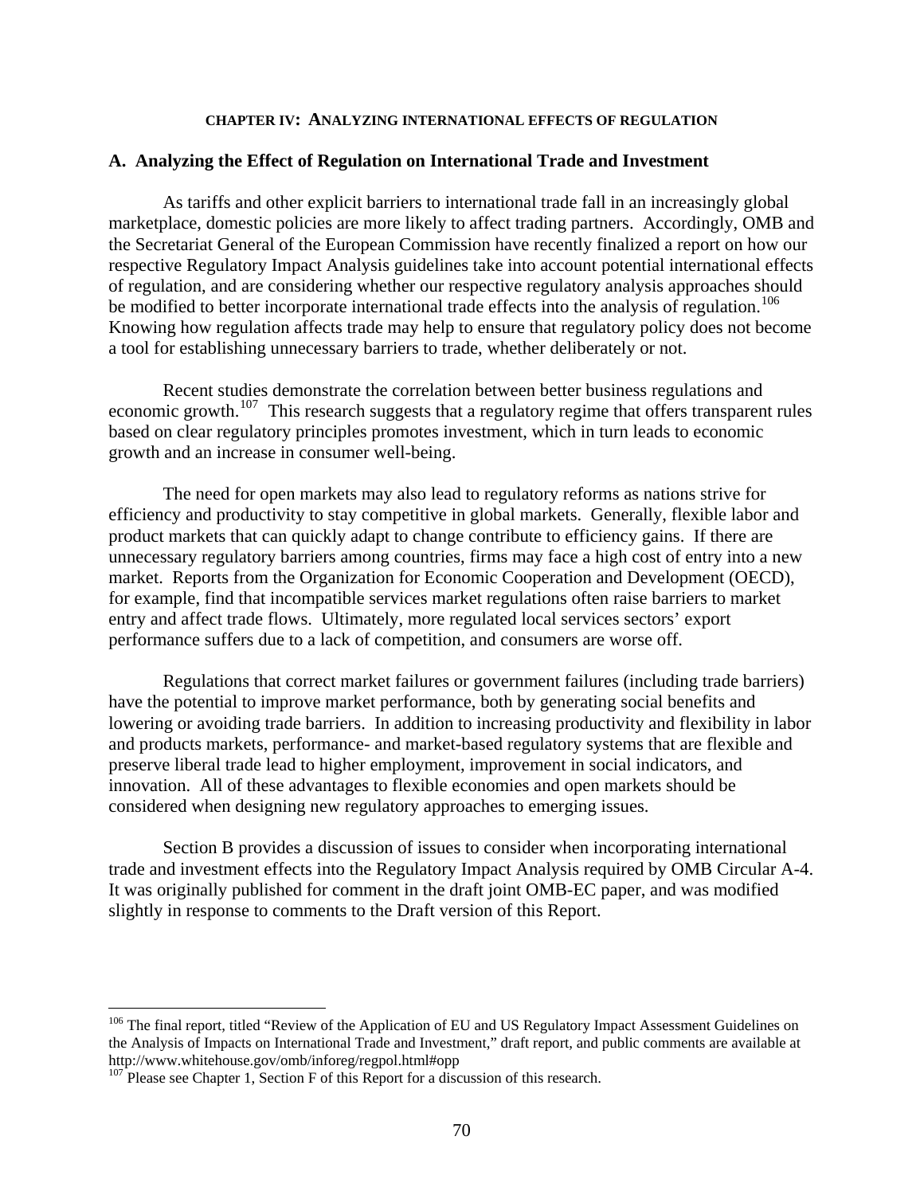# CHAPTER IV: ANALYZING INTERNATIONAL EFFECTS OF REGULATION

## A. Analyzing the Effect of Regulation on International Trade and Investment

As tariffs and other explicit barriers to international trade fall in an increasingly global marketplace, domestic policies are more likely to affect trading partners. Accordingly, OMB and the Secretariat General of the European Commission have recently finalized a report on how our respective Regulatory Impact Analysis guidelines take into account potential international effects of regulation, and are considering whether our respective regulatory analysis approaches should be modified to better incorporate international trade effects into the analysis of regulation.[106] Knowing how regulation affects trade may help to ensure that regulatory policy does not become a tool for establishing unnecessary barriers to trade, whether deliberately or not.

Recent studies demonstrate the correlation between better business regulations and economic growth.[107] This research suggests that a regulatory regime that offers transparent rules based on clear regulatory principles promotes investment, which in turn leads to economic growth and an increase in consumer well-being.

The need for open markets may also lead to regulatory reforms as nations strive for efficiency and productivity to stay competitive in global markets. Generally, flexible labor and product markets that can quickly adapt to change contribute to efficiency gains. If there are unnecessary regulatory barriers among countries, firms may face a high cost of entry into a new market. Reports from the Organization for Economic Cooperation and Development (OECD), for example, find that incompatible services market regulations often raise barriers to market entry and affect trade flows. Ultimately, more regulated local services sectors' export performance suffers due to a lack of competition, and consumers are worse off.

Regulations that correct market failures or government failures (including trade barriers) have the potential to improve market performance, both by generating social benefits and lowering or avoiding trade barriers. In addition to increasing productivity and flexibility in labor and products markets, performance- and market-based regulatory systems that are flexible and preserve liberal trade lead to higher employment, improvement in social indicators, and innovation. All of these advantages to flexible economies and open markets should be considered when designing new regulatory approaches to emerging issues.

Section B provides a discussion of issues to consider when incorporating international trade and investment effects into the Regulatory Impact Analysis required by OMB Circular A-4. It was originally published for comment in the draft joint OMB-EC paper, and was modified slightly in response to comments to the Draft version of this Report.

---

[106] The final report, titled "Review of the Application of EU and US Regulatory Impact Assessment Guidelines on the Analysis of Impacts on International Trade and Investment," draft report, and public comments are available at http://www.whitehouse.gov/omb/inforeg/regpol.html#opp

[107] Please see Chapter 1, Section F of this Report for a discussion of this research.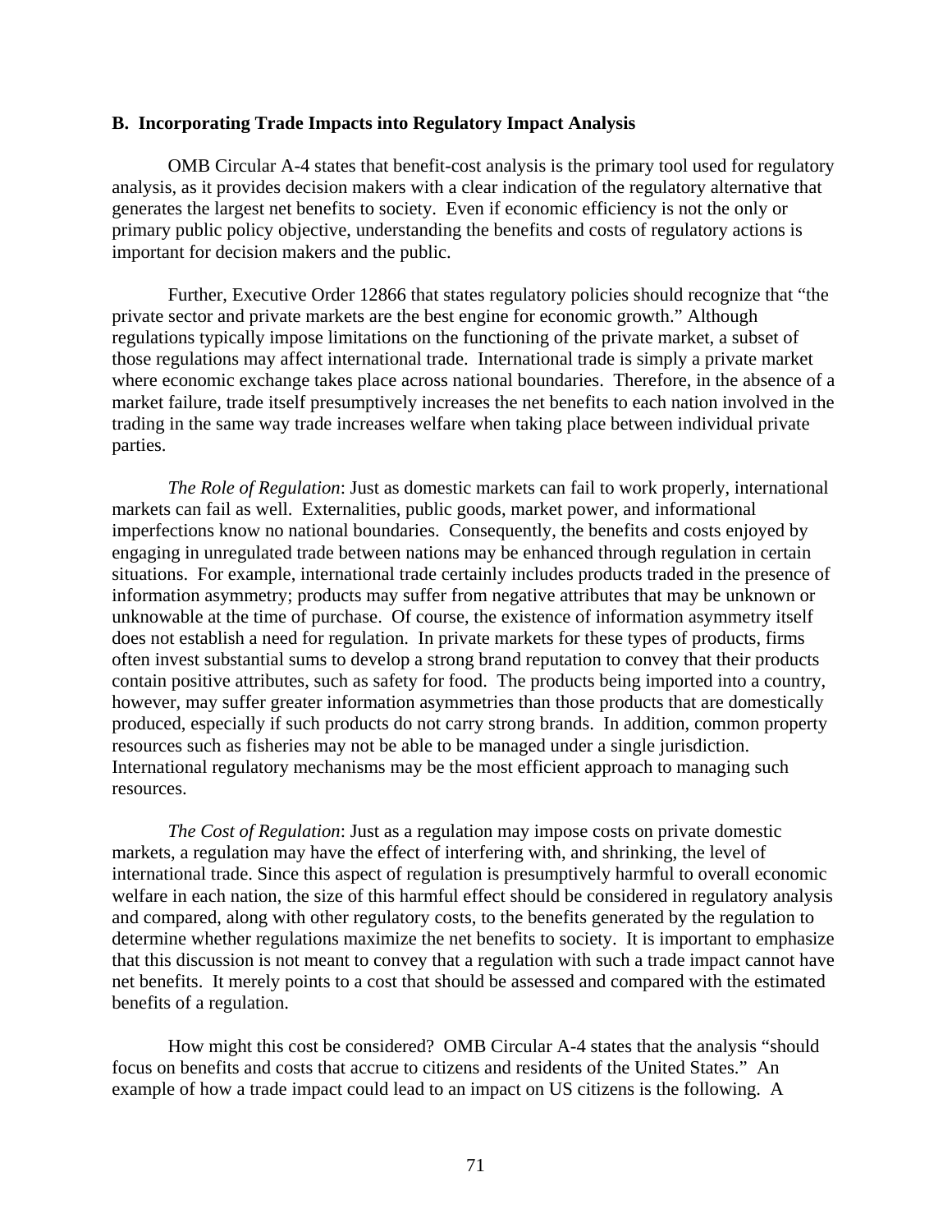### B. Incorporating Trade Impacts into Regulatory Impact Analysis

OMB Circular A-4 states that benefit-cost analysis is the primary tool used for regulatory analysis, as it provides decision makers with a clear indication of the regulatory alternative that generates the largest net benefits to society. Even if economic efficiency is not the only or primary public policy objective, understanding the benefits and costs of regulatory actions is important for decision makers and the public.

Further, Executive Order 12866 that states regulatory policies should recognize that "the private sector and private markets are the best engine for economic growth." Although regulations typically impose limitations on the functioning of the private market, a subset of those regulations may affect international trade. International trade is simply a private market where economic exchange takes place across national boundaries. Therefore, in the absence of a market failure, trade itself presumptively increases the net benefits to each nation involved in the trading in the same way trade increases welfare when taking place between individual private parties.

*The Role of Regulation*: Just as domestic markets can fail to work properly, international markets can fail as well. Externalities, public goods, market power, and informational imperfections know no national boundaries. Consequently, the benefits and costs enjoyed by engaging in unregulated trade between nations may be enhanced through regulation in certain situations. For example, international trade certainly includes products traded in the presence of information asymmetry; products may suffer from negative attributes that may be unknown or unknowable at the time of purchase. Of course, the existence of information asymmetry itself does not establish a need for regulation. In private markets for these types of products, firms often invest substantial sums to develop a strong brand reputation to convey that their products contain positive attributes, such as safety for food. The products being imported into a country, however, may suffer greater information asymmetries than those products that are domestically produced, especially if such products do not carry strong brands. In addition, common property resources such as fisheries may not be able to be managed under a single jurisdiction. International regulatory mechanisms may be the most efficient approach to managing such resources.

*The Cost of Regulation*: Just as a regulation may impose costs on private domestic markets, a regulation may have the effect of interfering with, and shrinking, the level of international trade. Since this aspect of regulation is presumptively harmful to overall economic welfare in each nation, the size of this harmful effect should be considered in regulatory analysis and compared, along with other regulatory costs, to the benefits generated by the regulation to determine whether regulations maximize the net benefits to society. It is important to emphasize that this discussion is not meant to convey that a regulation with such a trade impact cannot have net benefits. It merely points to a cost that should be assessed and compared with the estimated benefits of a regulation.

How might this cost be considered? OMB Circular A-4 states that the analysis "should focus on benefits and costs that accrue to citizens and residents of the United States." An example of how a trade impact could lead to an impact on US citizens is the following. A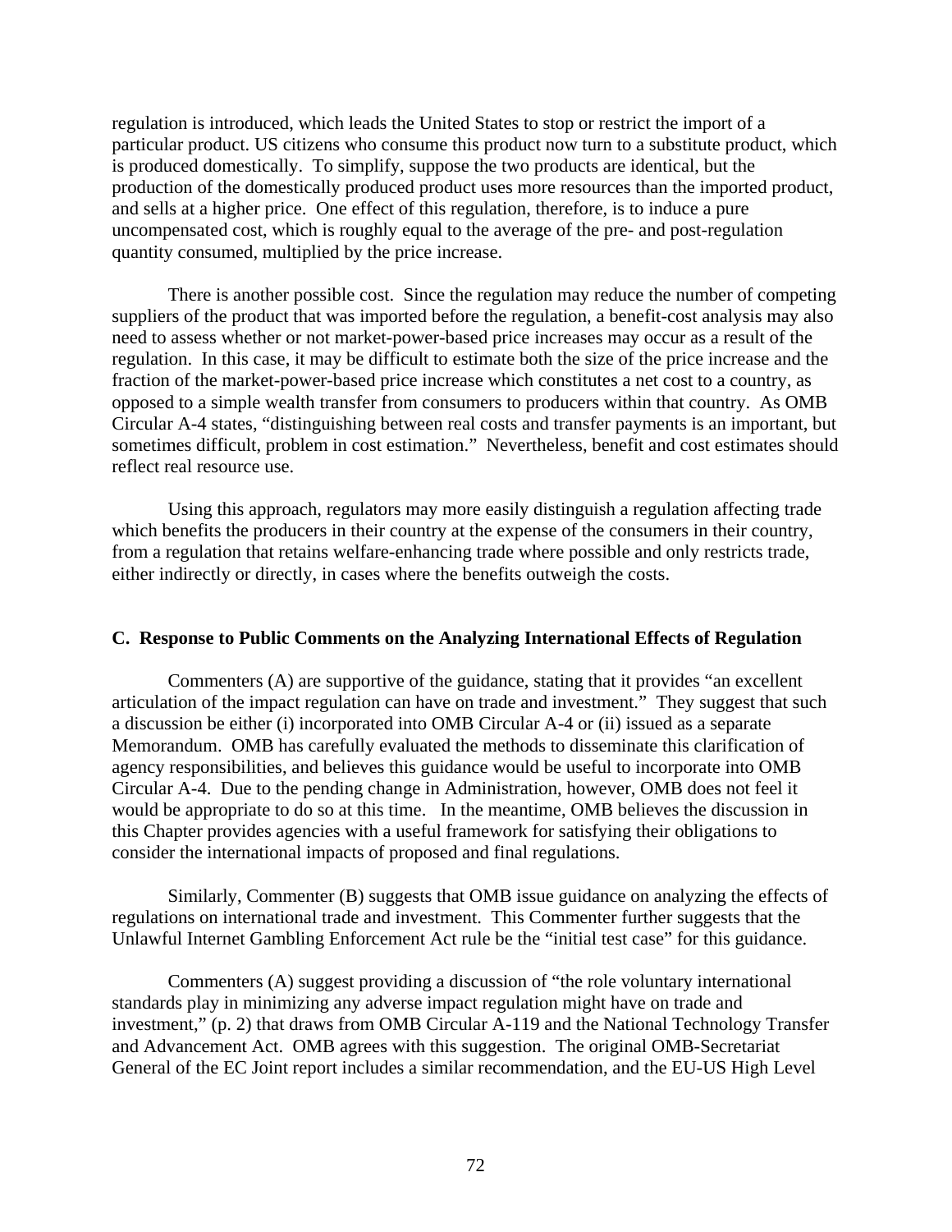regulation is introduced, which leads the United States to stop or restrict the import of a particular product. US citizens who consume this product now turn to a substitute product, which is produced domestically. To simplify, suppose the two products are identical, but the production of the domestically produced product uses more resources than the imported product, and sells at a higher price. One effect of this regulation, therefore, is to induce a pure uncompensated cost, which is roughly equal to the average of the pre- and post-regulation quantity consumed, multiplied by the price increase.

There is another possible cost. Since the regulation may reduce the number of competing suppliers of the product that was imported before the regulation, a benefit-cost analysis may also need to assess whether or not market-power-based price increases may occur as a result of the regulation. In this case, it may be difficult to estimate both the size of the price increase and the fraction of the market-power-based price increase which constitutes a net cost to a country, as opposed to a simple wealth transfer from consumers to producers within that country. As OMB Circular A-4 states, "distinguishing between real costs and transfer payments is an important, but sometimes difficult, problem in cost estimation." Nevertheless, benefit and cost estimates should reflect real resource use.

Using this approach, regulators may more easily distinguish a regulation affecting trade which benefits the producers in their country at the expense of the consumers in their country, from a regulation that retains welfare-enhancing trade where possible and only restricts trade, either indirectly or directly, in cases where the benefits outweigh the costs.

### C. Response to Public Comments on the Analyzing International Effects of Regulation

Commenters (A) are supportive of the guidance, stating that it provides "an excellent articulation of the impact regulation can have on trade and investment." They suggest that such a discussion be either (i) incorporated into OMB Circular A-4 or (ii) issued as a separate Memorandum. OMB has carefully evaluated the methods to disseminate this clarification of agency responsibilities, and believes this guidance would be useful to incorporate into OMB Circular A-4. Due to the pending change in Administration, however, OMB does not feel it would be appropriate to do so at this time. In the meantime, OMB believes the discussion in this Chapter provides agencies with a useful framework for satisfying their obligations to consider the international impacts of proposed and final regulations.

Similarly, Commenter (B) suggests that OMB issue guidance on analyzing the effects of regulations on international trade and investment. This Commenter further suggests that the Unlawful Internet Gambling Enforcement Act rule be the "initial test case" for this guidance.

Commenters (A) suggest providing a discussion of "the role voluntary international standards play in minimizing any adverse impact regulation might have on trade and investment," (p. 2) that draws from OMB Circular A-119 and the National Technology Transfer and Advancement Act. OMB agrees with this suggestion. The original OMB-Secretariat General of the EC Joint report includes a similar recommendation, and the EU-US High Level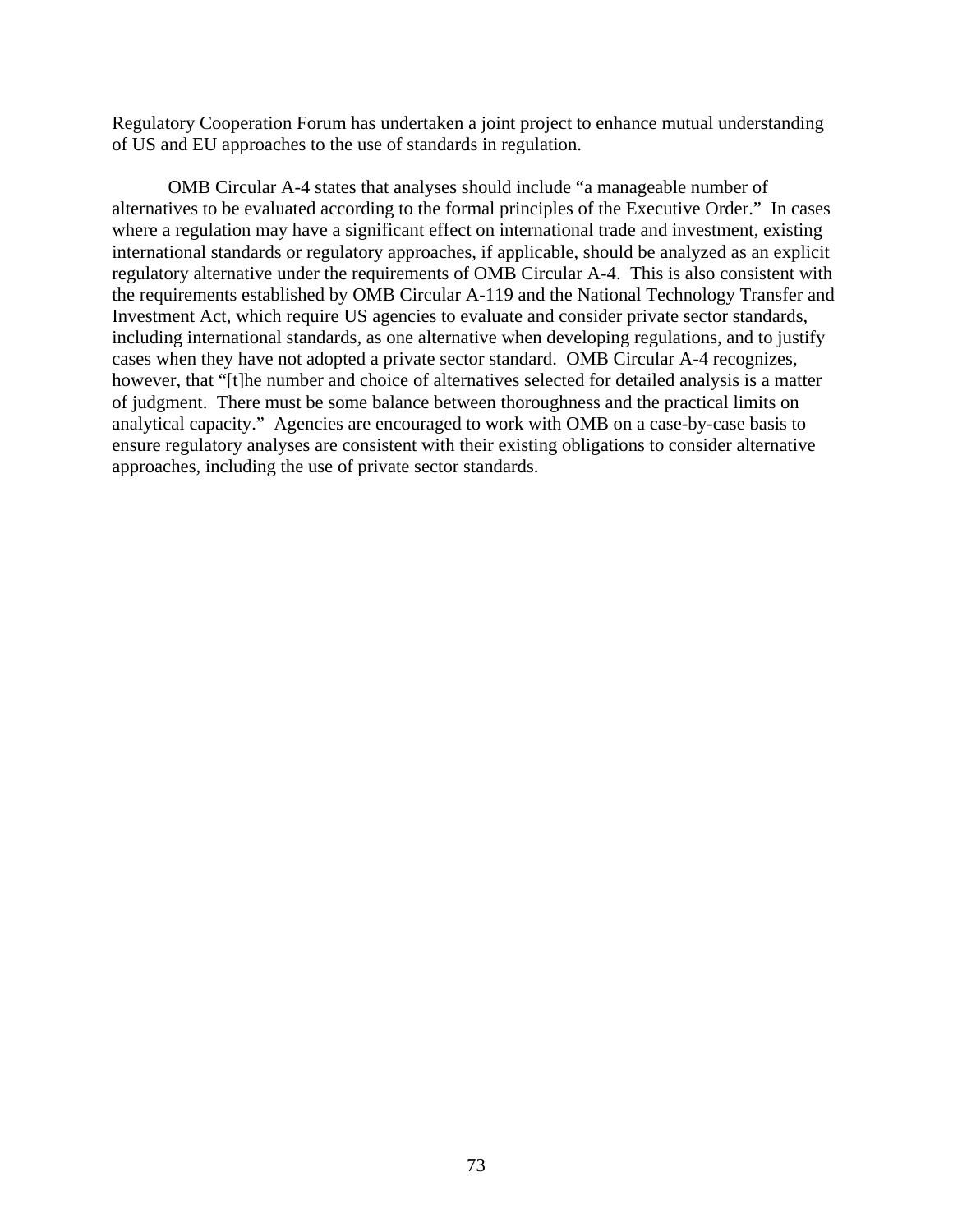Regulatory Cooperation Forum has undertaken a joint project to enhance mutual understanding of US and EU approaches to the use of standards in regulation.

OMB Circular A-4 states that analyses should include "a manageable number of alternatives to be evaluated according to the formal principles of the Executive Order." In cases where a regulation may have a significant effect on international trade and investment, existing international standards or regulatory approaches, if applicable, should be analyzed as an explicit regulatory alternative under the requirements of OMB Circular A-4. This is also consistent with the requirements established by OMB Circular A-119 and the National Technology Transfer and Investment Act, which require US agencies to evaluate and consider private sector standards, including international standards, as one alternative when developing regulations, and to justify cases when they have not adopted a private sector standard. OMB Circular A-4 recognizes, however, that "[t]he number and choice of alternatives selected for detailed analysis is a matter of judgment. There must be some balance between thoroughness and the practical limits on analytical capacity." Agencies are encouraged to work with OMB on a case-by-case basis to ensure regulatory analyses are consistent with their existing obligations to consider alternative approaches, including the use of private sector standards.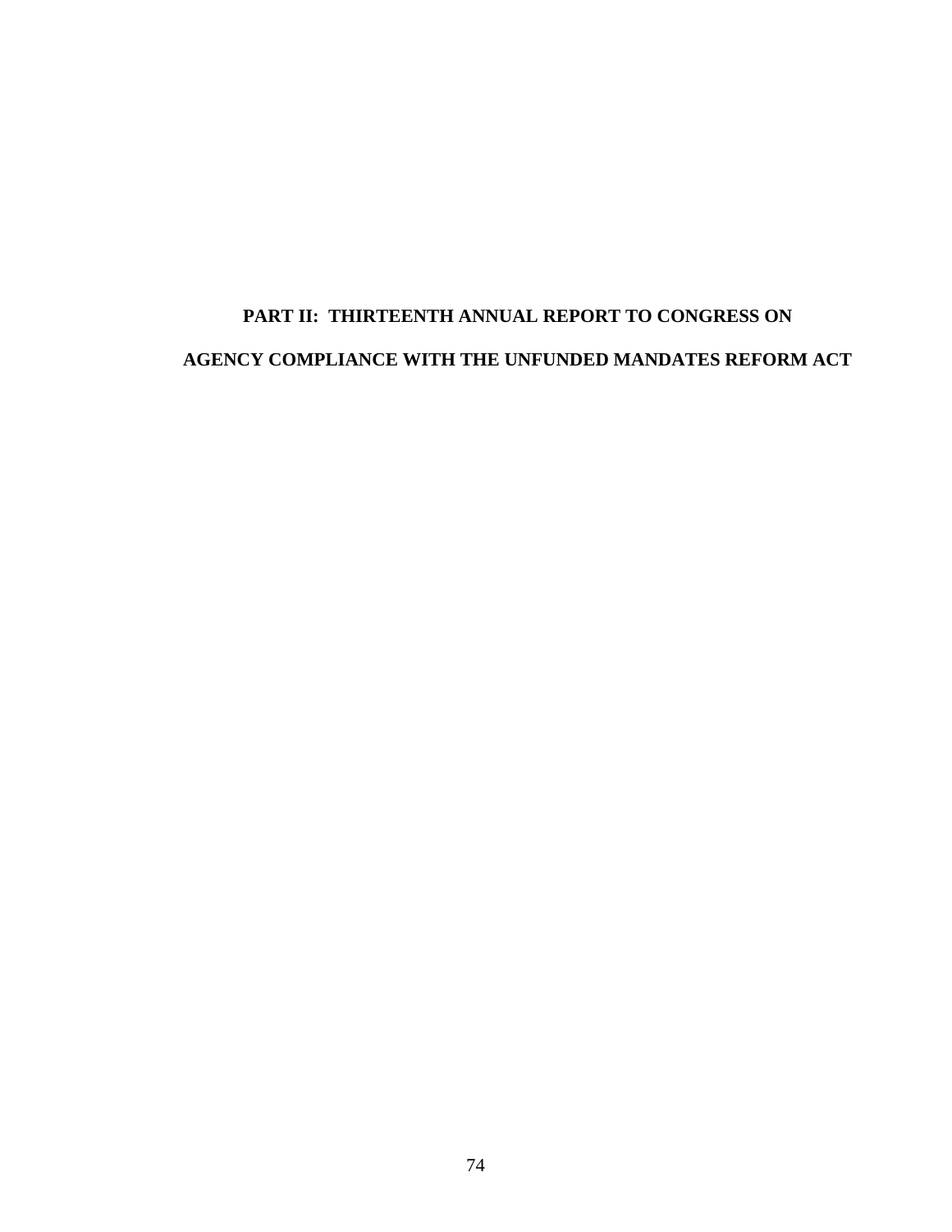# PART II: THIRTEENTH ANNUAL REPORT TO CONGRESS ON AGENCY COMPLIANCE WITH THE UNFUNDED MANDATES REFORM ACT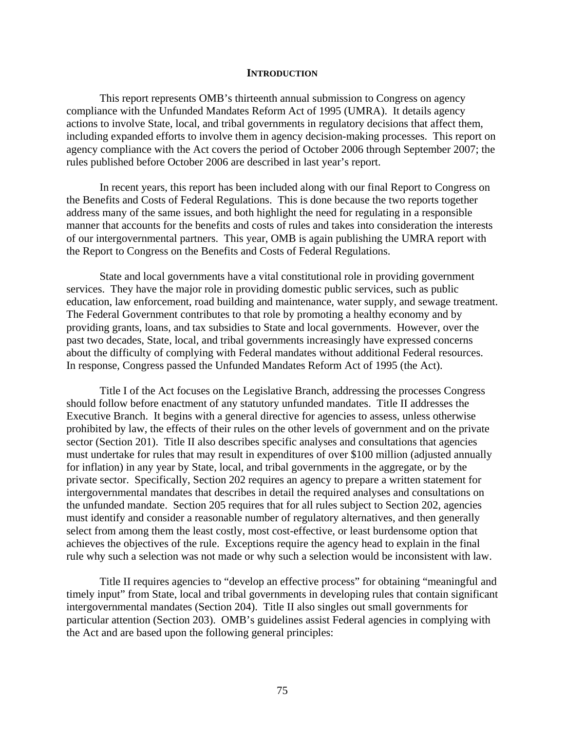## INTRODUCTION

This report represents OMB's thirteenth annual submission to Congress on agency compliance with the Unfunded Mandates Reform Act of 1995 (UMRA). It details agency actions to involve State, local, and tribal governments in regulatory decisions that affect them, including expanded efforts to involve them in agency decision-making processes. This report on agency compliance with the Act covers the period of October 2006 through September 2007; the rules published before October 2006 are described in last year's report.

In recent years, this report has been included along with our final Report to Congress on the Benefits and Costs of Federal Regulations. This is done because the two reports together address many of the same issues, and both highlight the need for regulating in a responsible manner that accounts for the benefits and costs of rules and takes into consideration the interests of our intergovernmental partners. This year, OMB is again publishing the UMRA report with the Report to Congress on the Benefits and Costs of Federal Regulations.

State and local governments have a vital constitutional role in providing government services. They have the major role in providing domestic public services, such as public education, law enforcement, road building and maintenance, water supply, and sewage treatment. The Federal Government contributes to that role by promoting a healthy economy and by providing grants, loans, and tax subsidies to State and local governments. However, over the past two decades, State, local, and tribal governments increasingly have expressed concerns about the difficulty of complying with Federal mandates without additional Federal resources. In response, Congress passed the Unfunded Mandates Reform Act of 1995 (the Act).

Title I of the Act focuses on the Legislative Branch, addressing the processes Congress should follow before enactment of any statutory unfunded mandates. Title II addresses the Executive Branch. It begins with a general directive for agencies to assess, unless otherwise prohibited by law, the effects of their rules on the other levels of government and on the private sector (Section 201). Title II also describes specific analyses and consultations that agencies must undertake for rules that may result in expenditures of over $100 million (adjusted annually for inflation) in any year by State, local, and tribal governments in the aggregate, or by the private sector. Specifically, Section 202 requires an agency to prepare a written statement for intergovernmental mandates that describes in detail the required analyses and consultations on the unfunded mandate. Section 205 requires that for all rules subject to Section 202, agencies must identify and consider a reasonable number of regulatory alternatives, and then generally select from among them the least costly, most cost-effective, or least burdensome option that achieves the objectives of the rule. Exceptions require the agency head to explain in the final rule why such a selection was not made or why such a selection would be inconsistent with law.

Title II requires agencies to "develop an effective process" for obtaining "meaningful and timely input" from State, local and tribal governments in developing rules that contain significant intergovernmental mandates (Section 204). Title II also singles out small governments for particular attention (Section 203). OMB's guidelines assist Federal agencies in complying with the Act and are based upon the following general principles: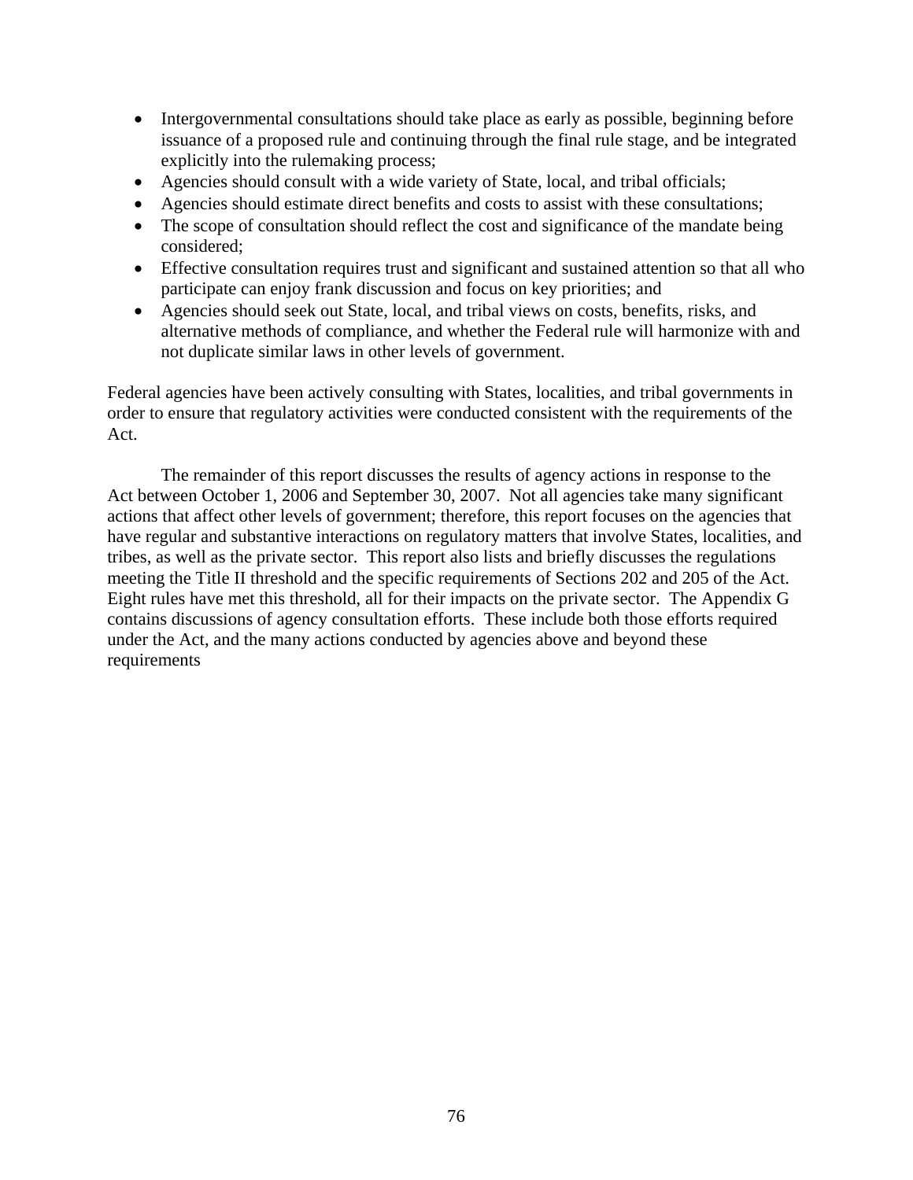- Intergovernmental consultations should take place as early as possible, beginning before issuance of a proposed rule and continuing through the final rule stage, and be integrated explicitly into the rulemaking process;
- Agencies should consult with a wide variety of State, local, and tribal officials;
- Agencies should estimate direct benefits and costs to assist with these consultations;
- The scope of consultation should reflect the cost and significance of the mandate being considered;
- Effective consultation requires trust and significant and sustained attention so that all who participate can enjoy frank discussion and focus on key priorities; and
- Agencies should seek out State, local, and tribal views on costs, benefits, risks, and alternative methods of compliance, and whether the Federal rule will harmonize with and not duplicate similar laws in other levels of government.

Federal agencies have been actively consulting with States, localities, and tribal governments in order to ensure that regulatory activities were conducted consistent with the requirements of the Act.

The remainder of this report discusses the results of agency actions in response to the Act between October 1, 2006 and September 30, 2007. Not all agencies take many significant actions that affect other levels of government; therefore, this report focuses on the agencies that have regular and substantive interactions on regulatory matters that involve States, localities, and tribes, as well as the private sector. This report also lists and briefly discusses the regulations meeting the Title II threshold and the specific requirements of Sections 202 and 205 of the Act. Eight rules have met this threshold, all for their impacts on the private sector. The Appendix G contains discussions of agency consultation efforts. These include both those efforts required under the Act, and the many actions conducted by agencies above and beyond these requirements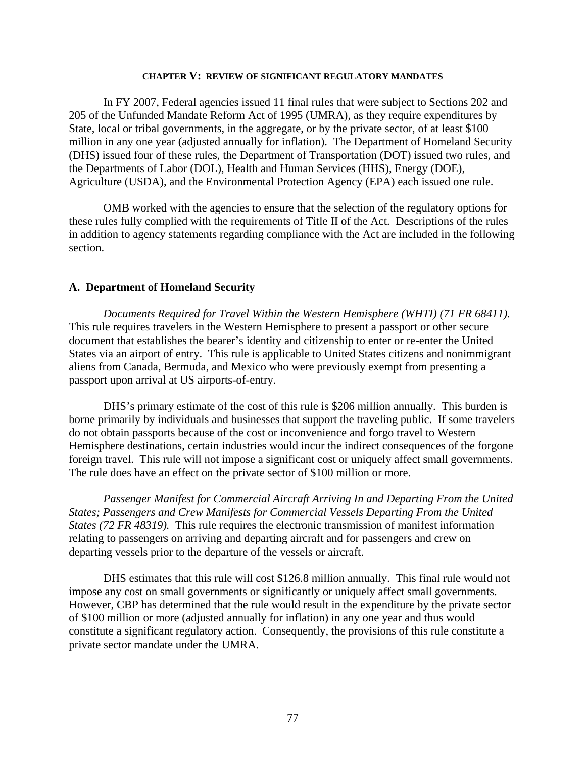## CHAPTER V: REVIEW OF SIGNIFICANT REGULATORY MANDATES

In FY 2007, Federal agencies issued 11 final rules that were subject to Sections 202 and 205 of the Unfunded Mandate Reform Act of 1995 (UMRA), as they require expenditures by State, local or tribal governments, in the aggregate, or by the private sector, of at least $100 million in any one year (adjusted annually for inflation). The Department of Homeland Security (DHS) issued four of these rules, the Department of Transportation (DOT) issued two rules, and the Departments of Labor (DOL), Health and Human Services (HHS), Energy (DOE), Agriculture (USDA), and the Environmental Protection Agency (EPA) each issued one rule.

OMB worked with the agencies to ensure that the selection of the regulatory options for these rules fully complied with the requirements of Title II of the Act. Descriptions of the rules in addition to agency statements regarding compliance with the Act are included in the following section.

### A. Department of Homeland Security

*Documents Required for Travel Within the Western Hemisphere (WHTI) (71 FR 68411).* This rule requires travelers in the Western Hemisphere to present a passport or other secure document that establishes the bearer's identity and citizenship to enter or re-enter the United States via an airport of entry. This rule is applicable to United States citizens and nonimmigrant aliens from Canada, Bermuda, and Mexico who were previously exempt from presenting a passport upon arrival at US airports-of-entry.

DHS's primary estimate of the cost of this rule is $206 million annually. This burden is borne primarily by individuals and businesses that support the traveling public. If some travelers do not obtain passports because of the cost or inconvenience and forgo travel to Western Hemisphere destinations, certain industries would incur the indirect consequences of the forgone foreign travel. This rule will not impose a significant cost or uniquely affect small governments. The rule does have an effect on the private sector of $100 million or more.

*Passenger Manifest for Commercial Aircraft Arriving In and Departing From the United States; Passengers and Crew Manifests for Commercial Vessels Departing From the United States (72 FR 48319).* This rule requires the electronic transmission of manifest information relating to passengers on arriving and departing aircraft and for passengers and crew on departing vessels prior to the departure of the vessels or aircraft.

DHS estimates that this rule will cost $126.8 million annually. This final rule would not impose any cost on small governments or significantly or uniquely affect small governments. However, CBP has determined that the rule would result in the expenditure by the private sector of $100 million or more (adjusted annually for inflation) in any one year and thus would constitute a significant regulatory action. Consequently, the provisions of this rule constitute a private sector mandate under the UMRA.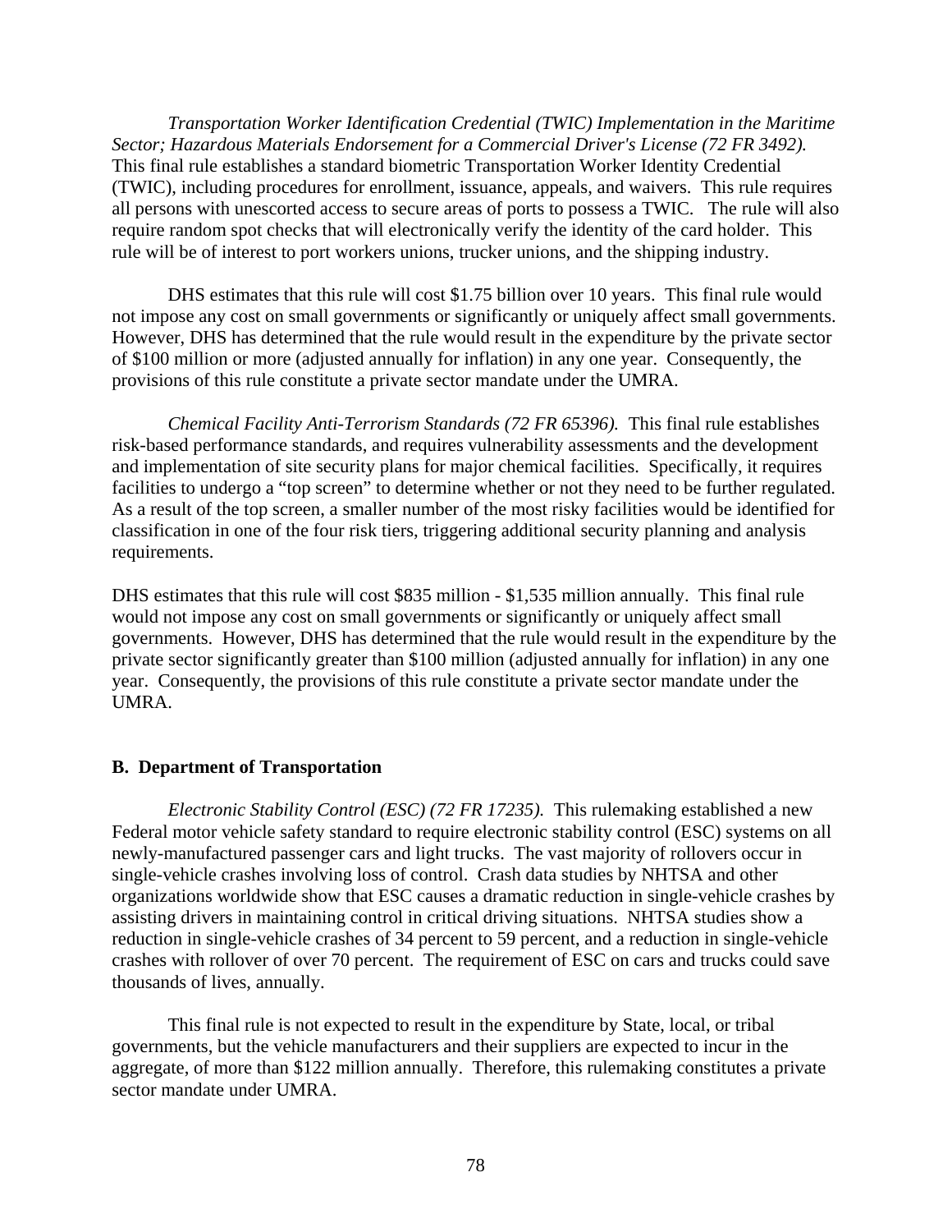*Transportation Worker Identification Credential (TWIC) Implementation in the Maritime Sector; Hazardous Materials Endorsement for a Commercial Driver's License (72 FR 3492).* This final rule establishes a standard biometric Transportation Worker Identity Credential (TWIC), including procedures for enrollment, issuance, appeals, and waivers. This rule requires all persons with unescorted access to secure areas of ports to possess a TWIC. The rule will also require random spot checks that will electronically verify the identity of the card holder. This rule will be of interest to port workers unions, trucker unions, and the shipping industry.

DHS estimates that this rule will cost $1.75 billion over 10 years. This final rule would not impose any cost on small governments or significantly or uniquely affect small governments. However, DHS has determined that the rule would result in the expenditure by the private sector of $100 million or more (adjusted annually for inflation) in any one year. Consequently, the provisions of this rule constitute a private sector mandate under the UMRA.

*Chemical Facility Anti-Terrorism Standards (72 FR 65396).* This final rule establishes risk-based performance standards, and requires vulnerability assessments and the development and implementation of site security plans for major chemical facilities. Specifically, it requires facilities to undergo a "top screen" to determine whether or not they need to be further regulated. As a result of the top screen, a smaller number of the most risky facilities would be identified for classification in one of the four risk tiers, triggering additional security planning and analysis requirements.

DHS estimates that this rule will cost $835 million - $1,535 million annually. This final rule would not impose any cost on small governments or significantly or uniquely affect small governments. However, DHS has determined that the rule would result in the expenditure by the private sector significantly greater than $100 million (adjusted annually for inflation) in any one year. Consequently, the provisions of this rule constitute a private sector mandate under the UMRA.

**B. Department of Transportation**

*Electronic Stability Control (ESC) (72 FR 17235).* This rulemaking established a new Federal motor vehicle safety standard to require electronic stability control (ESC) systems on all newly-manufactured passenger cars and light trucks. The vast majority of rollovers occur in single-vehicle crashes involving loss of control. Crash data studies by NHTSA and other organizations worldwide show that ESC causes a dramatic reduction in single-vehicle crashes by assisting drivers in maintaining control in critical driving situations. NHTSA studies show a reduction in single-vehicle crashes of 34 percent to 59 percent, and a reduction in single-vehicle crashes with rollover of over 70 percent. The requirement of ESC on cars and trucks could save thousands of lives, annually.

This final rule is not expected to result in the expenditure by State, local, or tribal governments, but the vehicle manufacturers and their suppliers are expected to incur in the aggregate, of more than $122 million annually. Therefore, this rulemaking constitutes a private sector mandate under UMRA.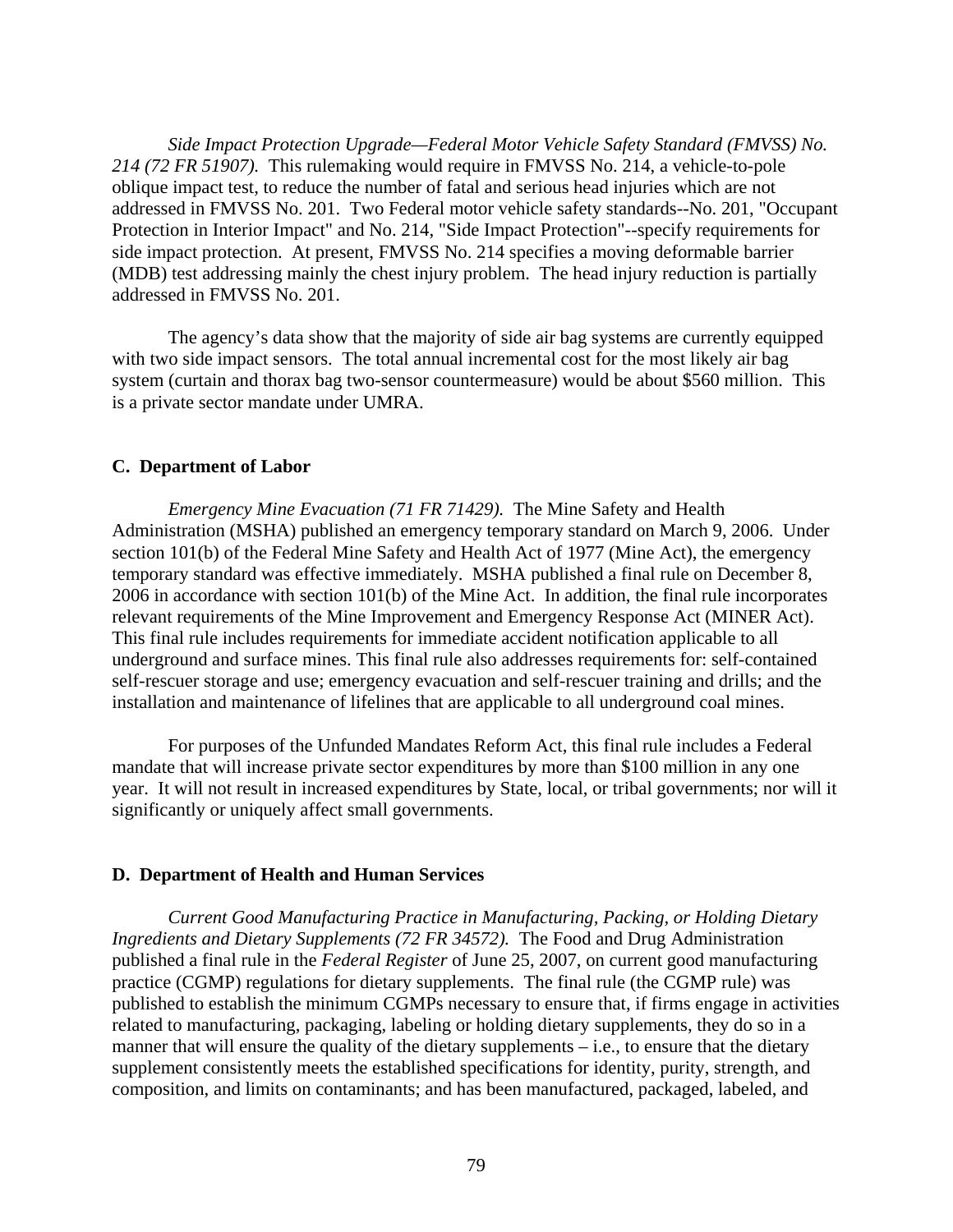*Side Impact Protection Upgrade—Federal Motor Vehicle Safety Standard (FMVSS) No. 214 (72 FR 51907).* This rulemaking would require in FMVSS No. 214, a vehicle-to-pole oblique impact test, to reduce the number of fatal and serious head injuries which are not addressed in FMVSS No. 201. Two Federal motor vehicle safety standards--No. 201, "Occupant Protection in Interior Impact" and No. 214, "Side Impact Protection"--specify requirements for side impact protection. At present, FMVSS No. 214 specifies a moving deformable barrier (MDB) test addressing mainly the chest injury problem. The head injury reduction is partially addressed in FMVSS No. 201.

The agency's data show that the majority of side air bag systems are currently equipped with two side impact sensors. The total annual incremental cost for the most likely air bag system (curtain and thorax bag two-sensor countermeasure) would be about $560 million. This is a private sector mandate under UMRA.

### C. Department of Labor

*Emergency Mine Evacuation (71 FR 71429).* The Mine Safety and Health Administration (MSHA) published an emergency temporary standard on March 9, 2006. Under section 101(b) of the Federal Mine Safety and Health Act of 1977 (Mine Act), the emergency temporary standard was effective immediately. MSHA published a final rule on December 8, 2006 in accordance with section 101(b) of the Mine Act. In addition, the final rule incorporates relevant requirements of the Mine Improvement and Emergency Response Act (MINER Act). This final rule includes requirements for immediate accident notification applicable to all underground and surface mines. This final rule also addresses requirements for: self-contained self-rescuer storage and use; emergency evacuation and self-rescuer training and drills; and the installation and maintenance of lifelines that are applicable to all underground coal mines.

For purposes of the Unfunded Mandates Reform Act, this final rule includes a Federal mandate that will increase private sector expenditures by more than $100 million in any one year. It will not result in increased expenditures by State, local, or tribal governments; nor will it significantly or uniquely affect small governments.

### D. Department of Health and Human Services

*Current Good Manufacturing Practice in Manufacturing, Packing, or Holding Dietary Ingredients and Dietary Supplements (72 FR 34572).* The Food and Drug Administration published a final rule in the *Federal Register* of June 25, 2007, on current good manufacturing practice (CGMP) regulations for dietary supplements. The final rule (the CGMP rule) was published to establish the minimum CGMPs necessary to ensure that, if firms engage in activities related to manufacturing, packaging, labeling or holding dietary supplements, they do so in a manner that will ensure the quality of the dietary supplements – i.e., to ensure that the dietary supplement consistently meets the established specifications for identity, purity, strength, and composition, and limits on contaminants; and has been manufactured, packaged, labeled, and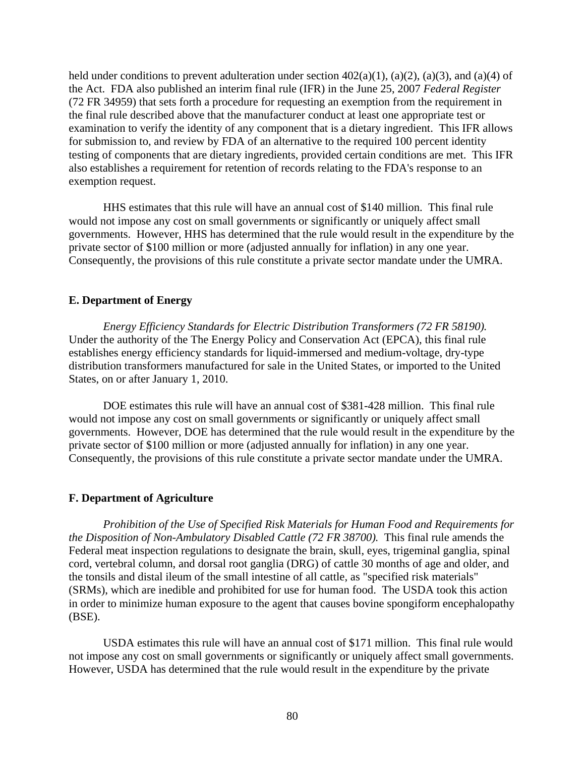held under conditions to prevent adulteration under section 402(a)(1), (a)(2), (a)(3), and (a)(4) of the Act. FDA also published an interim final rule (IFR) in the June 25, 2007 *Federal Register* (72 FR 34959) that sets forth a procedure for requesting an exemption from the requirement in the final rule described above that the manufacturer conduct at least one appropriate test or examination to verify the identity of any component that is a dietary ingredient. This IFR allows for submission to, and review by FDA of an alternative to the required 100 percent identity testing of components that are dietary ingredients, provided certain conditions are met. This IFR also establishes a requirement for retention of records relating to the FDA's response to an exemption request.

HHS estimates that this rule will have an annual cost of $140 million. This final rule would not impose any cost on small governments or significantly or uniquely affect small governments. However, HHS has determined that the rule would result in the expenditure by the private sector of $100 million or more (adjusted annually for inflation) in any one year. Consequently, the provisions of this rule constitute a private sector mandate under the UMRA.

### E. Department of Energy

*Energy Efficiency Standards for Electric Distribution Transformers (72 FR 58190).* Under the authority of the The Energy Policy and Conservation Act (EPCA), this final rule establishes energy efficiency standards for liquid-immersed and medium-voltage, dry-type distribution transformers manufactured for sale in the United States, or imported to the United States, on or after January 1, 2010.

DOE estimates this rule will have an annual cost of $381-428 million. This final rule would not impose any cost on small governments or significantly or uniquely affect small governments. However, DOE has determined that the rule would result in the expenditure by the private sector of $100 million or more (adjusted annually for inflation) in any one year. Consequently, the provisions of this rule constitute a private sector mandate under the UMRA.

### F. Department of Agriculture

*Prohibition of the Use of Specified Risk Materials for Human Food and Requirements for the Disposition of Non-Ambulatory Disabled Cattle (72 FR 38700).* This final rule amends the Federal meat inspection regulations to designate the brain, skull, eyes, trigeminal ganglia, spinal cord, vertebral column, and dorsal root ganglia (DRG) of cattle 30 months of age and older, and the tonsils and distal ileum of the small intestine of all cattle, as "specified risk materials" (SRMs), which are inedible and prohibited for use for human food. The USDA took this action in order to minimize human exposure to the agent that causes bovine spongiform encephalopathy (BSE).

USDA estimates this rule will have an annual cost of $171 million. This final rule would not impose any cost on small governments or significantly or uniquely affect small governments. However, USDA has determined that the rule would result in the expenditure by the private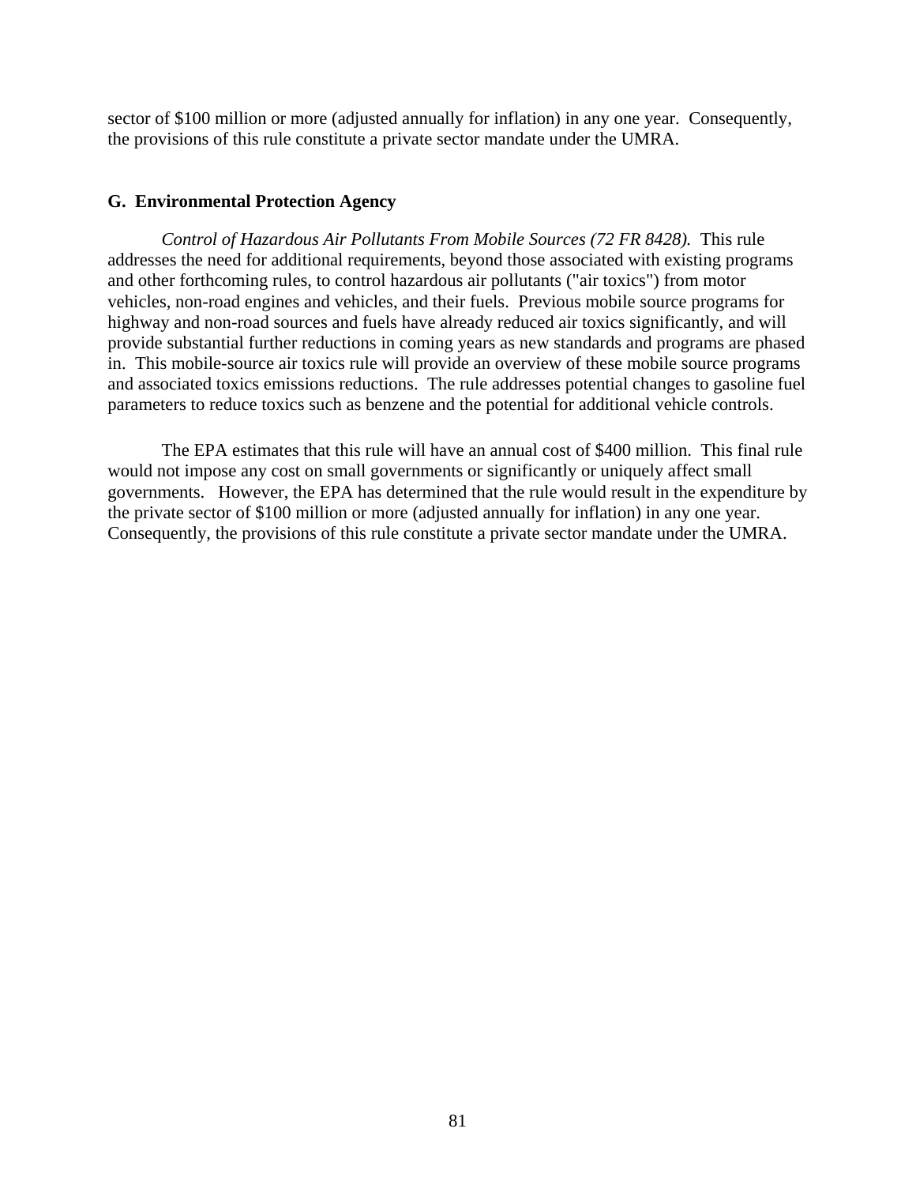sector of $100 million or more (adjusted annually for inflation) in any one year. Consequently, the provisions of this rule constitute a private sector mandate under the UMRA.

### G. Environmental Protection Agency

*Control of Hazardous Air Pollutants From Mobile Sources (72 FR 8428).* This rule addresses the need for additional requirements, beyond those associated with existing programs and other forthcoming rules, to control hazardous air pollutants ("air toxics") from motor vehicles, non-road engines and vehicles, and their fuels. Previous mobile source programs for highway and non-road sources and fuels have already reduced air toxics significantly, and will provide substantial further reductions in coming years as new standards and programs are phased in. This mobile-source air toxics rule will provide an overview of these mobile source programs and associated toxics emissions reductions. The rule addresses potential changes to gasoline fuel parameters to reduce toxics such as benzene and the potential for additional vehicle controls.

The EPA estimates that this rule will have an annual cost of $400 million. This final rule would not impose any cost on small governments or significantly or uniquely affect small governments. However, the EPA has determined that the rule would result in the expenditure by the private sector of $100 million or more (adjusted annually for inflation) in any one year. Consequently, the provisions of this rule constitute a private sector mandate under the UMRA.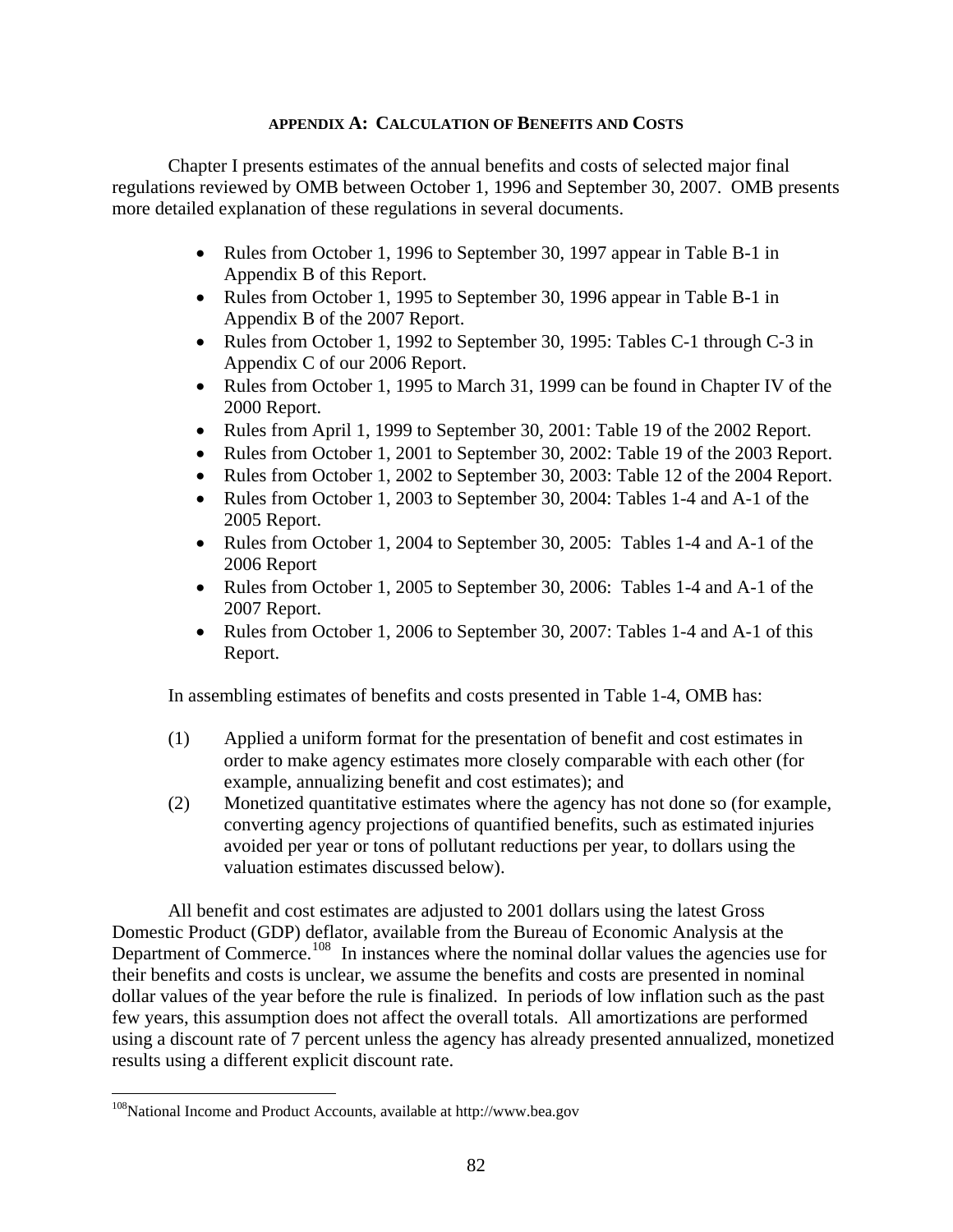## APPENDIX A: CALCULATION OF BENEFITS AND COSTS

Chapter I presents estimates of the annual benefits and costs of selected major final regulations reviewed by OMB between October 1, 1996 and September 30, 2007. OMB presents more detailed explanation of these regulations in several documents.

- Rules from October 1, 1996 to September 30, 1997 appear in Table B-1 in Appendix B of this Report.
- Rules from October 1, 1995 to September 30, 1996 appear in Table B-1 in Appendix B of the 2007 Report.
- Rules from October 1, 1992 to September 30, 1995: Tables C-1 through C-3 in Appendix C of our 2006 Report.
- Rules from October 1, 1995 to March 31, 1999 can be found in Chapter IV of the 2000 Report.
- Rules from April 1, 1999 to September 30, 2001: Table 19 of the 2002 Report.
- Rules from October 1, 2001 to September 30, 2002: Table 19 of the 2003 Report.
- Rules from October 1, 2002 to September 30, 2003: Table 12 of the 2004 Report.
- Rules from October 1, 2003 to September 30, 2004: Tables 1-4 and A-1 of the 2005 Report.
- Rules from October 1, 2004 to September 30, 2005: Tables 1-4 and A-1 of the 2006 Report
- Rules from October 1, 2005 to September 30, 2006: Tables 1-4 and A-1 of the 2007 Report.
- Rules from October 1, 2006 to September 30, 2007: Tables 1-4 and A-1 of this Report.

In assembling estimates of benefits and costs presented in Table 1-4, OMB has:

(1) Applied a uniform format for the presentation of benefit and cost estimates in order to make agency estimates more closely comparable with each other (for example, annualizing benefit and cost estimates); and

(2) Monetized quantitative estimates where the agency has not done so (for example, converting agency projections of quantified benefits, such as estimated injuries avoided per year or tons of pollutant reductions per year, to dollars using the valuation estimates discussed below).

All benefit and cost estimates are adjusted to 2001 dollars using the latest Gross Domestic Product (GDP) deflator, available from the Bureau of Economic Analysis at the Department of Commerce.[108] In instances where the nominal dollar values the agencies use for their benefits and costs is unclear, we assume the benefits and costs are presented in nominal dollar values of the year before the rule is finalized. In periods of low inflation such as the past few years, this assumption does not affect the overall totals. All amortizations are performed using a discount rate of 7 percent unless the agency has already presented annualized, monetized results using a different explicit discount rate.

[108] National Income and Product Accounts, available at http://www.bea.gov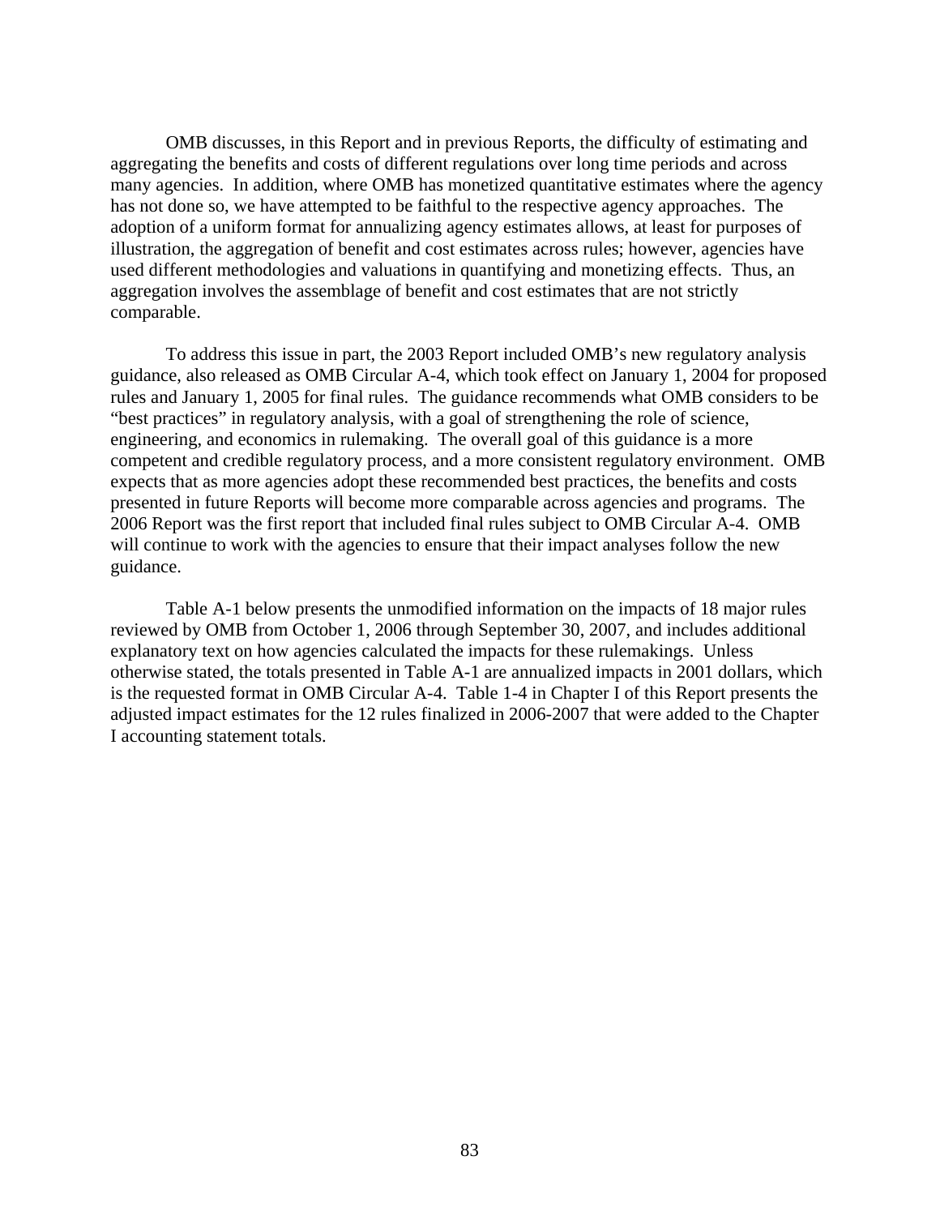OMB discusses, in this Report and in previous Reports, the difficulty of estimating and aggregating the benefits and costs of different regulations over long time periods and across many agencies. In addition, where OMB has monetized quantitative estimates where the agency has not done so, we have attempted to be faithful to the respective agency approaches. The adoption of a uniform format for annualizing agency estimates allows, at least for purposes of illustration, the aggregation of benefit and cost estimates across rules; however, agencies have used different methodologies and valuations in quantifying and monetizing effects. Thus, an aggregation involves the assemblage of benefit and cost estimates that are not strictly comparable.

To address this issue in part, the 2003 Report included OMB's new regulatory analysis guidance, also released as OMB Circular A-4, which took effect on January 1, 2004 for proposed rules and January 1, 2005 for final rules. The guidance recommends what OMB considers to be "best practices" in regulatory analysis, with a goal of strengthening the role of science, engineering, and economics in rulemaking. The overall goal of this guidance is a more competent and credible regulatory process, and a more consistent regulatory environment. OMB expects that as more agencies adopt these recommended best practices, the benefits and costs presented in future Reports will become more comparable across agencies and programs. The 2006 Report was the first report that included final rules subject to OMB Circular A-4. OMB will continue to work with the agencies to ensure that their impact analyses follow the new guidance.

Table A-1 below presents the unmodified information on the impacts of 18 major rules reviewed by OMB from October 1, 2006 through September 30, 2007, and includes additional explanatory text on how agencies calculated the impacts for these rulemakings. Unless otherwise stated, the totals presented in Table A-1 are annualized impacts in 2001 dollars, which is the requested format in OMB Circular A-4. Table 1-4 in Chapter I of this Report presents the adjusted impact estimates for the 12 rules finalized in 2006-2007 that were added to the Chapter I accounting statement totals.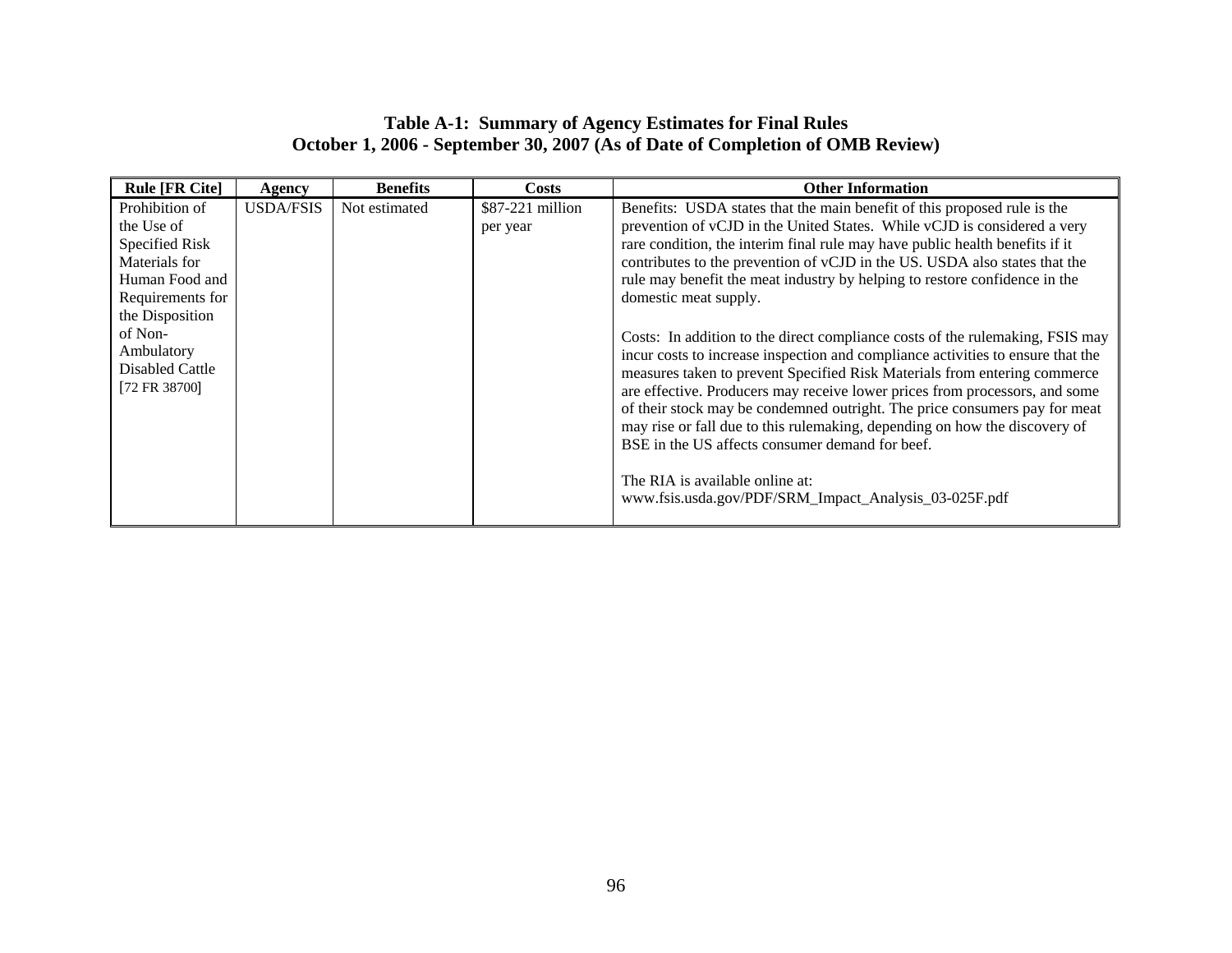**Table A-1: Summary of Agency Estimates for Final Rules October 1, 2006 - September 30, 2007 (As of Date of Completion of OMB Review)**

| Rule [FR Cite] | Agency | Benefits | Costs | Other Information |
|---|---|---|---|---|
| Prohibition of the Use of Specified Risk Materials for Human Food and Requirements for the Disposition of Non-Ambulatory Disabled Cattle [72 FR 38700] | USDA/FSIS | Not estimated | $87-221 million per year | Benefits: USDA states that the main benefit of this proposed rule is the prevention of vCJD in the United States. While vCJD is considered a very rare condition, the interim final rule may have public health benefits if it contributes to the prevention of vCJD in the US. USDA also states that the rule may benefit the meat industry by helping to restore confidence in the domestic meat supply.<br><br>Costs: In addition to the direct compliance costs of the rulemaking, FSIS may incur costs to increase inspection and compliance activities to ensure that the measures taken to prevent Specified Risk Materials from entering commerce are effective. Producers may receive lower prices from processors, and some of their stock may be condemned outright. The price consumers pay for meat may rise or fall due to this rulemaking, depending on how the discovery of BSE in the US affects consumer demand for beef.<br><br>The RIA is available online at: www.fsis.usda.gov/PDF/SRM_Impact_Analysis_03-025F.pdf |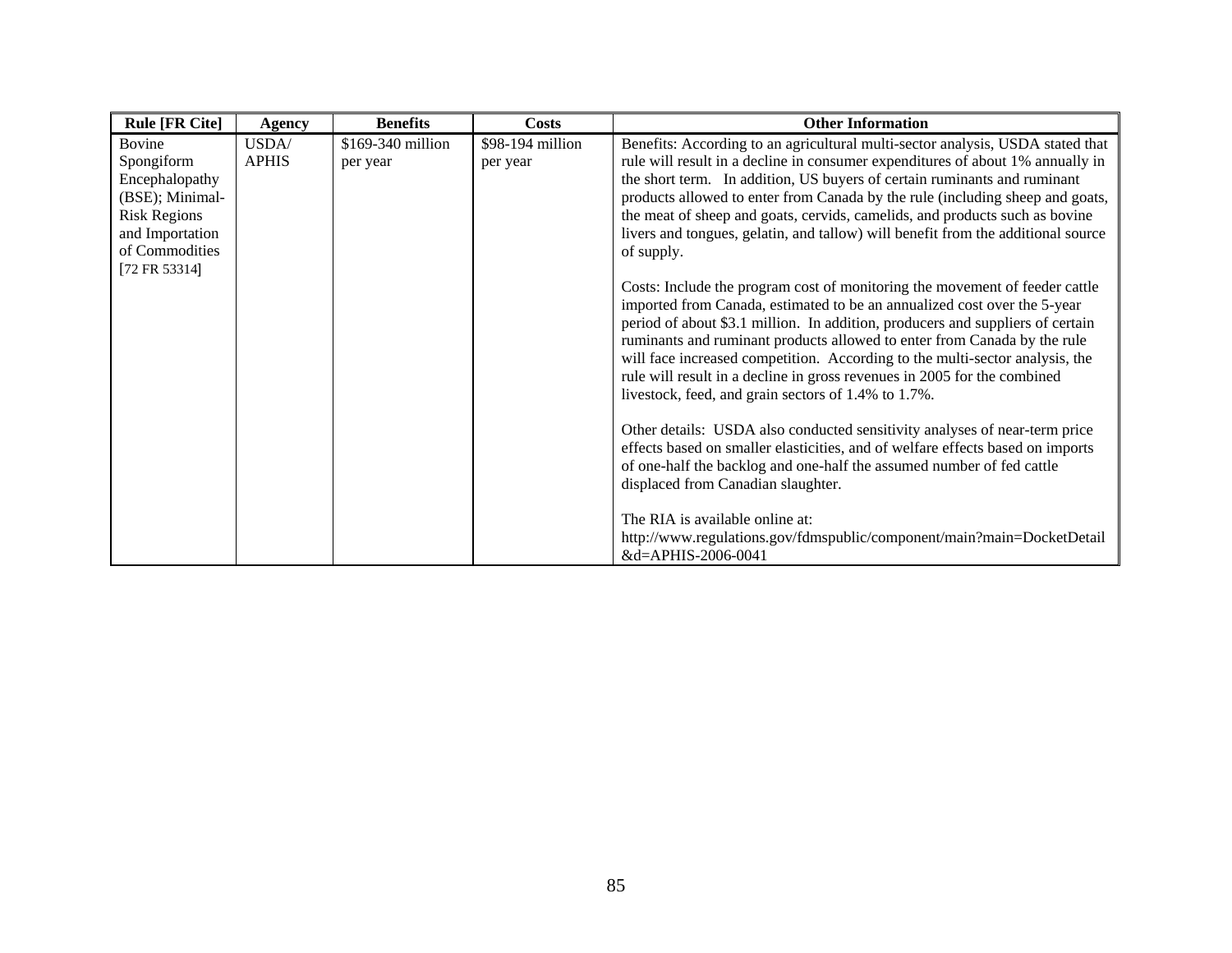| Rule [FR Cite] | Agency | Benefits | Costs | Other Information |
|---|---|---|---|---|
| Bovine Spongiform Encephalopathy (BSE); Minimal-Risk Regions and Importation of Commodities [72 FR 53314] | USDA/ APHIS | $169-340 million per year | $98-194 million per year | Benefits: According to an agricultural multi-sector analysis, USDA stated that rule will result in a decline in consumer expenditures of about 1% annually in the short term. In addition, US buyers of certain ruminants and ruminant products allowed to enter from Canada by the rule (including sheep and goats, the meat of sheep and goats, cervids, camelids, and products such as bovine livers and tongues, gelatin, and tallow) will benefit from the additional source of supply.<br><br>Costs: Include the program cost of monitoring the movement of feeder cattle imported from Canada, estimated to be an annualized cost over the 5-year period of about $3.1 million. In addition, producers and suppliers of certain ruminants and ruminant products allowed to enter from Canada by the rule will face increased competition. According to the multi-sector analysis, the rule will result in a decline in gross revenues in 2005 for the combined livestock, feed, and grain sectors of 1.4% to 1.7%.<br><br>Other details: USDA also conducted sensitivity analyses of near-term price effects based on smaller elasticities, and of welfare effects based on imports of one-half the backlog and one-half the assumed number of fed cattle displaced from Canadian slaughter.<br><br>The RIA is available online at: http://www.regulations.gov/fdmspublic/component/main?main=DocketDetail&d=APHIS-2006-0041 |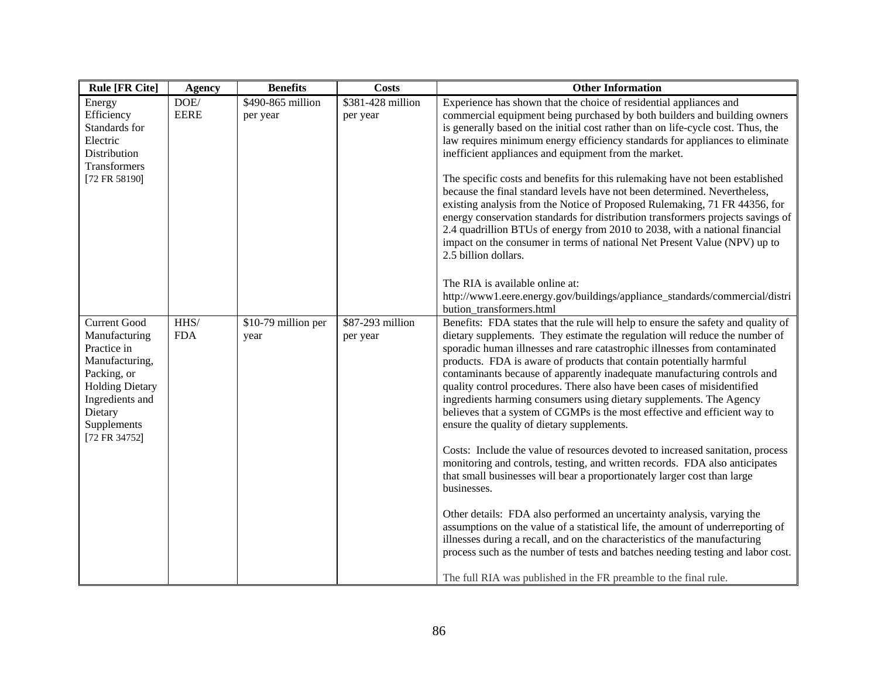| Rule [FR Cite] | Agency | Benefits | Costs | Other Information |
|---|---|---|---|---|
| Energy Efficiency Standards for Electric Distribution Transformers [72 FR 58190] | DOE/ EERE | $490-865 million per year | $381-428 million per year | Experience has shown that the choice of residential appliances and commercial equipment being purchased by both builders and building owners is generally based on the initial cost rather than on life-cycle cost. Thus, the law requires minimum energy efficiency standards for appliances to eliminate inefficient appliances and equipment from the market.<br><br>The specific costs and benefits for this rulemaking have not been established because the final standard levels have not been determined. Nevertheless, existing analysis from the Notice of Proposed Rulemaking, 71 FR 44356, for energy conservation standards for distribution transformers projects savings of 2.4 quadrillion BTUs of energy from 2010 to 2038, with a national financial impact on the consumer in terms of national Net Present Value (NPV) up to 2.5 billion dollars.<br><br>The RIA is available online at: http://www1.eere.energy.gov/buildings/appliance_standards/commercial/distribution_transformers.html |
| Current Good Manufacturing Practice in Manufacturing, Packing, or Holding Dietary Ingredients and Dietary Supplements [72 FR 34752] | HHS/ FDA | $10-79 million per year | $87-293 million per year | Benefits: FDA states that the rule will help to ensure the safety and quality of dietary supplements. They estimate the regulation will reduce the number of sporadic human illnesses and rare catastrophic illnesses from contaminated products. FDA is aware of products that contain potentially harmful contaminants because of apparently inadequate manufacturing controls and quality control procedures. There also have been cases of misidentified ingredients harming consumers using dietary supplements. The Agency believes that a system of CGMPs is the most effective and efficient way to ensure the quality of dietary supplements.<br><br>Costs: Include the value of resources devoted to increased sanitation, process monitoring and controls, testing, and written records. FDA also anticipates that small businesses will bear a proportionately larger cost than large businesses.<br><br>Other details: FDA also performed an uncertainty analysis, varying the assumptions on the value of a statistical life, the amount of underreporting of illnesses during a recall, and on the characteristics of the manufacturing process such as the number of tests and batches needing testing and labor cost.<br><br>The full RIA was published in the FR preamble to the final rule. |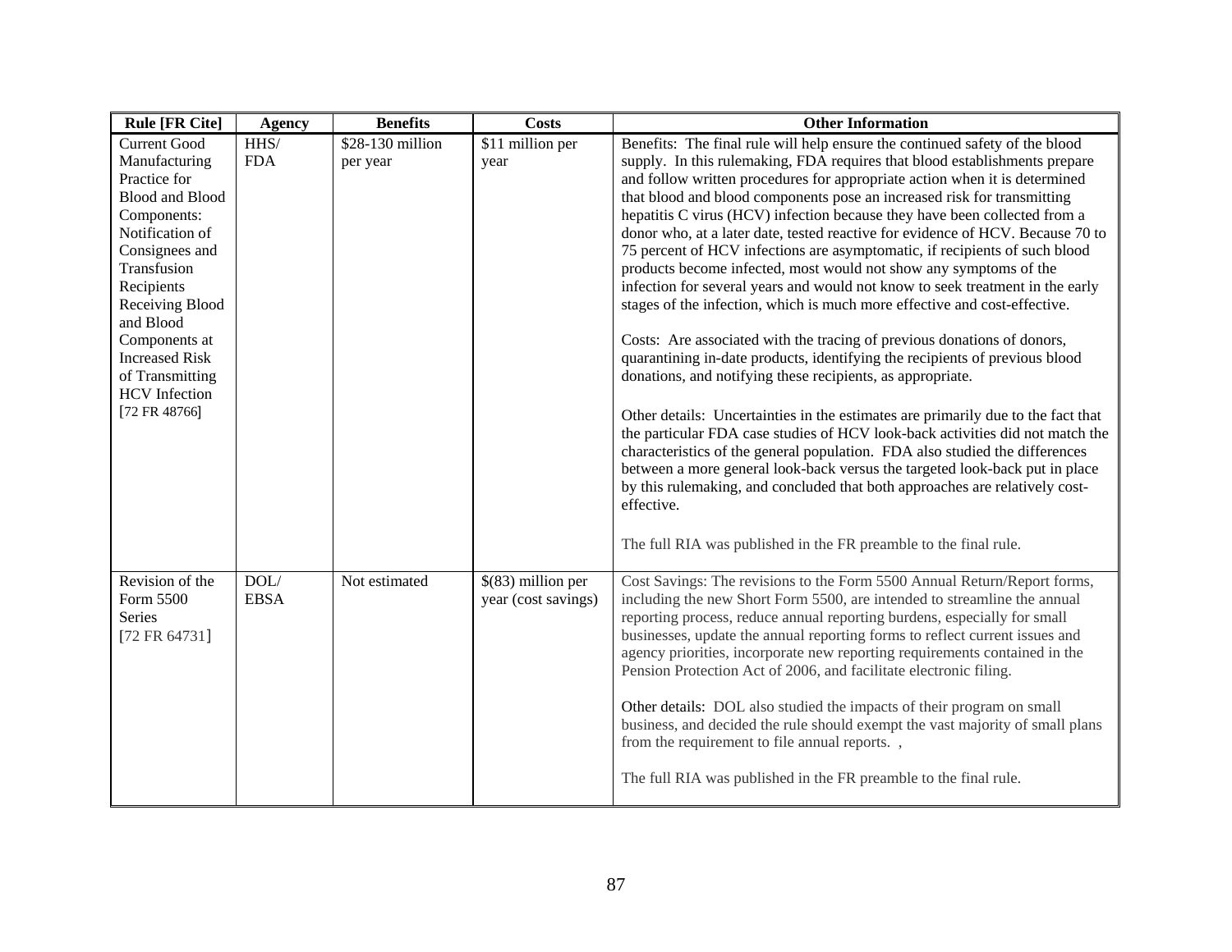| Rule [FR Cite] | Agency | Benefits | Costs | Other Information |
|---|---|---|---|---|
| Current Good Manufacturing Practice for Blood and Blood Components: Notification of Consignees and Transfusion Recipients Receiving Blood and Blood Components at Increased Risk of Transmitting HCV Infection [72 FR 48766] | HHS/ FDA | $28-130 million per year | $11 million per year | Benefits: The final rule will help ensure the continued safety of the blood supply. In this rulemaking, FDA requires that blood establishments prepare and follow written procedures for appropriate action when it is determined that blood and blood components pose an increased risk for transmitting hepatitis C virus (HCV) infection because they have been collected from a donor who, at a later date, tested reactive for evidence of HCV. Because 70 to 75 percent of HCV infections are asymptomatic, if recipients of such blood products become infected, most would not show any symptoms of the infection for several years and would not know to seek treatment in the early stages of the infection, which is much more effective and cost-effective.<br><br>Costs: Are associated with the tracing of previous donations of donors, quarantining in-date products, identifying the recipients of previous blood donations, and notifying these recipients, as appropriate.<br><br>Other details: Uncertainties in the estimates are primarily due to the fact that the particular FDA case studies of HCV look-back activities did not match the characteristics of the general population. FDA also studied the differences between a more general look-back versus the targeted look-back put in place by this rulemaking, and concluded that both approaches are relatively cost-effective.<br><br>The full RIA was published in the FR preamble to the final rule. |
| Revision of the Form 5500 Series [72 FR 64731] | DOL/ EBSA | Not estimated | $(83) million per year (cost savings) | Cost Savings: The revisions to the Form 5500 Annual Return/Report forms, including the new Short Form 5500, are intended to streamline the annual reporting process, reduce annual reporting burdens, especially for small businesses, update the annual reporting forms to reflect current issues and agency priorities, incorporate new reporting requirements contained in the Pension Protection Act of 2006, and facilitate electronic filing.<br><br>Other details: DOL also studied the impacts of their program on small business, and decided the rule should exempt the vast majority of small plans from the requirement to file annual reports. ,<br><br>The full RIA was published in the FR preamble to the final rule. |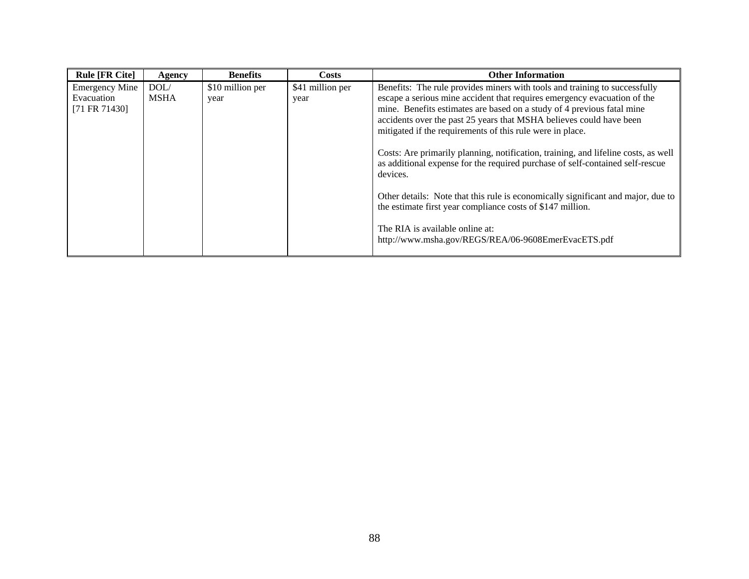| Rule [FR Cite] | Agency | Benefits | Costs | Other Information |
|---|---|---|---|---|
| Emergency Mine Evacuation [71 FR 71430] | DOL/ MSHA | $10 million per year | $41 million per year | Benefits: The rule provides miners with tools and training to successfully escape a serious mine accident that requires emergency evacuation of the mine. Benefits estimates are based on a study of 4 previous fatal mine accidents over the past 25 years that MSHA believes could have been mitigated if the requirements of this rule were in place.<br><br>Costs: Are primarily planning, notification, training, and lifeline costs, as well as additional expense for the required purchase of self-contained self-rescue devices.<br><br>Other details: Note that this rule is economically significant and major, due to the estimate first year compliance costs of $147 million.<br><br>The RIA is available online at: http://www.msha.gov/REGS/REA/06-9608EmerEvacETS.pdf |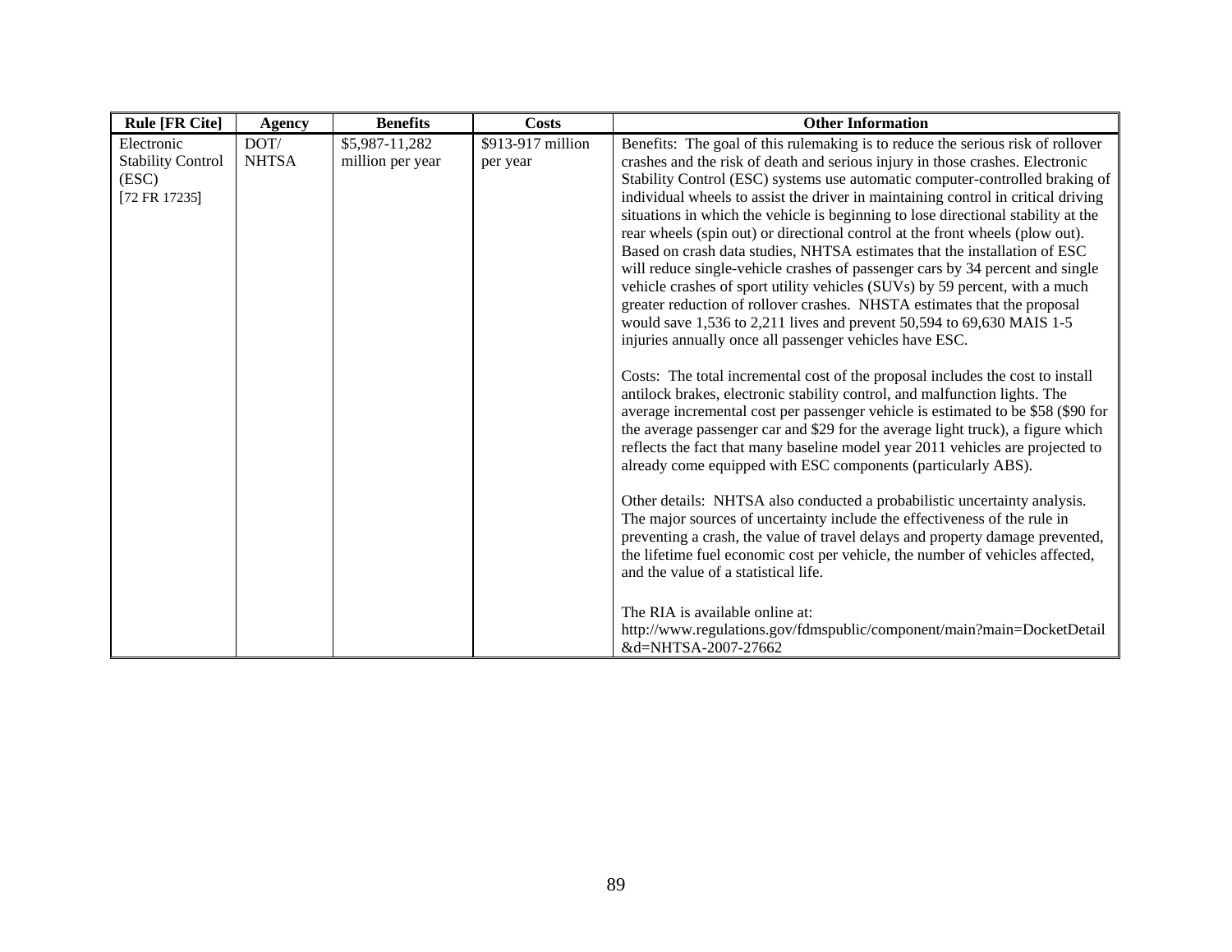| Rule [FR Cite] | Agency | Benefits | Costs | Other Information |
|---|---|---|---|---|
| Electronic Stability Control (ESC) [72 FR 17235] | DOT/ NHTSA | $5,987-11,282 million per year | $913-917 million per year | Benefits: The goal of this rulemaking is to reduce the serious risk of rollover crashes and the risk of death and serious injury in those crashes. Electronic Stability Control (ESC) systems use automatic computer-controlled braking of individual wheels to assist the driver in maintaining control in critical driving situations in which the vehicle is beginning to lose directional stability at the rear wheels (spin out) or directional control at the front wheels (plow out). Based on crash data studies, NHTSA estimates that the installation of ESC will reduce single-vehicle crashes of passenger cars by 34 percent and single vehicle crashes of sport utility vehicles (SUVs) by 59 percent, with a much greater reduction of rollover crashes. NHSTA estimates that the proposal would save 1,536 to 2,211 lives and prevent 50,594 to 69,630 MAIS 1-5 injuries annually once all passenger vehicles have ESC.<br><br>Costs: The total incremental cost of the proposal includes the cost to install antilock brakes, electronic stability control, and malfunction lights. The average incremental cost per passenger vehicle is estimated to be $58 ($90 for the average passenger car and $29 for the average light truck), a figure which reflects the fact that many baseline model year 2011 vehicles are projected to already come equipped with ESC components (particularly ABS).<br><br>Other details: NHTSA also conducted a probabilistic uncertainty analysis. The major sources of uncertainty include the effectiveness of the rule in preventing a crash, the value of travel delays and property damage prevented, the lifetime fuel economic cost per vehicle, the number of vehicles affected, and the value of a statistical life.<br><br>The RIA is available online at: http://www.regulations.gov/fdmspublic/component/main?main=DocketDetail&d=NHTSA-2007-27662 |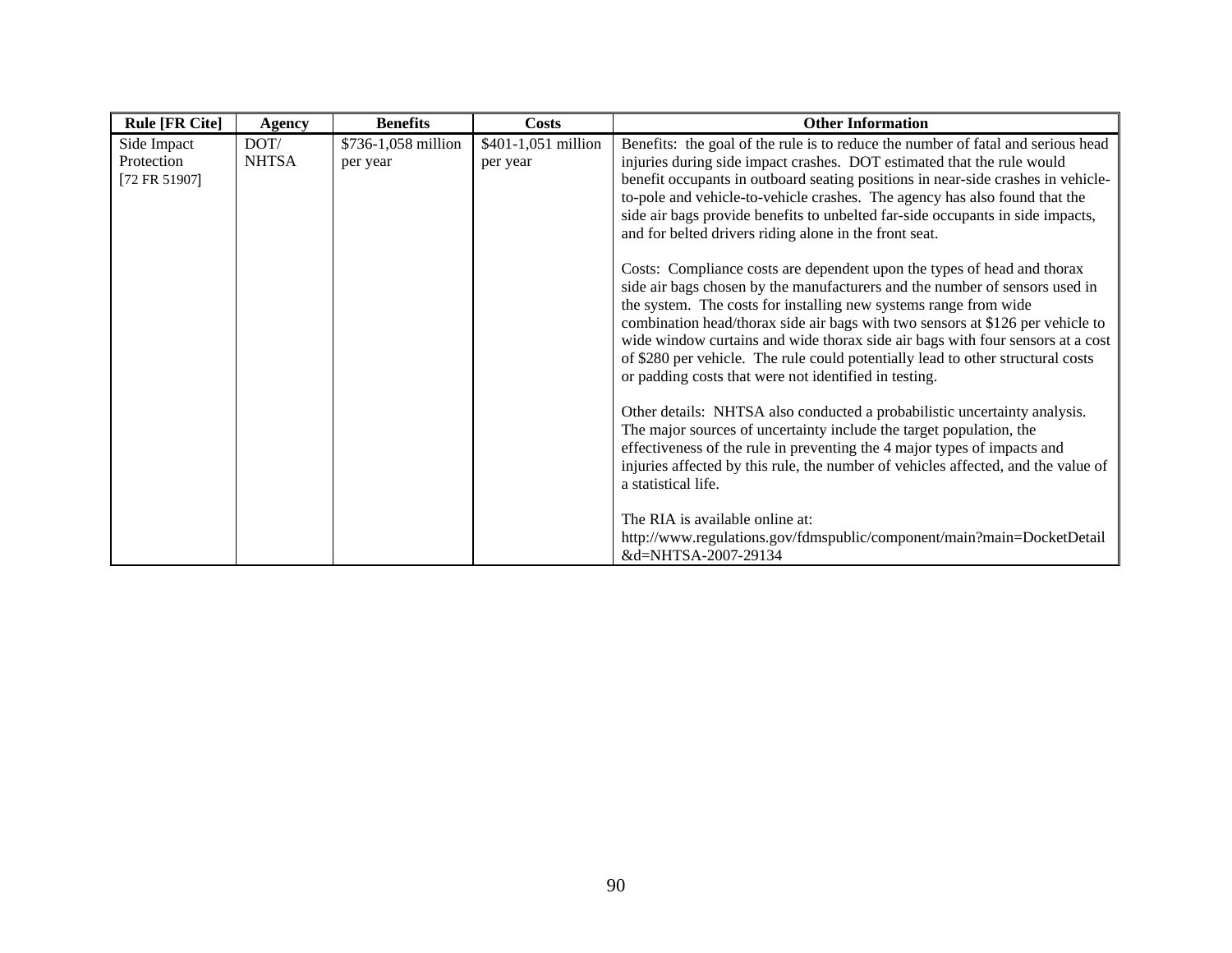| Rule [FR Cite] | Agency | Benefits | Costs | Other Information |
|---|---|---|---|---|
| Side Impact Protection [72 FR 51907] | DOT/ NHTSA | $736-1,058 million per year | $401-1,051 million per year | Benefits: the goal of the rule is to reduce the number of fatal and serious head injuries during side impact crashes. DOT estimated that the rule would benefit occupants in outboard seating positions in near-side crashes in vehicle-to-pole and vehicle-to-vehicle crashes. The agency has also found that the side air bags provide benefits to unbelted far-side occupants in side impacts, and for belted drivers riding alone in the front seat.<br><br>Costs: Compliance costs are dependent upon the types of head and thorax side air bags chosen by the manufacturers and the number of sensors used in the system. The costs for installing new systems range from wide combination head/thorax side air bags with two sensors at $126 per vehicle to wide window curtains and wide thorax side air bags with four sensors at a cost of $280 per vehicle. The rule could potentially lead to other structural costs or padding costs that were not identified in testing.<br><br>Other details: NHTSA also conducted a probabilistic uncertainty analysis. The major sources of uncertainty include the target population, the effectiveness of the rule in preventing the 4 major types of impacts and injuries affected by this rule, the number of vehicles affected, and the value of a statistical life.<br><br>The RIA is available online at: http://www.regulations.gov/fdmspublic/component/main?main=DocketDetail&d=NHTSA-2007-29134 |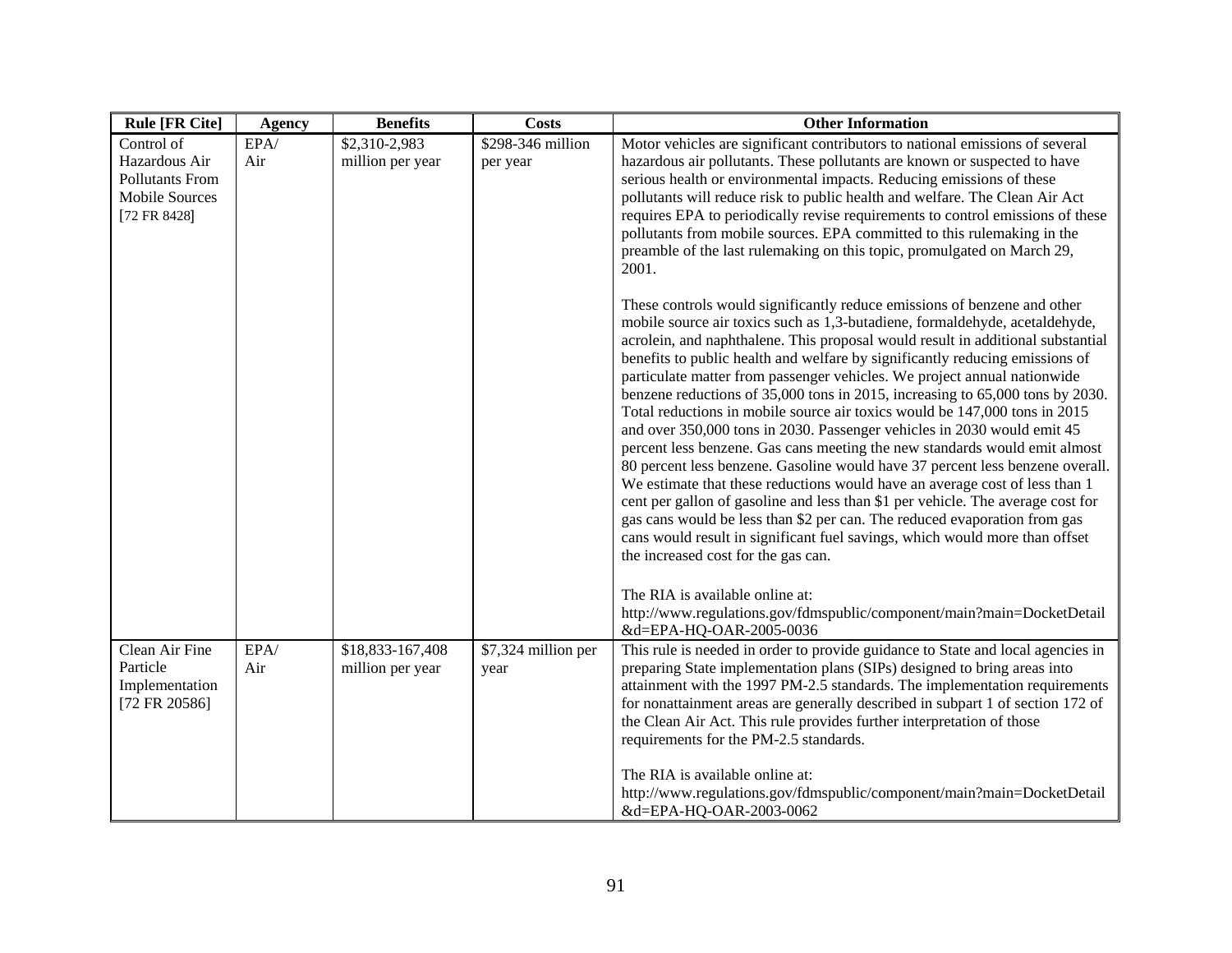| Rule [FR Cite] | Agency | Benefits | Costs | Other Information |
|---|---|---|---|---|
| Control of Hazardous Air Pollutants From Mobile Sources [72 FR 8428] | EPA/ Air | $2,310-2,983 million per year | $298-346 million per year | Motor vehicles are significant contributors to national emissions of several hazardous air pollutants. These pollutants are known or suspected to have serious health or environmental impacts. Reducing emissions of these pollutants will reduce risk to public health and welfare. The Clean Air Act requires EPA to periodically revise requirements to control emissions of these pollutants from mobile sources. EPA committed to this rulemaking in the preamble of the last rulemaking on this topic, promulgated on March 29, 2001.<br><br>These controls would significantly reduce emissions of benzene and other mobile source air toxics such as 1,3-butadiene, formaldehyde, acetaldehyde, acrolein, and naphthalene. This proposal would result in additional substantial benefits to public health and welfare by significantly reducing emissions of particulate matter from passenger vehicles. We project annual nationwide benzene reductions of 35,000 tons in 2015, increasing to 65,000 tons by 2030. Total reductions in mobile source air toxics would be 147,000 tons in 2015 and over 350,000 tons in 2030. Passenger vehicles in 2030 would emit 45 percent less benzene. Gas cans meeting the new standards would emit almost 80 percent less benzene. Gasoline would have 37 percent less benzene overall. We estimate that these reductions would have an average cost of less than 1 cent per gallon of gasoline and less than $1 per vehicle. The average cost for gas cans would be less than $2 per can. The reduced evaporation from gas cans would result in significant fuel savings, which would more than offset the increased cost for the gas can.<br><br>The RIA is available online at: http://www.regulations.gov/fdmspublic/component/main?main=DocketDetail&d=EPA-HQ-OAR-2005-0036 |
| Clean Air Fine Particle Implementation [72 FR 20586] | EPA/ Air | $18,833-167,408 million per year | $7,324 million per year | This rule is needed in order to provide guidance to State and local agencies in preparing State implementation plans (SIPs) designed to bring areas into attainment with the 1997 PM-2.5 standards. The implementation requirements for nonattainment areas are generally described in subpart 1 of section 172 of the Clean Air Act. This rule provides further interpretation of those requirements for the PM-2.5 standards.<br><br>The RIA is available online at: http://www.regulations.gov/fdmspublic/component/main?main=DocketDetail&d=EPA-HQ-OAR-2003-0062 |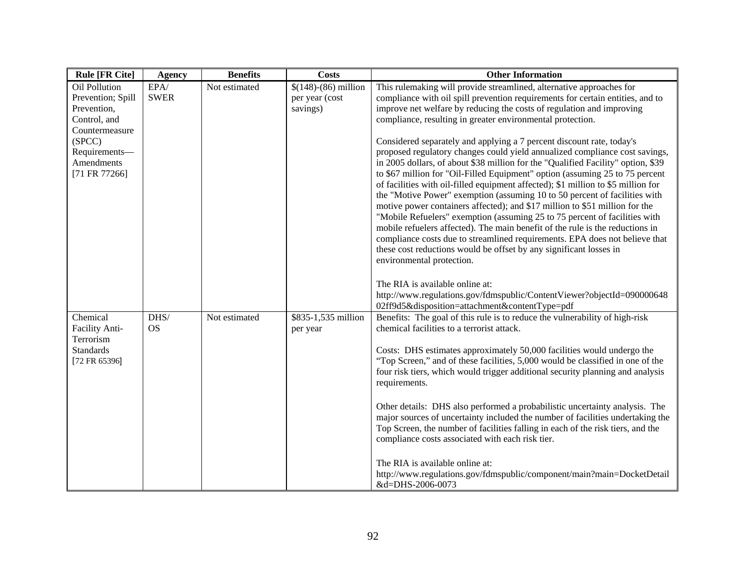| Rule [FR Cite] | Agency | Benefits | Costs | Other Information |
|---|---|---|---|---|
| Oil Pollution Prevention; Spill Prevention, Control, and Countermeasure (SPCC) Requirements—Amendments [71 FR 77266] | EPA/ SWER | Not estimated | $(148)-(86) million per year (cost savings) | This rulemaking will provide streamlined, alternative approaches for compliance with oil spill prevention requirements for certain entities, and to improve net welfare by reducing the costs of regulation and improving compliance, resulting in greater environmental protection.<br><br>Considered separately and applying a 7 percent discount rate, today's proposed regulatory changes could yield annualized compliance cost savings, in 2005 dollars, of about $38 million for the "Qualified Facility" option, $39 to $67 million for "Oil-Filled Equipment" option (assuming 25 to 75 percent of facilities with oil-filled equipment affected); $1 million to $5 million for the "Motive Power" exemption (assuming 10 to 50 percent of facilities with motive power containers affected); and $17 million to $51 million for the "Mobile Refuelers" exemption (assuming 25 to 75 percent of facilities with mobile refuelers affected). The main benefit of the rule is the reductions in compliance costs due to streamlined requirements. EPA does not believe that these cost reductions would be offset by any significant losses in environmental protection.<br><br>The RIA is available online at: http://www.regulations.gov/fdmspublic/ContentViewer?objectId=09000064802ff9d5&disposition=attachment&contentType=pdf |
| Chemical Facility Anti-Terrorism Standards [72 FR 65396] | DHS/ OS | Not estimated | $835-1,535 million per year | Benefits: The goal of this rule is to reduce the vulnerability of high-risk chemical facilities to a terrorist attack.<br><br>Costs: DHS estimates approximately 50,000 facilities would undergo the "Top Screen," and of these facilities, 5,000 would be classified in one of the four risk tiers, which would trigger additional security planning and analysis requirements.<br><br>Other details: DHS also performed a probabilistic uncertainty analysis. The major sources of uncertainty included the number of facilities undertaking the Top Screen, the number of facilities falling in each of the risk tiers, and the compliance costs associated with each risk tier.<br><br>The RIA is available online at: http://www.regulations.gov/fdmspublic/component/main?main=DocketDetail&d=DHS-2006-0073 |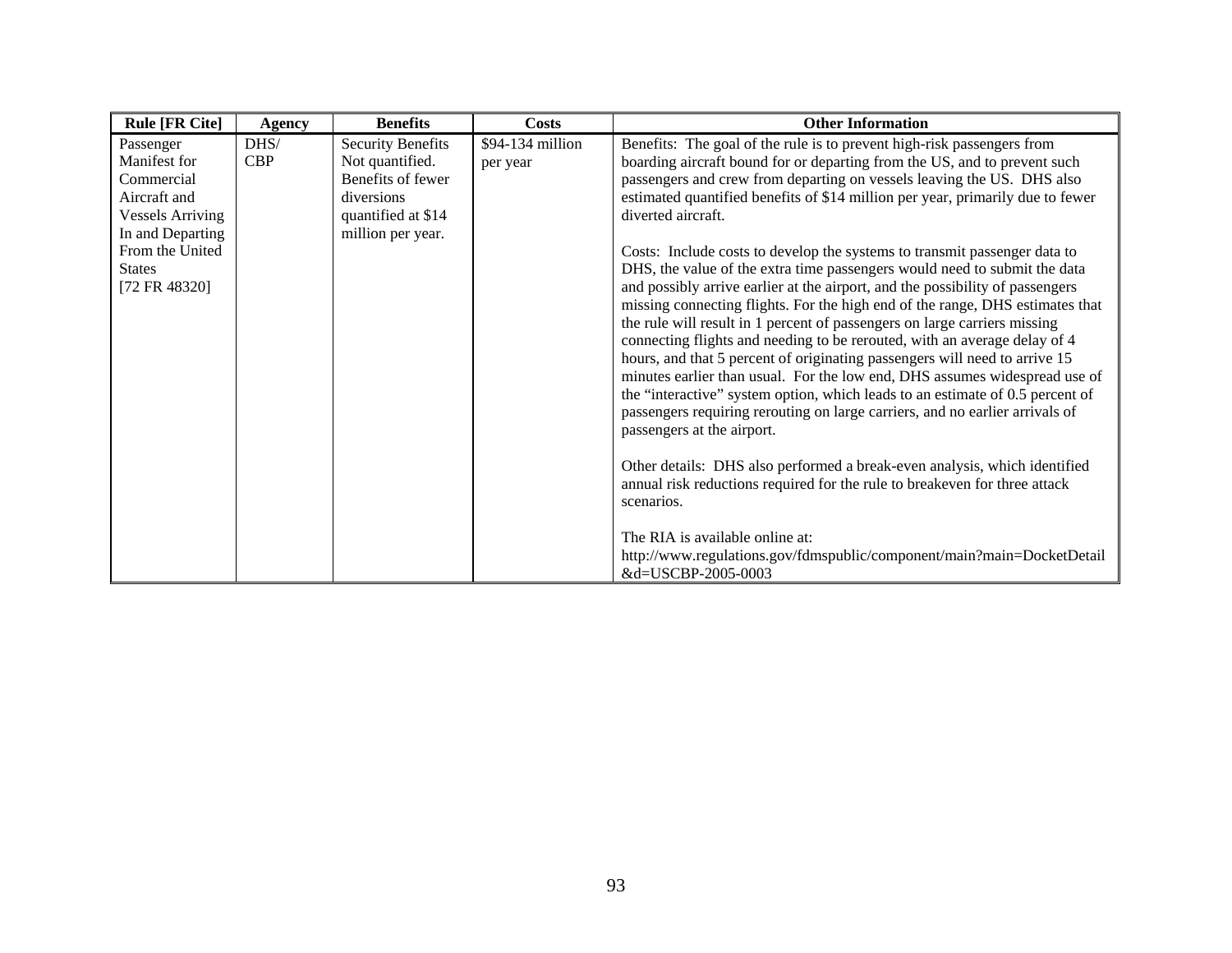| Rule [FR Cite] | Agency | Benefits | Costs | Other Information |
|---|---|---|---|---|
| Passenger Manifest for Commercial Aircraft and Vessels Arriving In and Departing From the United States [72 FR 48320] | DHS/ CBP | Security Benefits Not quantified. Benefits of fewer diversions quantified at $14 million per year. | $94-134 million per year | Benefits: The goal of the rule is to prevent high-risk passengers from boarding aircraft bound for or departing from the US, and to prevent such passengers and crew from departing on vessels leaving the US. DHS also estimated quantified benefits of $14 million per year, primarily due to fewer diverted aircraft.<br><br>Costs: Include costs to develop the systems to transmit passenger data to DHS, the value of the extra time passengers would need to submit the data and possibly arrive earlier at the airport, and the possibility of passengers missing connecting flights. For the high end of the range, DHS estimates that the rule will result in 1 percent of passengers on large carriers missing connecting flights and needing to be rerouted, with an average delay of 4 hours, and that 5 percent of originating passengers will need to arrive 15 minutes earlier than usual. For the low end, DHS assumes widespread use of the "interactive" system option, which leads to an estimate of 0.5 percent of passengers requiring rerouting on large carriers, and no earlier arrivals of passengers at the airport.<br><br>Other details: DHS also performed a break-even analysis, which identified annual risk reductions required for the rule to breakeven for three attack scenarios.<br><br>The RIA is available online at: http://www.regulations.gov/fdmspublic/component/main?main=DocketDetail&d=USCBP-2005-0003 |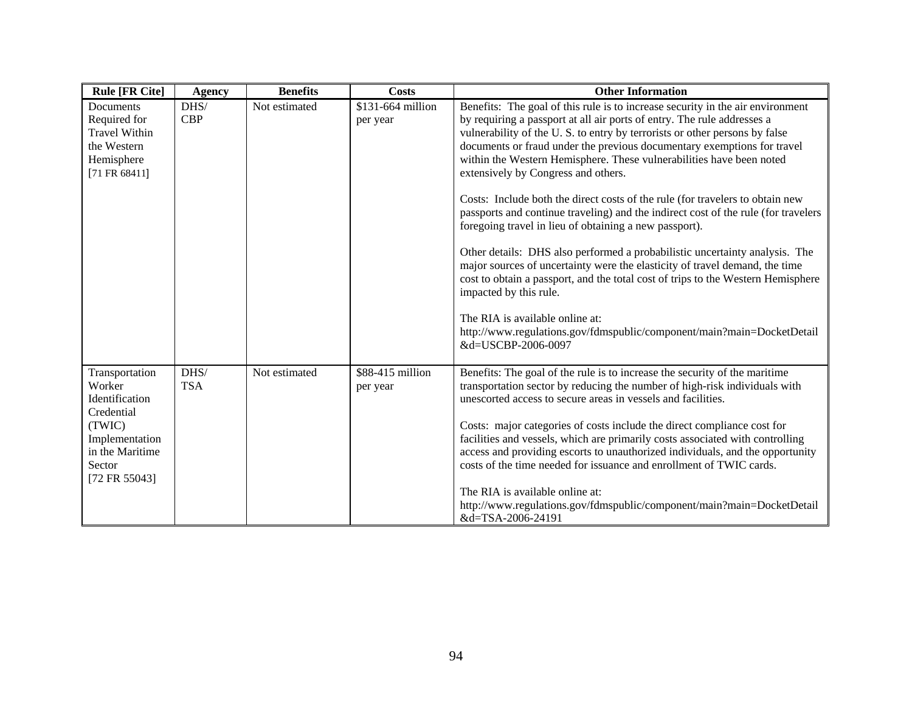| Rule [FR Cite] | Agency | Benefits | Costs | Other Information |
|---|---|---|---|---|
| Documents Required for Travel Within the Western Hemisphere [71 FR 68411] | DHS/ CBP | Not estimated | $131-664 million per year | Benefits: The goal of this rule is to increase security in the air environment by requiring a passport at all air ports of entry. The rule addresses a vulnerability of the U. S. to entry by terrorists or other persons by false documents or fraud under the previous documentary exemptions for travel within the Western Hemisphere. These vulnerabilities have been noted extensively by Congress and others.<br><br>Costs: Include both the direct costs of the rule (for travelers to obtain new passports and continue traveling) and the indirect cost of the rule (for travelers foregoing travel in lieu of obtaining a new passport).<br><br>Other details: DHS also performed a probabilistic uncertainty analysis. The major sources of uncertainty were the elasticity of travel demand, the time cost to obtain a passport, and the total cost of trips to the Western Hemisphere impacted by this rule.<br><br>The RIA is available online at: http://www.regulations.gov/fdmspublic/component/main?main=DocketDetail&d=USCBP-2006-0097 |
| Transportation Worker Identification Credential (TWIC) Implementation in the Maritime Sector [72 FR 55043] | DHS/ TSA | Not estimated | $88-415 million per year | Benefits: The goal of the rule is to increase the security of the maritime transportation sector by reducing the number of high-risk individuals with unescorted access to secure areas in vessels and facilities.<br><br>Costs: major categories of costs include the direct compliance cost for facilities and vessels, which are primarily costs associated with controlling access and providing escorts to unauthorized individuals, and the opportunity costs of the time needed for issuance and enrollment of TWIC cards.<br><br>The RIA is available online at: http://www.regulations.gov/fdmspublic/component/main?main=DocketDetail&d=TSA-2006-24191 |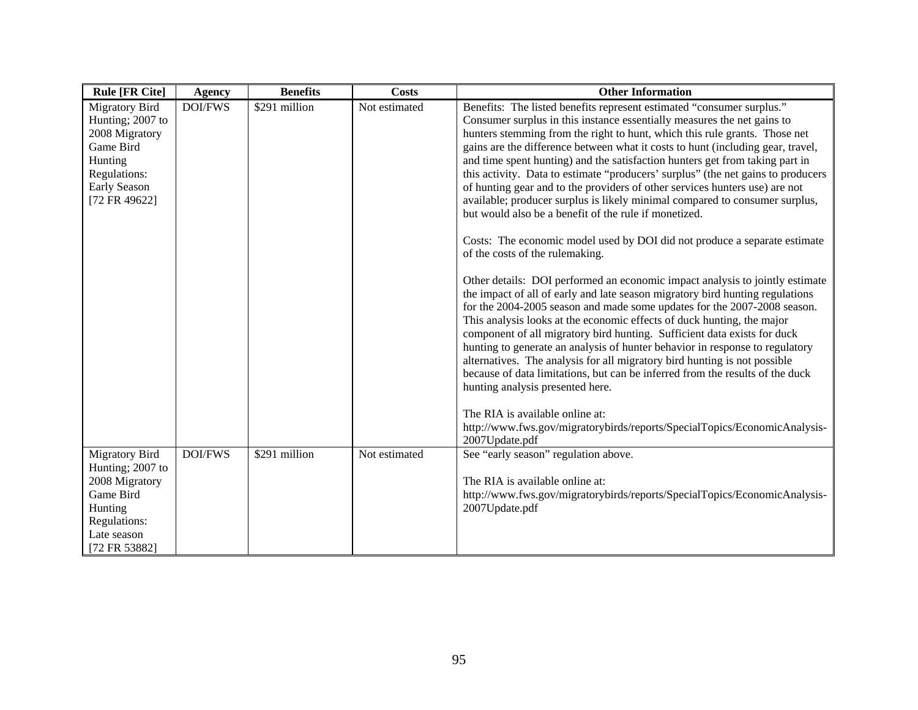| Rule [FR Cite] | Agency | Benefits | Costs | Other Information |
|---|---|---|---|---|
| Migratory Bird Hunting; 2007 to 2008 Migratory Game Bird Hunting Regulations: Early Season [72 FR 49622] | DOI/FWS | $291 million | Not estimated | Benefits: The listed benefits represent estimated "consumer surplus." Consumer surplus in this instance essentially measures the net gains to hunters stemming from the right to hunt, which this rule grants. Those net gains are the difference between what it costs to hunt (including gear, travel, and time spent hunting) and the satisfaction hunters get from taking part in this activity. Data to estimate "producers' surplus" (the net gains to producers of hunting gear and to the providers of other services hunters use) are not available; producer surplus is likely minimal compared to consumer surplus, but would also be a benefit of the rule if monetized.<br><br>Costs: The economic model used by DOI did not produce a separate estimate of the costs of the rulemaking.<br><br>Other details: DOI performed an economic impact analysis to jointly estimate the impact of all of early and late season migratory bird hunting regulations for the 2004-2005 season and made some updates for the 2007-2008 season. This analysis looks at the economic effects of duck hunting, the major component of all migratory bird hunting. Sufficient data exists for duck hunting to generate an analysis of hunter behavior in response to regulatory alternatives. The analysis for all migratory bird hunting is not possible because of data limitations, but can be inferred from the results of the duck hunting analysis presented here.<br><br>The RIA is available online at: http://www.fws.gov/migratorybirds/reports/SpecialTopics/EconomicAnalysis-2007Update.pdf |
| Migratory Bird Hunting; 2007 to 2008 Migratory Game Bird Hunting Regulations: Late season [72 FR 53882] | DOI/FWS | $291 million | Not estimated | See "early season" regulation above.<br><br>The RIA is available online at: http://www.fws.gov/migratorybirds/reports/SpecialTopics/EconomicAnalysis-2007Update.pdf |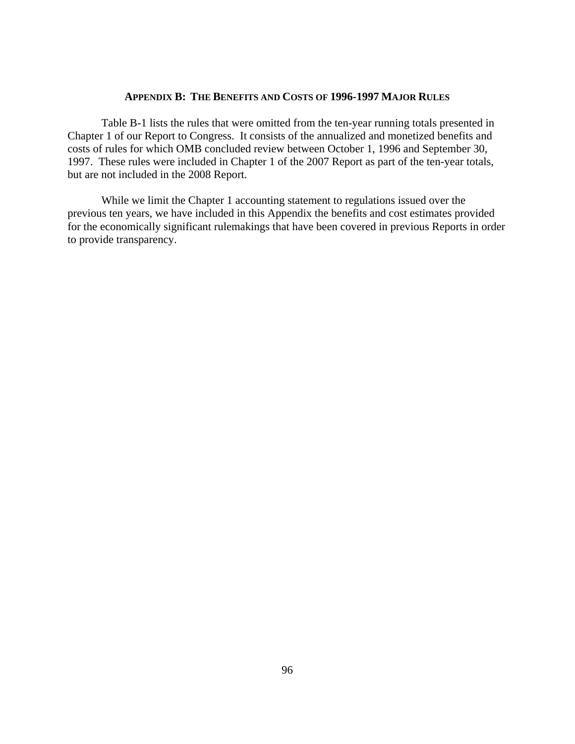## APPENDIX B: THE BENEFITS AND COSTS OF 1996-1997 MAJOR RULES

Table B-1 lists the rules that were omitted from the ten-year running totals presented in Chapter 1 of our Report to Congress. It consists of the annualized and monetized benefits and costs of rules for which OMB concluded review between October 1, 1996 and September 30, 1997. These rules were included in Chapter 1 of the 2007 Report as part of the ten-year totals, but are not included in the 2008 Report.

While we limit the Chapter 1 accounting statement to regulations issued over the previous ten years, we have included in this Appendix the benefits and cost estimates provided for the economically significant rulemakings that have been covered in previous Reports in order to provide transparency.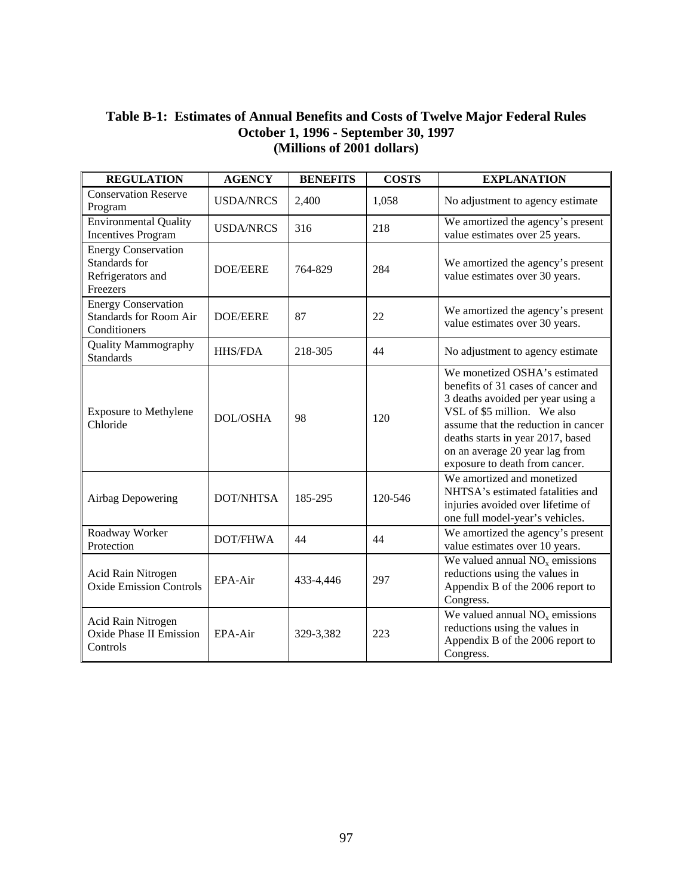**Table B-1: Estimates of Annual Benefits and Costs of Twelve Major Federal Rules October 1, 1996 - September 30, 1997 (Millions of 2001 dollars)**

| REGULATION | AGENCY | BENEFITS | COSTS | EXPLANATION |
|---|---|---|---|---|
| Conservation Reserve Program | USDA/NRCS | 2,400 | 1,058 | No adjustment to agency estimate |
| Environmental Quality Incentives Program | USDA/NRCS | 316 | 218 | We amortized the agency's present value estimates over 25 years. |
| Energy Conservation Standards for Refrigerators and Freezers | DOE/EERE | 764-829 | 284 | We amortized the agency's present value estimates over 30 years. |
| Energy Conservation Standards for Room Air Conditioners | DOE/EERE | 87 | 22 | We amortized the agency's present value estimates over 30 years. |
| Quality Mammography Standards | HHS/FDA | 218-305 | 44 | No adjustment to agency estimate |
| Exposure to Methylene Chloride | DOL/OSHA | 98 | 120 | We monetized OSHA's estimated benefits of 31 cases of cancer and 3 deaths avoided per year using a VSL of $5 million. We also assume that the reduction in cancer deaths starts in year 2017, based on an average 20 year lag from exposure to death from cancer. |
| Airbag Depowering | DOT/NHTSA | 185-295 | 120-546 | We amortized and monetized NHTSA's estimated fatalities and injuries avoided over lifetime of one full model-year's vehicles. |
| Roadway Worker Protection | DOT/FHWA | 44 | 44 | We amortized the agency's present value estimates over 10 years. |
| Acid Rain Nitrogen Oxide Emission Controls | EPA-Air | 433-4,446 | 297 | We valued annual $NO_x$ emissions reductions using the values in Appendix B of the 2006 report to Congress. |
| Acid Rain Nitrogen Oxide Phase II Emission Controls | EPA-Air | 329-3,382 | 223 | We valued annual $NO_x$ emissions reductions using the values in Appendix B of the 2006 report to Congress. |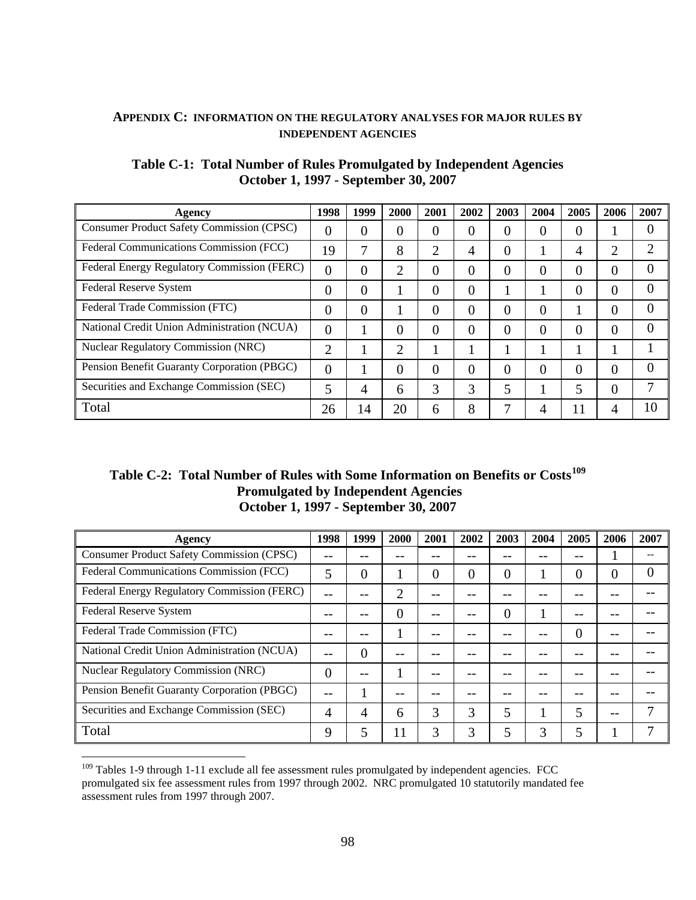## APPENDIX C: INFORMATION ON THE REGULATORY ANALYSES FOR MAJOR RULES BY INDEPENDENT AGENCIES

**Table C-1: Total Number of Rules Promulgated by Independent Agencies October 1, 1997 - September 30, 2007**

| Agency | 1998 | 1999 | 2000 | 2001 | 2002 | 2003 | 2004 | 2005 | 2006 | 2007 |
|---|---|---|---|---|---|---|---|---|---|---|
| Consumer Product Safety Commission (CPSC) | 0 | 0 | 0 | 0 | 0 | 0 | 0 | 0 | 1 | 0 |
| Federal Communications Commission (FCC) | 19 | 7 | 8 | 2 | 4 | 0 | 1 | 4 | 2 | 2 |
| Federal Energy Regulatory Commission (FERC) | 0 | 0 | 2 | 0 | 0 | 0 | 0 | 0 | 0 | 0 |
| Federal Reserve System | 0 | 0 | 1 | 0 | 0 | 1 | 1 | 0 | 0 | 0 |
| Federal Trade Commission (FTC) | 0 | 0 | 1 | 0 | 0 | 0 | 0 | 1 | 0 | 0 |
| National Credit Union Administration (NCUA) | 0 | 1 | 0 | 0 | 0 | 0 | 0 | 0 | 0 | 0 |
| Nuclear Regulatory Commission (NRC) | 2 | 1 | 2 | 1 | 1 | 1 | 1 | 1 | 1 | 1 |
| Pension Benefit Guaranty Corporation (PBGC) | 0 | 1 | 0 | 0 | 0 | 0 | 0 | 0 | 0 | 0 |
| Securities and Exchange Commission (SEC) | 5 | 4 | 6 | 3 | 3 | 5 | 1 | 5 | 0 | 7 |
| Total | 26 | 14 | 20 | 6 | 8 | 7 | 4 | 11 | 4 | 10 |

**Table C-2: Total Number of Rules with Some Information on Benefits or Costs[109] Promulgated by Independent Agencies October 1, 1997 - September 30, 2007**

| Agency | 1998 | 1999 | 2000 | 2001 | 2002 | 2003 | 2004 | 2005 | 2006 | 2007 |
|---|---|---|---|---|---|---|---|---|---|---|
| Consumer Product Safety Commission (CPSC) | -- | -- | -- | -- | -- | -- | -- | -- | 1 | -- |
| Federal Communications Commission (FCC) | 5 | 0 | 1 | 0 | 0 | 0 | 1 | 0 | 0 | 0 |
| Federal Energy Regulatory Commission (FERC) | -- | -- | 2 | -- | -- | -- | -- | -- | -- | -- |
| Federal Reserve System | -- | -- | 0 | -- | -- | 0 | 1 | -- | -- | -- |
| Federal Trade Commission (FTC) | -- | -- | 1 | -- | -- | -- | -- | 0 | -- | -- |
| National Credit Union Administration (NCUA) | -- | 0 | -- | -- | -- | -- | -- | -- | -- | -- |
| Nuclear Regulatory Commission (NRC) | 0 | -- | 1 | -- | -- | -- | -- | -- | -- | -- |
| Pension Benefit Guaranty Corporation (PBGC) | -- | 1 | -- | -- | -- | -- | -- | -- | -- | -- |
| Securities and Exchange Commission (SEC) | 4 | 4 | 6 | 3 | 3 | 5 | 1 | 5 | -- | 7 |
| Total | 9 | 5 | 11 | 3 | 3 | 5 | 3 | 5 | 1 | 7 |

[109] Tables 1-9 through 1-11 exclude all fee assessment rules promulgated by independent agencies. FCC promulgated six fee assessment rules from 1997 through 2002. NRC promulgated 10 statutorily mandated fee assessment rules from 1997 through 2007.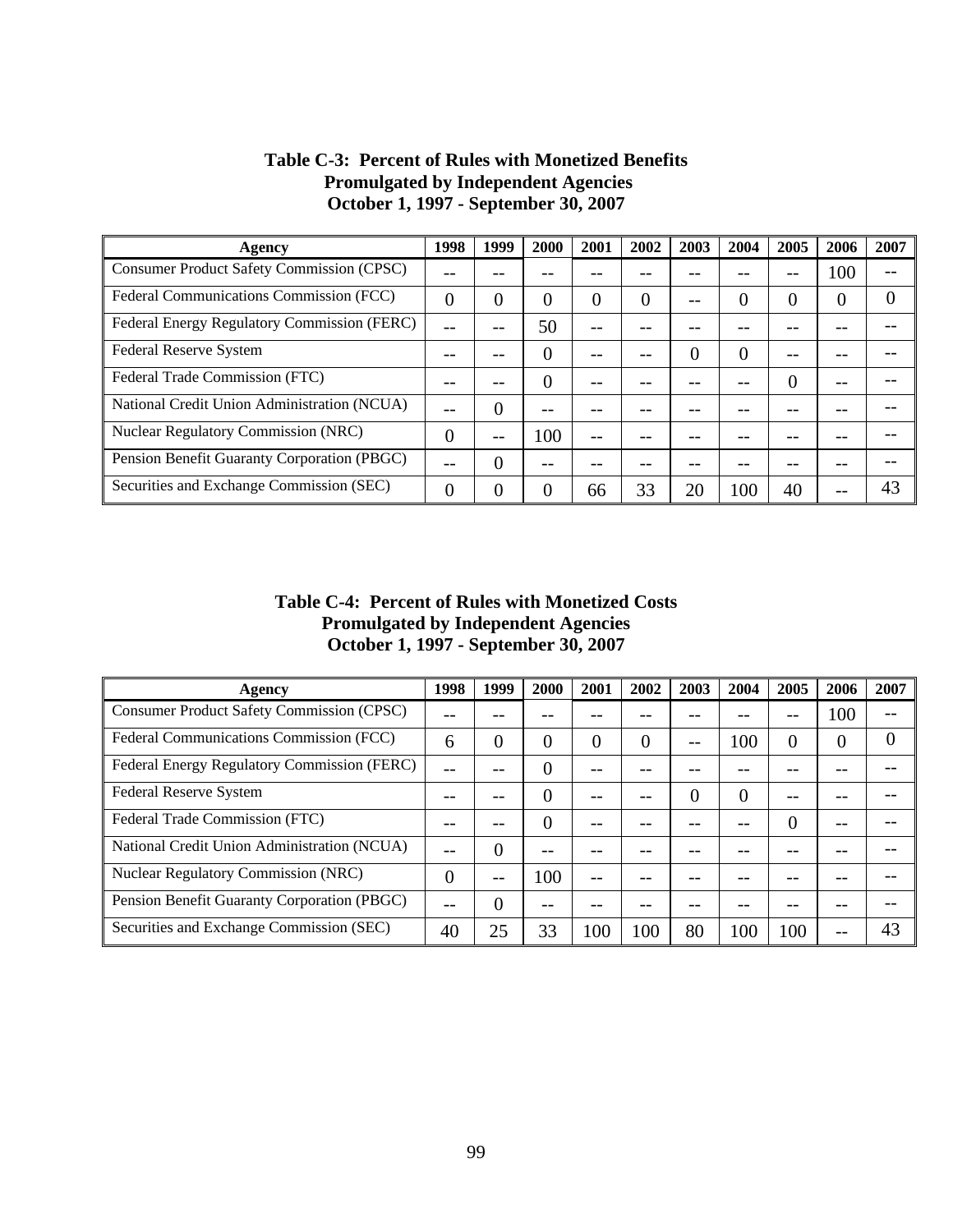**Table C-3: Percent of Rules with Monetized Benefits Promulgated by Independent Agencies October 1, 1997 - September 30, 2007**

| Agency | 1998 | 1999 | 2000 | 2001 | 2002 | 2003 | 2004 | 2005 | 2006 | 2007 |
|---|---|---|---|---|---|---|---|---|---|---|
| Consumer Product Safety Commission (CPSC) | -- | -- | -- | -- | -- | -- | -- | -- | 100 | -- |
| Federal Communications Commission (FCC) | 0 | 0 | 0 | 0 | 0 | -- | 0 | 0 | 0 | 0 |
| Federal Energy Regulatory Commission (FERC) | -- | -- | 50 | -- | -- | -- | -- | -- | -- | -- |
| Federal Reserve System | -- | -- | 0 | -- | -- | 0 | 0 | -- | -- | -- |
| Federal Trade Commission (FTC) | -- | -- | 0 | -- | -- | -- | -- | 0 | -- | -- |
| National Credit Union Administration (NCUA) | -- | 0 | -- | -- | -- | -- | -- | -- | -- | -- |
| Nuclear Regulatory Commission (NRC) | 0 | -- | 100 | -- | -- | -- | -- | -- | -- | -- |
| Pension Benefit Guaranty Corporation (PBGC) | -- | 0 | -- | -- | -- | -- | -- | -- | -- | -- |
| Securities and Exchange Commission (SEC) | 0 | 0 | 0 | 66 | 33 | 20 | 100 | 40 | -- | 43 |

**Table C-4: Percent of Rules with Monetized Costs Promulgated by Independent Agencies October 1, 1997 - September 30, 2007**

| Agency | 1998 | 1999 | 2000 | 2001 | 2002 | 2003 | 2004 | 2005 | 2006 | 2007 |
|---|---|---|---|---|---|---|---|---|---|---|
| Consumer Product Safety Commission (CPSC) | -- | -- | -- | -- | -- | -- | -- | -- | 100 | -- |
| Federal Communications Commission (FCC) | 6 | 0 | 0 | 0 | 0 | -- | 100 | 0 | 0 | 0 |
| Federal Energy Regulatory Commission (FERC) | -- | -- | 0 | -- | -- | -- | -- | -- | -- | -- |
| Federal Reserve System | -- | -- | 0 | -- | -- | 0 | 0 | -- | -- | -- |
| Federal Trade Commission (FTC) | -- | -- | 0 | -- | -- | -- | -- | 0 | -- | -- |
| National Credit Union Administration (NCUA) | -- | 0 | -- | -- | -- | -- | -- | -- | -- | -- |
| Nuclear Regulatory Commission (NRC) | 0 | -- | 100 | -- | -- | -- | -- | -- | -- | -- |
| Pension Benefit Guaranty Corporation (PBGC) | -- | 0 | -- | -- | -- | -- | -- | -- | -- | -- |
| Securities and Exchange Commission (SEC) | 40 | 25 | 33 | 100 | 100 | 80 | 100 | 100 | -- | 43 |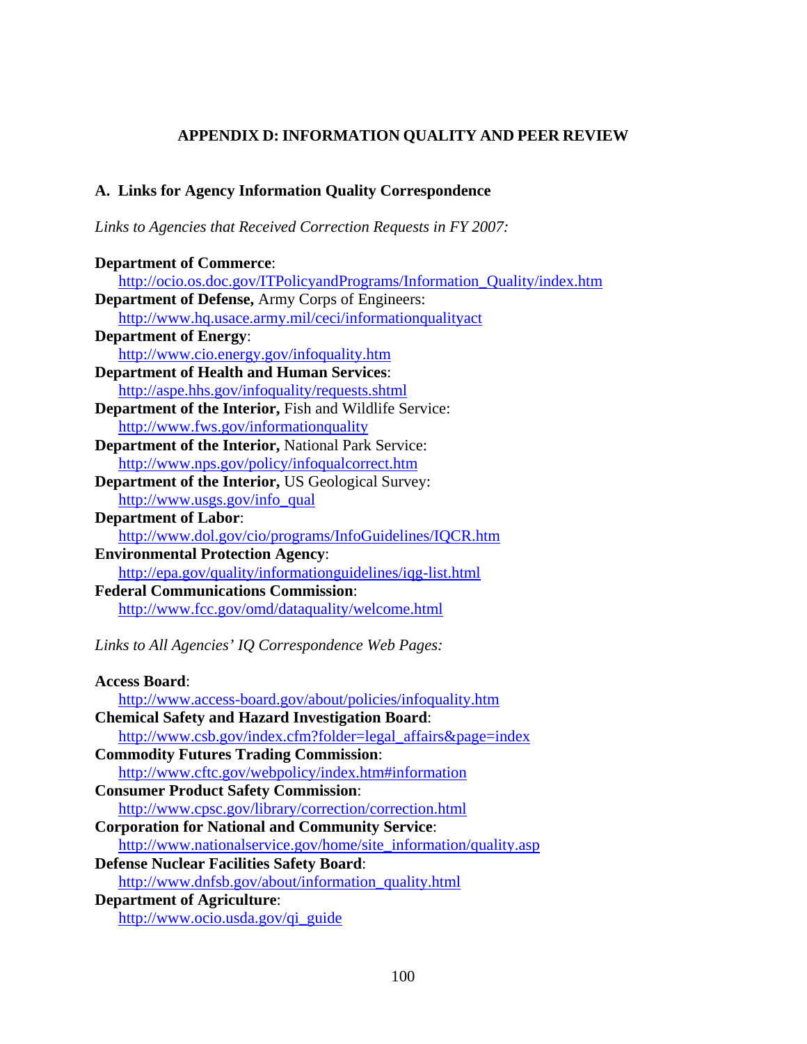## APPENDIX D: INFORMATION QUALITY AND PEER REVIEW

### A. Links for Agency Information Quality Correspondence

*Links to Agencies that Received Correction Requests in FY 2007:*

**Department of Commerce**:
http://ocio.os.doc.gov/ITPolicyandPrograms/Information_Quality/index.htm

**Department of Defense,** Army Corps of Engineers:
http://www.hq.usace.army.mil/ceci/informationqualityact

**Department of Energy**:
http://www.cio.energy.gov/infoquality.htm

**Department of Health and Human Services**:
http://aspe.hhs.gov/infoquality/requests.shtml

**Department of the Interior,** Fish and Wildlife Service:
http://www.fws.gov/informationquality

**Department of the Interior,** National Park Service:
http://www.nps.gov/policy/infoqualcorrect.htm

**Department of the Interior,** US Geological Survey:
http://www.usgs.gov/info_qual

**Department of Labor**:
http://www.dol.gov/cio/programs/InfoGuidelines/IQCR.htm

**Environmental Protection Agency**:
http://epa.gov/quality/informationguidelines/iqg-list.html

**Federal Communications Commission**:
http://www.fcc.gov/omd/dataquality/welcome.html

*Links to All Agencies' IQ Correspondence Web Pages:*

**Access Board**:
http://www.access-board.gov/about/policies/infoquality.htm

**Chemical Safety and Hazard Investigation Board**:
http://www.csb.gov/index.cfm?folder=legal_affairs&page=index

**Commodity Futures Trading Commission**:
http://www.cftc.gov/webpolicy/index.htm#information

**Consumer Product Safety Commission**:
http://www.cpsc.gov/library/correction/correction.html

**Corporation for National and Community Service**:
http://www.nationalservice.gov/home/site_information/quality.asp

**Defense Nuclear Facilities Safety Board**:
http://www.dnfsb.gov/about/information_quality.html

**Department of Agriculture**:
http://www.ocio.usda.gov/qi_guide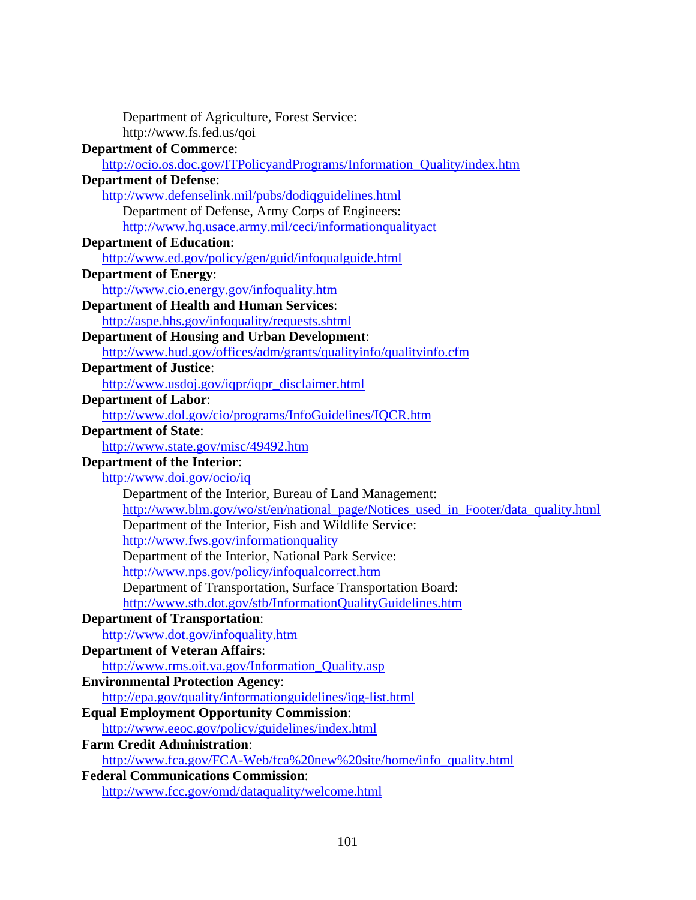Department of Agriculture, Forest Service:
http://www.fs.fed.us/qoi

**Department of Commerce**:
http://ocio.os.doc.gov/ITPolicyandPrograms/Information_Quality/index.htm

**Department of Defense**:
http://www.defenselink.mil/pubs/dodiqguidelines.html

Department of Defense, Army Corps of Engineers:
http://www.hq.usace.army.mil/ceci/informationqualityact

**Department of Education**:
http://www.ed.gov/policy/gen/guid/infoqualguide.html

**Department of Energy**:
http://www.cio.energy.gov/infoquality.htm

**Department of Health and Human Services**:
http://aspe.hhs.gov/infoquality/requests.shtml

**Department of Housing and Urban Development**:
http://www.hud.gov/offices/adm/grants/qualityinfo/qualityinfo.cfm

**Department of Justice**:
http://www.usdoj.gov/iqpr/iqpr_disclaimer.html

**Department of Labor**:
http://www.dol.gov/cio/programs/InfoGuidelines/IQCR.htm

**Department of State**:
http://www.state.gov/misc/49492.htm

**Department of the Interior**:
http://www.doi.gov/ocio/iq

Department of the Interior, Bureau of Land Management:
http://www.blm.gov/wo/st/en/national_page/Notices_used_in_Footer/data_quality.html

Department of the Interior, Fish and Wildlife Service:
http://www.fws.gov/informationquality

Department of the Interior, National Park Service:
http://www.nps.gov/policy/infoqualcorrect.htm

Department of Transportation, Surface Transportation Board:
http://www.stb.dot.gov/stb/InformationQualityGuidelines.htm

**Department of Transportation**:
http://www.dot.gov/infoquality.htm

**Department of Veteran Affairs**:
http://www.rms.oit.va.gov/Information_Quality.asp

**Environmental Protection Agency**:
http://epa.gov/quality/informationguidelines/iqg-list.html

**Equal Employment Opportunity Commission**:
http://www.eeoc.gov/policy/guidelines/index.html

**Farm Credit Administration**:
http://www.fca.gov/FCA-Web/fca%20new%20site/home/info_quality.html

**Federal Communications Commission**:
http://www.fcc.gov/omd/dataquality/welcome.html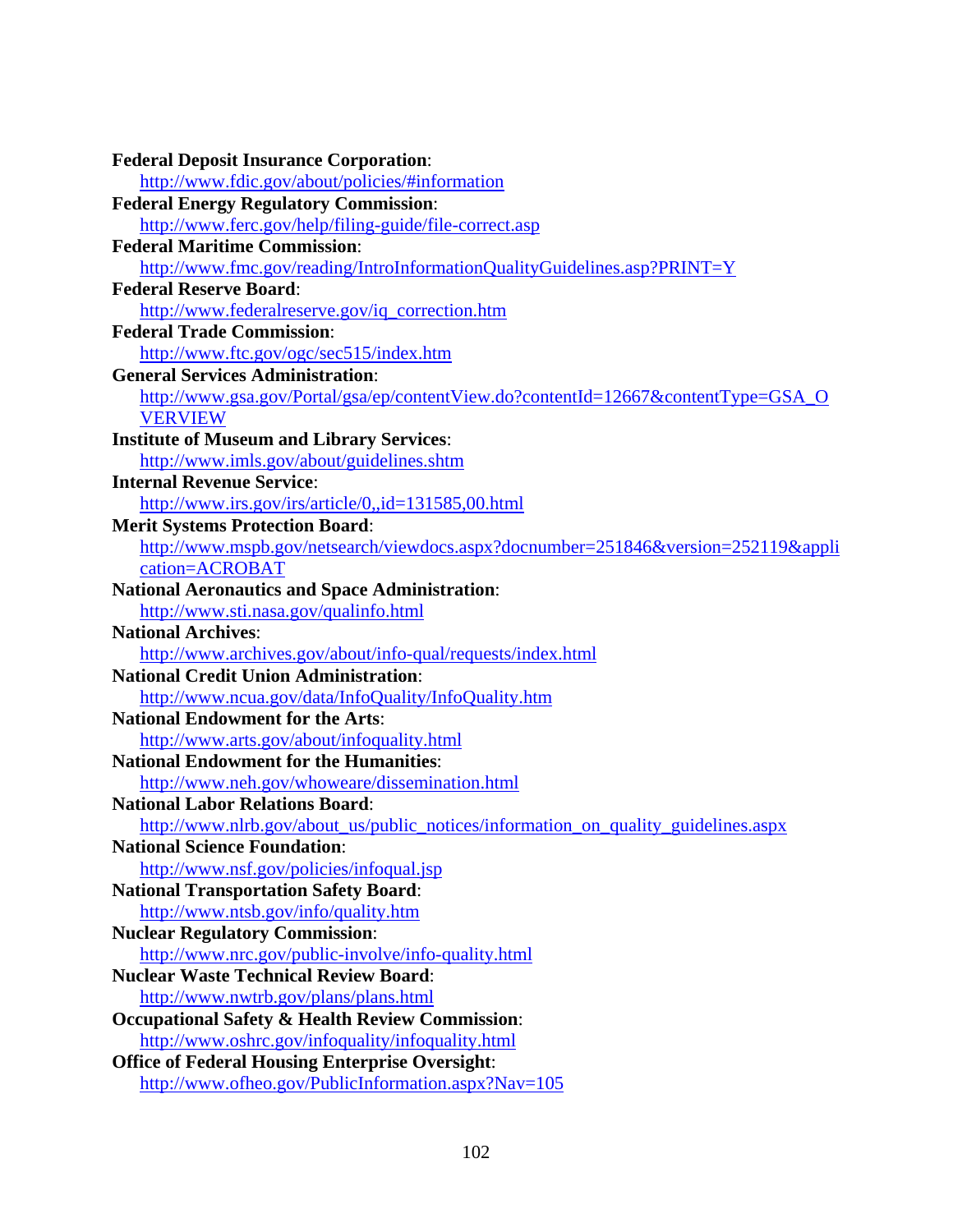**Federal Deposit Insurance Corporation**:
  http://www.fdic.gov/about/policies/#information

**Federal Energy Regulatory Commission**:
  http://www.ferc.gov/help/filing-guide/file-correct.asp

**Federal Maritime Commission**:
  http://www.fmc.gov/reading/IntroInformationQualityGuidelines.asp?PRINT=Y

**Federal Reserve Board**:
  http://www.federalreserve.gov/iq_correction.htm

**Federal Trade Commission**:
  http://www.ftc.gov/ogc/sec515/index.htm

**General Services Administration**:
  http://www.gsa.gov/Portal/gsa/ep/contentView.do?contentId=12667&contentType=GSA_OVERVIEW

**Institute of Museum and Library Services**:
  http://www.imls.gov/about/guidelines.shtm

**Internal Revenue Service**:
  http://www.irs.gov/irs/article/0,,id=131585,00.html

**Merit Systems Protection Board**:
  http://www.mspb.gov/netsearch/viewdocs.aspx?docnumber=251846&version=252119&application=ACROBAT

**National Aeronautics and Space Administration**:
  http://www.sti.nasa.gov/qualinfo.html

**National Archives**:
  http://www.archives.gov/about/info-qual/requests/index.html

**National Credit Union Administration**:
  http://www.ncua.gov/data/InfoQuality/InfoQuality.htm

**National Endowment for the Arts**:
  http://www.arts.gov/about/infoquality.html

**National Endowment for the Humanities**:
  http://www.neh.gov/whoweare/dissemination.html

**National Labor Relations Board**:
  http://www.nlrb.gov/about_us/public_notices/information_on_quality_guidelines.aspx

**National Science Foundation**:
  http://www.nsf.gov/policies/infoqual.jsp

**National Transportation Safety Board**:
  http://www.ntsb.gov/info/quality.htm

**Nuclear Regulatory Commission**:
  http://www.nrc.gov/public-involve/info-quality.html

**Nuclear Waste Technical Review Board**:
  http://www.nwtrb.gov/plans/plans.html

**Occupational Safety & Health Review Commission**:
  http://www.oshrc.gov/infoquality/infoquality.html

**Office of Federal Housing Enterprise Oversight**:
  http://www.ofheo.gov/PublicInformation.aspx?Nav=105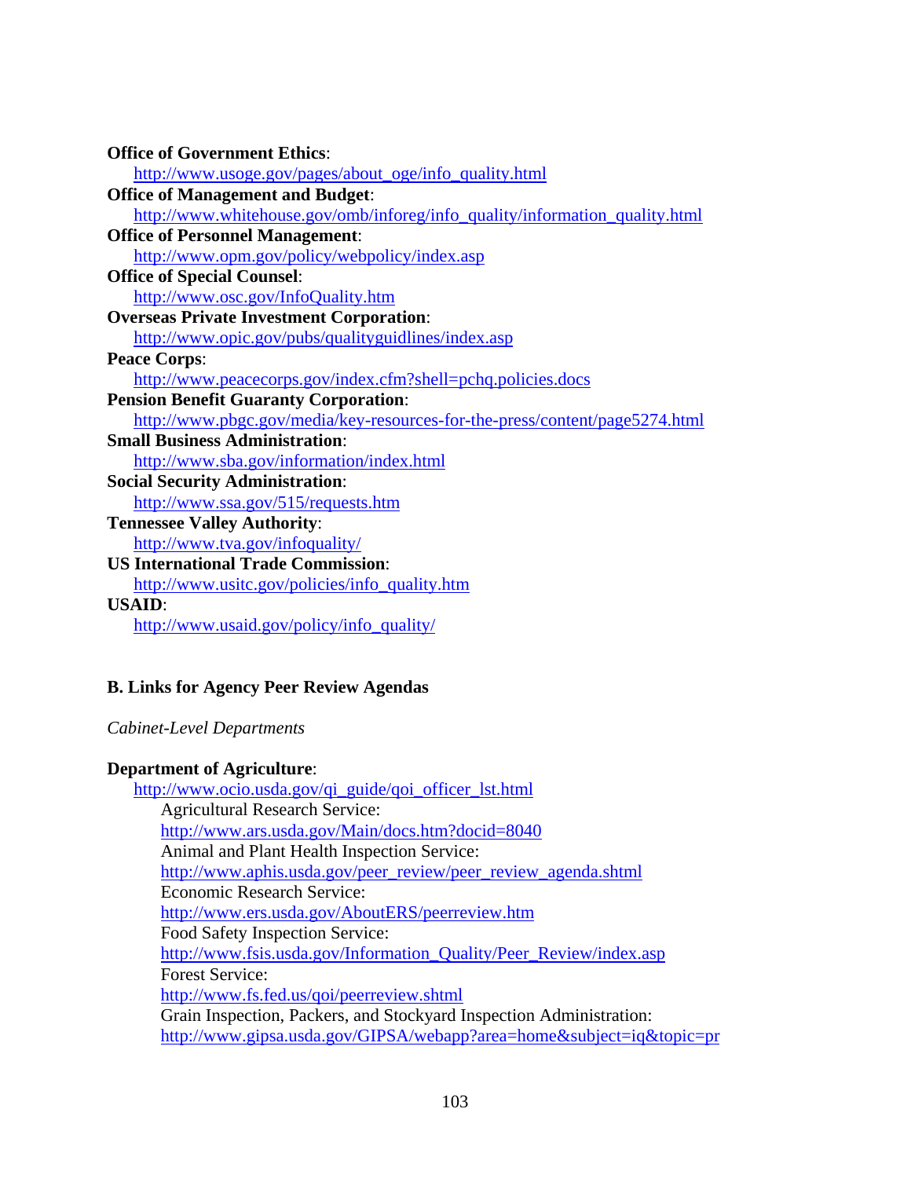**Office of Government Ethics**:
http://www.usoge.gov/pages/about_oge/info_quality.html

**Office of Management and Budget**:
http://www.whitehouse.gov/omb/inforeg/info_quality/information_quality.html

**Office of Personnel Management**:
http://www.opm.gov/policy/webpolicy/index.asp

**Office of Special Counsel**:
http://www.osc.gov/InfoQuality.htm

**Overseas Private Investment Corporation**:
http://www.opic.gov/pubs/qualityguidlines/index.asp

**Peace Corps**:
http://www.peacecorps.gov/index.cfm?shell=pchq.policies.docs

**Pension Benefit Guaranty Corporation**:
http://www.pbgc.gov/media/key-resources-for-the-press/content/page5274.html

**Small Business Administration**:
http://www.sba.gov/information/index.html

**Social Security Administration**:
http://www.ssa.gov/515/requests.htm

**Tennessee Valley Authority**:
http://www.tva.gov/infoquality/

**US International Trade Commission**:
http://www.usitc.gov/policies/info_quality.htm

**USAID**:
http://www.usaid.gov/policy/info_quality/

## B. Links for Agency Peer Review Agendas

*Cabinet-Level Departments*

**Department of Agriculture**:
http://www.ocio.usda.gov/qi_guide/qoi_officer_lst.html

Agricultural Research Service:
http://www.ars.usda.gov/Main/docs.htm?docid=8040

Animal and Plant Health Inspection Service:
http://www.aphis.usda.gov/peer_review/peer_review_agenda.shtml

Economic Research Service:
http://www.ers.usda.gov/AboutERS/peerreview.htm

Food Safety Inspection Service:
http://www.fsis.usda.gov/Information_Quality/Peer_Review/index.asp

Forest Service:
http://www.fs.fed.us/qoi/peerreview.shtml

Grain Inspection, Packers, and Stockyard Inspection Administration:
http://www.gipsa.usda.gov/GIPSA/webapp?area=home&subject=iq&topic=pr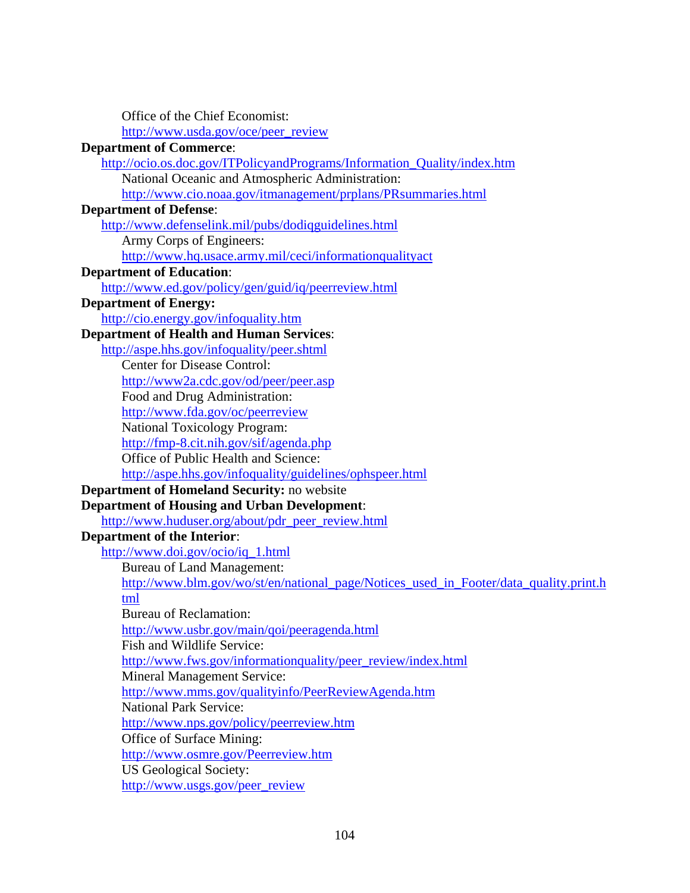Office of the Chief Economist:
http://www.usda.gov/oce/peer_review

**Department of Commerce**:
http://ocio.os.doc.gov/ITPolicyandPrograms/Information_Quality/index.htm

National Oceanic and Atmospheric Administration:
http://www.cio.noaa.gov/itmanagement/prplans/PRsummaries.html

**Department of Defense**:
http://www.defenselink.mil/pubs/dodiqguidelines.html

Army Corps of Engineers:
http://www.hq.usace.army.mil/ceci/informationqualityact

**Department of Education**:
http://www.ed.gov/policy/gen/guid/iq/peerreview.html

**Department of Energy:**
http://cio.energy.gov/infoquality.htm

**Department of Health and Human Services**:
http://aspe.hhs.gov/infoquality/peer.shtml

Center for Disease Control:
http://www2a.cdc.gov/od/peer/peer.asp

Food and Drug Administration:
http://www.fda.gov/oc/peerreview

National Toxicology Program:
http://fmp-8.cit.nih.gov/sif/agenda.php

Office of Public Health and Science:
http://aspe.hhs.gov/infoquality/guidelines/ophspeer.html

**Department of Homeland Security:** no website

**Department of Housing and Urban Development**:
http://www.huduser.org/about/pdr_peer_review.html

**Department of the Interior**:
http://www.doi.gov/ocio/iq_1.html

Bureau of Land Management:
http://www.blm.gov/wo/st/en/national_page/Notices_used_in_Footer/data_quality.print.html

Bureau of Reclamation:
http://www.usbr.gov/main/qoi/peeragenda.html

Fish and Wildlife Service:
http://www.fws.gov/informationquality/peer_review/index.html

Mineral Management Service:
http://www.mms.gov/qualityinfo/PeerReviewAgenda.htm

National Park Service:
http://www.nps.gov/policy/peerreview.htm

Office of Surface Mining:
http://www.osmre.gov/Peerreview.htm

US Geological Society:
http://www.usgs.gov/peer_review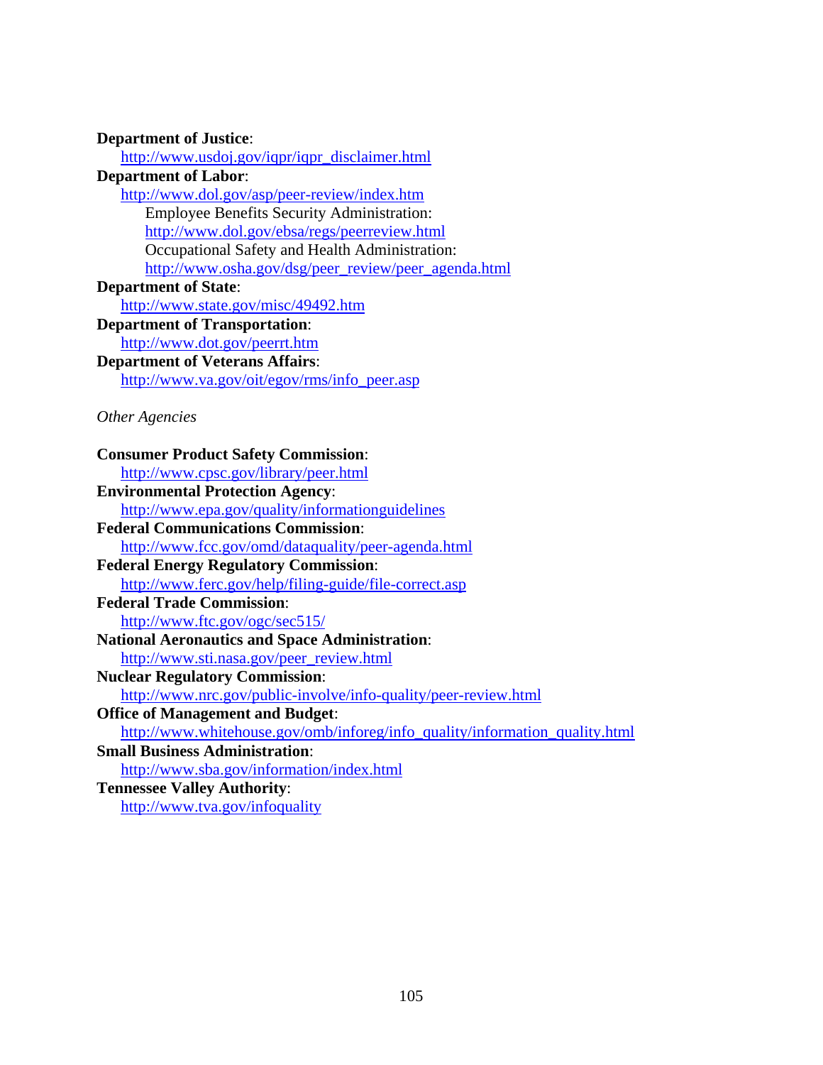**Department of Justice**:
http://www.usdoj.gov/iqpr/iqpr_disclaimer.html

**Department of Labor**:
http://www.dol.gov/asp/peer-review/index.htm

Employee Benefits Security Administration:
http://www.dol.gov/ebsa/regs/peerreview.html

Occupational Safety and Health Administration:
http://www.osha.gov/dsg/peer_review/peer_agenda.html

**Department of State**:
http://www.state.gov/misc/49492.htm

**Department of Transportation**:
http://www.dot.gov/peerrt.htm

**Department of Veterans Affairs**:
http://www.va.gov/oit/egov/rms/info_peer.asp

*Other Agencies*

**Consumer Product Safety Commission**:
http://www.cpsc.gov/library/peer.html

**Environmental Protection Agency**:
http://www.epa.gov/quality/informationguidelines

**Federal Communications Commission**:
http://www.fcc.gov/omd/dataquality/peer-agenda.html

**Federal Energy Regulatory Commission**:
http://www.ferc.gov/help/filing-guide/file-correct.asp

**Federal Trade Commission**:
http://www.ftc.gov/ogc/sec515/

**National Aeronautics and Space Administration**:
http://www.sti.nasa.gov/peer_review.html

**Nuclear Regulatory Commission**:
http://www.nrc.gov/public-involve/info-quality/peer-review.html

**Office of Management and Budget**:
http://www.whitehouse.gov/omb/inforeg/info_quality/information_quality.html

**Small Business Administration**:
http://www.sba.gov/information/index.html

**Tennessee Valley Authority**:
http://www.tva.gov/infoquality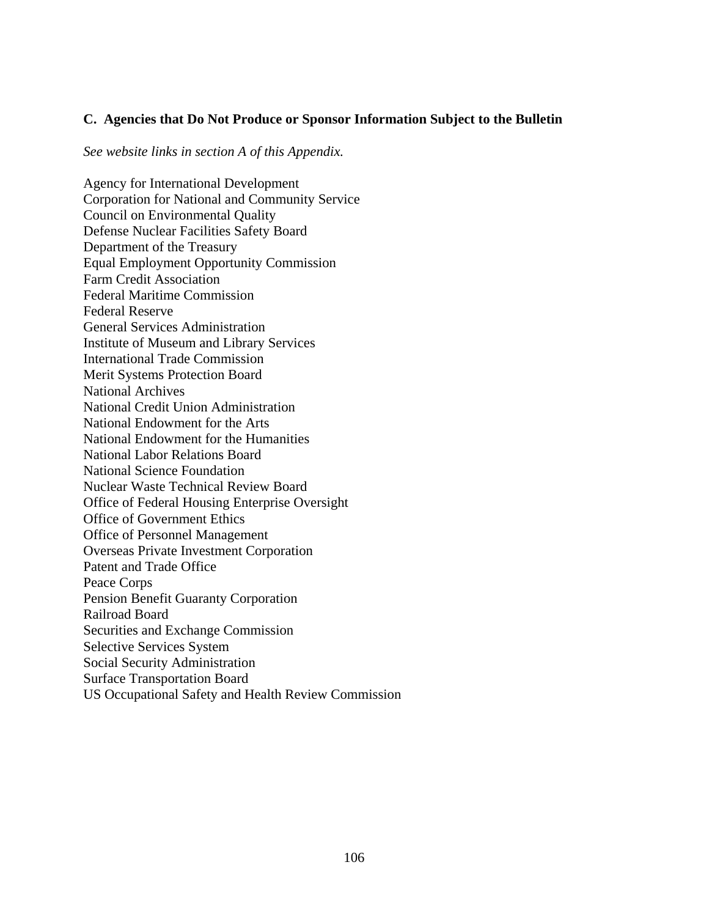### C. Agencies that Do Not Produce or Sponsor Information Subject to the Bulletin

*See website links in section A of this Appendix.*

Agency for International Development
Corporation for National and Community Service
Council on Environmental Quality
Defense Nuclear Facilities Safety Board
Department of the Treasury
Equal Employment Opportunity Commission
Farm Credit Association
Federal Maritime Commission
Federal Reserve
General Services Administration
Institute of Museum and Library Services
International Trade Commission
Merit Systems Protection Board
National Archives
National Credit Union Administration
National Endowment for the Arts
National Endowment for the Humanities
National Labor Relations Board
National Science Foundation
Nuclear Waste Technical Review Board
Office of Federal Housing Enterprise Oversight
Office of Government Ethics
Office of Personnel Management
Overseas Private Investment Corporation
Patent and Trade Office
Peace Corps
Pension Benefit Guaranty Corporation
Railroad Board
Securities and Exchange Commission
Selective Services System
Social Security Administration
Surface Transportation Board
US Occupational Safety and Health Review Commission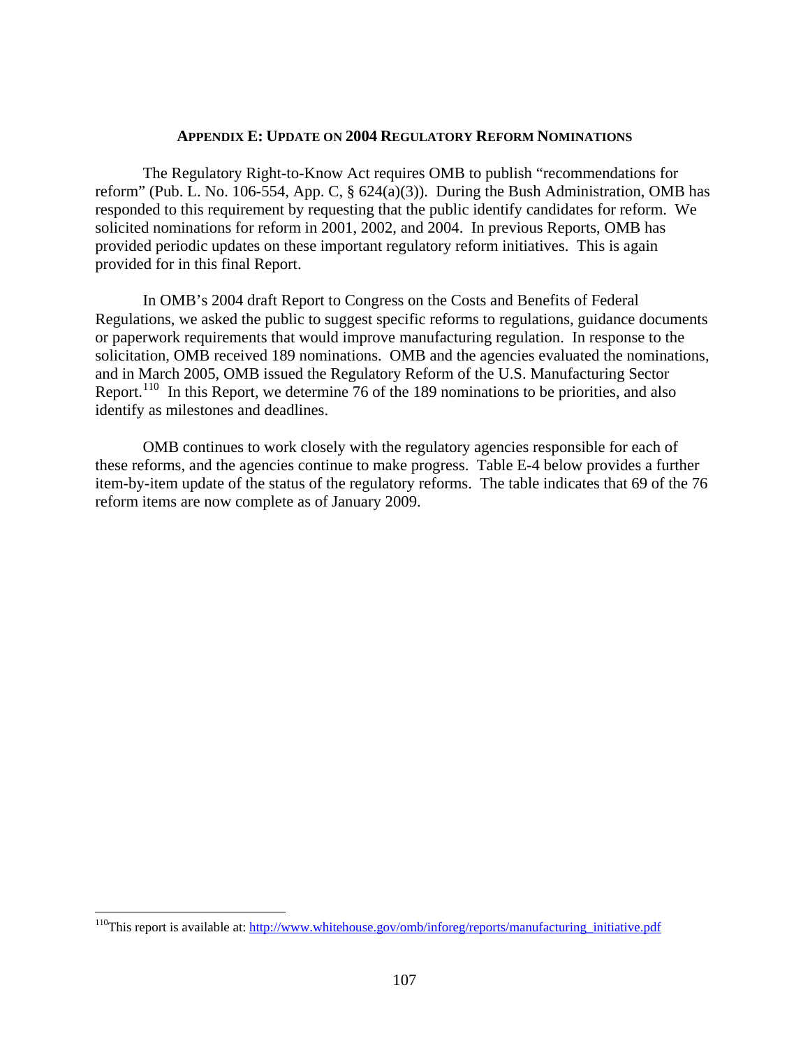## APPENDIX E: UPDATE ON 2004 REGULATORY REFORM NOMINATIONS

The Regulatory Right-to-Know Act requires OMB to publish "recommendations for reform" (Pub. L. No. 106-554, App. C, § 624(a)(3)). During the Bush Administration, OMB has responded to this requirement by requesting that the public identify candidates for reform. We solicited nominations for reform in 2001, 2002, and 2004. In previous Reports, OMB has provided periodic updates on these important regulatory reform initiatives. This is again provided for in this final Report.

In OMB's 2004 draft Report to Congress on the Costs and Benefits of Federal Regulations, we asked the public to suggest specific reforms to regulations, guidance documents or paperwork requirements that would improve manufacturing regulation. In response to the solicitation, OMB received 189 nominations. OMB and the agencies evaluated the nominations, and in March 2005, OMB issued the Regulatory Reform of the U.S. Manufacturing Sector Report.[110] In this Report, we determine 76 of the 189 nominations to be priorities, and also identify as milestones and deadlines.

OMB continues to work closely with the regulatory agencies responsible for each of these reforms, and the agencies continue to make progress. Table E-4 below provides a further item-by-item update of the status of the regulatory reforms. The table indicates that 69 of the 76 reform items are now complete as of January 2009.

---

[110] This report is available at: http://www.whitehouse.gov/omb/inforeg/reports/manufacturing_initiative.pdf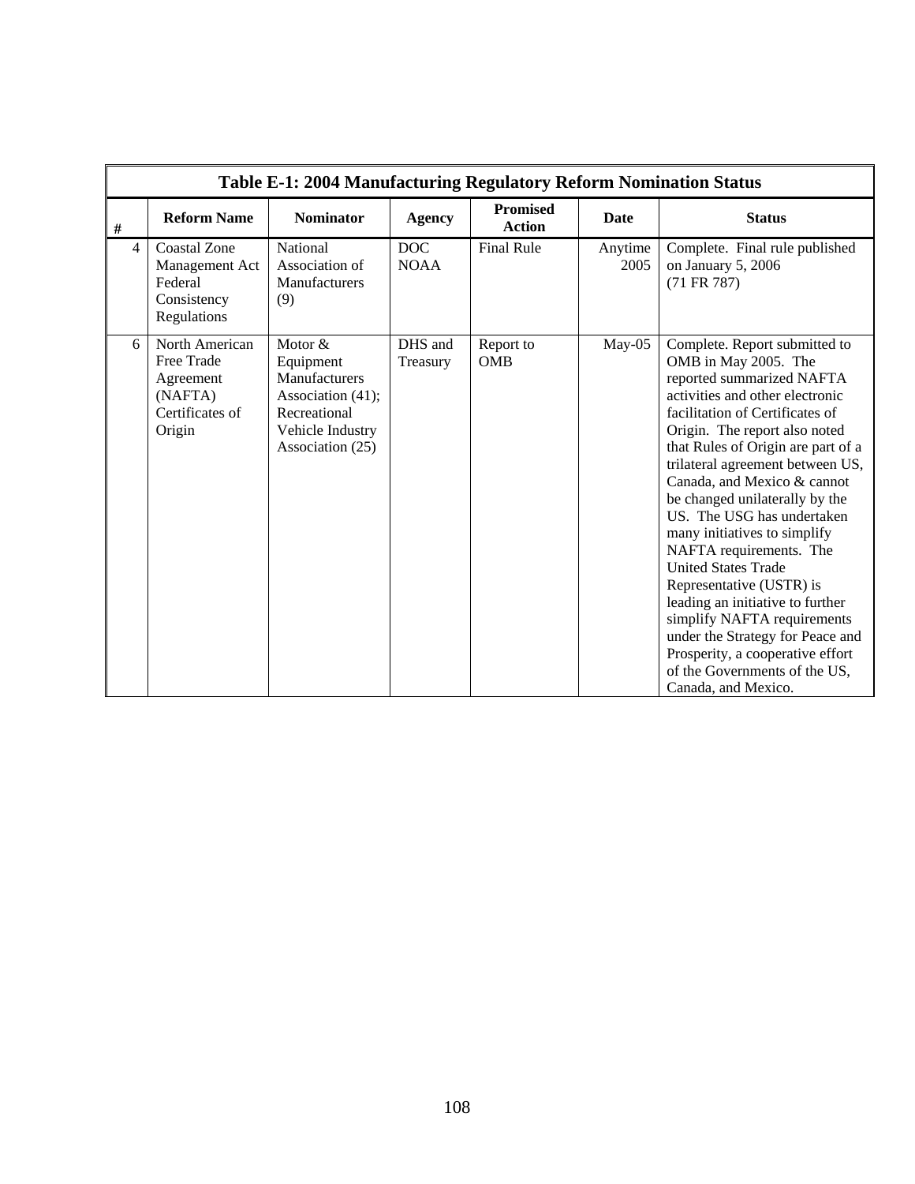| Table E-1: 2004 Manufacturing Regulatory Reform Nomination Status | | | | | | |
|---|---|---|---|---|---|---|
| # | Reform Name | Nominator | Agency | Promised Action | Date | Status |
| 4 | Coastal Zone Management Act Federal Consistency Regulations | National Association of Manufacturers (9) | DOC NOAA | Final Rule | Anytime 2005 | Complete. Final rule published on January 5, 2006 (71 FR 787) |
| 6 | North American Free Trade Agreement (NAFTA) Certificates of Origin | Motor & Equipment Manufacturers Association (41); Recreational Vehicle Industry Association (25) | DHS and Treasury | Report to OMB | May-05 | Complete. Report submitted to OMB in May 2005. The reported summarized NAFTA activities and other electronic facilitation of Certificates of Origin. The report also noted that Rules of Origin are part of a trilateral agreement between US, Canada, and Mexico & cannot be changed unilaterally by the US. The USG has undertaken many initiatives to simplify NAFTA requirements. The United States Trade Representative (USTR) is leading an initiative to further simplify NAFTA requirements under the Strategy for Peace and Prosperity, a cooperative effort of the Governments of the US, Canada, and Mexico. |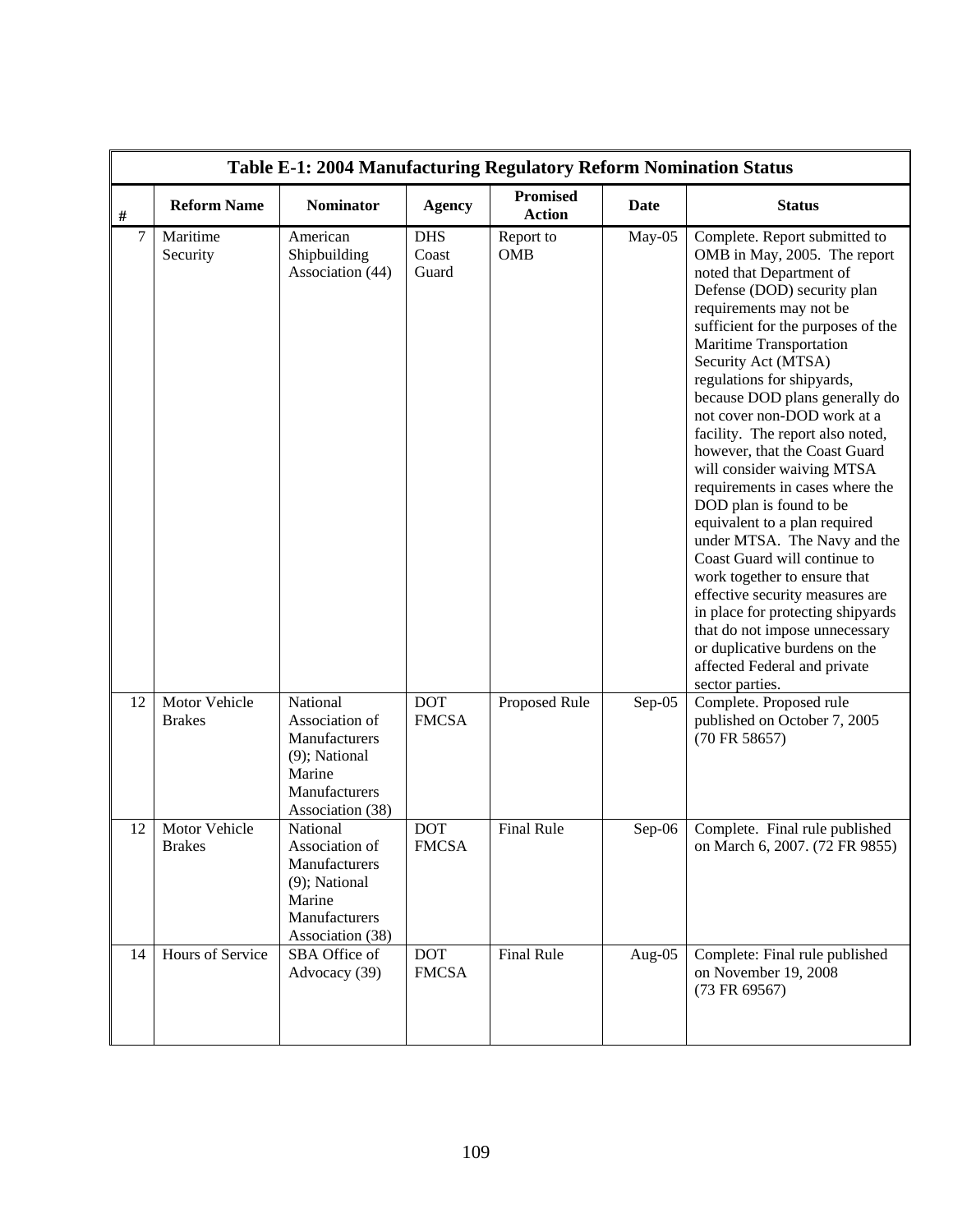| Table E-1: 2004 Manufacturing Regulatory Reform Nomination Status | | | | | | |
|---|---|---|---|---|---|---|
| # | Reform Name | Nominator | Agency | Promised Action | Date | Status |
| 7 | Maritime Security | American Shipbuilding Association (44) | DHS Coast Guard | Report to OMB | May-05 | Complete. Report submitted to OMB in May, 2005. The report noted that Department of Defense (DOD) security plan requirements may not be sufficient for the purposes of the Maritime Transportation Security Act (MTSA) regulations for shipyards, because DOD plans generally do not cover non-DOD work at a facility. The report also noted, however, that the Coast Guard will consider waiving MTSA requirements in cases where the DOD plan is found to be equivalent to a plan required under MTSA. The Navy and the Coast Guard will continue to work together to ensure that effective security measures are in place for protecting shipyards that do not impose unnecessary or duplicative burdens on the affected Federal and private sector parties. |
| 12 | Motor Vehicle Brakes | National Association of Manufacturers (9); National Marine Manufacturers Association (38) | DOT FMCSA | Proposed Rule | Sep-05 | Complete. Proposed rule published on October 7, 2005 (70 FR 58657) |
| 12 | Motor Vehicle Brakes | National Association of Manufacturers (9); National Marine Manufacturers Association (38) | DOT FMCSA | Final Rule | Sep-06 | Complete. Final rule published on March 6, 2007. (72 FR 9855) |
| 14 | Hours of Service | SBA Office of Advocacy (39) | DOT FMCSA | Final Rule | Aug-05 | Complete: Final rule published on November 19, 2008 (73 FR 69567) |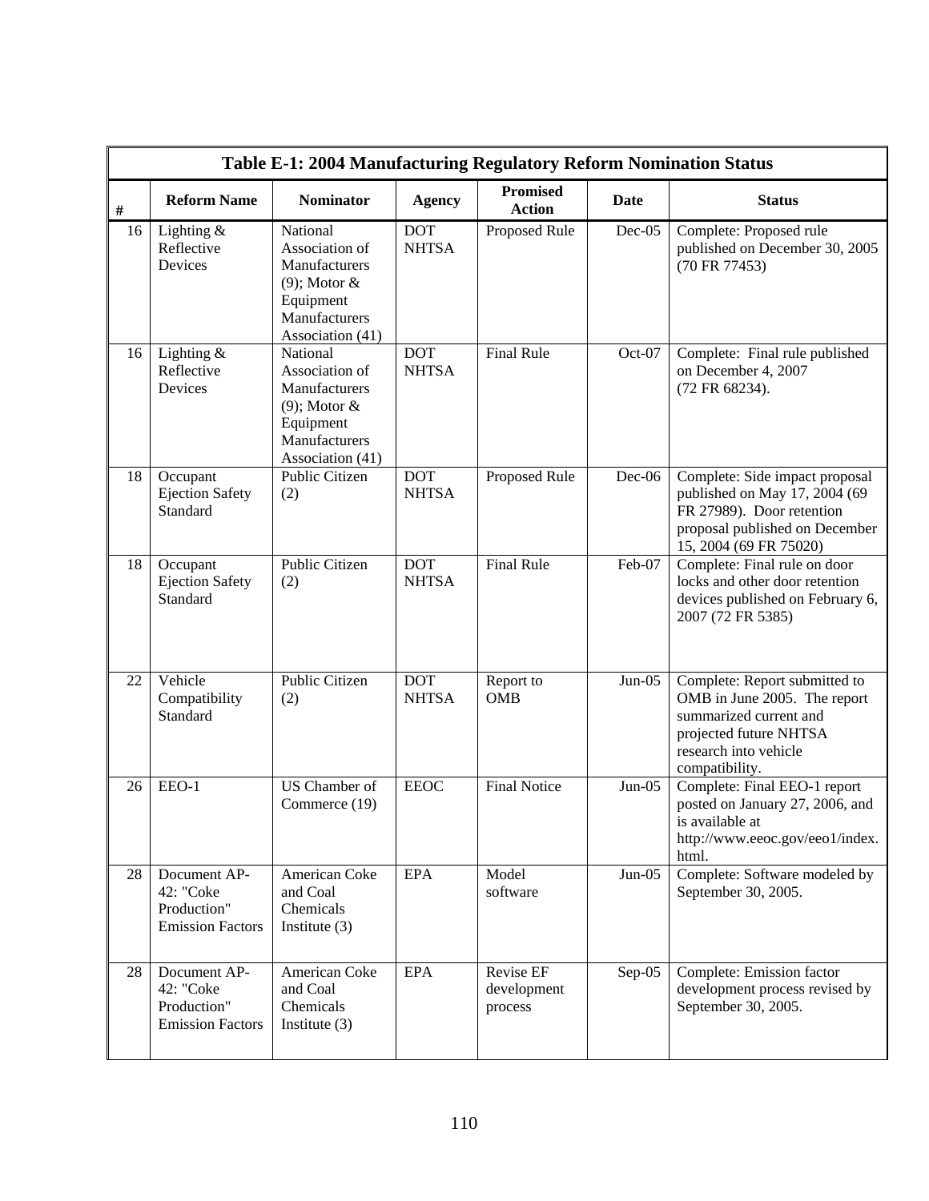**Table E-1: 2004 Manufacturing Regulatory Reform Nomination Status**

| # | Reform Name | Nominator | Agency | Promised Action | Date | Status |
|---|---|---|---|---|---|---|
| 16 | Lighting & Reflective Devices | National Association of Manufacturers (9); Motor & Equipment Manufacturers Association (41) | DOT NHTSA | Proposed Rule | Dec-05 | Complete: Proposed rule published on December 30, 2005 (70 FR 77453) |
| 16 | Lighting & Reflective Devices | National Association of Manufacturers (9); Motor & Equipment Manufacturers Association (41) | DOT NHTSA | Final Rule | Oct-07 | Complete: Final rule published on December 4, 2007 (72 FR 68234). |
| 18 | Occupant Ejection Safety Standard | Public Citizen (2) | DOT NHTSA | Proposed Rule | Dec-06 | Complete: Side impact proposal published on May 17, 2004 (69 FR 27989). Door retention proposal published on December 15, 2004 (69 FR 75020) |
| 18 | Occupant Ejection Safety Standard | Public Citizen (2) | DOT NHTSA | Final Rule | Feb-07 | Complete: Final rule on door locks and other door retention devices published on February 6, 2007 (72 FR 5385) |
| 22 | Vehicle Compatibility Standard | Public Citizen (2) | DOT NHTSA | Report to OMB | Jun-05 | Complete: Report submitted to OMB in June 2005. The report summarized current and projected future NHTSA research into vehicle compatibility. |
| 26 | EEO-1 | US Chamber of Commerce (19) | EEOC | Final Notice | Jun-05 | Complete: Final EEO-1 report posted on January 27, 2006, and is available at http://www.eeoc.gov/eeo1/index.html. |
| 28 | Document AP-42: "Coke Production" Emission Factors | American Coke and Coal Chemicals Institute (3) | EPA | Model software | Jun-05 | Complete: Software modeled by September 30, 2005. |
| 28 | Document AP-42: "Coke Production" Emission Factors | American Coke and Coal Chemicals Institute (3) | EPA | Revise EF development process | Sep-05 | Complete: Emission factor development process revised by September 30, 2005. |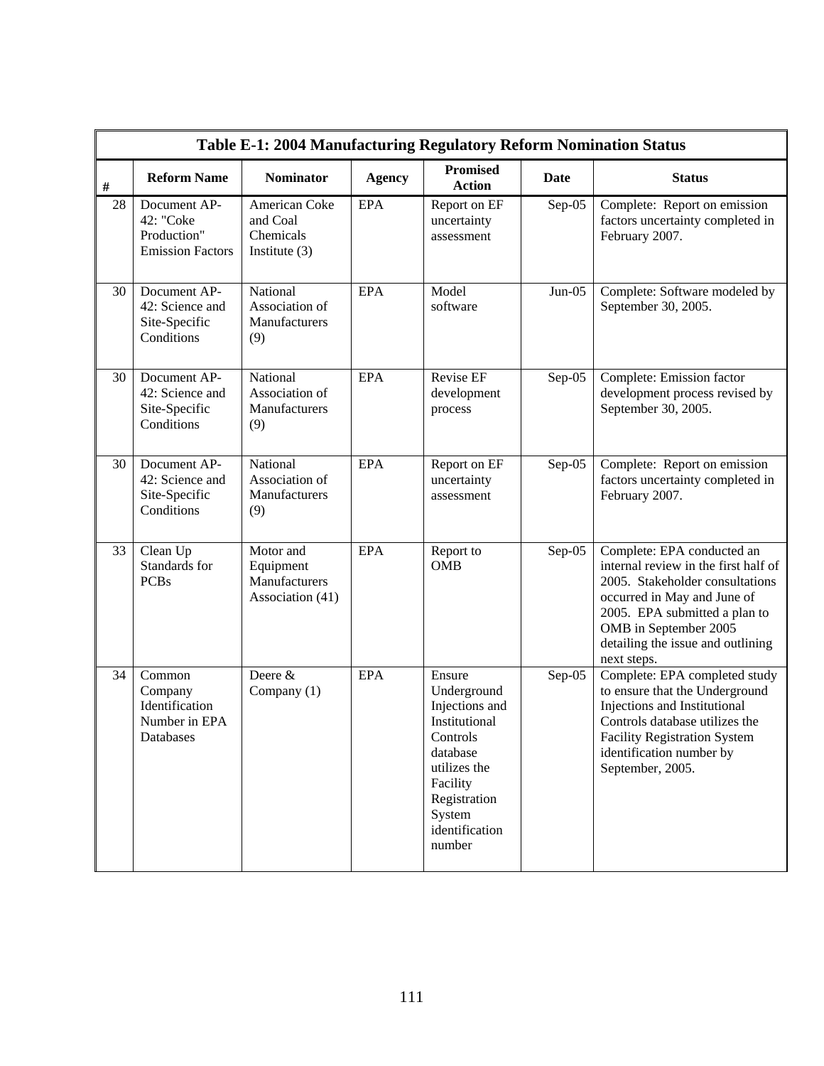**Table E-1: 2004 Manufacturing Regulatory Reform Nomination Status**

| # | Reform Name | Nominator | Agency | Promised Action | Date | Status |
|---|---|---|---|---|---|---|
| 28 | Document AP-42: "Coke Production" Emission Factors | American Coke and Coal Chemicals Institute (3) | EPA | Report on EF uncertainty assessment | Sep-05 | Complete: Report on emission factors uncertainty completed in February 2007. |
| 30 | Document AP-42: Science and Site-Specific Conditions | National Association of Manufacturers (9) | EPA | Model software | Jun-05 | Complete: Software modeled by September 30, 2005. |
| 30 | Document AP-42: Science and Site-Specific Conditions | National Association of Manufacturers (9) | EPA | Revise EF development process | Sep-05 | Complete: Emission factor development process revised by September 30, 2005. |
| 30 | Document AP-42: Science and Site-Specific Conditions | National Association of Manufacturers (9) | EPA | Report on EF uncertainty assessment | Sep-05 | Complete: Report on emission factors uncertainty completed in February 2007. |
| 33 | Clean Up Standards for PCBs | Motor and Equipment Manufacturers Association (41) | EPA | Report to OMB | Sep-05 | Complete: EPA conducted an internal review in the first half of 2005. Stakeholder consultations occurred in May and June of 2005. EPA submitted a plan to OMB in September 2005 detailing the issue and outlining next steps. |
| 34 | Common Company Identification Number in EPA Databases | Deere & Company (1) | EPA | Ensure Underground Injections and Institutional Controls database utilizes the Facility Registration System identification number | Sep-05 | Complete: EPA completed study to ensure that the Underground Injections and Institutional Controls database utilizes the Facility Registration System identification number by September, 2005. |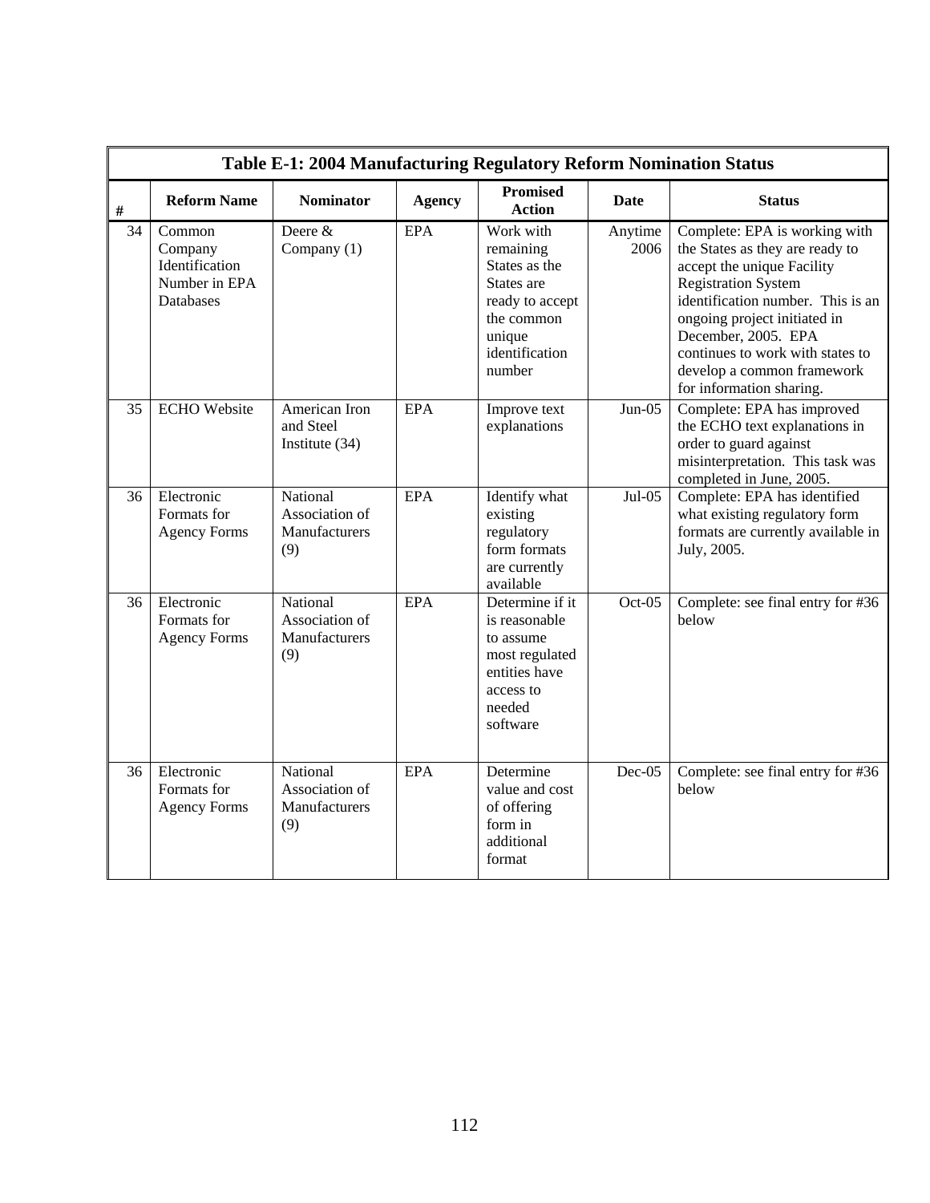| Table E-1: 2004 Manufacturing Regulatory Reform Nomination Status | | | | | | |
|---|---|---|---|---|---|---|
| # | Reform Name | Nominator | Agency | Promised Action | Date | Status |
| 34 | Common Company Identification Number in EPA Databases | Deere & Company (1) | EPA | Work with remaining States as the States are ready to accept the common unique identification number | Anytime 2006 | Complete: EPA is working with the States as they are ready to accept the unique Facility Registration System identification number. This is an ongoing project initiated in December, 2005. EPA continues to work with states to develop a common framework for information sharing. |
| 35 | ECHO Website | American Iron and Steel Institute (34) | EPA | Improve text explanations | Jun-05 | Complete: EPA has improved the ECHO text explanations in order to guard against misinterpretation. This task was completed in June, 2005. |
| 36 | Electronic Formats for Agency Forms | National Association of Manufacturers (9) | EPA | Identify what existing regulatory form formats are currently available | Jul-05 | Complete: EPA has identified what existing regulatory form formats are currently available in July, 2005. |
| 36 | Electronic Formats for Agency Forms | National Association of Manufacturers (9) | EPA | Determine if it is reasonable to assume most regulated entities have access to needed software | Oct-05 | Complete: see final entry for #36 below |
| 36 | Electronic Formats for Agency Forms | National Association of Manufacturers (9) | EPA | Determine value and cost of offering form in additional format | Dec-05 | Complete: see final entry for #36 below |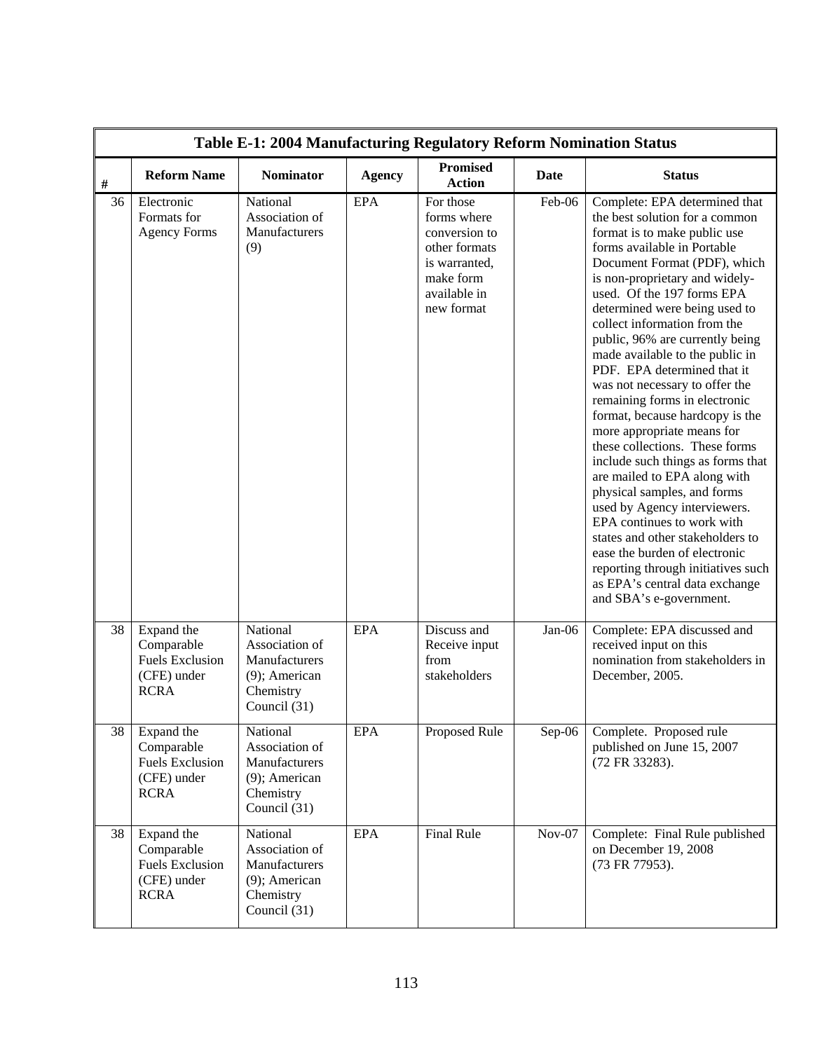| Table E-1: 2004 Manufacturing Regulatory Reform Nomination Status | | | | | | |
|---|---|---|---|---|---|---|
| # | Reform Name | Nominator | Agency | Promised Action | Date | Status |
| 36 | Electronic Formats for Agency Forms | National Association of Manufacturers (9) | EPA | For those forms where conversion to other formats is warranted, make form available in new format | Feb-06 | Complete: EPA determined that the best solution for a common format is to make public use forms available in Portable Document Format (PDF), which is non-proprietary and widely-used. Of the 197 forms EPA determined were being used to collect information from the public, 96% are currently being made available to the public in PDF. EPA determined that it was not necessary to offer the remaining forms in electronic format, because hardcopy is the more appropriate means for these collections. These forms include such things as forms that are mailed to EPA along with physical samples, and forms used by Agency interviewers. EPA continues to work with states and other stakeholders to ease the burden of electronic reporting through initiatives such as EPA's central data exchange and SBA's e-government. |
| 38 | Expand the Comparable Fuels Exclusion (CFE) under RCRA | National Association of Manufacturers (9); American Chemistry Council (31) | EPA | Discuss and Receive input from stakeholders | Jan-06 | Complete: EPA discussed and received input on this nomination from stakeholders in December, 2005. |
| 38 | Expand the Comparable Fuels Exclusion (CFE) under RCRA | National Association of Manufacturers (9); American Chemistry Council (31) | EPA | Proposed Rule | Sep-06 | Complete. Proposed rule published on June 15, 2007 (72 FR 33283). |
| 38 | Expand the Comparable Fuels Exclusion (CFE) under RCRA | National Association of Manufacturers (9); American Chemistry Council (31) | EPA | Final Rule | Nov-07 | Complete: Final Rule published on December 19, 2008 (73 FR 77953). |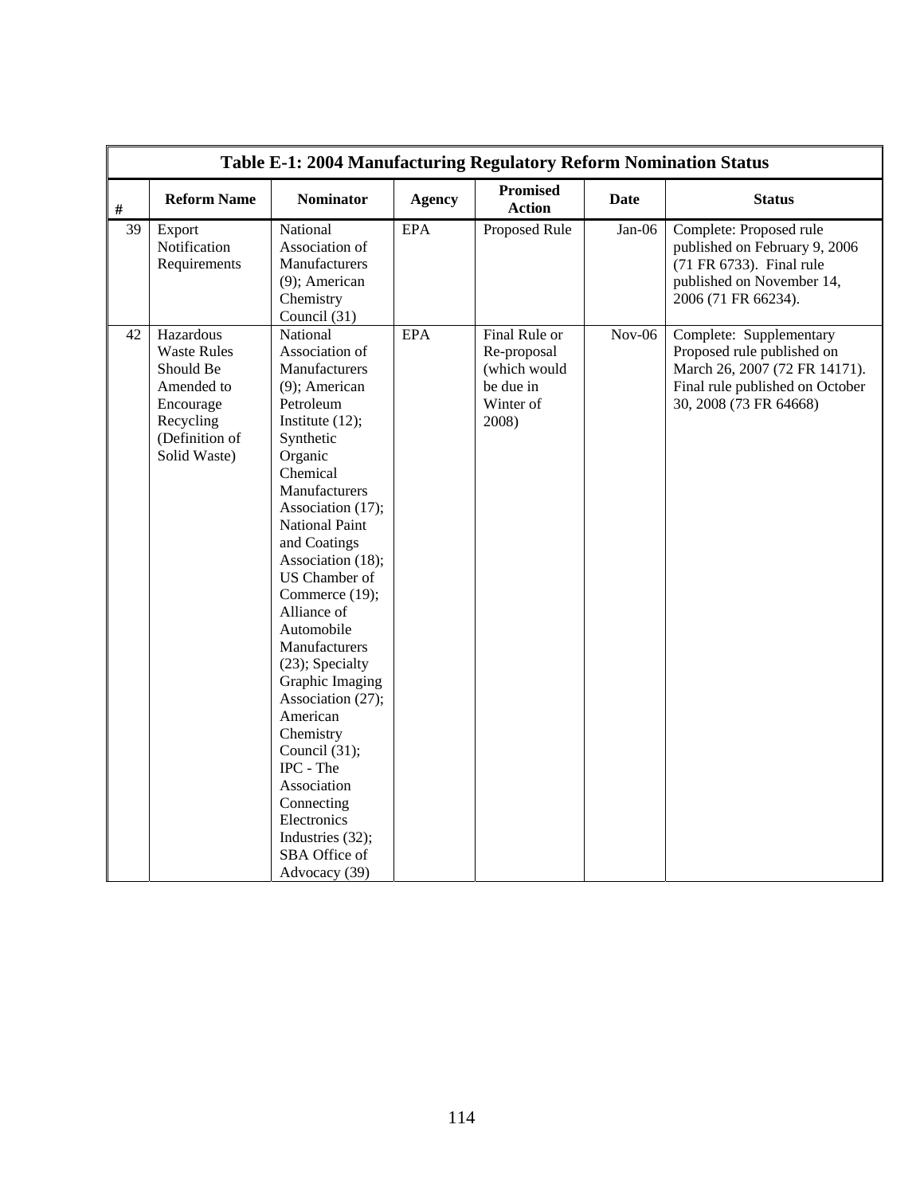| Table E-1: 2004 Manufacturing Regulatory Reform Nomination Status | | | | | | |
|---|---|---|---|---|---|---|
| # | Reform Name | Nominator | Agency | Promised Action | Date | Status |
| 39 | Export Notification Requirements | National Association of Manufacturers (9); American Chemistry Council (31) | EPA | Proposed Rule | Jan-06 | Complete: Proposed rule published on February 9, 2006 (71 FR 6733). Final rule published on November 14, 2006 (71 FR 66234). |
| 42 | Hazardous Waste Rules Should Be Amended to Encourage Recycling (Definition of Solid Waste) | National Association of Manufacturers (9); American Petroleum Institute (12); Synthetic Organic Chemical Manufacturers Association (17); National Paint and Coatings Association (18); US Chamber of Commerce (19); Alliance of Automobile Manufacturers (23); Specialty Graphic Imaging Association (27); American Chemistry Council (31); IPC - The Association Connecting Electronics Industries (32); SBA Office of Advocacy (39) | EPA | Final Rule or Re-proposal (which would be due in Winter of 2008) | Nov-06 | Complete: Supplementary Proposed rule published on March 26, 2007 (72 FR 14171). Final rule published on October 30, 2008 (73 FR 64668) |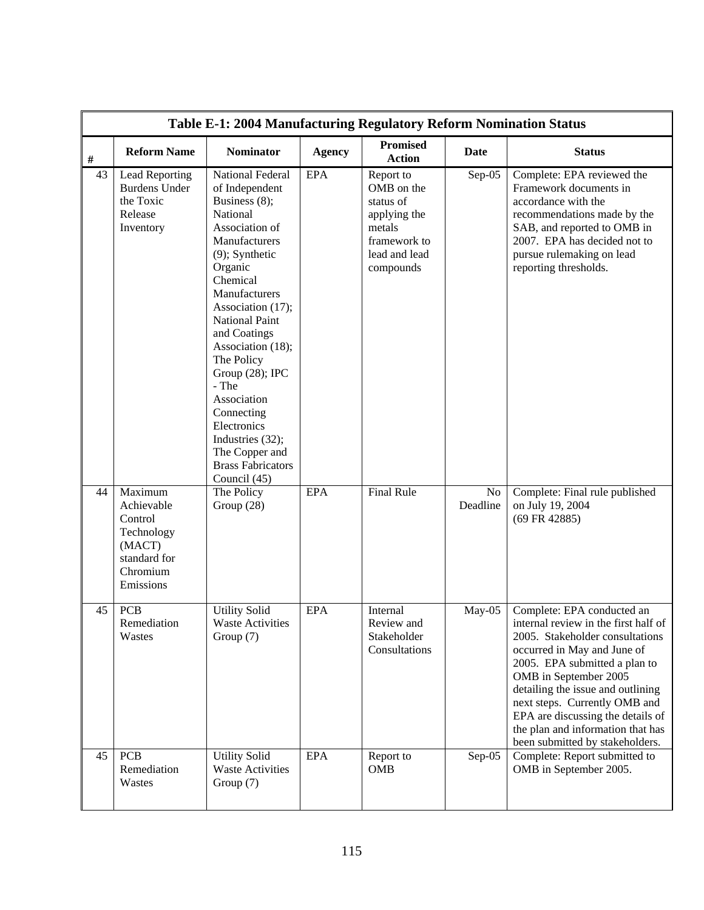| Table E-1: 2004 Manufacturing Regulatory Reform Nomination Status | | | | | | |
|---|---|---|---|---|---|---|
| # | Reform Name | Nominator | Agency | Promised Action | Date | Status |
| 43 | Lead Reporting Burdens Under the Toxic Release Inventory | National Federal of Independent Business (8); National Association of Manufacturers (9); Synthetic Organic Chemical Manufacturers Association (17); National Paint and Coatings Association (18); The Policy Group (28); IPC - The Association Connecting Electronics Industries (32); The Copper and Brass Fabricators Council (45) | EPA | Report to OMB on the status of applying the metals framework to lead and lead compounds | Sep-05 | Complete: EPA reviewed the Framework documents in accordance with the recommendations made by the SAB, and reported to OMB in 2007. EPA has decided not to pursue rulemaking on lead reporting thresholds. |
| 44 | Maximum Achievable Control Technology (MACT) standard for Chromium Emissions | The Policy Group (28) | EPA | Final Rule | No Deadline | Complete: Final rule published on July 19, 2004 (69 FR 42885) |
| 45 | PCB Remediation Wastes | Utility Solid Waste Activities Group (7) | EPA | Internal Review and Stakeholder Consultations | May-05 | Complete: EPA conducted an internal review in the first half of 2005. Stakeholder consultations occurred in May and June of 2005. EPA submitted a plan to OMB in September 2005 detailing the issue and outlining next steps. Currently OMB and EPA are discussing the details of the plan and information that has been submitted by stakeholders. |
| 45 | PCB Remediation Wastes | Utility Solid Waste Activities Group (7) | EPA | Report to OMB | Sep-05 | Complete: Report submitted to OMB in September 2005. |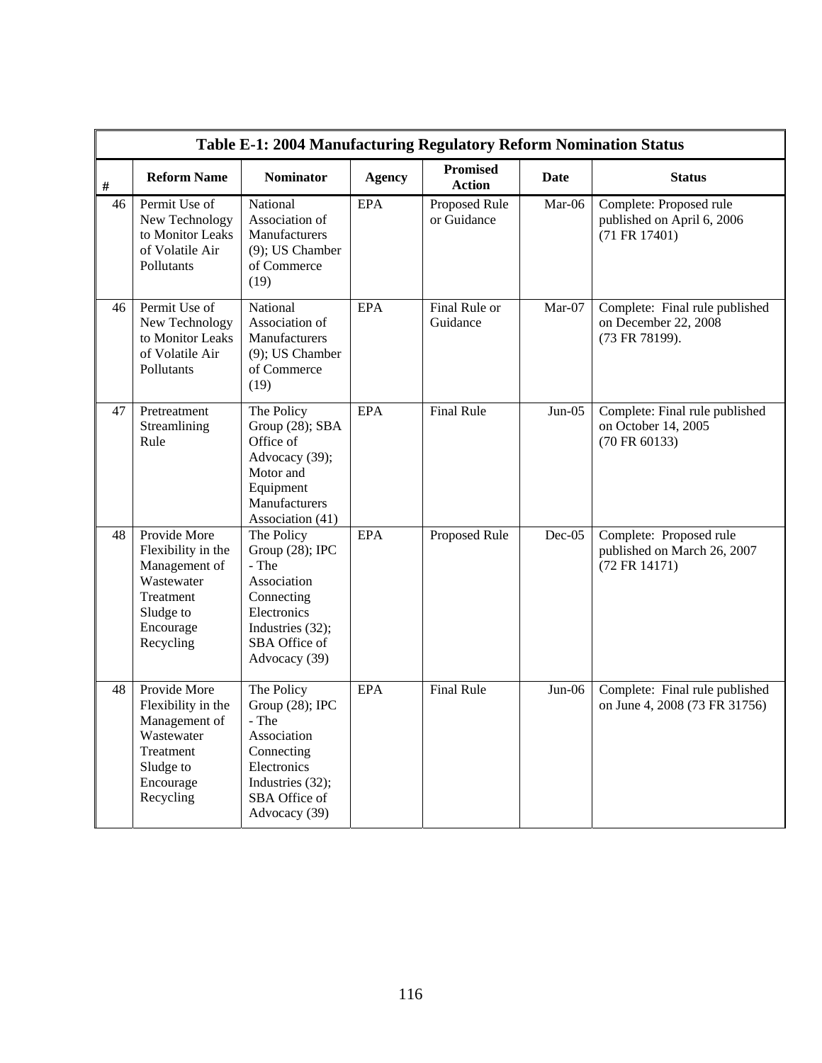| Table E-1: 2004 Manufacturing Regulatory Reform Nomination Status | | | | | | |
|---|---|---|---|---|---|---|
| **#** | **Reform Name** | **Nominator** | **Agency** | **Promised Action** | **Date** | **Status** |
| 46 | Permit Use of New Technology to Monitor Leaks of Volatile Air Pollutants | National Association of Manufacturers (9); US Chamber of Commerce (19) | EPA | Proposed Rule or Guidance | Mar-06 | Complete: Proposed rule published on April 6, 2006 (71 FR 17401) |
| 46 | Permit Use of New Technology to Monitor Leaks of Volatile Air Pollutants | National Association of Manufacturers (9); US Chamber of Commerce (19) | EPA | Final Rule or Guidance | Mar-07 | Complete: Final rule published on December 22, 2008 (73 FR 78199). |
| 47 | Pretreatment Streamlining Rule | The Policy Group (28); SBA Office of Advocacy (39); Motor and Equipment Manufacturers Association (41) | EPA | Final Rule | Jun-05 | Complete: Final rule published on October 14, 2005 (70 FR 60133) |
| 48 | Provide More Flexibility in the Management of Wastewater Treatment Sludge to Encourage Recycling | The Policy Group (28); IPC - The Association Connecting Electronics Industries (32); SBA Office of Advocacy (39) | EPA | Proposed Rule | Dec-05 | Complete: Proposed rule published on March 26, 2007 (72 FR 14171) |
| 48 | Provide More Flexibility in the Management of Wastewater Treatment Sludge to Encourage Recycling | The Policy Group (28); IPC - The Association Connecting Electronics Industries (32); SBA Office of Advocacy (39) | EPA | Final Rule | Jun-06 | Complete: Final rule published on June 4, 2008 (73 FR 31756) |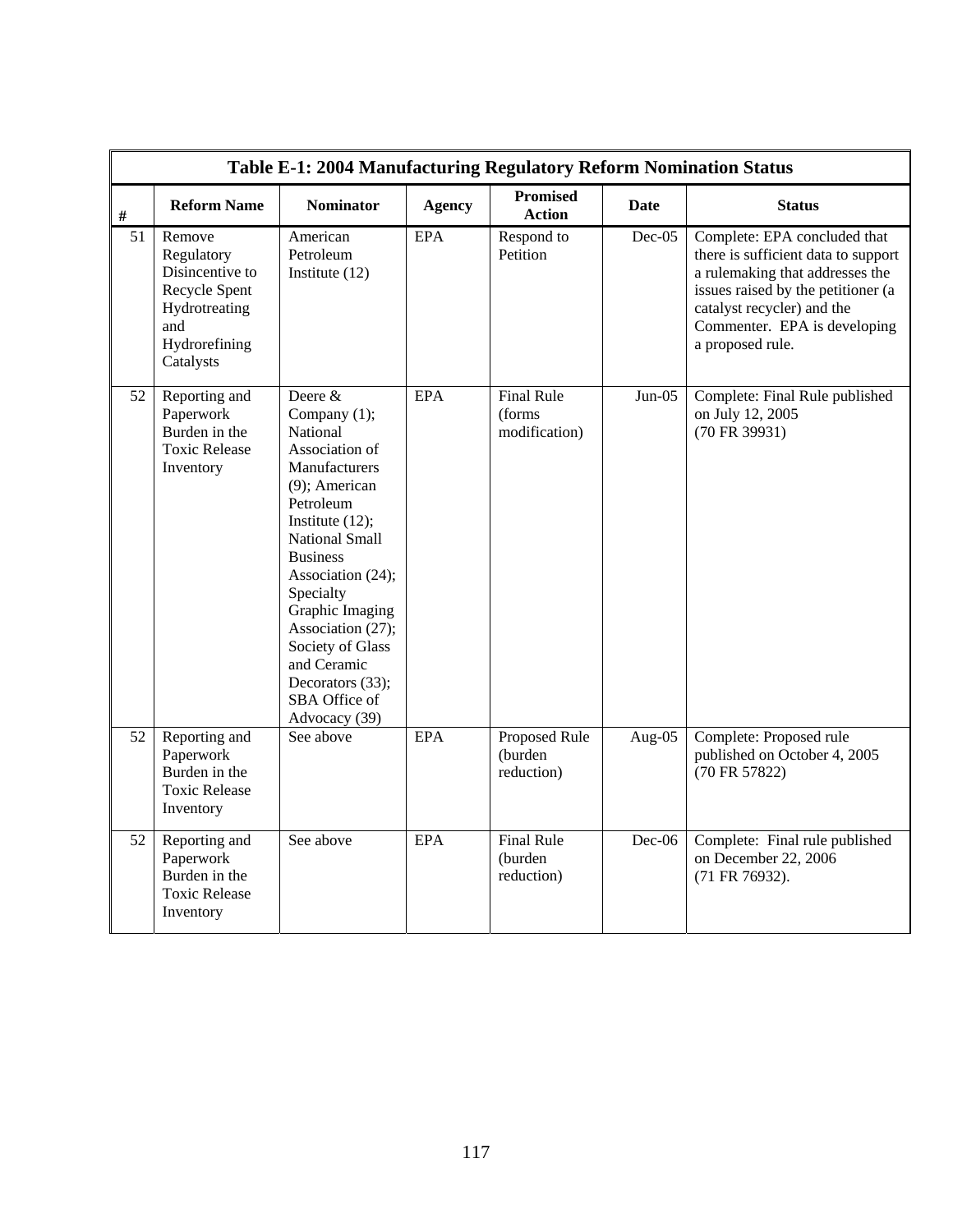| Table E-1: 2004 Manufacturing Regulatory Reform Nomination Status | | | | | | |
|---|---|---|---|---|---|---|
| # | Reform Name | Nominator | Agency | Promised Action | Date | Status |
| 51 | Remove Regulatory Disincentive to Recycle Spent Hydrotreating and Hydrorefining Catalysts | American Petroleum Institute (12) | EPA | Respond to Petition | Dec-05 | Complete: EPA concluded that there is sufficient data to support a rulemaking that addresses the issues raised by the petitioner (a catalyst recycler) and the Commenter. EPA is developing a proposed rule. |
| 52 | Reporting and Paperwork Burden in the Toxic Release Inventory | Deere & Company (1); National Association of Manufacturers (9); American Petroleum Institute (12); National Small Business Association (24); Specialty Graphic Imaging Association (27); Society of Glass and Ceramic Decorators (33); SBA Office of Advocacy (39) | EPA | Final Rule (forms modification) | Jun-05 | Complete: Final Rule published on July 12, 2005 (70 FR 39931) |
| 52 | Reporting and Paperwork Burden in the Toxic Release Inventory | See above | EPA | Proposed Rule (burden reduction) | Aug-05 | Complete: Proposed rule published on October 4, 2005 (70 FR 57822) |
| 52 | Reporting and Paperwork Burden in the Toxic Release Inventory | See above | EPA | Final Rule (burden reduction) | Dec-06 | Complete: Final rule published on December 22, 2006 (71 FR 76932). |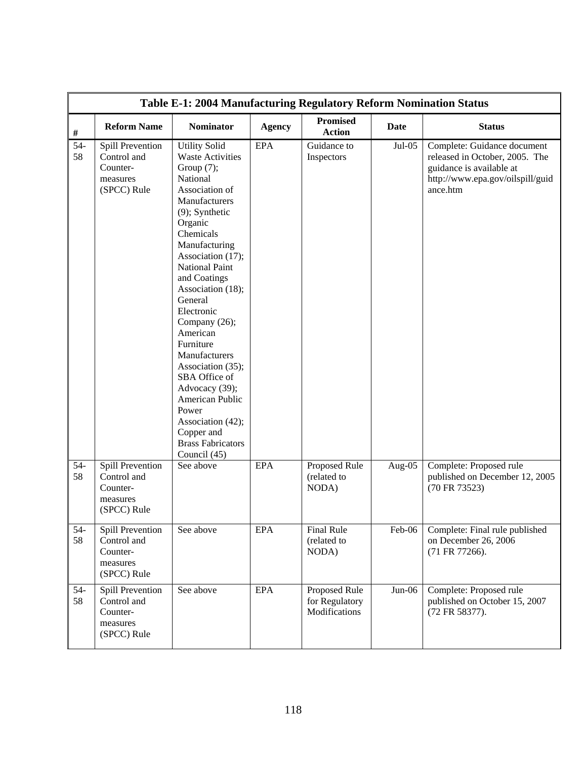| Table E-1: 2004 Manufacturing Regulatory Reform Nomination Status | | | | | | |
|---|---|---|---|---|---|---|
| # | Reform Name | Nominator | Agency | Promised Action | Date | Status |
| 54-58 | Spill Prevention Control and Counter-measures (SPCC) Rule | Utility Solid Waste Activities Group (7); National Association of Manufacturers (9); Synthetic Organic Chemicals Manufacturing Association (17); National Paint and Coatings Association (18); General Electronic Company (26); American Furniture Manufacturers Association (35); SBA Office of Advocacy (39); American Public Power Association (42); Copper and Brass Fabricators Council (45) | EPA | Guidance to Inspectors | Jul-05 | Complete: Guidance document released in October, 2005. The guidance is available at http://www.epa.gov/oilspill/guidance.htm |
| 54-58 | Spill Prevention Control and Counter-measures (SPCC) Rule | See above | EPA | Proposed Rule (related to NODA) | Aug-05 | Complete: Proposed rule published on December 12, 2005 (70 FR 73523) |
| 54-58 | Spill Prevention Control and Counter-measures (SPCC) Rule | See above | EPA | Final Rule (related to NODA) | Feb-06 | Complete: Final rule published on December 26, 2006 (71 FR 77266). |
| 54-58 | Spill Prevention Control and Counter-measures (SPCC) Rule | See above | EPA | Proposed Rule for Regulatory Modifications | Jun-06 | Complete: Proposed rule published on October 15, 2007 (72 FR 58377). |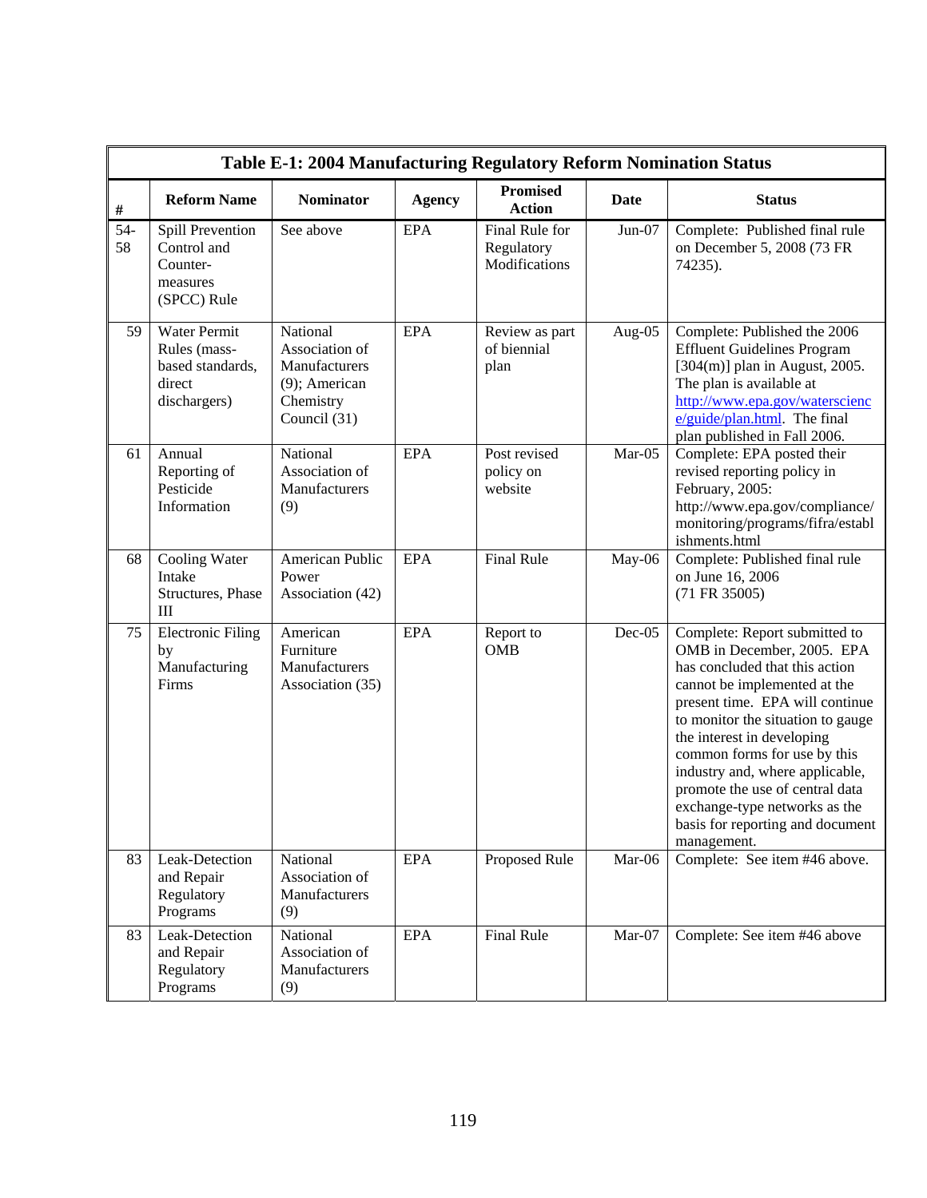| Table E-1: 2004 Manufacturing Regulatory Reform Nomination Status | | | | | | |
|---|---|---|---|---|---|---|
| # | Reform Name | Nominator | Agency | Promised Action | Date | Status |
| 54-58 | Spill Prevention Control and Counter-measures (SPCC) Rule | See above | EPA | Final Rule for Regulatory Modifications | Jun-07 | Complete: Published final rule on December 5, 2008 (73 FR 74235). |
| 59 | Water Permit Rules (mass-based standards, direct dischargers) | National Association of Manufacturers (9); American Chemistry Council (31) | EPA | Review as part of biennial plan | Aug-05 | Complete: Published the 2006 Effluent Guidelines Program [304(m)] plan in August, 2005. The plan is available at http://www.epa.gov/waterscience/guide/plan.html. The final plan published in Fall 2006. |
| 61 | Annual Reporting of Pesticide Information | National Association of Manufacturers (9) | EPA | Post revised policy on website | Mar-05 | Complete: EPA posted their revised reporting policy in February, 2005: http://www.epa.gov/compliance/monitoring/programs/fifra/establishments.html |
| 68 | Cooling Water Intake Structures, Phase III | American Public Power Association (42) | EPA | Final Rule | May-06 | Complete: Published final rule on June 16, 2006 (71 FR 35005) |
| 75 | Electronic Filing by Manufacturing Firms | American Furniture Manufacturers Association (35) | EPA | Report to OMB | Dec-05 | Complete: Report submitted to OMB in December, 2005. EPA has concluded that this action cannot be implemented at the present time. EPA will continue to monitor the situation to gauge the interest in developing common forms for use by this industry and, where applicable, promote the use of central data exchange-type networks as the basis for reporting and document management. |
| 83 | Leak-Detection and Repair Regulatory Programs | National Association of Manufacturers (9) | EPA | Proposed Rule | Mar-06 | Complete: See item #46 above. |
| 83 | Leak-Detection and Repair Regulatory Programs | National Association of Manufacturers (9) | EPA | Final Rule | Mar-07 | Complete: See item #46 above |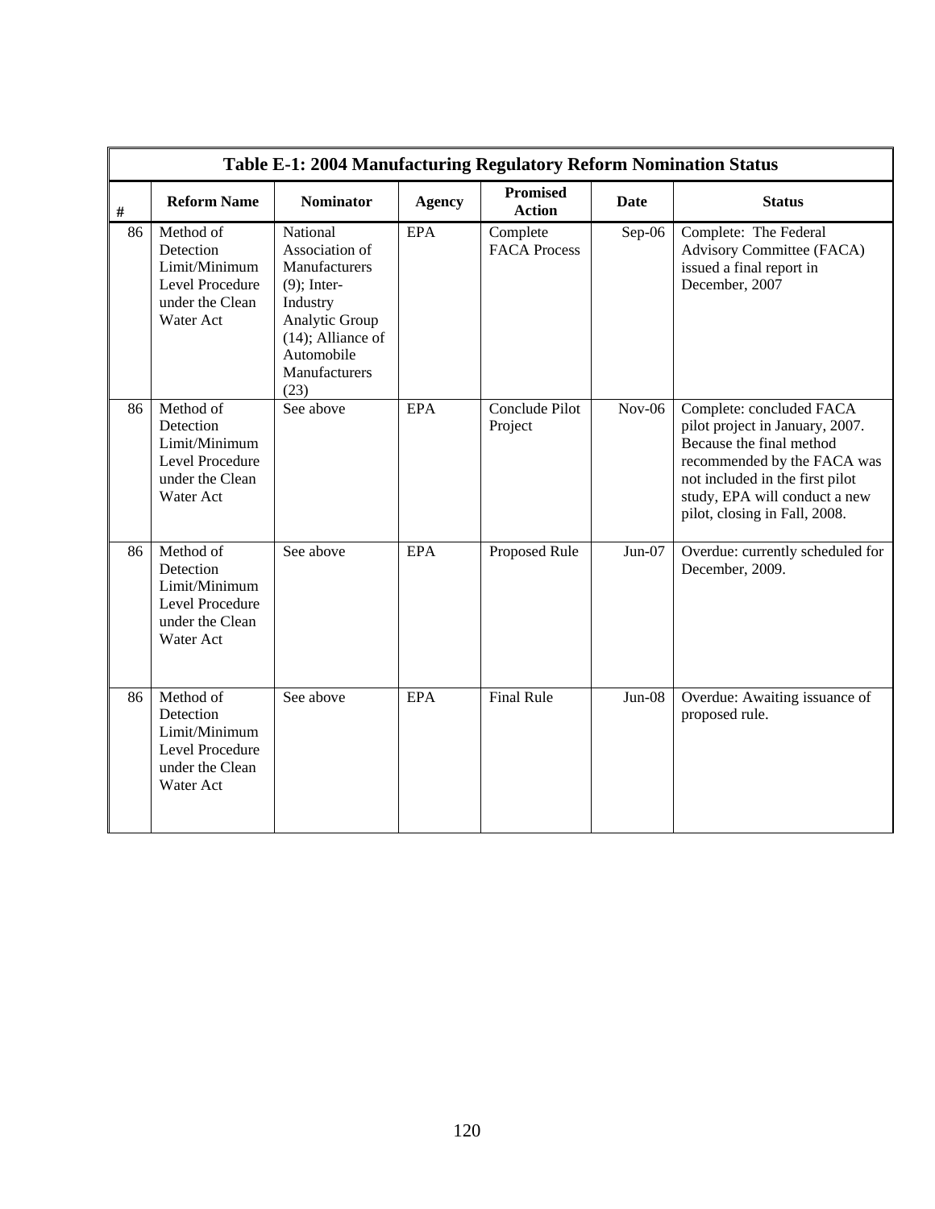| Table E-1: 2004 Manufacturing Regulatory Reform Nomination Status | | | | | | |
|---|---|---|---|---|---|---|
| # | Reform Name | Nominator | Agency | Promised Action | Date | Status |
| 86 | Method of Detection Limit/Minimum Level Procedure under the Clean Water Act | National Association of Manufacturers (9); Inter-Industry Analytic Group (14); Alliance of Automobile Manufacturers (23) | EPA | Complete FACA Process | Sep-06 | Complete: The Federal Advisory Committee (FACA) issued a final report in December, 2007 |
| 86 | Method of Detection Limit/Minimum Level Procedure under the Clean Water Act | See above | EPA | Conclude Pilot Project | Nov-06 | Complete: concluded FACA pilot project in January, 2007. Because the final method recommended by the FACA was not included in the first pilot study, EPA will conduct a new pilot, closing in Fall, 2008. |
| 86 | Method of Detection Limit/Minimum Level Procedure under the Clean Water Act | See above | EPA | Proposed Rule | Jun-07 | Overdue: currently scheduled for December, 2009. |
| 86 | Method of Detection Limit/Minimum Level Procedure under the Clean Water Act | See above | EPA | Final Rule | Jun-08 | Overdue: Awaiting issuance of proposed rule. |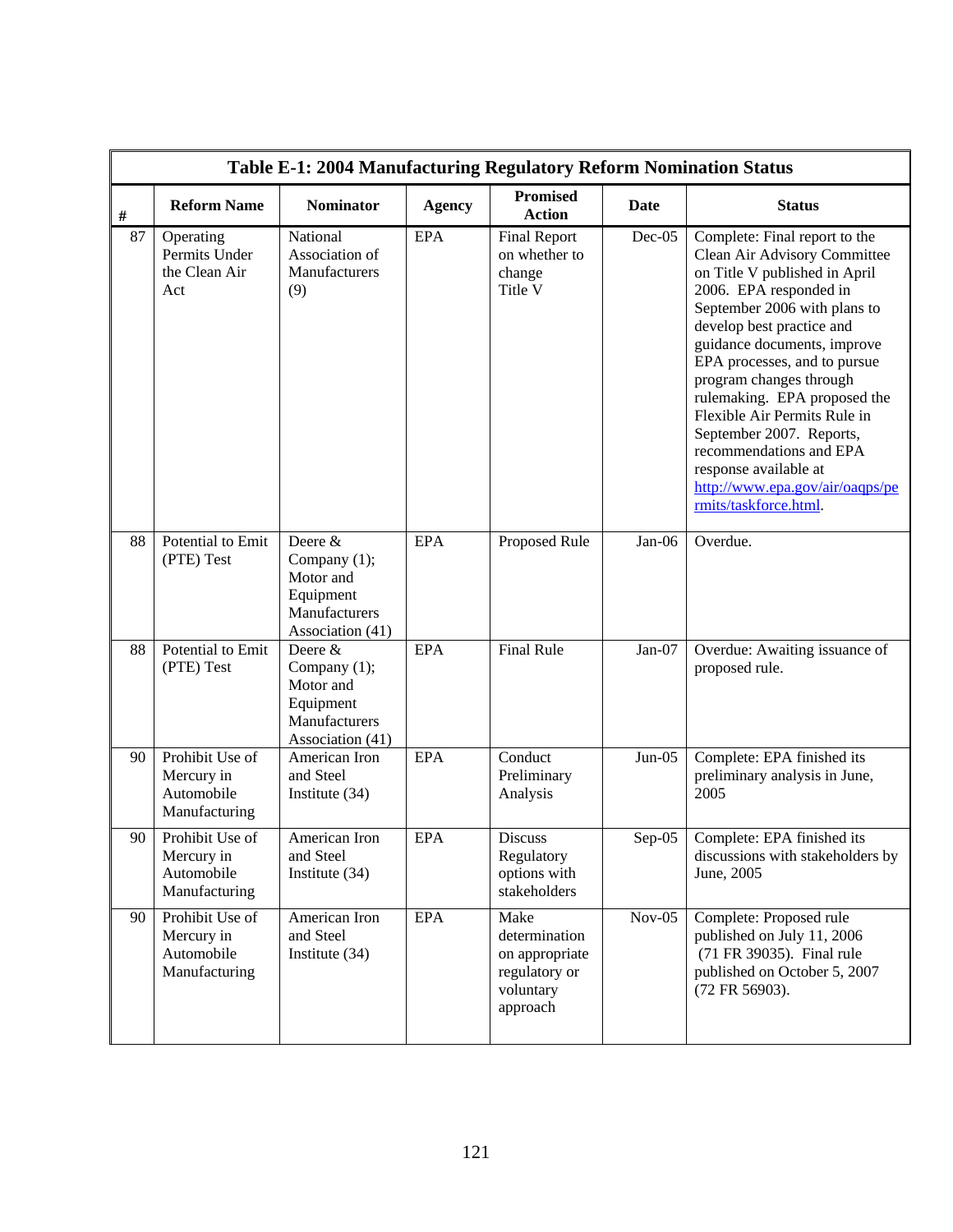**Table E-1: 2004 Manufacturing Regulatory Reform Nomination Status**

| # | Reform Name | Nominator | Agency | Promised Action | Date | Status |
|---|---|---|---|---|---|---|
| 87 | Operating Permits Under the Clean Air Act | National Association of Manufacturers (9) | EPA | Final Report on whether to change Title V | Dec-05 | Complete: Final report to the Clean Air Advisory Committee on Title V published in April 2006. EPA responded in September 2006 with plans to develop best practice and guidance documents, improve EPA processes, and to pursue program changes through rulemaking. EPA proposed the Flexible Air Permits Rule in September 2007. Reports, recommendations and EPA response available at http://www.epa.gov/air/oaqps/permits/taskforce.html. |
| 88 | Potential to Emit (PTE) Test | Deere & Company (1); Motor and Equipment Manufacturers Association (41) | EPA | Proposed Rule | Jan-06 | Overdue. |
| 88 | Potential to Emit (PTE) Test | Deere & Company (1); Motor and Equipment Manufacturers Association (41) | EPA | Final Rule | Jan-07 | Overdue: Awaiting issuance of proposed rule. |
| 90 | Prohibit Use of Mercury in Automobile Manufacturing | American Iron and Steel Institute (34) | EPA | Conduct Preliminary Analysis | Jun-05 | Complete: EPA finished its preliminary analysis in June, 2005 |
| 90 | Prohibit Use of Mercury in Automobile Manufacturing | American Iron and Steel Institute (34) | EPA | Discuss Regulatory options with stakeholders | Sep-05 | Complete: EPA finished its discussions with stakeholders by June, 2005 |
| 90 | Prohibit Use of Mercury in Automobile Manufacturing | American Iron and Steel Institute (34) | EPA | Make determination on appropriate regulatory or voluntary approach | Nov-05 | Complete: Proposed rule published on July 11, 2006 (71 FR 39035). Final rule published on October 5, 2007 (72 FR 56903). |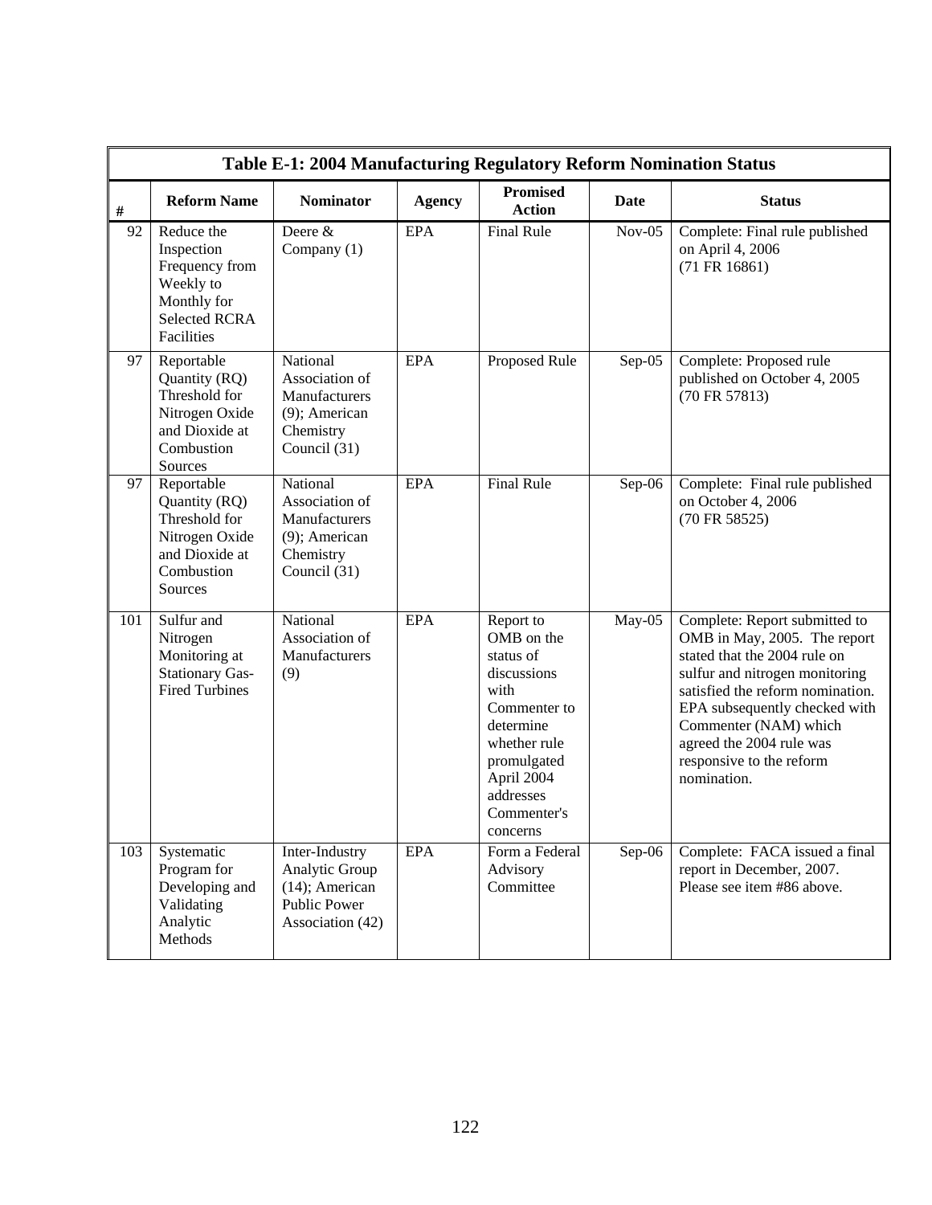| Table E-1: 2004 Manufacturing Regulatory Reform Nomination Status | | | | | | |
|---|---|---|---|---|---|---|
| # | Reform Name | Nominator | Agency | Promised Action | Date | Status |
| 92 | Reduce the Inspection Frequency from Weekly to Monthly for Selected RCRA Facilities | Deere & Company (1) | EPA | Final Rule | Nov-05 | Complete: Final rule published on April 4, 2006 (71 FR 16861) |
| 97 | Reportable Quantity (RQ) Threshold for Nitrogen Oxide and Dioxide at Combustion Sources | National Association of Manufacturers (9); American Chemistry Council (31) | EPA | Proposed Rule | Sep-05 | Complete: Proposed rule published on October 4, 2005 (70 FR 57813) |
| 97 | Reportable Quantity (RQ) Threshold for Nitrogen Oxide and Dioxide at Combustion Sources | National Association of Manufacturers (9); American Chemistry Council (31) | EPA | Final Rule | Sep-06 | Complete: Final rule published on October 4, 2006 (70 FR 58525) |
| 101 | Sulfur and Nitrogen Monitoring at Stationary Gas-Fired Turbines | National Association of Manufacturers (9) | EPA | Report to OMB on the status of discussions with Commenter to determine whether rule promulgated April 2004 addresses Commenter's concerns | May-05 | Complete: Report submitted to OMB in May, 2005. The report stated that the 2004 rule on sulfur and nitrogen monitoring satisfied the reform nomination. EPA subsequently checked with Commenter (NAM) which agreed the 2004 rule was responsive to the reform nomination. |
| 103 | Systematic Program for Developing and Validating Analytic Methods | Inter-Industry Analytic Group (14); American Public Power Association (42) | EPA | Form a Federal Advisory Committee | Sep-06 | Complete: FACA issued a final report in December, 2007. Please see item #86 above. |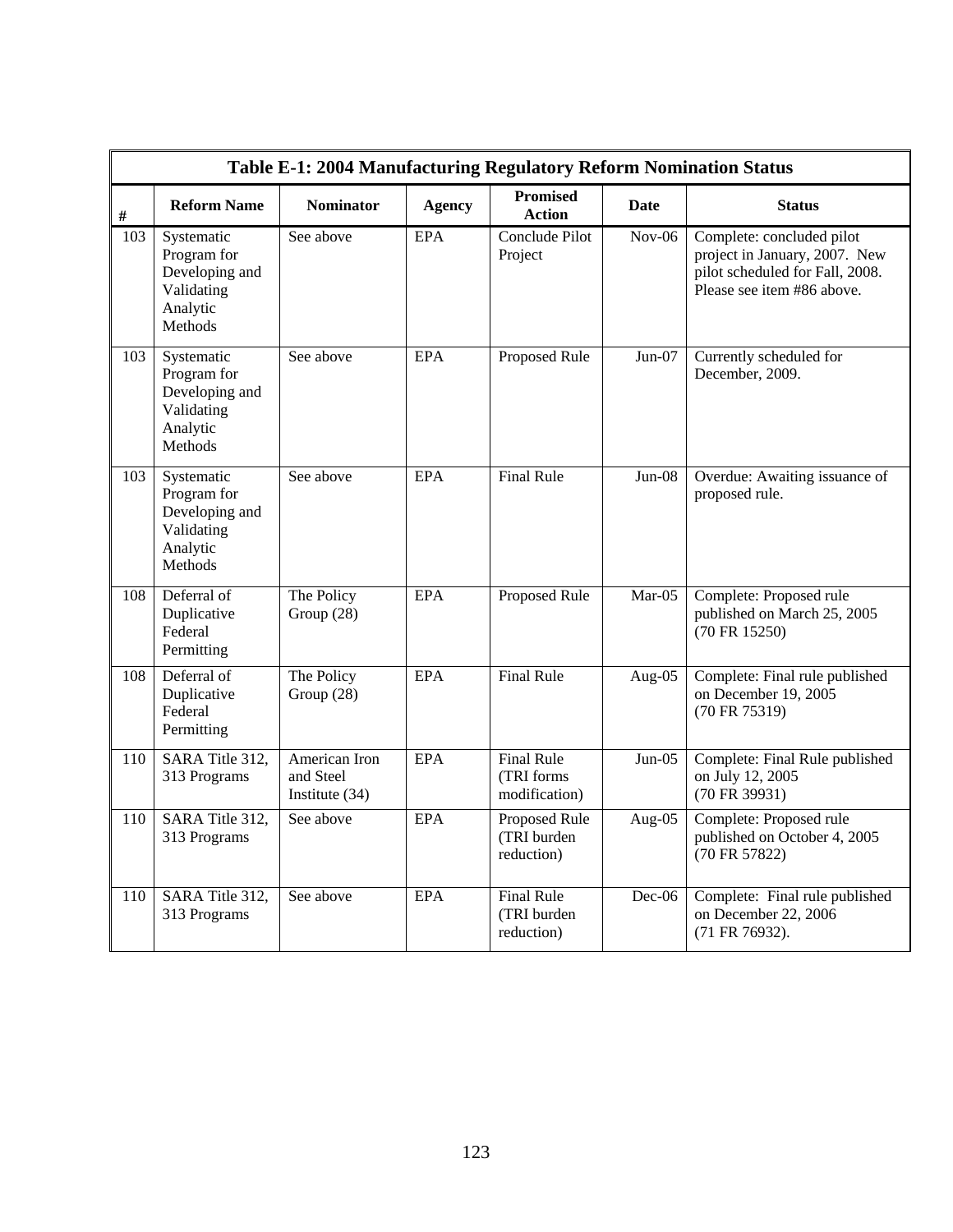| Table E-1: 2004 Manufacturing Regulatory Reform Nomination Status | | | | | | |
|---|---|---|---|---|---|---|
| # | Reform Name | Nominator | Agency | Promised Action | Date | Status |
| 103 | Systematic Program for Developing and Validating Analytic Methods | See above | EPA | Conclude Pilot Project | Nov-06 | Complete: concluded pilot project in January, 2007. New pilot scheduled for Fall, 2008. Please see item #86 above. |
| 103 | Systematic Program for Developing and Validating Analytic Methods | See above | EPA | Proposed Rule | Jun-07 | Currently scheduled for December, 2009. |
| 103 | Systematic Program for Developing and Validating Analytic Methods | See above | EPA | Final Rule | Jun-08 | Overdue: Awaiting issuance of proposed rule. |
| 108 | Deferral of Duplicative Federal Permitting | The Policy Group (28) | EPA | Proposed Rule | Mar-05 | Complete: Proposed rule published on March 25, 2005 (70 FR 15250) |
| 108 | Deferral of Duplicative Federal Permitting | The Policy Group (28) | EPA | Final Rule | Aug-05 | Complete: Final rule published on December 19, 2005 (70 FR 75319) |
| 110 | SARA Title 312, 313 Programs | American Iron and Steel Institute (34) | EPA | Final Rule (TRI forms modification) | Jun-05 | Complete: Final Rule published on July 12, 2005 (70 FR 39931) |
| 110 | SARA Title 312, 313 Programs | See above | EPA | Proposed Rule (TRI burden reduction) | Aug-05 | Complete: Proposed rule published on October 4, 2005 (70 FR 57822) |
| 110 | SARA Title 312, 313 Programs | See above | EPA | Final Rule (TRI burden reduction) | Dec-06 | Complete: Final rule published on December 22, 2006 (71 FR 76932). |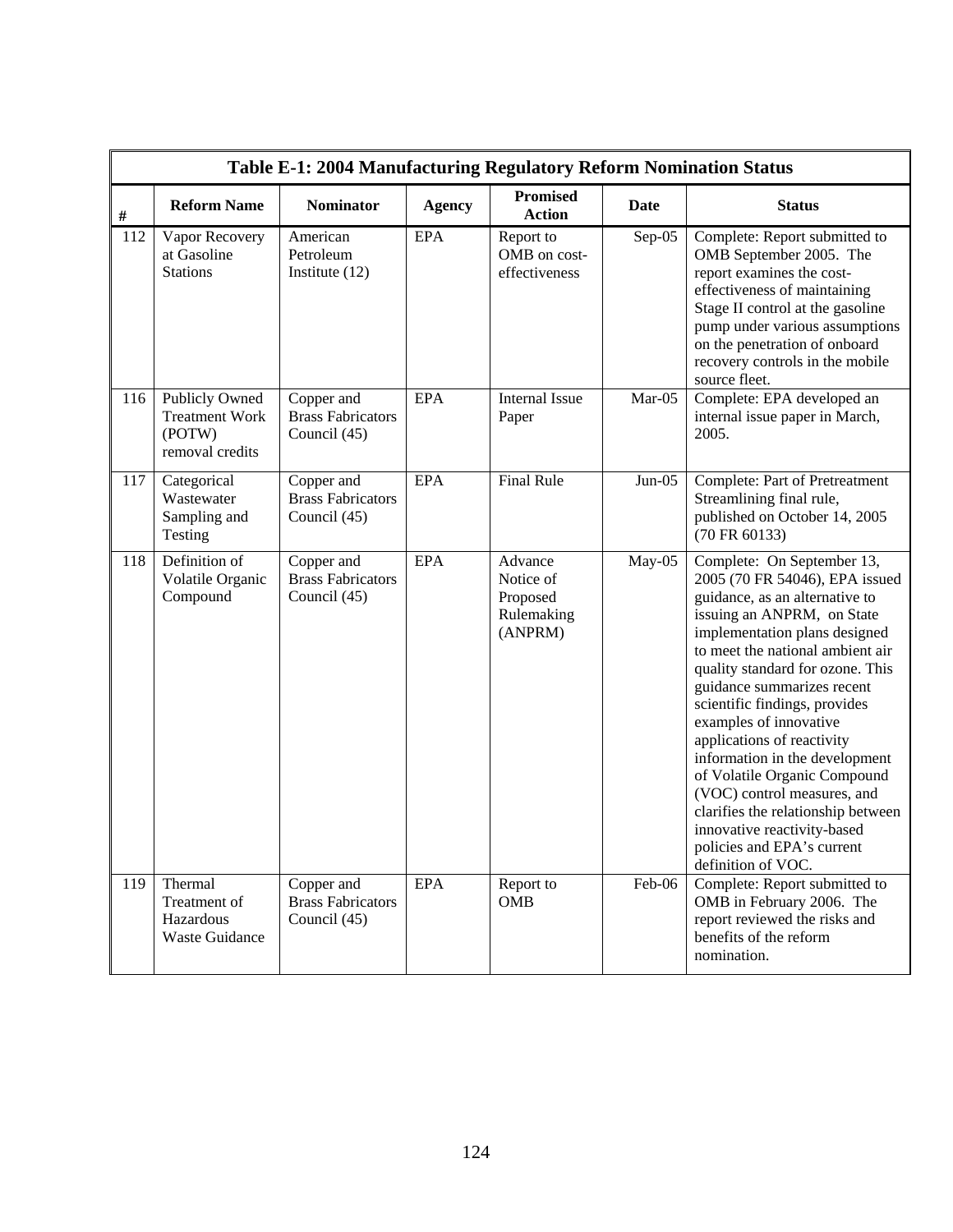**Table E-1: 2004 Manufacturing Regulatory Reform Nomination Status**

| # | Reform Name | Nominator | Agency | Promised Action | Date | Status |
|---|---|---|---|---|---|---|
| 112 | Vapor Recovery at Gasoline Stations | American Petroleum Institute (12) | EPA | Report to OMB on cost-effectiveness | Sep-05 | Complete: Report submitted to OMB September 2005. The report examines the cost-effectiveness of maintaining Stage II control at the gasoline pump under various assumptions on the penetration of onboard recovery controls in the mobile source fleet. |
| 116 | Publicly Owned Treatment Work (POTW) removal credits | Copper and Brass Fabricators Council (45) | EPA | Internal Issue Paper | Mar-05 | Complete: EPA developed an internal issue paper in March, 2005. |
| 117 | Categorical Wastewater Sampling and Testing | Copper and Brass Fabricators Council (45) | EPA | Final Rule | Jun-05 | Complete: Part of Pretreatment Streamlining final rule, published on October 14, 2005 (70 FR 60133) |
| 118 | Definition of Volatile Organic Compound | Copper and Brass Fabricators Council (45) | EPA | Advance Notice of Proposed Rulemaking (ANPRM) | May-05 | Complete: On September 13, 2005 (70 FR 54046), EPA issued guidance, as an alternative to issuing an ANPRM, on State implementation plans designed to meet the national ambient air quality standard for ozone. This guidance summarizes recent scientific findings, provides examples of innovative applications of reactivity information in the development of Volatile Organic Compound (VOC) control measures, and clarifies the relationship between innovative reactivity-based policies and EPA's current definition of VOC. |
| 119 | Thermal Treatment of Hazardous Waste Guidance | Copper and Brass Fabricators Council (45) | EPA | Report to OMB | Feb-06 | Complete: Report submitted to OMB in February 2006. The report reviewed the risks and benefits of the reform nomination. |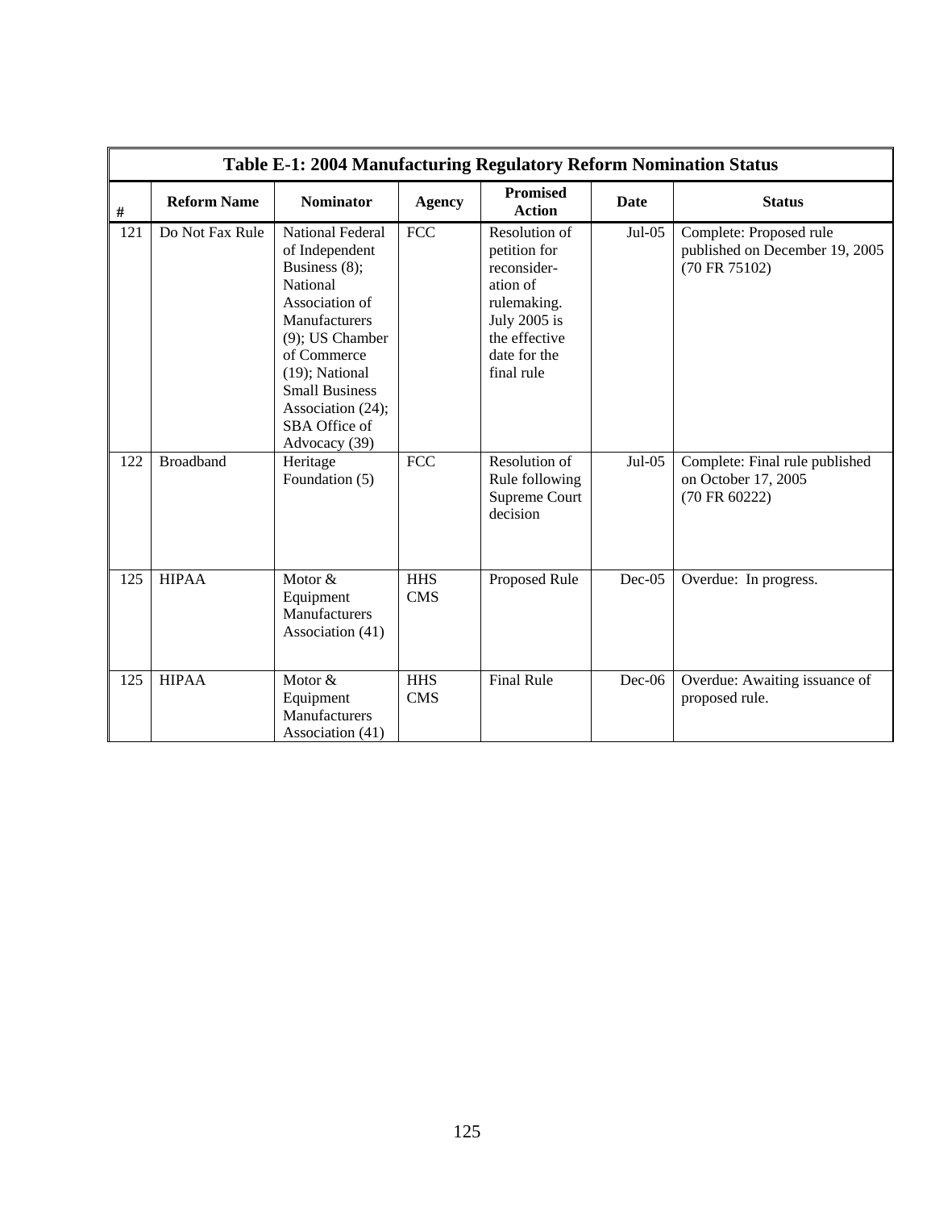| Table E-1: 2004 Manufacturing Regulatory Reform Nomination Status | | | | | | |
|---|---|---|---|---|---|---|
| # | Reform Name | Nominator | Agency | Promised Action | Date | Status |
| 121 | Do Not Fax Rule | National Federal of Independent Business (8); National Association of Manufacturers (9); US Chamber of Commerce (19); National Small Business Association (24); SBA Office of Advocacy (39) | FCC | Resolution of petition for reconsider-ation of rulemaking. July 2005 is the effective date for the final rule | Jul-05 | Complete: Proposed rule published on December 19, 2005 (70 FR 75102) |
| 122 | Broadband | Heritage Foundation (5) | FCC | Resolution of Rule following Supreme Court decision | Jul-05 | Complete: Final rule published on October 17, 2005 (70 FR 60222) |
| 125 | HIPAA | Motor & Equipment Manufacturers Association (41) | HHS CMS | Proposed Rule | Dec-05 | Overdue: In progress. |
| 125 | HIPAA | Motor & Equipment Manufacturers Association (41) | HHS CMS | Final Rule | Dec-06 | Overdue: Awaiting issuance of proposed rule. |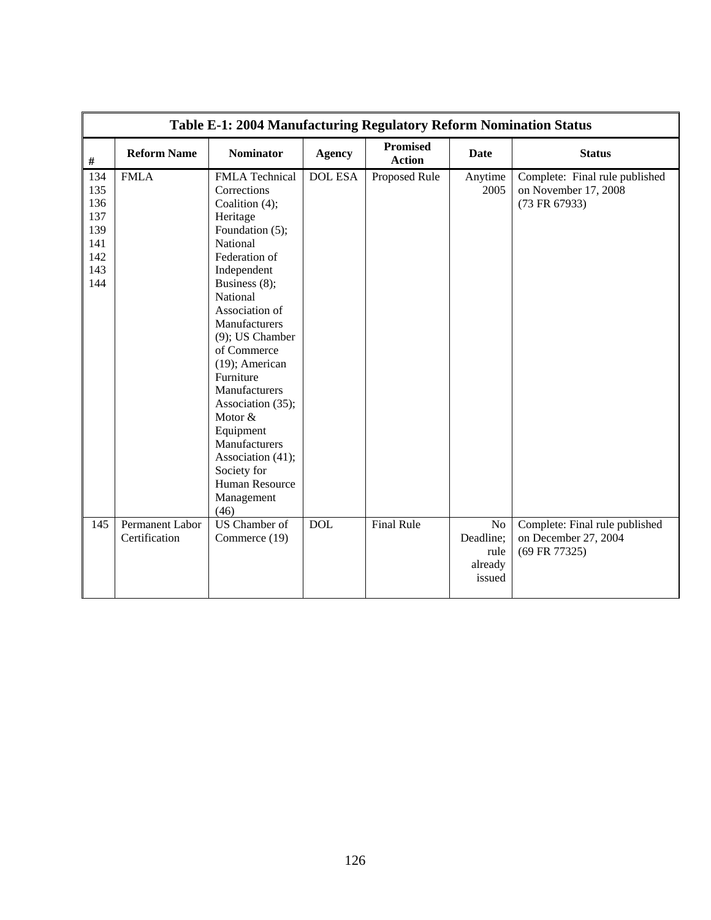| Table E-1: 2004 Manufacturing Regulatory Reform Nomination Status | | | | | | |
|---|---|---|---|---|---|---|
| # | Reform Name | Nominator | Agency | Promised Action | Date | Status |
| 134 135 136 137 139 141 142 143 144 | FMLA | FMLA Technical Corrections Coalition (4); Heritage Foundation (5); National Federation of Independent Business (8); National Association of Manufacturers (9); US Chamber of Commerce (19); American Furniture Manufacturers Association (35); Motor & Equipment Manufacturers Association (41); Society for Human Resource Management (46) | DOL ESA | Proposed Rule | Anytime 2005 | Complete: Final rule published on November 17, 2008 (73 FR 67933) |
| 145 | Permanent Labor Certification | US Chamber of Commerce (19) | DOL | Final Rule | No Deadline; rule already issued | Complete: Final rule published on December 27, 2004 (69 FR 77325) |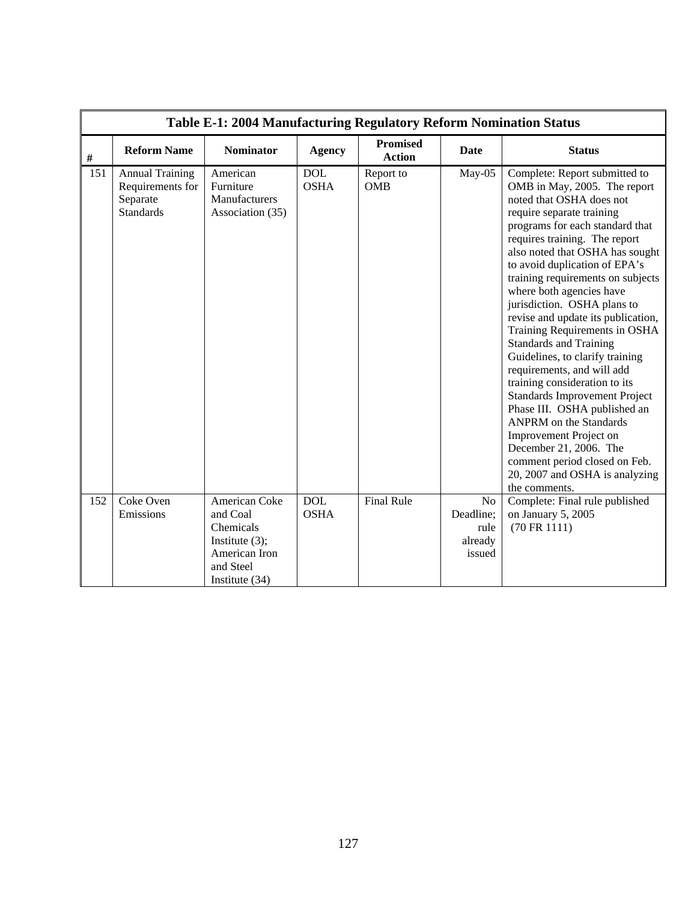| Table E-1: 2004 Manufacturing Regulatory Reform Nomination Status | | | | | | |
|---|---|---|---|---|---|---|
| # | Reform Name | Nominator | Agency | Promised Action | Date | Status |
| 151 | Annual Training Requirements for Separate Standards | American Furniture Manufacturers Association (35) | DOL OSHA | Report to OMB | May-05 | Complete: Report submitted to OMB in May, 2005. The report noted that OSHA does not require separate training programs for each standard that requires training. The report also noted that OSHA has sought to avoid duplication of EPA's training requirements on subjects where both agencies have jurisdiction. OSHA plans to revise and update its publication, Training Requirements in OSHA Standards and Training Guidelines, to clarify training requirements, and will add training consideration to its Standards Improvement Project Phase III. OSHA published an ANPRM on the Standards Improvement Project on December 21, 2006. The comment period closed on Feb. 20, 2007 and OSHA is analyzing the comments. |
| 152 | Coke Oven Emissions | American Coke and Coal Chemicals Institute (3); American Iron and Steel Institute (34) | DOL OSHA | Final Rule | No Deadline; rule already issued | Complete: Final rule published on January 5, 2005 (70 FR 1111) |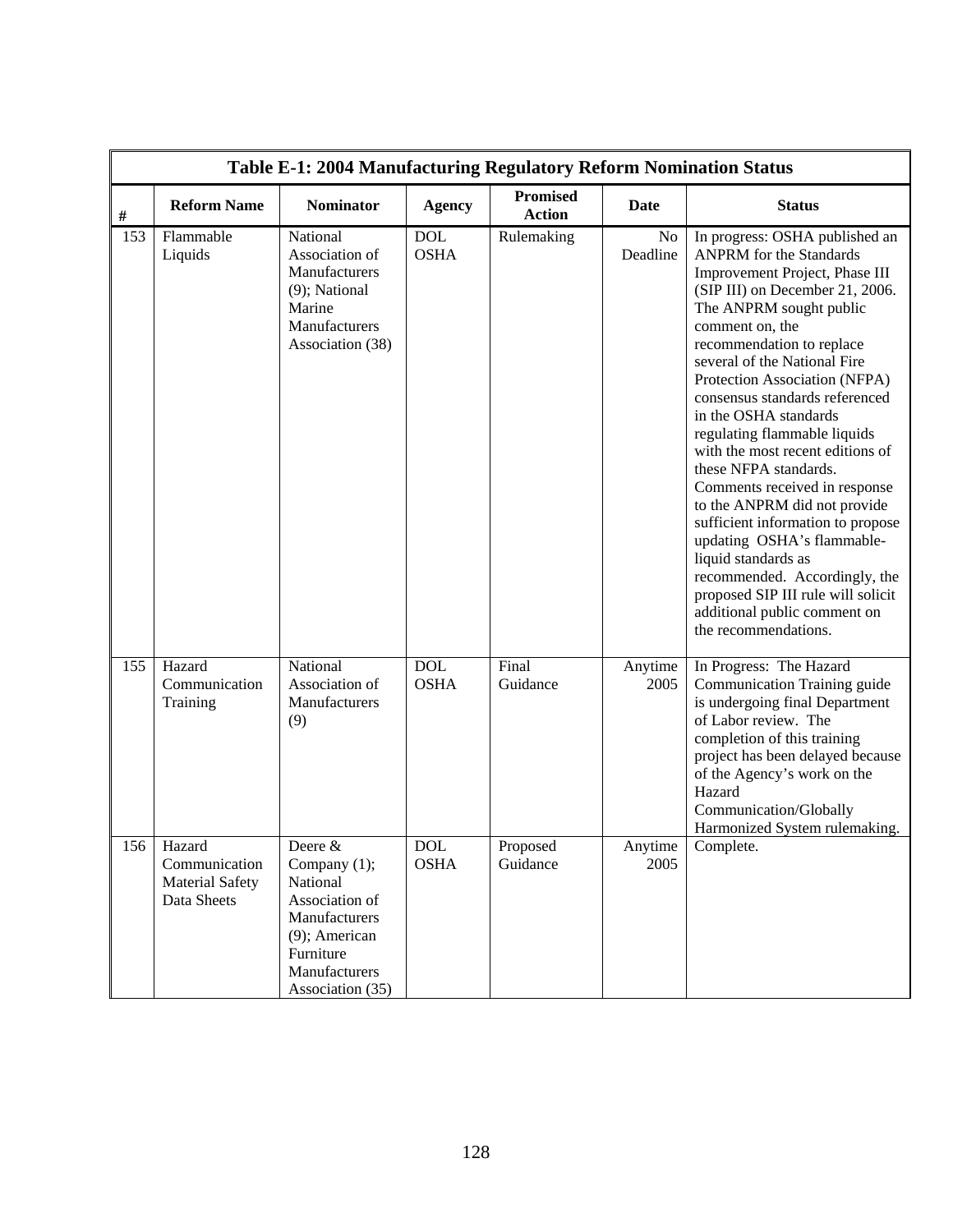| Table E-1: 2004 Manufacturing Regulatory Reform Nomination Status | | | | | | |
|---|---|---|---|---|---|---|
| # | Reform Name | Nominator | Agency | Promised Action | Date | Status |
| 153 | Flammable Liquids | National Association of Manufacturers (9); National Marine Manufacturers Association (38) | DOL OSHA | Rulemaking | No Deadline | In progress: OSHA published an ANPRM for the Standards Improvement Project, Phase III (SIP III) on December 21, 2006. The ANPRM sought public comment on, the recommendation to replace several of the National Fire Protection Association (NFPA) consensus standards referenced in the OSHA standards regulating flammable liquids with the most recent editions of these NFPA standards. Comments received in response to the ANPRM did not provide sufficient information to propose updating OSHA's flammable-liquid standards as recommended. Accordingly, the proposed SIP III rule will solicit additional public comment on the recommendations. |
| 155 | Hazard Communication Training | National Association of Manufacturers (9) | DOL OSHA | Final Guidance | Anytime 2005 | In Progress: The Hazard Communication Training guide is undergoing final Department of Labor review. The completion of this training project has been delayed because of the Agency's work on the Hazard Communication/Globally Harmonized System rulemaking. |
| 156 | Hazard Communication Material Safety Data Sheets | Deere & Company (1); National Association of Manufacturers (9); American Furniture Manufacturers Association (35) | DOL OSHA | Proposed Guidance | Anytime 2005 | Complete. |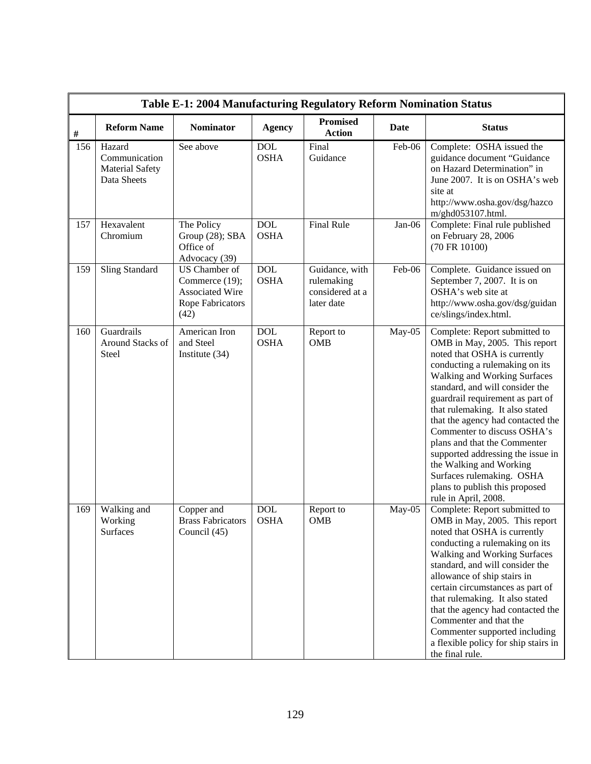**Table E-1: 2004 Manufacturing Regulatory Reform Nomination Status**

| # | Reform Name | Nominator | Agency | Promised Action | Date | Status |
|---|---|---|---|---|---|---|
| 156 | Hazard Communication Material Safety Data Sheets | See above | DOL OSHA | Final Guidance | Feb-06 | Complete: OSHA issued the guidance document "Guidance on Hazard Determination" in June 2007. It is on OSHA's web site at http://www.osha.gov/dsg/hazcom/ghd053107.html. |
| 157 | Hexavalent Chromium | The Policy Group (28); SBA Office of Advocacy (39) | DOL OSHA | Final Rule | Jan-06 | Complete: Final rule published on February 28, 2006 (70 FR 10100) |
| 159 | Sling Standard | US Chamber of Commerce (19); Associated Wire Rope Fabricators (42) | DOL OSHA | Guidance, with rulemaking considered at a later date | Feb-06 | Complete. Guidance issued on September 7, 2007. It is on OSHA's web site at http://www.osha.gov/dsg/guidance/slings/index.html. |
| 160 | Guardrails Around Stacks of Steel | American Iron and Steel Institute (34) | DOL OSHA | Report to OMB | May-05 | Complete: Report submitted to OMB in May, 2005. This report noted that OSHA is currently conducting a rulemaking on its Walking and Working Surfaces standard, and will consider the guardrail requirement as part of that rulemaking. It also stated that the agency had contacted the Commenter to discuss OSHA's plans and that the Commenter supported addressing the issue in the Walking and Working Surfaces rulemaking. OSHA plans to publish this proposed rule in April, 2008. |
| 169 | Walking and Working Surfaces | Copper and Brass Fabricators Council (45) | DOL OSHA | Report to OMB | May-05 | Complete: Report submitted to OMB in May, 2005. This report noted that OSHA is currently conducting a rulemaking on its Walking and Working Surfaces standard, and will consider the allowance of ship stairs in certain circumstances as part of that rulemaking. It also stated that the agency had contacted the Commenter and that the Commenter supported including a flexible policy for ship stairs in the final rule. |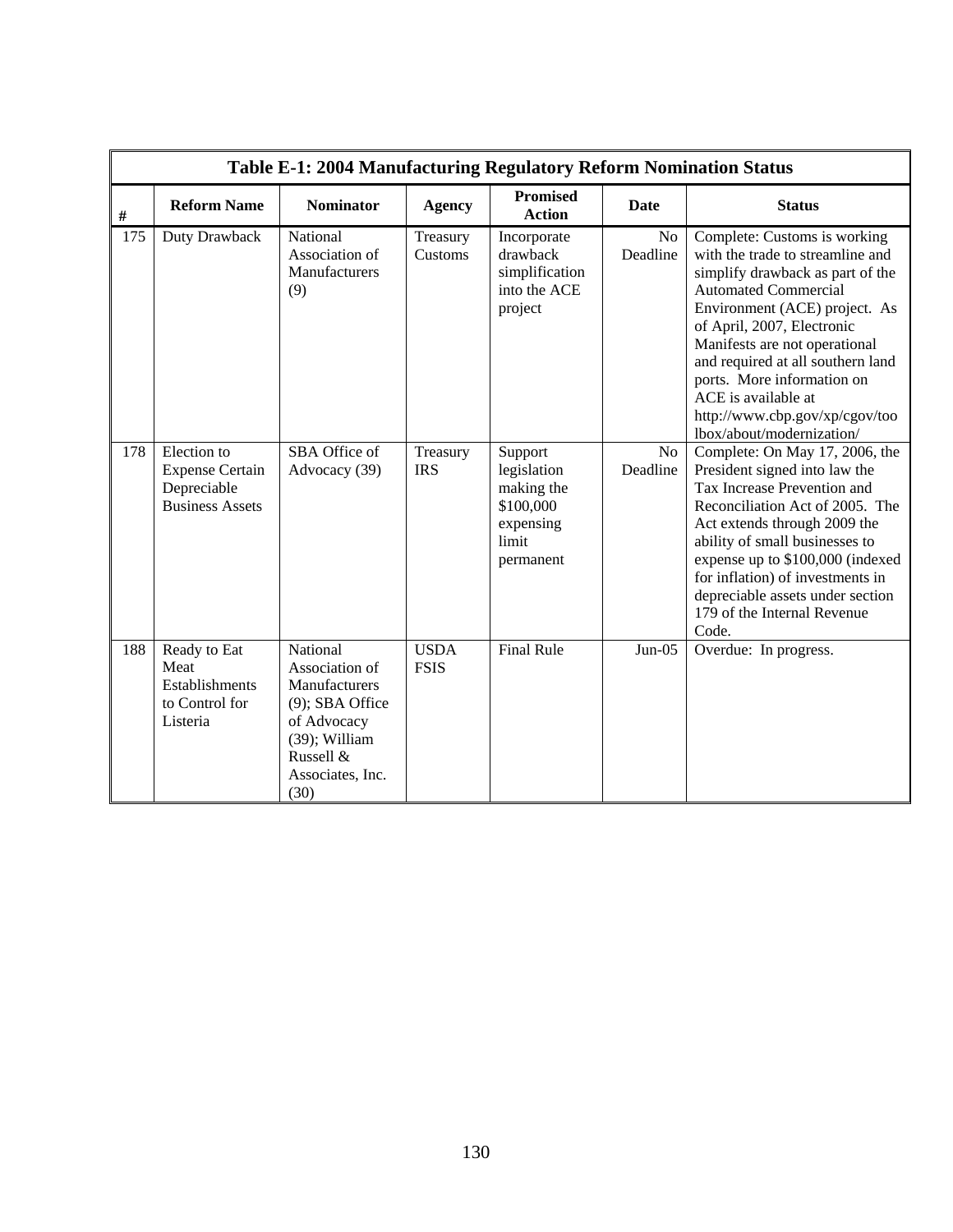| Table E-1: 2004 Manufacturing Regulatory Reform Nomination Status | | | | | | |
|---|---|---|---|---|---|---|
| # | Reform Name | Nominator | Agency | Promised Action | Date | Status |
| 175 | Duty Drawback | National Association of Manufacturers (9) | Treasury Customs | Incorporate drawback simplification into the ACE project | No Deadline | Complete: Customs is working with the trade to streamline and simplify drawback as part of the Automated Commercial Environment (ACE) project. As of April, 2007, Electronic Manifests are not operational and required at all southern land ports. More information on ACE is available at http://www.cbp.gov/xp/cgov/toolbox/about/modernization/ |
| 178 | Election to Expense Certain Depreciable Business Assets | SBA Office of Advocacy (39) | Treasury IRS | Support legislation making the $100,000 expensing limit permanent | No Deadline | Complete: On May 17, 2006, the President signed into law the Tax Increase Prevention and Reconciliation Act of 2005. The Act extends through 2009 the ability of small businesses to expense up to $100,000 (indexed for inflation) of investments in depreciable assets under section 179 of the Internal Revenue Code. |
| 188 | Ready to Eat Meat Establishments to Control for Listeria | National Association of Manufacturers (9); SBA Office of Advocacy (39); William Russell & Associates, Inc. (30) | USDA FSIS | Final Rule | Jun-05 | Overdue: In progress. |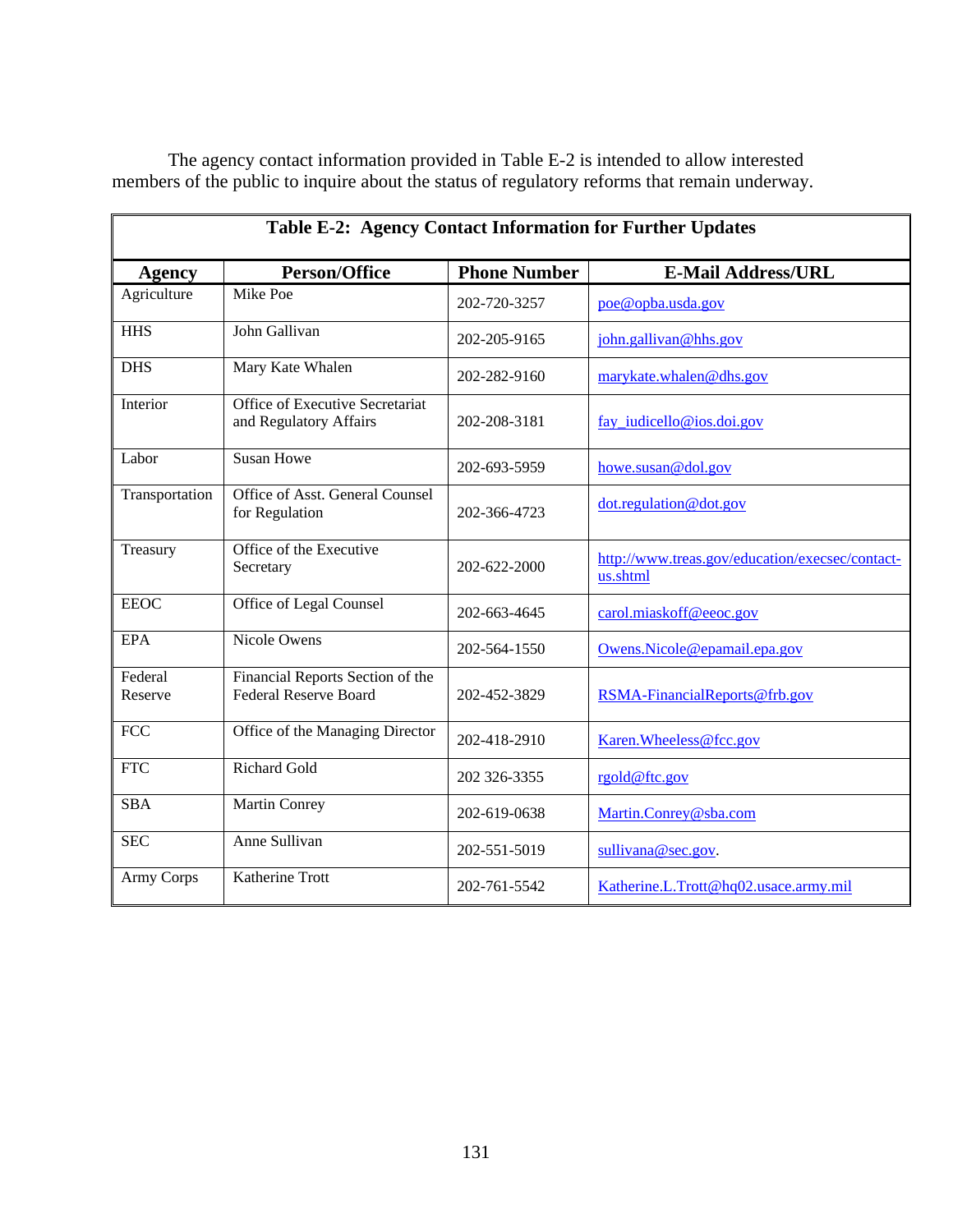The agency contact information provided in Table E-2 is intended to allow interested members of the public to inquire about the status of regulatory reforms that remain underway.

**Table E-2: Agency Contact Information for Further Updates**

| Agency | Person/Office | Phone Number | E-Mail Address/URL |
|---|---|---|---|
| Agriculture | Mike Poe | 202-720-3257 | poe@opba.usda.gov |
| HHS | John Gallivan | 202-205-9165 | john.gallivan@hhs.gov |
| DHS | Mary Kate Whalen | 202-282-9160 | marykate.whalen@dhs.gov |
| Interior | Office of Executive Secretariat and Regulatory Affairs | 202-208-3181 | fay_iudicello@ios.doi.gov |
| Labor | Susan Howe | 202-693-5959 | howe.susan@dol.gov |
| Transportation | Office of Asst. General Counsel for Regulation | 202-366-4723 | dot.regulation@dot.gov |
| Treasury | Office of the Executive Secretary | 202-622-2000 | http://www.treas.gov/education/execsec/contact-us.shtml |
| EEOC | Office of Legal Counsel | 202-663-4645 | carol.miaskoff@eeoc.gov |
| EPA | Nicole Owens | 202-564-1550 | Owens.Nicole@epamail.epa.gov |
| Federal Reserve | Financial Reports Section of the Federal Reserve Board | 202-452-3829 | RSMA-FinancialReports@frb.gov |
| FCC | Office of the Managing Director | 202-418-2910 | Karen.Wheeless@fcc.gov |
| FTC | Richard Gold | 202 326-3355 | rgold@ftc.gov |
| SBA | Martin Conrey | 202-619-0638 | Martin.Conrey@sba.com |
| SEC | Anne Sullivan | 202-551-5019 | sullivana@sec.gov. |
| Army Corps | Katherine Trott | 202-761-5542 | Katherine.L.Trott@hq02.usace.army.mil |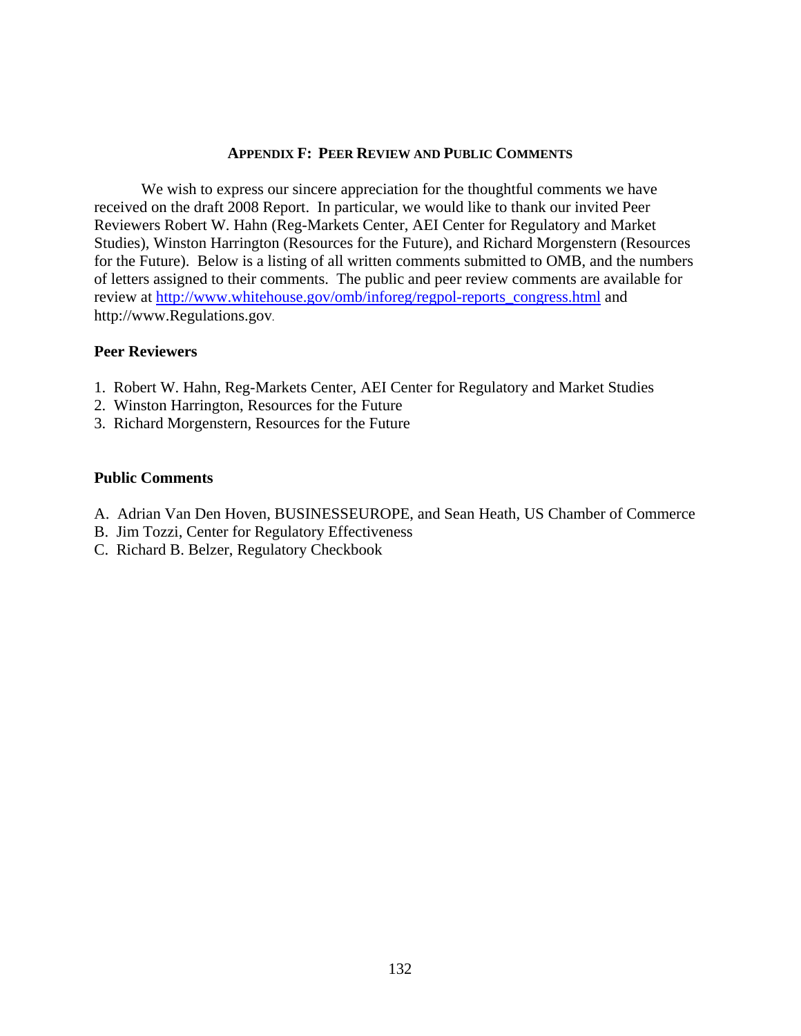## APPENDIX F: PEER REVIEW AND PUBLIC COMMENTS

We wish to express our sincere appreciation for the thoughtful comments we have received on the draft 2008 Report. In particular, we would like to thank our invited Peer Reviewers Robert W. Hahn (Reg-Markets Center, AEI Center for Regulatory and Market Studies), Winston Harrington (Resources for the Future), and Richard Morgenstern (Resources for the Future). Below is a listing of all written comments submitted to OMB, and the numbers of letters assigned to their comments. The public and peer review comments are available for review at http://www.whitehouse.gov/omb/inforeg/regpol-reports_congress.html and http://www.Regulations.gov.

### Peer Reviewers

1. Robert W. Hahn, Reg-Markets Center, AEI Center for Regulatory and Market Studies
2. Winston Harrington, Resources for the Future
3. Richard Morgenstern, Resources for the Future

### Public Comments

A. Adrian Van Den Hoven, BUSINESSEUROPE, and Sean Heath, US Chamber of Commerce
B. Jim Tozzi, Center for Regulatory Effectiveness
C. Richard B. Belzer, Regulatory Checkbook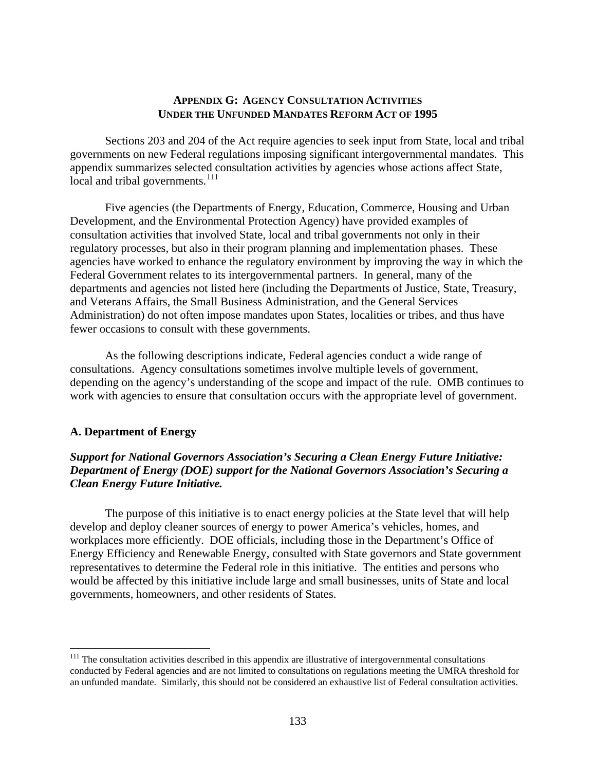## APPENDIX G: AGENCY CONSULTATION ACTIVITIES UNDER THE UNFUNDED MANDATES REFORM ACT OF 1995

Sections 203 and 204 of the Act require agencies to seek input from State, local and tribal governments on new Federal regulations imposing significant intergovernmental mandates. This appendix summarizes selected consultation activities by agencies whose actions affect State, local and tribal governments.[111]

Five agencies (the Departments of Energy, Education, Commerce, Housing and Urban Development, and the Environmental Protection Agency) have provided examples of consultation activities that involved State, local and tribal governments not only in their regulatory processes, but also in their program planning and implementation phases. These agencies have worked to enhance the regulatory environment by improving the way in which the Federal Government relates to its intergovernmental partners. In general, many of the departments and agencies not listed here (including the Departments of Justice, State, Treasury, and Veterans Affairs, the Small Business Administration, and the General Services Administration) do not often impose mandates upon States, localities or tribes, and thus have fewer occasions to consult with these governments.

As the following descriptions indicate, Federal agencies conduct a wide range of consultations. Agency consultations sometimes involve multiple levels of government, depending on the agency's understanding of the scope and impact of the rule. OMB continues to work with agencies to ensure that consultation occurs with the appropriate level of government.

### A. Department of Energy

***Support for National Governors Association's Securing a Clean Energy Future Initiative: Department of Energy (DOE) support for the National Governors Association's Securing a Clean Energy Future Initiative.***

The purpose of this initiative is to enact energy policies at the State level that will help develop and deploy cleaner sources of energy to power America's vehicles, homes, and workplaces more efficiently. DOE officials, including those in the Department's Office of Energy Efficiency and Renewable Energy, consulted with State governors and State government representatives to determine the Federal role in this initiative. The entities and persons who would be affected by this initiative include large and small businesses, units of State and local governments, homeowners, and other residents of States.

---

[111] The consultation activities described in this appendix are illustrative of intergovernmental consultations conducted by Federal agencies and are not limited to consultations on regulations meeting the UMRA threshold for an unfunded mandate. Similarly, this should not be considered an exhaustive list of Federal consultation activities.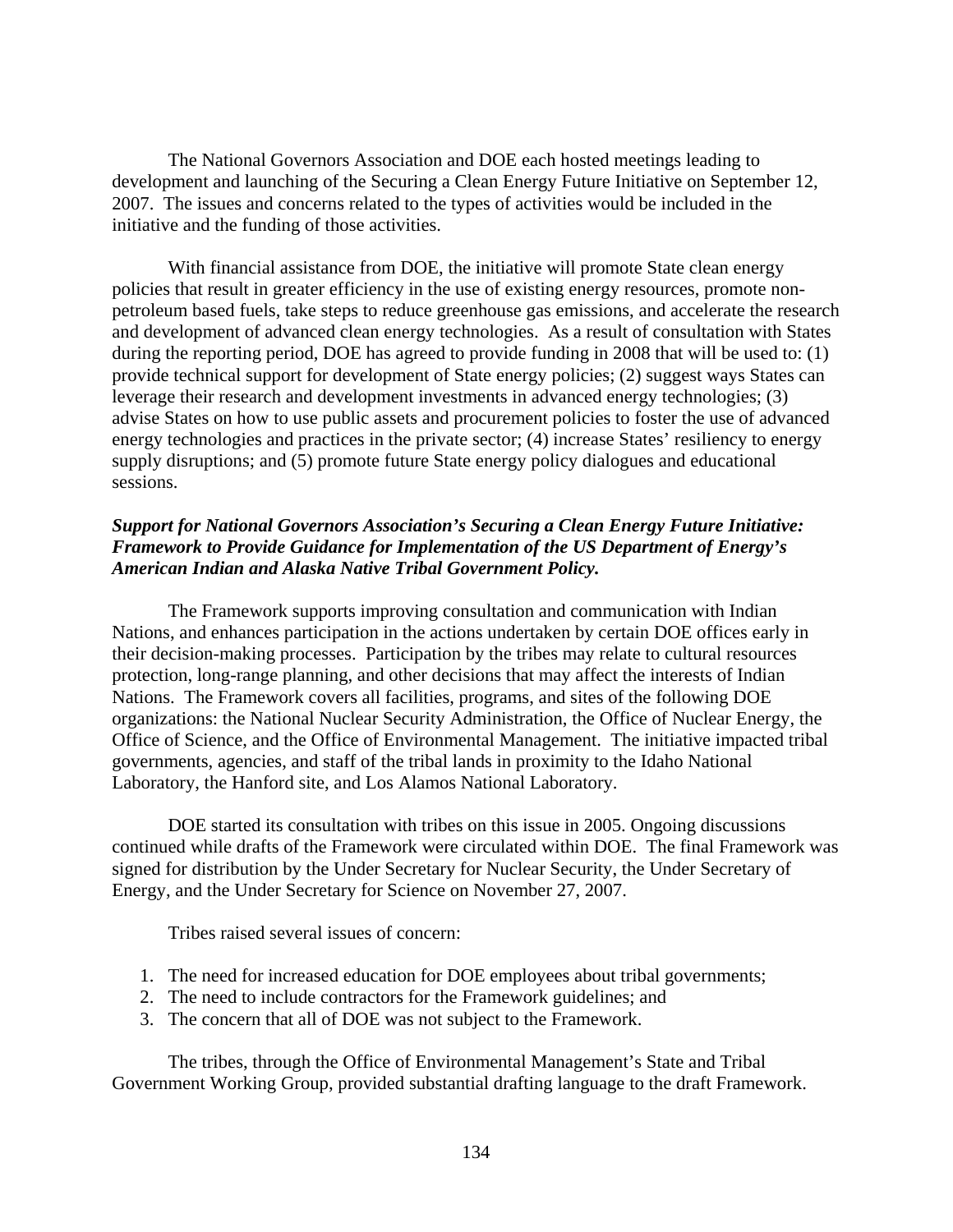The National Governors Association and DOE each hosted meetings leading to development and launching of the Securing a Clean Energy Future Initiative on September 12, 2007. The issues and concerns related to the types of activities would be included in the initiative and the funding of those activities.

With financial assistance from DOE, the initiative will promote State clean energy policies that result in greater efficiency in the use of existing energy resources, promote non-petroleum based fuels, take steps to reduce greenhouse gas emissions, and accelerate the research and development of advanced clean energy technologies. As a result of consultation with States during the reporting period, DOE has agreed to provide funding in 2008 that will be used to: (1) provide technical support for development of State energy policies; (2) suggest ways States can leverage their research and development investments in advanced energy technologies; (3) advise States on how to use public assets and procurement policies to foster the use of advanced energy technologies and practices in the private sector; (4) increase States' resiliency to energy supply disruptions; and (5) promote future State energy policy dialogues and educational sessions.

***Support for National Governors Association's Securing a Clean Energy Future Initiative: Framework to Provide Guidance for Implementation of the US Department of Energy's American Indian and Alaska Native Tribal Government Policy.***

The Framework supports improving consultation and communication with Indian Nations, and enhances participation in the actions undertaken by certain DOE offices early in their decision-making processes. Participation by the tribes may relate to cultural resources protection, long-range planning, and other decisions that may affect the interests of Indian Nations. The Framework covers all facilities, programs, and sites of the following DOE organizations: the National Nuclear Security Administration, the Office of Nuclear Energy, the Office of Science, and the Office of Environmental Management. The initiative impacted tribal governments, agencies, and staff of the tribal lands in proximity to the Idaho National Laboratory, the Hanford site, and Los Alamos National Laboratory.

DOE started its consultation with tribes on this issue in 2005. Ongoing discussions continued while drafts of the Framework were circulated within DOE. The final Framework was signed for distribution by the Under Secretary for Nuclear Security, the Under Secretary of Energy, and the Under Secretary for Science on November 27, 2007.

Tribes raised several issues of concern:

1. The need for increased education for DOE employees about tribal governments;
2. The need to include contractors for the Framework guidelines; and
3. The concern that all of DOE was not subject to the Framework.

The tribes, through the Office of Environmental Management's State and Tribal Government Working Group, provided substantial drafting language to the draft Framework.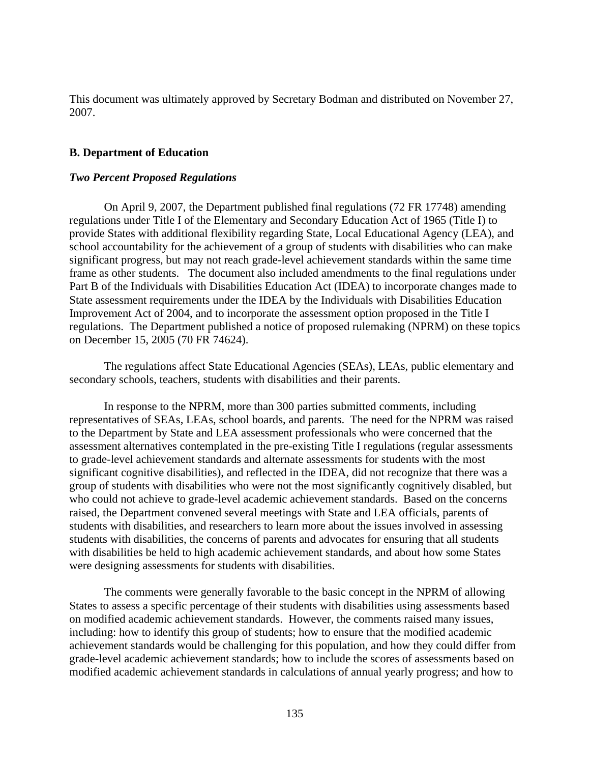This document was ultimately approved by Secretary Bodman and distributed on November 27, 2007.

### B. Department of Education

#### *Two Percent Proposed Regulations*

On April 9, 2007, the Department published final regulations (72 FR 17748) amending regulations under Title I of the Elementary and Secondary Education Act of 1965 (Title I) to provide States with additional flexibility regarding State, Local Educational Agency (LEA), and school accountability for the achievement of a group of students with disabilities who can make significant progress, but may not reach grade-level achievement standards within the same time frame as other students. The document also included amendments to the final regulations under Part B of the Individuals with Disabilities Education Act (IDEA) to incorporate changes made to State assessment requirements under the IDEA by the Individuals with Disabilities Education Improvement Act of 2004, and to incorporate the assessment option proposed in the Title I regulations. The Department published a notice of proposed rulemaking (NPRM) on these topics on December 15, 2005 (70 FR 74624).

The regulations affect State Educational Agencies (SEAs), LEAs, public elementary and secondary schools, teachers, students with disabilities and their parents.

In response to the NPRM, more than 300 parties submitted comments, including representatives of SEAs, LEAs, school boards, and parents. The need for the NPRM was raised to the Department by State and LEA assessment professionals who were concerned that the assessment alternatives contemplated in the pre-existing Title I regulations (regular assessments to grade-level achievement standards and alternate assessments for students with the most significant cognitive disabilities), and reflected in the IDEA, did not recognize that there was a group of students with disabilities who were not the most significantly cognitively disabled, but who could not achieve to grade-level academic achievement standards. Based on the concerns raised, the Department convened several meetings with State and LEA officials, parents of students with disabilities, and researchers to learn more about the issues involved in assessing students with disabilities, the concerns of parents and advocates for ensuring that all students with disabilities be held to high academic achievement standards, and about how some States were designing assessments for students with disabilities.

The comments were generally favorable to the basic concept in the NPRM of allowing States to assess a specific percentage of their students with disabilities using assessments based on modified academic achievement standards. However, the comments raised many issues, including: how to identify this group of students; how to ensure that the modified academic achievement standards would be challenging for this population, and how they could differ from grade-level academic achievement standards; how to include the scores of assessments based on modified academic achievement standards in calculations of annual yearly progress; and how to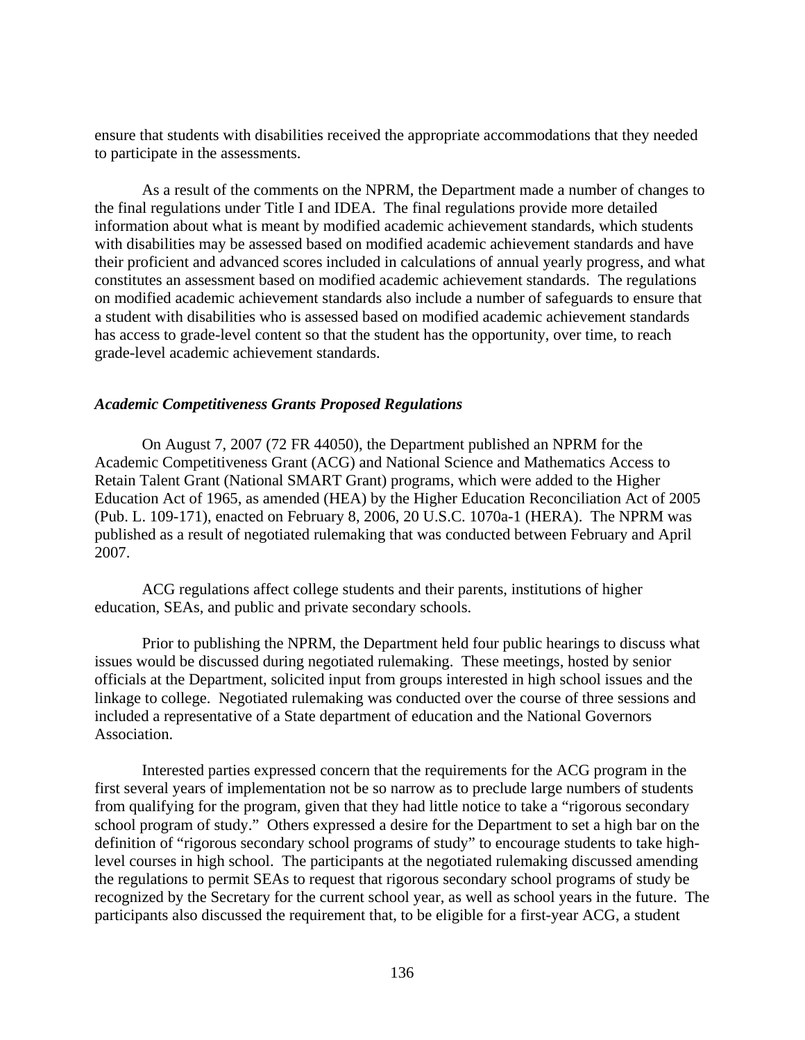ensure that students with disabilities received the appropriate accommodations that they needed to participate in the assessments.

As a result of the comments on the NPRM, the Department made a number of changes to the final regulations under Title I and IDEA. The final regulations provide more detailed information about what is meant by modified academic achievement standards, which students with disabilities may be assessed based on modified academic achievement standards and have their proficient and advanced scores included in calculations of annual yearly progress, and what constitutes an assessment based on modified academic achievement standards. The regulations on modified academic achievement standards also include a number of safeguards to ensure that a student with disabilities who is assessed based on modified academic achievement standards has access to grade-level content so that the student has the opportunity, over time, to reach grade-level academic achievement standards.

### *Academic Competitiveness Grants Proposed Regulations*

On August 7, 2007 (72 FR 44050), the Department published an NPRM for the Academic Competitiveness Grant (ACG) and National Science and Mathematics Access to Retain Talent Grant (National SMART Grant) programs, which were added to the Higher Education Act of 1965, as amended (HEA) by the Higher Education Reconciliation Act of 2005 (Pub. L. 109-171), enacted on February 8, 2006, 20 U.S.C. 1070a-1 (HERA). The NPRM was published as a result of negotiated rulemaking that was conducted between February and April 2007.

ACG regulations affect college students and their parents, institutions of higher education, SEAs, and public and private secondary schools.

Prior to publishing the NPRM, the Department held four public hearings to discuss what issues would be discussed during negotiated rulemaking. These meetings, hosted by senior officials at the Department, solicited input from groups interested in high school issues and the linkage to college. Negotiated rulemaking was conducted over the course of three sessions and included a representative of a State department of education and the National Governors Association.

Interested parties expressed concern that the requirements for the ACG program in the first several years of implementation not be so narrow as to preclude large numbers of students from qualifying for the program, given that they had little notice to take a "rigorous secondary school program of study." Others expressed a desire for the Department to set a high bar on the definition of "rigorous secondary school programs of study" to encourage students to take high-level courses in high school. The participants at the negotiated rulemaking discussed amending the regulations to permit SEAs to request that rigorous secondary school programs of study be recognized by the Secretary for the current school year, as well as school years in the future. The participants also discussed the requirement that, to be eligible for a first-year ACG, a student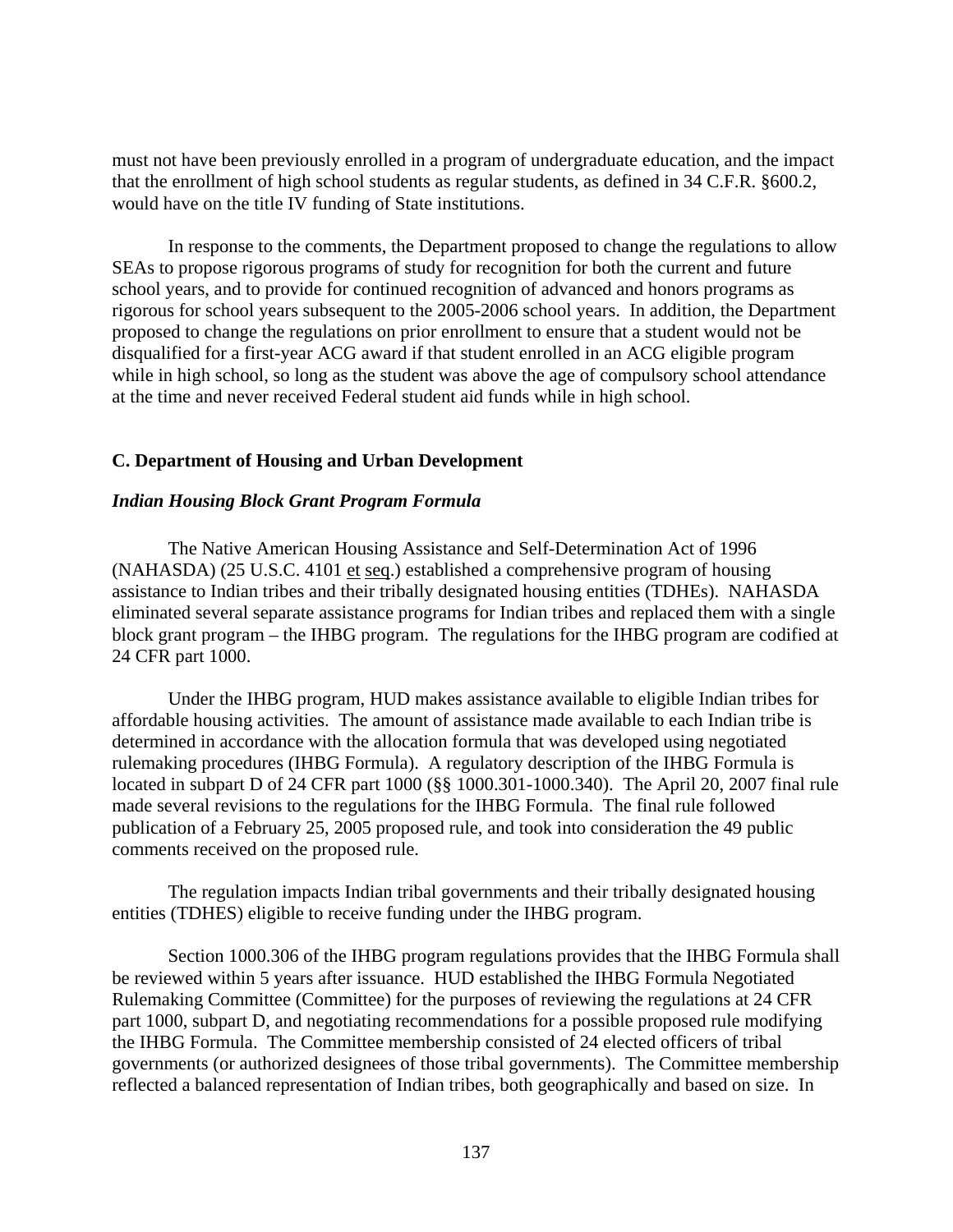must not have been previously enrolled in a program of undergraduate education, and the impact that the enrollment of high school students as regular students, as defined in 34 C.F.R. §600.2, would have on the title IV funding of State institutions.

In response to the comments, the Department proposed to change the regulations to allow SEAs to propose rigorous programs of study for recognition for both the current and future school years, and to provide for continued recognition of advanced and honors programs as rigorous for school years subsequent to the 2005-2006 school years. In addition, the Department proposed to change the regulations on prior enrollment to ensure that a student would not be disqualified for a first-year ACG award if that student enrolled in an ACG eligible program while in high school, so long as the student was above the age of compulsory school attendance at the time and never received Federal student aid funds while in high school.

### C. Department of Housing and Urban Development

#### *Indian Housing Block Grant Program Formula*

The Native American Housing Assistance and Self-Determination Act of 1996 (NAHASDA) (25 U.S.C. 4101 et seq.) established a comprehensive program of housing assistance to Indian tribes and their tribally designated housing entities (TDHEs). NAHASDA eliminated several separate assistance programs for Indian tribes and replaced them with a single block grant program – the IHBG program. The regulations for the IHBG program are codified at 24 CFR part 1000.

Under the IHBG program, HUD makes assistance available to eligible Indian tribes for affordable housing activities. The amount of assistance made available to each Indian tribe is determined in accordance with the allocation formula that was developed using negotiated rulemaking procedures (IHBG Formula). A regulatory description of the IHBG Formula is located in subpart D of 24 CFR part 1000 (§§ 1000.301-1000.340). The April 20, 2007 final rule made several revisions to the regulations for the IHBG Formula. The final rule followed publication of a February 25, 2005 proposed rule, and took into consideration the 49 public comments received on the proposed rule.

The regulation impacts Indian tribal governments and their tribally designated housing entities (TDHES) eligible to receive funding under the IHBG program.

Section 1000.306 of the IHBG program regulations provides that the IHBG Formula shall be reviewed within 5 years after issuance. HUD established the IHBG Formula Negotiated Rulemaking Committee (Committee) for the purposes of reviewing the regulations at 24 CFR part 1000, subpart D, and negotiating recommendations for a possible proposed rule modifying the IHBG Formula. The Committee membership consisted of 24 elected officers of tribal governments (or authorized designees of those tribal governments). The Committee membership reflected a balanced representation of Indian tribes, both geographically and based on size. In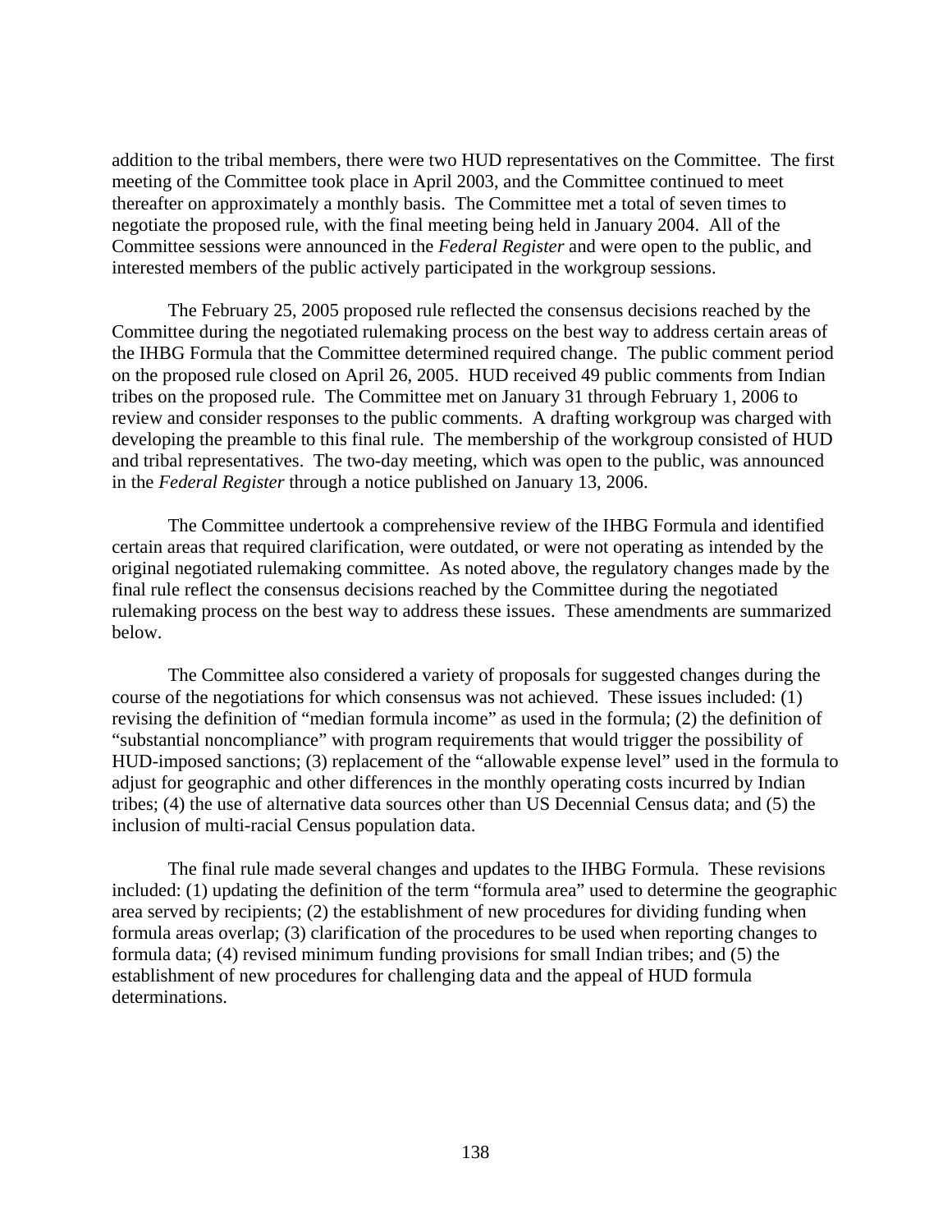addition to the tribal members, there were two HUD representatives on the Committee. The first meeting of the Committee took place in April 2003, and the Committee continued to meet thereafter on approximately a monthly basis. The Committee met a total of seven times to negotiate the proposed rule, with the final meeting being held in January 2004. All of the Committee sessions were announced in the *Federal Register* and were open to the public, and interested members of the public actively participated in the workgroup sessions.

The February 25, 2005 proposed rule reflected the consensus decisions reached by the Committee during the negotiated rulemaking process on the best way to address certain areas of the IHBG Formula that the Committee determined required change. The public comment period on the proposed rule closed on April 26, 2005. HUD received 49 public comments from Indian tribes on the proposed rule. The Committee met on January 31 through February 1, 2006 to review and consider responses to the public comments. A drafting workgroup was charged with developing the preamble to this final rule. The membership of the workgroup consisted of HUD and tribal representatives. The two-day meeting, which was open to the public, was announced in the *Federal Register* through a notice published on January 13, 2006.

The Committee undertook a comprehensive review of the IHBG Formula and identified certain areas that required clarification, were outdated, or were not operating as intended by the original negotiated rulemaking committee. As noted above, the regulatory changes made by the final rule reflect the consensus decisions reached by the Committee during the negotiated rulemaking process on the best way to address these issues. These amendments are summarized below.

The Committee also considered a variety of proposals for suggested changes during the course of the negotiations for which consensus was not achieved. These issues included: (1) revising the definition of "median formula income" as used in the formula; (2) the definition of "substantial noncompliance" with program requirements that would trigger the possibility of HUD-imposed sanctions; (3) replacement of the "allowable expense level" used in the formula to adjust for geographic and other differences in the monthly operating costs incurred by Indian tribes; (4) the use of alternative data sources other than US Decennial Census data; and (5) the inclusion of multi-racial Census population data.

The final rule made several changes and updates to the IHBG Formula. These revisions included: (1) updating the definition of the term "formula area" used to determine the geographic area served by recipients; (2) the establishment of new procedures for dividing funding when formula areas overlap; (3) clarification of the procedures to be used when reporting changes to formula data; (4) revised minimum funding provisions for small Indian tribes; and (5) the establishment of new procedures for challenging data and the appeal of HUD formula determinations.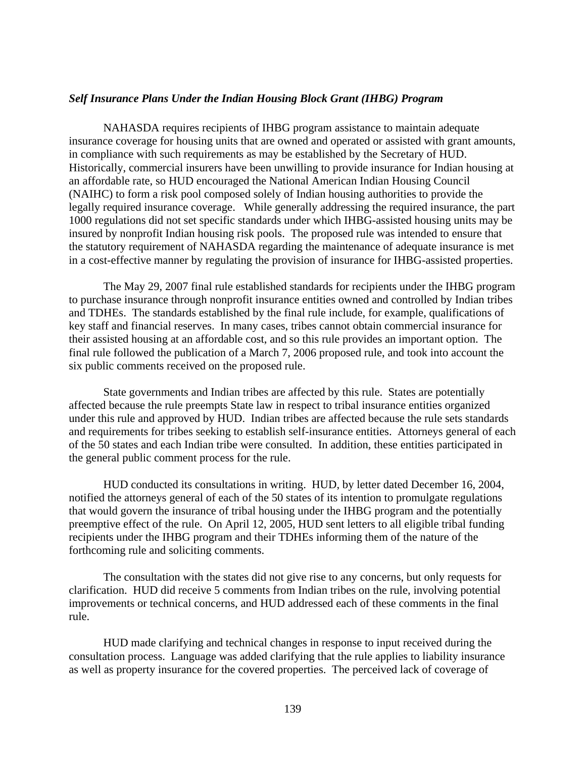*Self Insurance Plans Under the Indian Housing Block Grant (IHBG) Program*

NAHASDA requires recipients of IHBG program assistance to maintain adequate insurance coverage for housing units that are owned and operated or assisted with grant amounts, in compliance with such requirements as may be established by the Secretary of HUD. Historically, commercial insurers have been unwilling to provide insurance for Indian housing at an affordable rate, so HUD encouraged the National American Indian Housing Council (NAIHC) to form a risk pool composed solely of Indian housing authorities to provide the legally required insurance coverage. While generally addressing the required insurance, the part 1000 regulations did not set specific standards under which IHBG-assisted housing units may be insured by nonprofit Indian housing risk pools. The proposed rule was intended to ensure that the statutory requirement of NAHASDA regarding the maintenance of adequate insurance is met in a cost-effective manner by regulating the provision of insurance for IHBG-assisted properties.

The May 29, 2007 final rule established standards for recipients under the IHBG program to purchase insurance through nonprofit insurance entities owned and controlled by Indian tribes and TDHEs. The standards established by the final rule include, for example, qualifications of key staff and financial reserves. In many cases, tribes cannot obtain commercial insurance for their assisted housing at an affordable cost, and so this rule provides an important option. The final rule followed the publication of a March 7, 2006 proposed rule, and took into account the six public comments received on the proposed rule.

State governments and Indian tribes are affected by this rule. States are potentially affected because the rule preempts State law in respect to tribal insurance entities organized under this rule and approved by HUD. Indian tribes are affected because the rule sets standards and requirements for tribes seeking to establish self-insurance entities. Attorneys general of each of the 50 states and each Indian tribe were consulted. In addition, these entities participated in the general public comment process for the rule.

HUD conducted its consultations in writing. HUD, by letter dated December 16, 2004, notified the attorneys general of each of the 50 states of its intention to promulgate regulations that would govern the insurance of tribal housing under the IHBG program and the potentially preemptive effect of the rule. On April 12, 2005, HUD sent letters to all eligible tribal funding recipients under the IHBG program and their TDHEs informing them of the nature of the forthcoming rule and soliciting comments.

The consultation with the states did not give rise to any concerns, but only requests for clarification. HUD did receive 5 comments from Indian tribes on the rule, involving potential improvements or technical concerns, and HUD addressed each of these comments in the final rule.

HUD made clarifying and technical changes in response to input received during the consultation process. Language was added clarifying that the rule applies to liability insurance as well as property insurance for the covered properties. The perceived lack of coverage of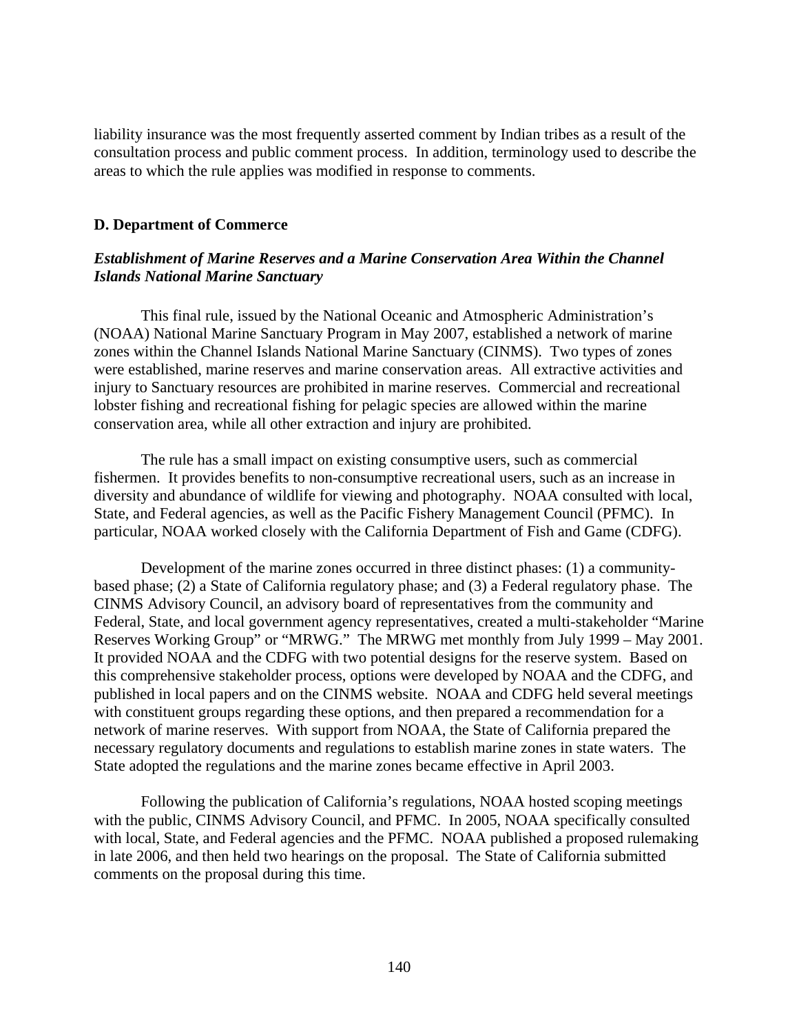liability insurance was the most frequently asserted comment by Indian tribes as a result of the consultation process and public comment process. In addition, terminology used to describe the areas to which the rule applies was modified in response to comments.

### D. Department of Commerce

#### *Establishment of Marine Reserves and a Marine Conservation Area Within the Channel Islands National Marine Sanctuary*

This final rule, issued by the National Oceanic and Atmospheric Administration's (NOAA) National Marine Sanctuary Program in May 2007, established a network of marine zones within the Channel Islands National Marine Sanctuary (CINMS). Two types of zones were established, marine reserves and marine conservation areas. All extractive activities and injury to Sanctuary resources are prohibited in marine reserves. Commercial and recreational lobster fishing and recreational fishing for pelagic species are allowed within the marine conservation area, while all other extraction and injury are prohibited.

The rule has a small impact on existing consumptive users, such as commercial fishermen. It provides benefits to non-consumptive recreational users, such as an increase in diversity and abundance of wildlife for viewing and photography. NOAA consulted with local, State, and Federal agencies, as well as the Pacific Fishery Management Council (PFMC). In particular, NOAA worked closely with the California Department of Fish and Game (CDFG).

Development of the marine zones occurred in three distinct phases: (1) a community-based phase; (2) a State of California regulatory phase; and (3) a Federal regulatory phase. The CINMS Advisory Council, an advisory board of representatives from the community and Federal, State, and local government agency representatives, created a multi-stakeholder "Marine Reserves Working Group" or "MRWG." The MRWG met monthly from July 1999 – May 2001. It provided NOAA and the CDFG with two potential designs for the reserve system. Based on this comprehensive stakeholder process, options were developed by NOAA and the CDFG, and published in local papers and on the CINMS website. NOAA and CDFG held several meetings with constituent groups regarding these options, and then prepared a recommendation for a network of marine reserves. With support from NOAA, the State of California prepared the necessary regulatory documents and regulations to establish marine zones in state waters. The State adopted the regulations and the marine zones became effective in April 2003.

Following the publication of California's regulations, NOAA hosted scoping meetings with the public, CINMS Advisory Council, and PFMC. In 2005, NOAA specifically consulted with local, State, and Federal agencies and the PFMC. NOAA published a proposed rulemaking in late 2006, and then held two hearings on the proposal. The State of California submitted comments on the proposal during this time.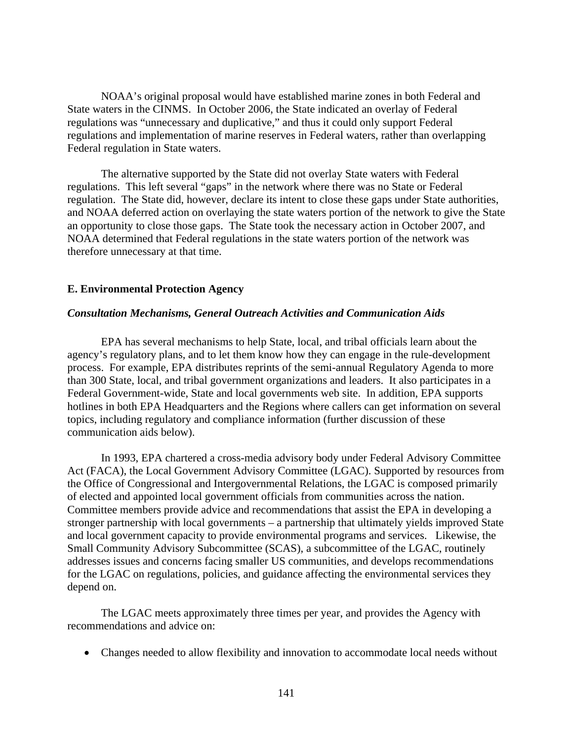NOAA's original proposal would have established marine zones in both Federal and State waters in the CINMS. In October 2006, the State indicated an overlay of Federal regulations was "unnecessary and duplicative," and thus it could only support Federal regulations and implementation of marine reserves in Federal waters, rather than overlapping Federal regulation in State waters.

The alternative supported by the State did not overlay State waters with Federal regulations. This left several "gaps" in the network where there was no State or Federal regulation. The State did, however, declare its intent to close these gaps under State authorities, and NOAA deferred action on overlaying the state waters portion of the network to give the State an opportunity to close those gaps. The State took the necessary action in October 2007, and NOAA determined that Federal regulations in the state waters portion of the network was therefore unnecessary at that time.

### E. Environmental Protection Agency

#### ***Consultation Mechanisms, General Outreach Activities and Communication Aids***

EPA has several mechanisms to help State, local, and tribal officials learn about the agency's regulatory plans, and to let them know how they can engage in the rule-development process. For example, EPA distributes reprints of the semi-annual Regulatory Agenda to more than 300 State, local, and tribal government organizations and leaders. It also participates in a Federal Government-wide, State and local governments web site. In addition, EPA supports hotlines in both EPA Headquarters and the Regions where callers can get information on several topics, including regulatory and compliance information (further discussion of these communication aids below).

In 1993, EPA chartered a cross-media advisory body under Federal Advisory Committee Act (FACA), the Local Government Advisory Committee (LGAC). Supported by resources from the Office of Congressional and Intergovernmental Relations, the LGAC is composed primarily of elected and appointed local government officials from communities across the nation. Committee members provide advice and recommendations that assist the EPA in developing a stronger partnership with local governments – a partnership that ultimately yields improved State and local government capacity to provide environmental programs and services. Likewise, the Small Community Advisory Subcommittee (SCAS), a subcommittee of the LGAC, routinely addresses issues and concerns facing smaller US communities, and develops recommendations for the LGAC on regulations, policies, and guidance affecting the environmental services they depend on.

The LGAC meets approximately three times per year, and provides the Agency with recommendations and advice on:

- Changes needed to allow flexibility and innovation to accommodate local needs without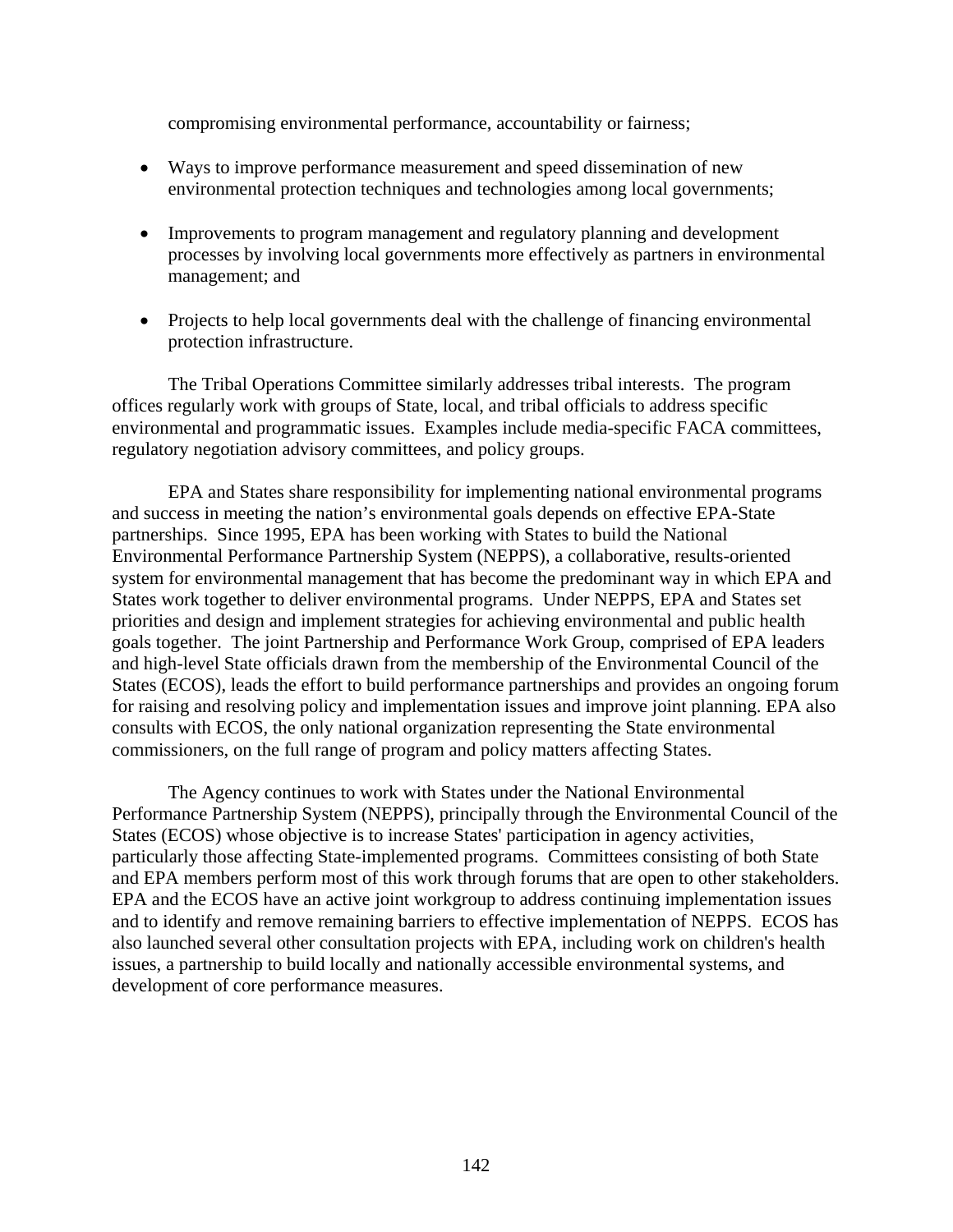compromising environmental performance, accountability or fairness;

- Ways to improve performance measurement and speed dissemination of new environmental protection techniques and technologies among local governments;
- Improvements to program management and regulatory planning and development processes by involving local governments more effectively as partners in environmental management; and
- Projects to help local governments deal with the challenge of financing environmental protection infrastructure.

The Tribal Operations Committee similarly addresses tribal interests. The program offices regularly work with groups of State, local, and tribal officials to address specific environmental and programmatic issues. Examples include media-specific FACA committees, regulatory negotiation advisory committees, and policy groups.

EPA and States share responsibility for implementing national environmental programs and success in meeting the nation's environmental goals depends on effective EPA-State partnerships. Since 1995, EPA has been working with States to build the National Environmental Performance Partnership System (NEPPS), a collaborative, results-oriented system for environmental management that has become the predominant way in which EPA and States work together to deliver environmental programs. Under NEPPS, EPA and States set priorities and design and implement strategies for achieving environmental and public health goals together. The joint Partnership and Performance Work Group, comprised of EPA leaders and high-level State officials drawn from the membership of the Environmental Council of the States (ECOS), leads the effort to build performance partnerships and provides an ongoing forum for raising and resolving policy and implementation issues and improve joint planning. EPA also consults with ECOS, the only national organization representing the State environmental commissioners, on the full range of program and policy matters affecting States.

The Agency continues to work with States under the National Environmental Performance Partnership System (NEPPS), principally through the Environmental Council of the States (ECOS) whose objective is to increase States' participation in agency activities, particularly those affecting State-implemented programs. Committees consisting of both State and EPA members perform most of this work through forums that are open to other stakeholders. EPA and the ECOS have an active joint workgroup to address continuing implementation issues and to identify and remove remaining barriers to effective implementation of NEPPS. ECOS has also launched several other consultation projects with EPA, including work on children's health issues, a partnership to build locally and nationally accessible environmental systems, and development of core performance measures.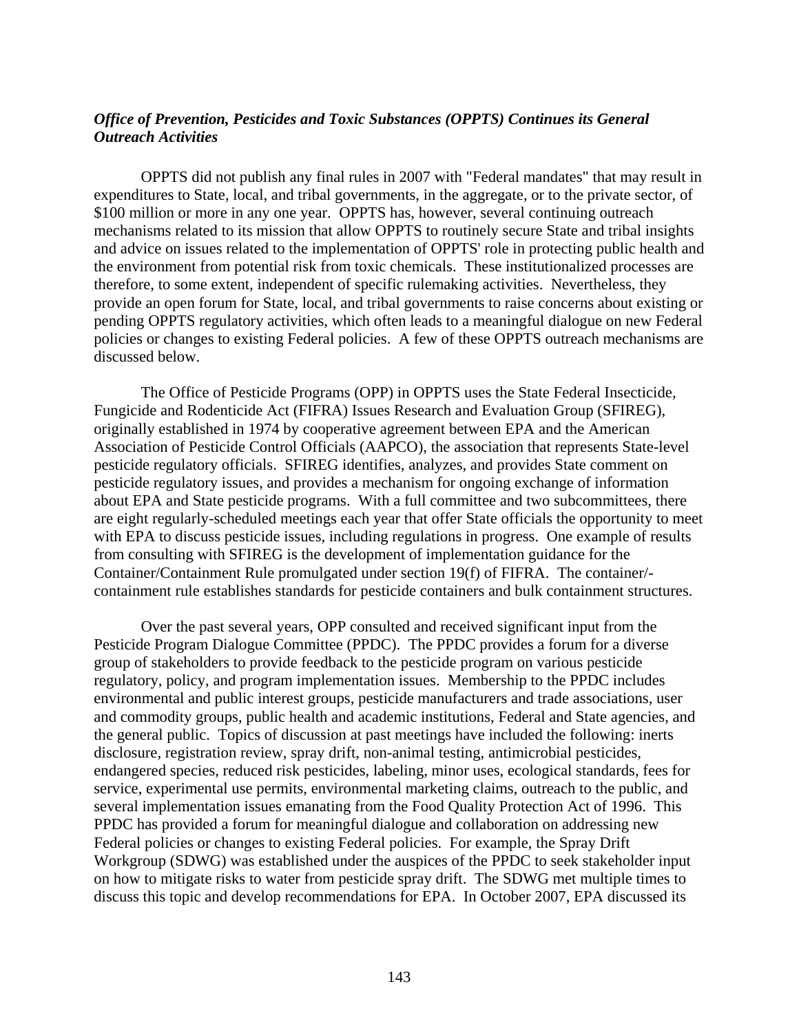***Office of Prevention, Pesticides and Toxic Substances (OPPTS) Continues its General Outreach Activities***

OPPTS did not publish any final rules in 2007 with "Federal mandates" that may result in expenditures to State, local, and tribal governments, in the aggregate, or to the private sector, of $100 million or more in any one year. OPPTS has, however, several continuing outreach mechanisms related to its mission that allow OPPTS to routinely secure State and tribal insights and advice on issues related to the implementation of OPPTS' role in protecting public health and the environment from potential risk from toxic chemicals. These institutionalized processes are therefore, to some extent, independent of specific rulemaking activities. Nevertheless, they provide an open forum for State, local, and tribal governments to raise concerns about existing or pending OPPTS regulatory activities, which often leads to a meaningful dialogue on new Federal policies or changes to existing Federal policies. A few of these OPPTS outreach mechanisms are discussed below.

The Office of Pesticide Programs (OPP) in OPPTS uses the State Federal Insecticide, Fungicide and Rodenticide Act (FIFRA) Issues Research and Evaluation Group (SFIREG), originally established in 1974 by cooperative agreement between EPA and the American Association of Pesticide Control Officials (AAPCO), the association that represents State-level pesticide regulatory officials. SFIREG identifies, analyzes, and provides State comment on pesticide regulatory issues, and provides a mechanism for ongoing exchange of information about EPA and State pesticide programs. With a full committee and two subcommittees, there are eight regularly-scheduled meetings each year that offer State officials the opportunity to meet with EPA to discuss pesticide issues, including regulations in progress. One example of results from consulting with SFIREG is the development of implementation guidance for the Container/Containment Rule promulgated under section 19(f) of FIFRA. The container/-containment rule establishes standards for pesticide containers and bulk containment structures.

Over the past several years, OPP consulted and received significant input from the Pesticide Program Dialogue Committee (PPDC). The PPDC provides a forum for a diverse group of stakeholders to provide feedback to the pesticide program on various pesticide regulatory, policy, and program implementation issues. Membership to the PPDC includes environmental and public interest groups, pesticide manufacturers and trade associations, user and commodity groups, public health and academic institutions, Federal and State agencies, and the general public. Topics of discussion at past meetings have included the following: inerts disclosure, registration review, spray drift, non-animal testing, antimicrobial pesticides, endangered species, reduced risk pesticides, labeling, minor uses, ecological standards, fees for service, experimental use permits, environmental marketing claims, outreach to the public, and several implementation issues emanating from the Food Quality Protection Act of 1996. This PPDC has provided a forum for meaningful dialogue and collaboration on addressing new Federal policies or changes to existing Federal policies. For example, the Spray Drift Workgroup (SDWG) was established under the auspices of the PPDC to seek stakeholder input on how to mitigate risks to water from pesticide spray drift. The SDWG met multiple times to discuss this topic and develop recommendations for EPA. In October 2007, EPA discussed its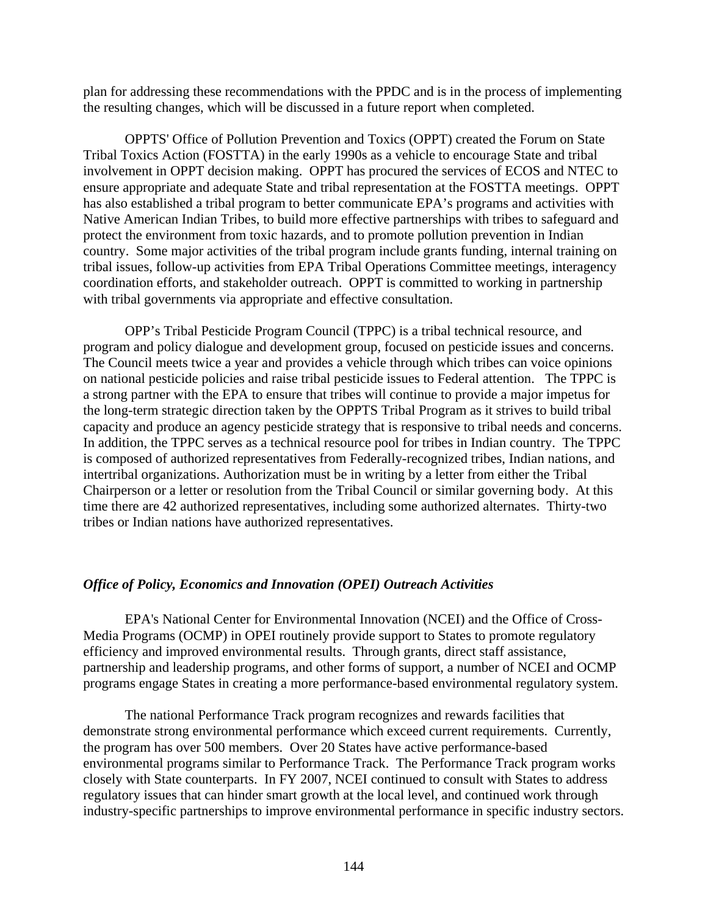plan for addressing these recommendations with the PPDC and is in the process of implementing the resulting changes, which will be discussed in a future report when completed.

OPPTS' Office of Pollution Prevention and Toxics (OPPT) created the Forum on State Tribal Toxics Action (FOSTTA) in the early 1990s as a vehicle to encourage State and tribal involvement in OPPT decision making. OPPT has procured the services of ECOS and NTEC to ensure appropriate and adequate State and tribal representation at the FOSTTA meetings. OPPT has also established a tribal program to better communicate EPA's programs and activities with Native American Indian Tribes, to build more effective partnerships with tribes to safeguard and protect the environment from toxic hazards, and to promote pollution prevention in Indian country. Some major activities of the tribal program include grants funding, internal training on tribal issues, follow-up activities from EPA Tribal Operations Committee meetings, interagency coordination efforts, and stakeholder outreach. OPPT is committed to working in partnership with tribal governments via appropriate and effective consultation.

OPP's Tribal Pesticide Program Council (TPPC) is a tribal technical resource, and program and policy dialogue and development group, focused on pesticide issues and concerns. The Council meets twice a year and provides a vehicle through which tribes can voice opinions on national pesticide policies and raise tribal pesticide issues to Federal attention. The TPPC is a strong partner with the EPA to ensure that tribes will continue to provide a major impetus for the long-term strategic direction taken by the OPPTS Tribal Program as it strives to build tribal capacity and produce an agency pesticide strategy that is responsive to tribal needs and concerns. In addition, the TPPC serves as a technical resource pool for tribes in Indian country. The TPPC is composed of authorized representatives from Federally-recognized tribes, Indian nations, and intertribal organizations. Authorization must be in writing by a letter from either the Tribal Chairperson or a letter or resolution from the Tribal Council or similar governing body. At this time there are 42 authorized representatives, including some authorized alternates. Thirty-two tribes or Indian nations have authorized representatives.

***Office of Policy, Economics and Innovation (OPEI) Outreach Activities***

EPA's National Center for Environmental Innovation (NCEI) and the Office of Cross-Media Programs (OCMP) in OPEI routinely provide support to States to promote regulatory efficiency and improved environmental results. Through grants, direct staff assistance, partnership and leadership programs, and other forms of support, a number of NCEI and OCMP programs engage States in creating a more performance-based environmental regulatory system.

The national Performance Track program recognizes and rewards facilities that demonstrate strong environmental performance which exceed current requirements. Currently, the program has over 500 members. Over 20 States have active performance-based environmental programs similar to Performance Track. The Performance Track program works closely with State counterparts. In FY 2007, NCEI continued to consult with States to address regulatory issues that can hinder smart growth at the local level, and continued work through industry-specific partnerships to improve environmental performance in specific industry sectors.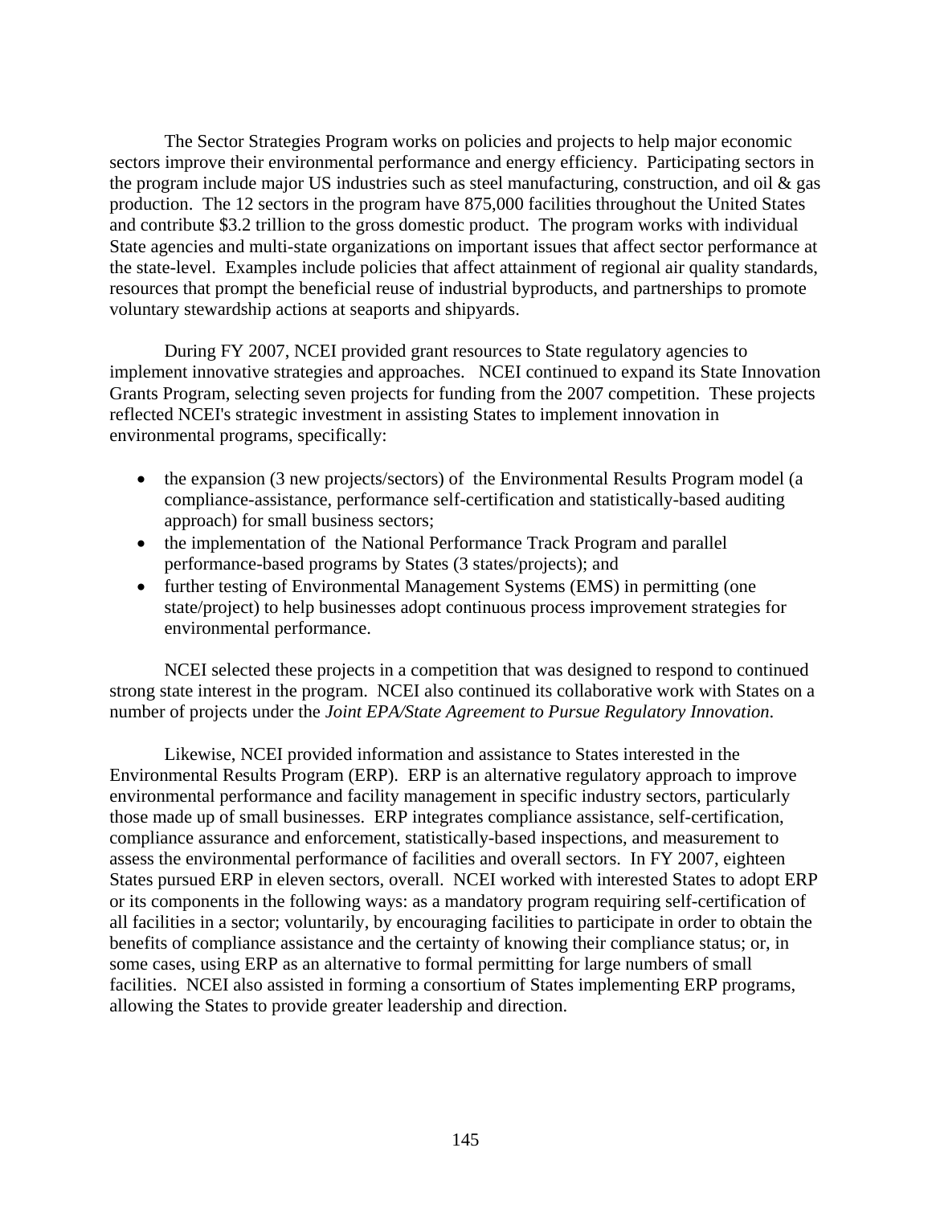The Sector Strategies Program works on policies and projects to help major economic sectors improve their environmental performance and energy efficiency. Participating sectors in the program include major US industries such as steel manufacturing, construction, and oil & gas production. The 12 sectors in the program have 875,000 facilities throughout the United States and contribute $3.2 trillion to the gross domestic product. The program works with individual State agencies and multi-state organizations on important issues that affect sector performance at the state-level. Examples include policies that affect attainment of regional air quality standards, resources that prompt the beneficial reuse of industrial byproducts, and partnerships to promote voluntary stewardship actions at seaports and shipyards.

During FY 2007, NCEI provided grant resources to State regulatory agencies to implement innovative strategies and approaches. NCEI continued to expand its State Innovation Grants Program, selecting seven projects for funding from the 2007 competition. These projects reflected NCEI's strategic investment in assisting States to implement innovation in environmental programs, specifically:

- the expansion (3 new projects/sectors) of the Environmental Results Program model (a compliance-assistance, performance self-certification and statistically-based auditing approach) for small business sectors;
- the implementation of the National Performance Track Program and parallel performance-based programs by States (3 states/projects); and
- further testing of Environmental Management Systems (EMS) in permitting (one state/project) to help businesses adopt continuous process improvement strategies for environmental performance.

NCEI selected these projects in a competition that was designed to respond to continued strong state interest in the program. NCEI also continued its collaborative work with States on a number of projects under the *Joint EPA/State Agreement to Pursue Regulatory Innovation*.

Likewise, NCEI provided information and assistance to States interested in the Environmental Results Program (ERP). ERP is an alternative regulatory approach to improve environmental performance and facility management in specific industry sectors, particularly those made up of small businesses. ERP integrates compliance assistance, self-certification, compliance assurance and enforcement, statistically-based inspections, and measurement to assess the environmental performance of facilities and overall sectors. In FY 2007, eighteen States pursued ERP in eleven sectors, overall. NCEI worked with interested States to adopt ERP or its components in the following ways: as a mandatory program requiring self-certification of all facilities in a sector; voluntarily, by encouraging facilities to participate in order to obtain the benefits of compliance assistance and the certainty of knowing their compliance status; or, in some cases, using ERP as an alternative to formal permitting for large numbers of small facilities. NCEI also assisted in forming a consortium of States implementing ERP programs, allowing the States to provide greater leadership and direction.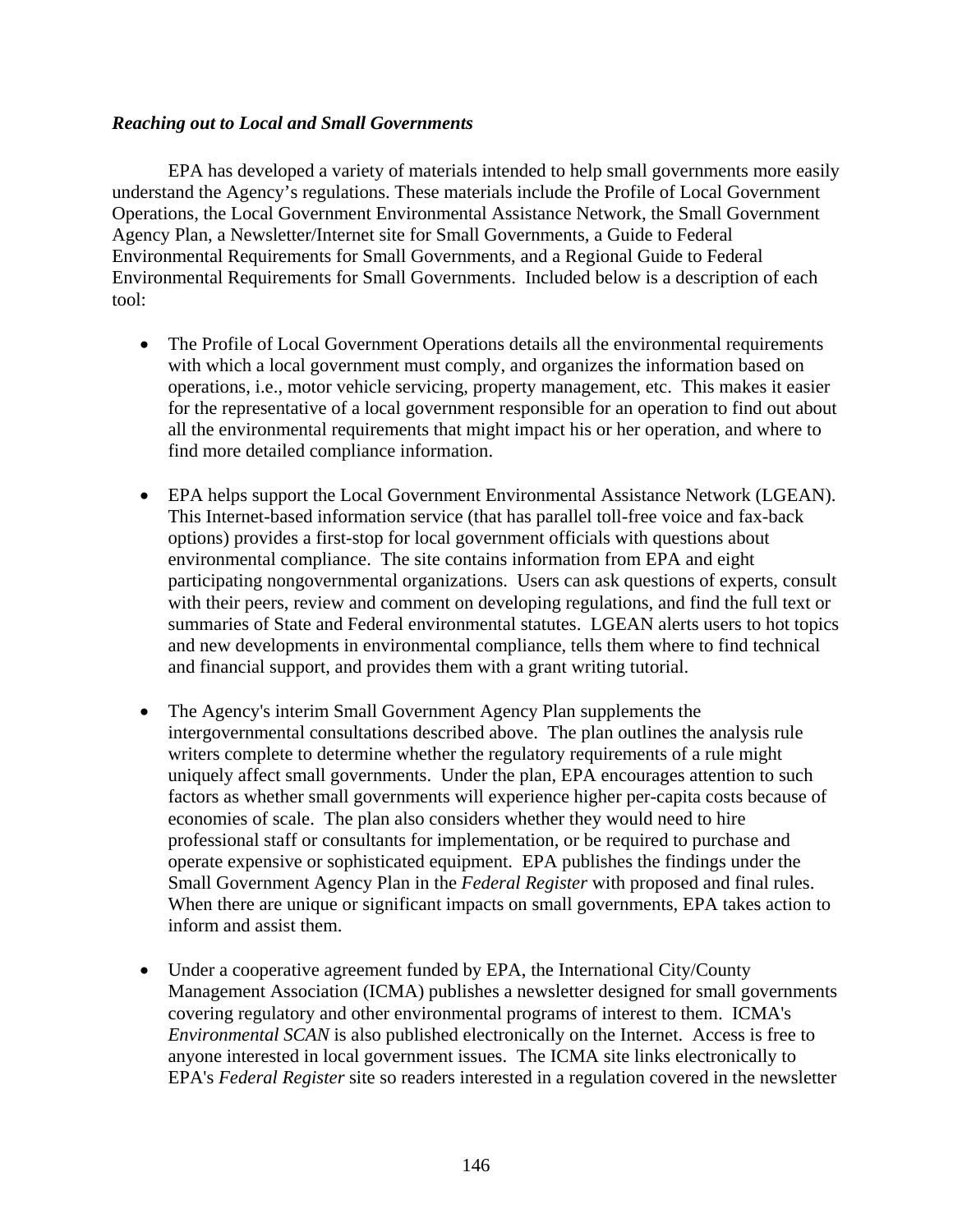### *Reaching out to Local and Small Governments*

EPA has developed a variety of materials intended to help small governments more easily understand the Agency's regulations. These materials include the Profile of Local Government Operations, the Local Government Environmental Assistance Network, the Small Government Agency Plan, a Newsletter/Internet site for Small Governments, a Guide to Federal Environmental Requirements for Small Governments, and a Regional Guide to Federal Environmental Requirements for Small Governments. Included below is a description of each tool:

- The Profile of Local Government Operations details all the environmental requirements with which a local government must comply, and organizes the information based on operations, i.e., motor vehicle servicing, property management, etc. This makes it easier for the representative of a local government responsible for an operation to find out about all the environmental requirements that might impact his or her operation, and where to find more detailed compliance information.

- EPA helps support the Local Government Environmental Assistance Network (LGEAN). This Internet-based information service (that has parallel toll-free voice and fax-back options) provides a first-stop for local government officials with questions about environmental compliance. The site contains information from EPA and eight participating nongovernmental organizations. Users can ask questions of experts, consult with their peers, review and comment on developing regulations, and find the full text or summaries of State and Federal environmental statutes. LGEAN alerts users to hot topics and new developments in environmental compliance, tells them where to find technical and financial support, and provides them with a grant writing tutorial.

- The Agency's interim Small Government Agency Plan supplements the intergovernmental consultations described above. The plan outlines the analysis rule writers complete to determine whether the regulatory requirements of a rule might uniquely affect small governments. Under the plan, EPA encourages attention to such factors as whether small governments will experience higher per-capita costs because of economies of scale. The plan also considers whether they would need to hire professional staff or consultants for implementation, or be required to purchase and operate expensive or sophisticated equipment. EPA publishes the findings under the Small Government Agency Plan in the *Federal Register* with proposed and final rules. When there are unique or significant impacts on small governments, EPA takes action to inform and assist them.

- Under a cooperative agreement funded by EPA, the International City/County Management Association (ICMA) publishes a newsletter designed for small governments covering regulatory and other environmental programs of interest to them. ICMA's *Environmental SCAN* is also published electronically on the Internet. Access is free to anyone interested in local government issues. The ICMA site links electronically to EPA's *Federal Register* site so readers interested in a regulation covered in the newsletter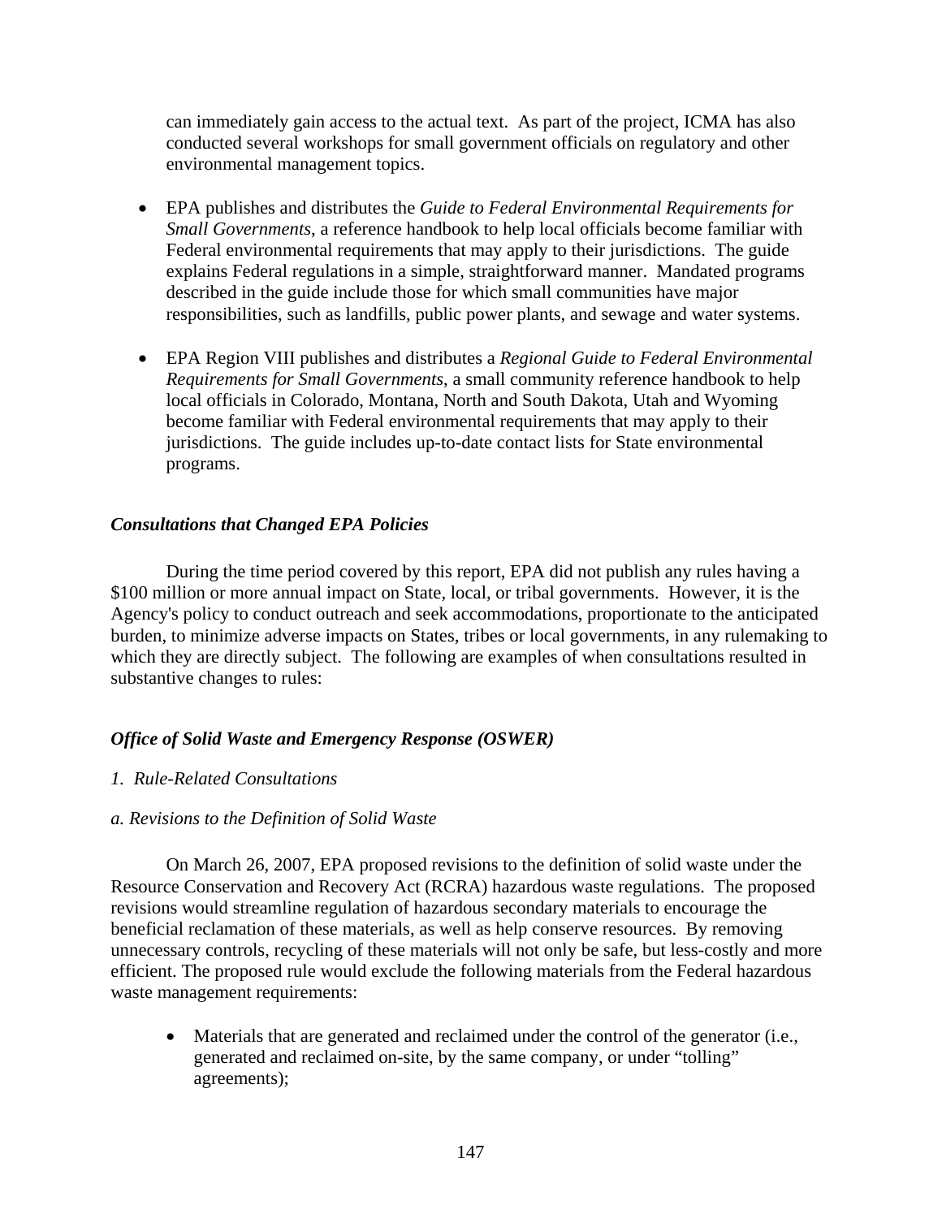can immediately gain access to the actual text. As part of the project, ICMA has also conducted several workshops for small government officials on regulatory and other environmental management topics.

- EPA publishes and distributes the *Guide to Federal Environmental Requirements for Small Governments*, a reference handbook to help local officials become familiar with Federal environmental requirements that may apply to their jurisdictions. The guide explains Federal regulations in a simple, straightforward manner. Mandated programs described in the guide include those for which small communities have major responsibilities, such as landfills, public power plants, and sewage and water systems.

- EPA Region VIII publishes and distributes a *Regional Guide to Federal Environmental Requirements for Small Governments*, a small community reference handbook to help local officials in Colorado, Montana, North and South Dakota, Utah and Wyoming become familiar with Federal environmental requirements that may apply to their jurisdictions. The guide includes up-to-date contact lists for State environmental programs.

### *Consultations that Changed EPA Policies*

During the time period covered by this report, EPA did not publish any rules having a $100 million or more annual impact on State, local, or tribal governments. However, it is the Agency's policy to conduct outreach and seek accommodations, proportionate to the anticipated burden, to minimize adverse impacts on States, tribes or local governments, in any rulemaking to which they are directly subject. The following are examples of when consultations resulted in substantive changes to rules:

### *Office of Solid Waste and Emergency Response (OSWER)*

*1. Rule-Related Consultations*

*a. Revisions to the Definition of Solid Waste*

On March 26, 2007, EPA proposed revisions to the definition of solid waste under the Resource Conservation and Recovery Act (RCRA) hazardous waste regulations. The proposed revisions would streamline regulation of hazardous secondary materials to encourage the beneficial reclamation of these materials, as well as help conserve resources. By removing unnecessary controls, recycling of these materials will not only be safe, but less-costly and more efficient. The proposed rule would exclude the following materials from the Federal hazardous waste management requirements:

- Materials that are generated and reclaimed under the control of the generator (i.e., generated and reclaimed on-site, by the same company, or under "tolling" agreements);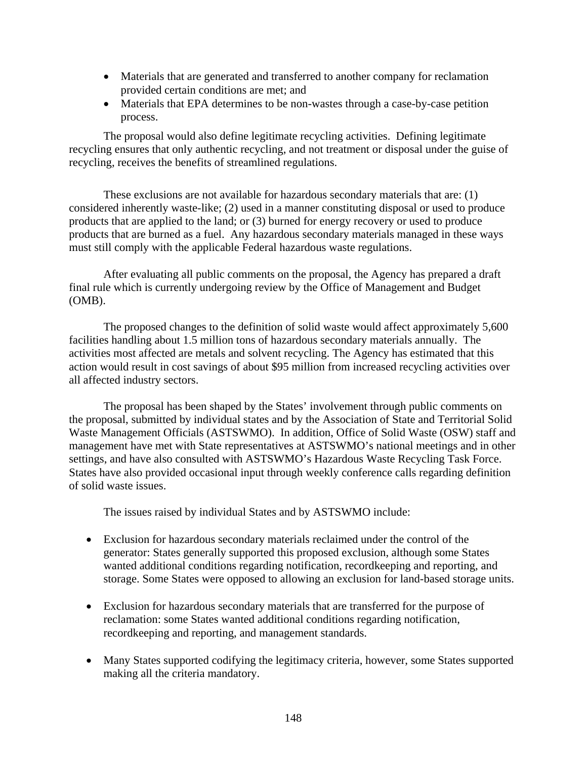- Materials that are generated and transferred to another company for reclamation provided certain conditions are met; and
- Materials that EPA determines to be non-wastes through a case-by-case petition process.

The proposal would also define legitimate recycling activities. Defining legitimate recycling ensures that only authentic recycling, and not treatment or disposal under the guise of recycling, receives the benefits of streamlined regulations.

These exclusions are not available for hazardous secondary materials that are: (1) considered inherently waste-like; (2) used in a manner constituting disposal or used to produce products that are applied to the land; or (3) burned for energy recovery or used to produce products that are burned as a fuel. Any hazardous secondary materials managed in these ways must still comply with the applicable Federal hazardous waste regulations.

After evaluating all public comments on the proposal, the Agency has prepared a draft final rule which is currently undergoing review by the Office of Management and Budget (OMB).

The proposed changes to the definition of solid waste would affect approximately 5,600 facilities handling about 1.5 million tons of hazardous secondary materials annually. The activities most affected are metals and solvent recycling. The Agency has estimated that this action would result in cost savings of about $95 million from increased recycling activities over all affected industry sectors.

The proposal has been shaped by the States' involvement through public comments on the proposal, submitted by individual states and by the Association of State and Territorial Solid Waste Management Officials (ASTSWMO). In addition, Office of Solid Waste (OSW) staff and management have met with State representatives at ASTSWMO's national meetings and in other settings, and have also consulted with ASTSWMO's Hazardous Waste Recycling Task Force. States have also provided occasional input through weekly conference calls regarding definition of solid waste issues.

The issues raised by individual States and by ASTSWMO include:

- Exclusion for hazardous secondary materials reclaimed under the control of the generator: States generally supported this proposed exclusion, although some States wanted additional conditions regarding notification, recordkeeping and reporting, and storage. Some States were opposed to allowing an exclusion for land-based storage units.

- Exclusion for hazardous secondary materials that are transferred for the purpose of reclamation: some States wanted additional conditions regarding notification, recordkeeping and reporting, and management standards.

- Many States supported codifying the legitimacy criteria, however, some States supported making all the criteria mandatory.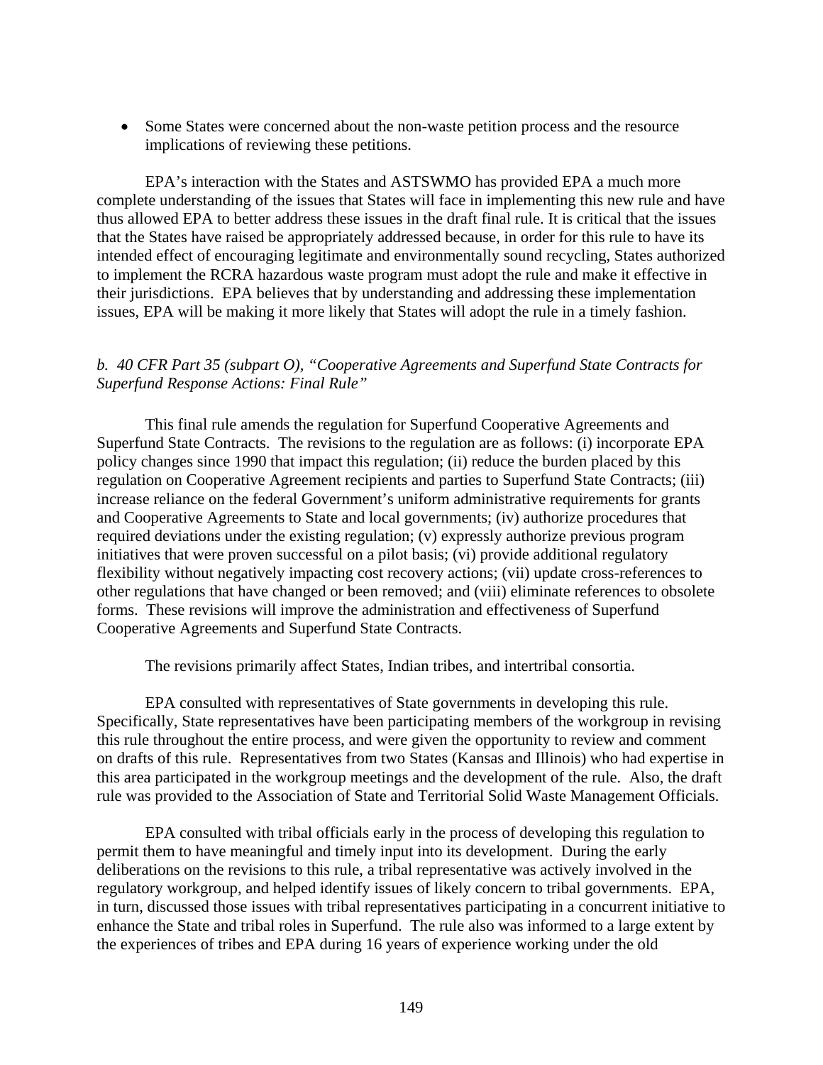- Some States were concerned about the non-waste petition process and the resource implications of reviewing these petitions.

EPA's interaction with the States and ASTSWMO has provided EPA a much more complete understanding of the issues that States will face in implementing this new rule and have thus allowed EPA to better address these issues in the draft final rule. It is critical that the issues that the States have raised be appropriately addressed because, in order for this rule to have its intended effect of encouraging legitimate and environmentally sound recycling, States authorized to implement the RCRA hazardous waste program must adopt the rule and make it effective in their jurisdictions. EPA believes that by understanding and addressing these implementation issues, EPA will be making it more likely that States will adopt the rule in a timely fashion.

*b. 40 CFR Part 35 (subpart O), "Cooperative Agreements and Superfund State Contracts for Superfund Response Actions: Final Rule"*

This final rule amends the regulation for Superfund Cooperative Agreements and Superfund State Contracts. The revisions to the regulation are as follows: (i) incorporate EPA policy changes since 1990 that impact this regulation; (ii) reduce the burden placed by this regulation on Cooperative Agreement recipients and parties to Superfund State Contracts; (iii) increase reliance on the federal Government's uniform administrative requirements for grants and Cooperative Agreements to State and local governments; (iv) authorize procedures that required deviations under the existing regulation; (v) expressly authorize previous program initiatives that were proven successful on a pilot basis; (vi) provide additional regulatory flexibility without negatively impacting cost recovery actions; (vii) update cross-references to other regulations that have changed or been removed; and (viii) eliminate references to obsolete forms. These revisions will improve the administration and effectiveness of Superfund Cooperative Agreements and Superfund State Contracts.

The revisions primarily affect States, Indian tribes, and intertribal consortia.

EPA consulted with representatives of State governments in developing this rule. Specifically, State representatives have been participating members of the workgroup in revising this rule throughout the entire process, and were given the opportunity to review and comment on drafts of this rule. Representatives from two States (Kansas and Illinois) who had expertise in this area participated in the workgroup meetings and the development of the rule. Also, the draft rule was provided to the Association of State and Territorial Solid Waste Management Officials.

EPA consulted with tribal officials early in the process of developing this regulation to permit them to have meaningful and timely input into its development. During the early deliberations on the revisions to this rule, a tribal representative was actively involved in the regulatory workgroup, and helped identify issues of likely concern to tribal governments. EPA, in turn, discussed those issues with tribal representatives participating in a concurrent initiative to enhance the State and tribal roles in Superfund. The rule also was informed to a large extent by the experiences of tribes and EPA during 16 years of experience working under the old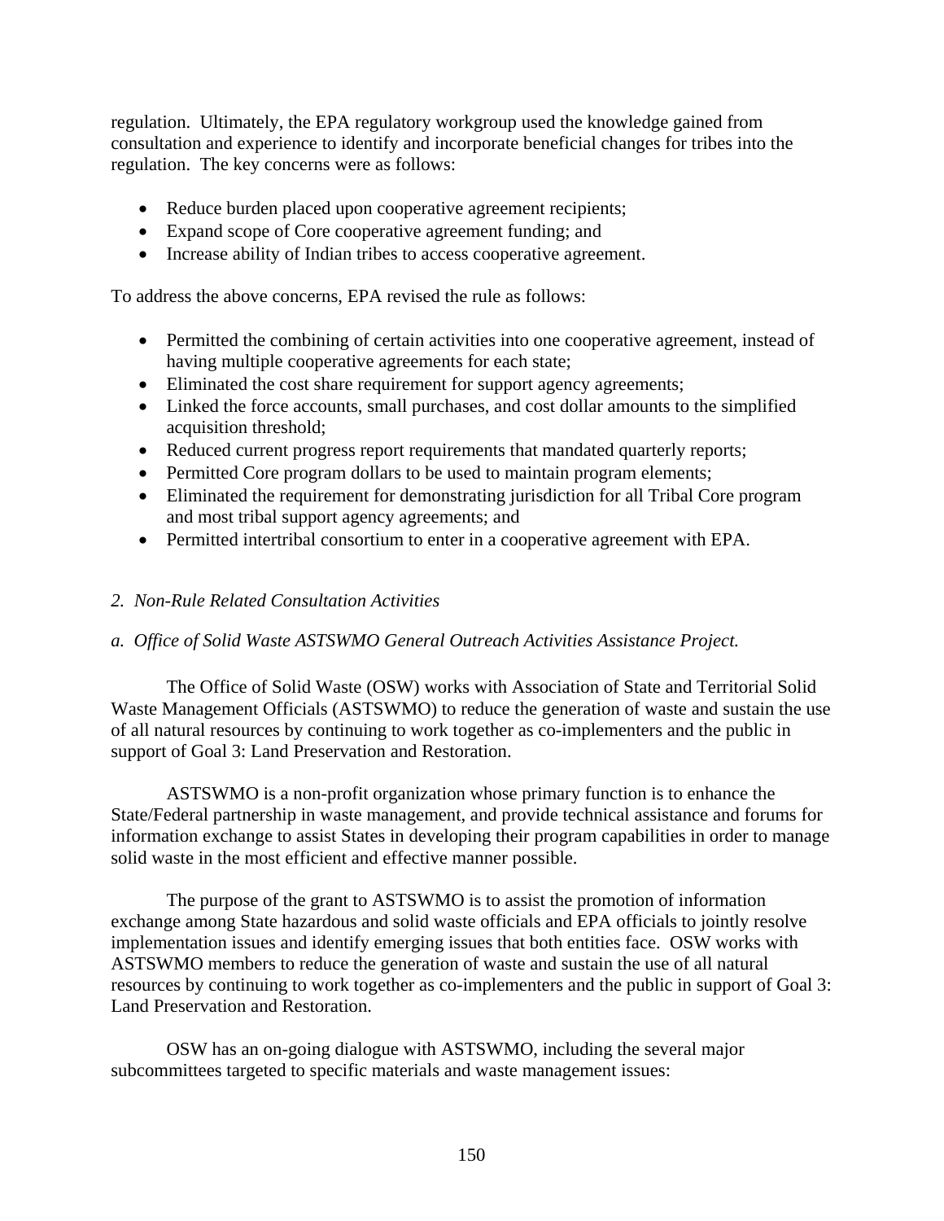regulation. Ultimately, the EPA regulatory workgroup used the knowledge gained from consultation and experience to identify and incorporate beneficial changes for tribes into the regulation. The key concerns were as follows:

- Reduce burden placed upon cooperative agreement recipients;
- Expand scope of Core cooperative agreement funding; and
- Increase ability of Indian tribes to access cooperative agreement.

To address the above concerns, EPA revised the rule as follows:

- Permitted the combining of certain activities into one cooperative agreement, instead of having multiple cooperative agreements for each state;
- Eliminated the cost share requirement for support agency agreements;
- Linked the force accounts, small purchases, and cost dollar amounts to the simplified acquisition threshold;
- Reduced current progress report requirements that mandated quarterly reports;
- Permitted Core program dollars to be used to maintain program elements;
- Eliminated the requirement for demonstrating jurisdiction for all Tribal Core program and most tribal support agency agreements; and
- Permitted intertribal consortium to enter in a cooperative agreement with EPA.

*2. Non-Rule Related Consultation Activities*

*a. Office of Solid Waste ASTSWMO General Outreach Activities Assistance Project.*

The Office of Solid Waste (OSW) works with Association of State and Territorial Solid Waste Management Officials (ASTSWMO) to reduce the generation of waste and sustain the use of all natural resources by continuing to work together as co-implementers and the public in support of Goal 3: Land Preservation and Restoration.

ASTSWMO is a non-profit organization whose primary function is to enhance the State/Federal partnership in waste management, and provide technical assistance and forums for information exchange to assist States in developing their program capabilities in order to manage solid waste in the most efficient and effective manner possible.

The purpose of the grant to ASTSWMO is to assist the promotion of information exchange among State hazardous and solid waste officials and EPA officials to jointly resolve implementation issues and identify emerging issues that both entities face. OSW works with ASTSWMO members to reduce the generation of waste and sustain the use of all natural resources by continuing to work together as co-implementers and the public in support of Goal 3: Land Preservation and Restoration.

OSW has an on-going dialogue with ASTSWMO, including the several major subcommittees targeted to specific materials and waste management issues: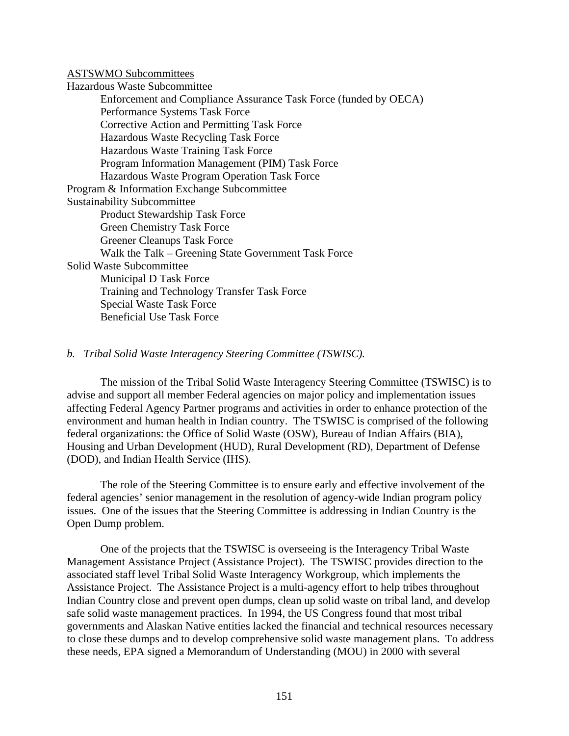<u>ASTSWMO Subcommittees</u>

Hazardous Waste Subcommittee
- Enforcement and Compliance Assurance Task Force (funded by OECA)
- Performance Systems Task Force
- Corrective Action and Permitting Task Force
- Hazardous Waste Recycling Task Force
- Hazardous Waste Training Task Force
- Program Information Management (PIM) Task Force
- Hazardous Waste Program Operation Task Force

Program & Information Exchange Subcommittee

Sustainability Subcommittee
- Product Stewardship Task Force
- Green Chemistry Task Force
- Greener Cleanups Task Force
- Walk the Talk – Greening State Government Task Force

Solid Waste Subcommittee
- Municipal D Task Force
- Training and Technology Transfer Task Force
- Special Waste Task Force
- Beneficial Use Task Force

*b. Tribal Solid Waste Interagency Steering Committee (TSWISC).*

The mission of the Tribal Solid Waste Interagency Steering Committee (TSWISC) is to advise and support all member Federal agencies on major policy and implementation issues affecting Federal Agency Partner programs and activities in order to enhance protection of the environment and human health in Indian country. The TSWISC is comprised of the following federal organizations: the Office of Solid Waste (OSW), Bureau of Indian Affairs (BIA), Housing and Urban Development (HUD), Rural Development (RD), Department of Defense (DOD), and Indian Health Service (IHS).

The role of the Steering Committee is to ensure early and effective involvement of the federal agencies' senior management in the resolution of agency-wide Indian program policy issues. One of the issues that the Steering Committee is addressing in Indian Country is the Open Dump problem.

One of the projects that the TSWISC is overseeing is the Interagency Tribal Waste Management Assistance Project (Assistance Project). The TSWISC provides direction to the associated staff level Tribal Solid Waste Interagency Workgroup, which implements the Assistance Project. The Assistance Project is a multi-agency effort to help tribes throughout Indian Country close and prevent open dumps, clean up solid waste on tribal land, and develop safe solid waste management practices. In 1994, the US Congress found that most tribal governments and Alaskan Native entities lacked the financial and technical resources necessary to close these dumps and to develop comprehensive solid waste management plans. To address these needs, EPA signed a Memorandum of Understanding (MOU) in 2000 with several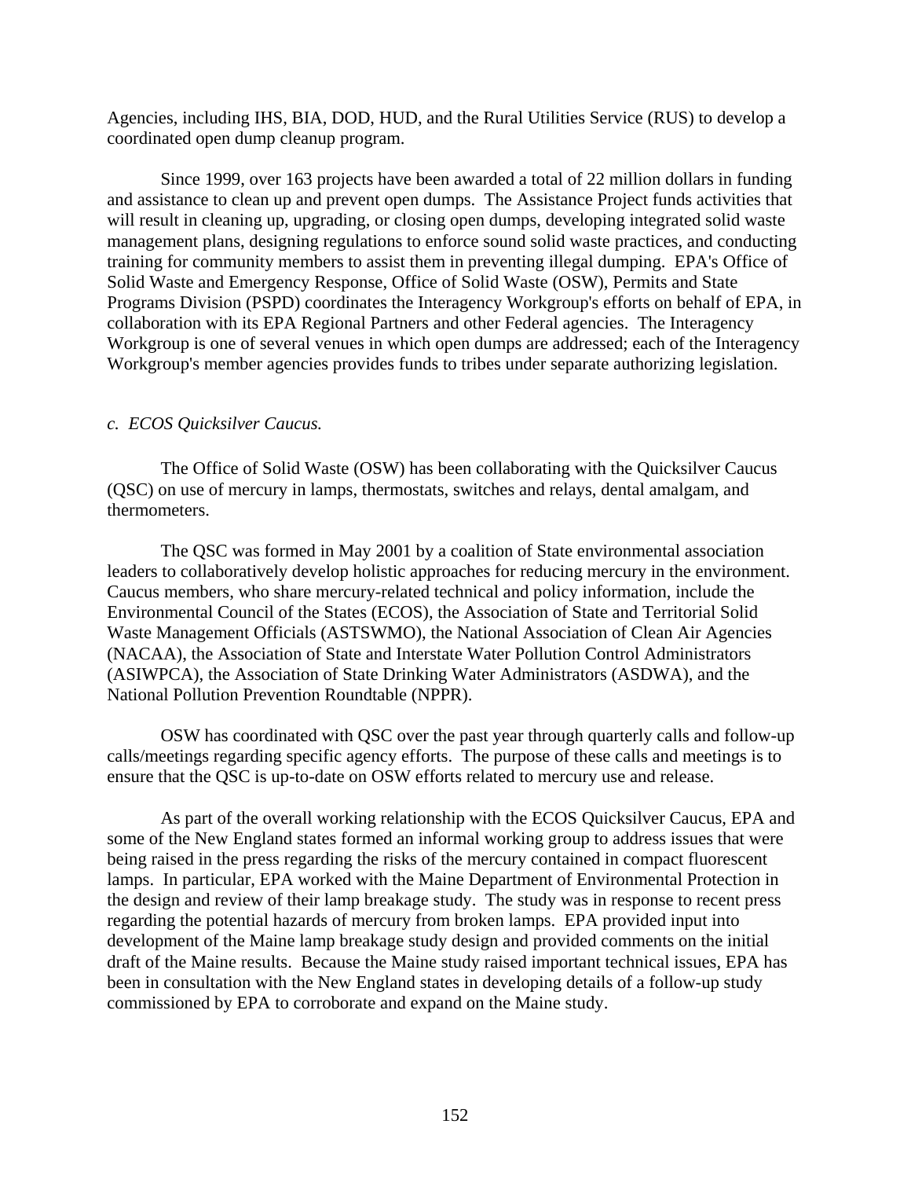Agencies, including IHS, BIA, DOD, HUD, and the Rural Utilities Service (RUS) to develop a coordinated open dump cleanup program.

Since 1999, over 163 projects have been awarded a total of 22 million dollars in funding and assistance to clean up and prevent open dumps. The Assistance Project funds activities that will result in cleaning up, upgrading, or closing open dumps, developing integrated solid waste management plans, designing regulations to enforce sound solid waste practices, and conducting training for community members to assist them in preventing illegal dumping. EPA's Office of Solid Waste and Emergency Response, Office of Solid Waste (OSW), Permits and State Programs Division (PSPD) coordinates the Interagency Workgroup's efforts on behalf of EPA, in collaboration with its EPA Regional Partners and other Federal agencies. The Interagency Workgroup is one of several venues in which open dumps are addressed; each of the Interagency Workgroup's member agencies provides funds to tribes under separate authorizing legislation.

*c. ECOS Quicksilver Caucus.*

The Office of Solid Waste (OSW) has been collaborating with the Quicksilver Caucus (QSC) on use of mercury in lamps, thermostats, switches and relays, dental amalgam, and thermometers.

The QSC was formed in May 2001 by a coalition of State environmental association leaders to collaboratively develop holistic approaches for reducing mercury in the environment. Caucus members, who share mercury-related technical and policy information, include the Environmental Council of the States (ECOS), the Association of State and Territorial Solid Waste Management Officials (ASTSWMO), the National Association of Clean Air Agencies (NACAA), the Association of State and Interstate Water Pollution Control Administrators (ASIWPCA), the Association of State Drinking Water Administrators (ASDWA), and the National Pollution Prevention Roundtable (NPPR).

OSW has coordinated with QSC over the past year through quarterly calls and follow-up calls/meetings regarding specific agency efforts. The purpose of these calls and meetings is to ensure that the QSC is up-to-date on OSW efforts related to mercury use and release.

As part of the overall working relationship with the ECOS Quicksilver Caucus, EPA and some of the New England states formed an informal working group to address issues that were being raised in the press regarding the risks of the mercury contained in compact fluorescent lamps. In particular, EPA worked with the Maine Department of Environmental Protection in the design and review of their lamp breakage study. The study was in response to recent press regarding the potential hazards of mercury from broken lamps. EPA provided input into development of the Maine lamp breakage study design and provided comments on the initial draft of the Maine results. Because the Maine study raised important technical issues, EPA has been in consultation with the New England states in developing details of a follow-up study commissioned by EPA to corroborate and expand on the Maine study.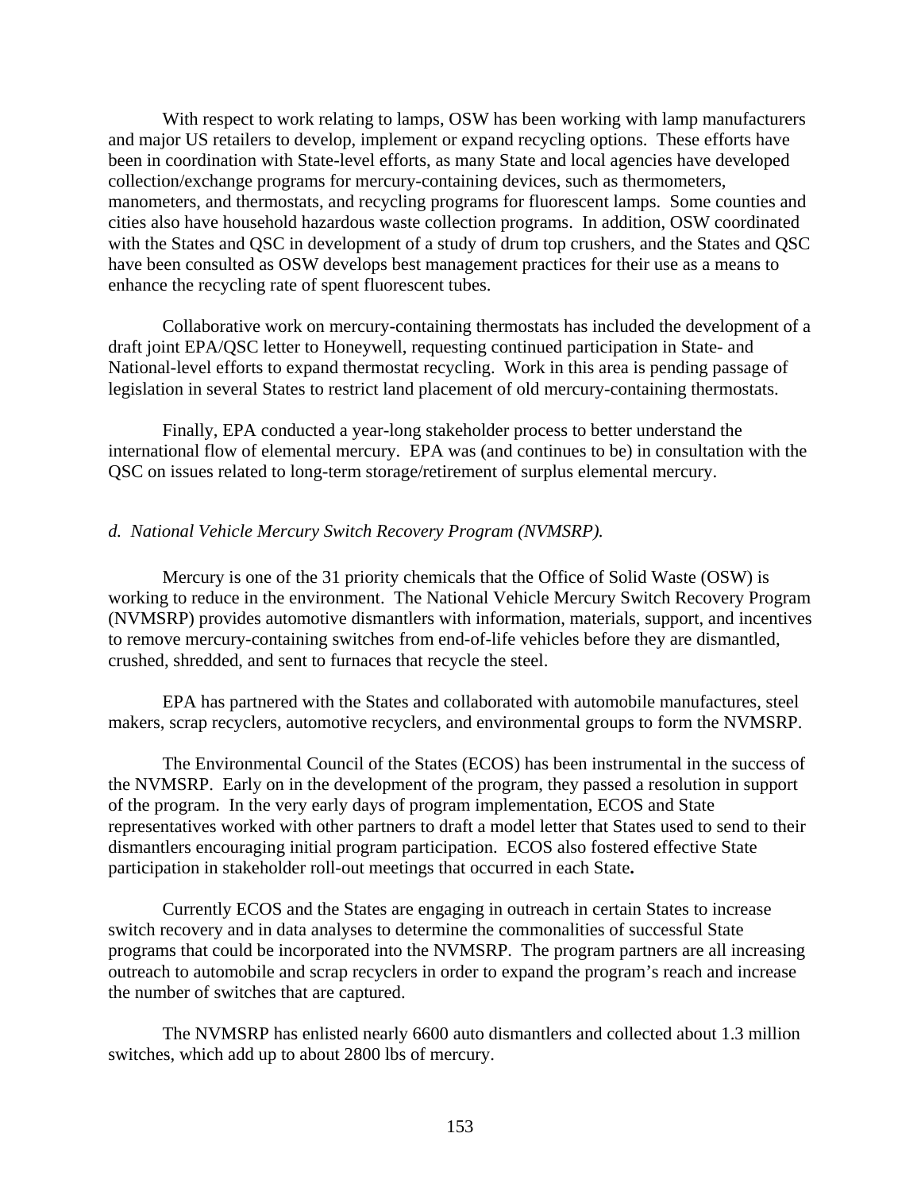With respect to work relating to lamps, OSW has been working with lamp manufacturers and major US retailers to develop, implement or expand recycling options. These efforts have been in coordination with State-level efforts, as many State and local agencies have developed collection/exchange programs for mercury-containing devices, such as thermometers, manometers, and thermostats, and recycling programs for fluorescent lamps. Some counties and cities also have household hazardous waste collection programs. In addition, OSW coordinated with the States and QSC in development of a study of drum top crushers, and the States and QSC have been consulted as OSW develops best management practices for their use as a means to enhance the recycling rate of spent fluorescent tubes.

Collaborative work on mercury-containing thermostats has included the development of a draft joint EPA/QSC letter to Honeywell, requesting continued participation in State- and National-level efforts to expand thermostat recycling. Work in this area is pending passage of legislation in several States to restrict land placement of old mercury-containing thermostats.

Finally, EPA conducted a year-long stakeholder process to better understand the international flow of elemental mercury. EPA was (and continues to be) in consultation with the QSC on issues related to long-term storage/retirement of surplus elemental mercury.

*d. National Vehicle Mercury Switch Recovery Program (NVMSRP).*

Mercury is one of the 31 priority chemicals that the Office of Solid Waste (OSW) is working to reduce in the environment. The National Vehicle Mercury Switch Recovery Program (NVMSRP) provides automotive dismantlers with information, materials, support, and incentives to remove mercury-containing switches from end-of-life vehicles before they are dismantled, crushed, shredded, and sent to furnaces that recycle the steel.

EPA has partnered with the States and collaborated with automobile manufactures, steel makers, scrap recyclers, automotive recyclers, and environmental groups to form the NVMSRP.

The Environmental Council of the States (ECOS) has been instrumental in the success of the NVMSRP. Early on in the development of the program, they passed a resolution in support of the program. In the very early days of program implementation, ECOS and State representatives worked with other partners to draft a model letter that States used to send to their dismantlers encouraging initial program participation. ECOS also fostered effective State participation in stakeholder roll-out meetings that occurred in each State**.**

Currently ECOS and the States are engaging in outreach in certain States to increase switch recovery and in data analyses to determine the commonalities of successful State programs that could be incorporated into the NVMSRP. The program partners are all increasing outreach to automobile and scrap recyclers in order to expand the program's reach and increase the number of switches that are captured.

The NVMSRP has enlisted nearly 6600 auto dismantlers and collected about 1.3 million switches, which add up to about 2800 lbs of mercury.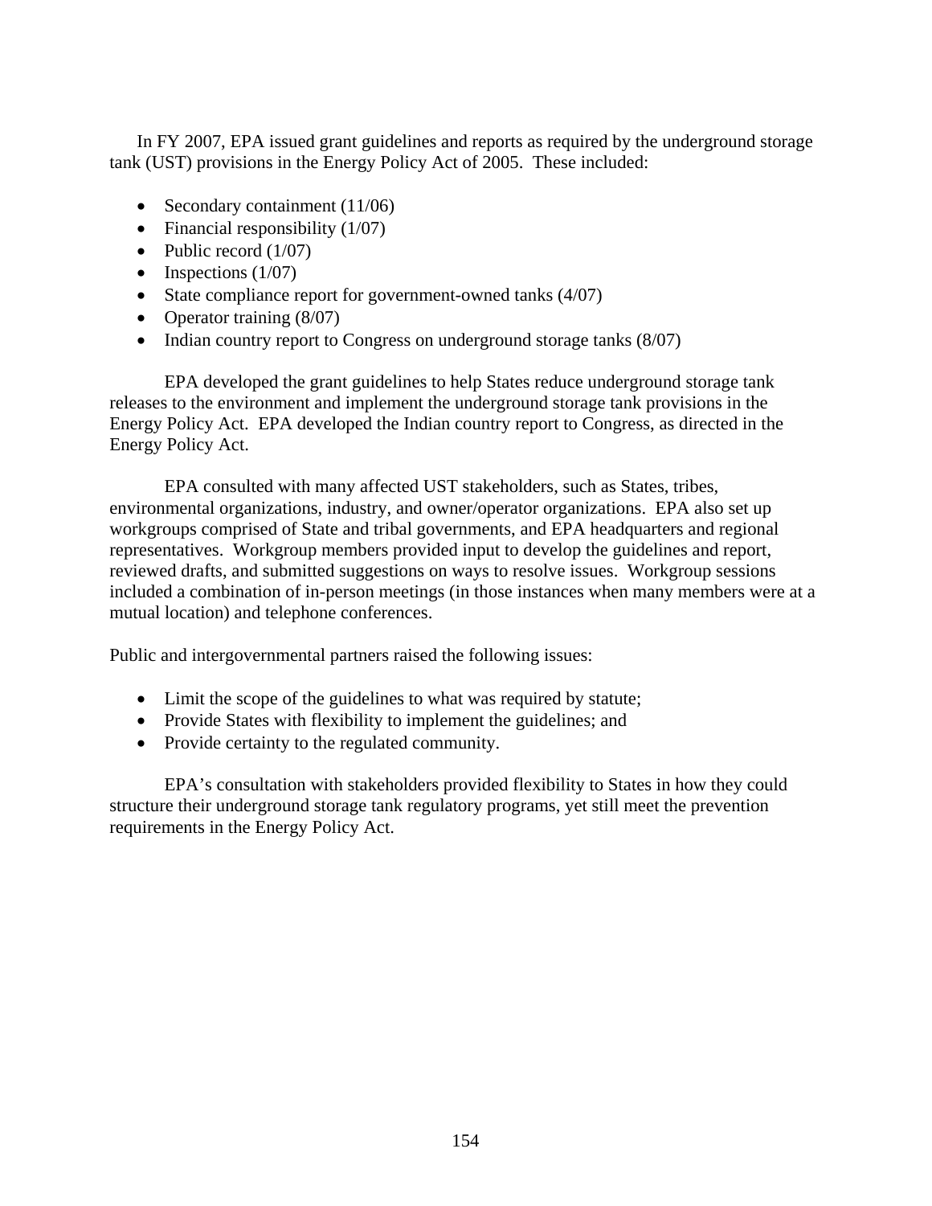In FY 2007, EPA issued grant guidelines and reports as required by the underground storage tank (UST) provisions in the Energy Policy Act of 2005. These included:

- Secondary containment (11/06)
- Financial responsibility (1/07)
- Public record (1/07)
- Inspections (1/07)
- State compliance report for government-owned tanks (4/07)
- Operator training (8/07)
- Indian country report to Congress on underground storage tanks (8/07)

EPA developed the grant guidelines to help States reduce underground storage tank releases to the environment and implement the underground storage tank provisions in the Energy Policy Act. EPA developed the Indian country report to Congress, as directed in the Energy Policy Act.

EPA consulted with many affected UST stakeholders, such as States, tribes, environmental organizations, industry, and owner/operator organizations. EPA also set up workgroups comprised of State and tribal governments, and EPA headquarters and regional representatives. Workgroup members provided input to develop the guidelines and report, reviewed drafts, and submitted suggestions on ways to resolve issues. Workgroup sessions included a combination of in-person meetings (in those instances when many members were at a mutual location) and telephone conferences.

Public and intergovernmental partners raised the following issues:

- Limit the scope of the guidelines to what was required by statute;
- Provide States with flexibility to implement the guidelines; and
- Provide certainty to the regulated community.

EPA's consultation with stakeholders provided flexibility to States in how they could structure their underground storage tank regulatory programs, yet still meet the prevention requirements in the Energy Policy Act.